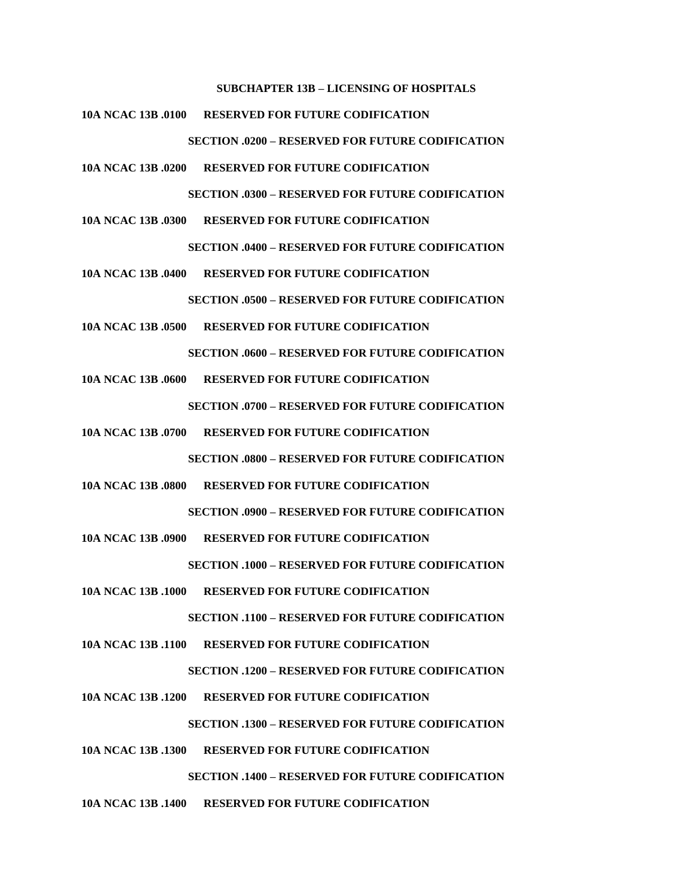## SUBCHAPTER 13B – LICENSING OF HOSPITALS

**10A NCAC 13B .0100 RESERVED FOR FUTURE CODIFICATION**

### SECTION .0200 – RESERVED FOR FUTURE CODIFICATION

**10A NCAC 13B .0200 RESERVED FOR FUTURE CODIFICATION**

### SECTION .0300 – RESERVED FOR FUTURE CODIFICATION

**10A NCAC 13B .0300 RESERVED FOR FUTURE CODIFICATION**

### SECTION .0400 – RESERVED FOR FUTURE CODIFICATION

**10A NCAC 13B .0400 RESERVED FOR FUTURE CODIFICATION**

### SECTION .0500 – RESERVED FOR FUTURE CODIFICATION

**10A NCAC 13B .0500 RESERVED FOR FUTURE CODIFICATION**

### SECTION .0600 – RESERVED FOR FUTURE CODIFICATION

**10A NCAC 13B .0600 RESERVED FOR FUTURE CODIFICATION**

### SECTION .0700 – RESERVED FOR FUTURE CODIFICATION

**10A NCAC 13B .0700 RESERVED FOR FUTURE CODIFICATION**

### SECTION .0800 – RESERVED FOR FUTURE CODIFICATION

**10A NCAC 13B .0800 RESERVED FOR FUTURE CODIFICATION**

### SECTION .0900 – RESERVED FOR FUTURE CODIFICATION

**10A NCAC 13B .0900 RESERVED FOR FUTURE CODIFICATION**

### SECTION .1000 – RESERVED FOR FUTURE CODIFICATION

**10A NCAC 13B .1000 RESERVED FOR FUTURE CODIFICATION**

### SECTION .1100 – RESERVED FOR FUTURE CODIFICATION

**10A NCAC 13B .1100 RESERVED FOR FUTURE CODIFICATION**

### SECTION .1200 – RESERVED FOR FUTURE CODIFICATION

**10A NCAC 13B .1200 RESERVED FOR FUTURE CODIFICATION**

### SECTION .1300 – RESERVED FOR FUTURE CODIFICATION

**10A NCAC 13B .1300 RESERVED FOR FUTURE CODIFICATION**

### SECTION .1400 – RESERVED FOR FUTURE CODIFICATION

**10A NCAC 13B .1400 RESERVED FOR FUTURE CODIFICATION**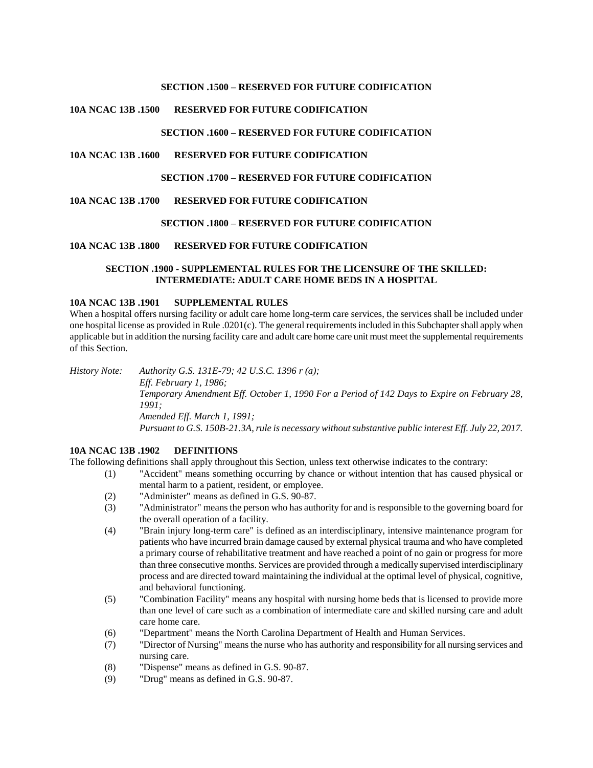## SECTION .1500 – RESERVED FOR FUTURE CODIFICATION

### 10A NCAC 13B .1500 RESERVED FOR FUTURE CODIFICATION

## SECTION .1600 – RESERVED FOR FUTURE CODIFICATION

### 10A NCAC 13B .1600 RESERVED FOR FUTURE CODIFICATION

## SECTION .1700 – RESERVED FOR FUTURE CODIFICATION

### 10A NCAC 13B .1700 RESERVED FOR FUTURE CODIFICATION

## SECTION .1800 – RESERVED FOR FUTURE CODIFICATION

### 10A NCAC 13B .1800 RESERVED FOR FUTURE CODIFICATION

## SECTION .1900 - SUPPLEMENTAL RULES FOR THE LICENSURE OF THE SKILLED: INTERMEDIATE: ADULT CARE HOME BEDS IN A HOSPITAL

### 10A NCAC 13B .1901 SUPPLEMENTAL RULES

When a hospital offers nursing facility or adult care home long-term care services, the services shall be included under one hospital license as provided in Rule .0201(c). The general requirements included in this Subchapter shall apply when applicable but in addition the nursing facility care and adult care home care unit must meet the supplemental requirements of this Section.

*History Note: Authority G.S. 131E-79; 42 U.S.C. 1396 r (a);*
*Eff. February 1, 1986;*
*Temporary Amendment Eff. October 1, 1990 For a Period of 142 Days to Expire on February 28, 1991;*
*Amended Eff. March 1, 1991;*
*Pursuant to G.S. 150B-21.3A, rule is necessary without substantive public interest Eff. July 22, 2017.*

### 10A NCAC 13B .1902 DEFINITIONS

The following definitions shall apply throughout this Section, unless text otherwise indicates to the contrary:

(1) "Accident" means something occurring by chance or without intention that has caused physical or mental harm to a patient, resident, or employee.

(2) "Administer" means as defined in G.S. 90-87.

(3) "Administrator" means the person who has authority for and is responsible to the governing board for the overall operation of a facility.

(4) "Brain injury long-term care" is defined as an interdisciplinary, intensive maintenance program for patients who have incurred brain damage caused by external physical trauma and who have completed a primary course of rehabilitative treatment and have reached a point of no gain or progress for more than three consecutive months. Services are provided through a medically supervised interdisciplinary process and are directed toward maintaining the individual at the optimal level of physical, cognitive, and behavioral functioning.

(5) "Combination Facility" means any hospital with nursing home beds that is licensed to provide more than one level of care such as a combination of intermediate care and skilled nursing care and adult care home care.

(6) "Department" means the North Carolina Department of Health and Human Services.

(7) "Director of Nursing" means the nurse who has authority and responsibility for all nursing services and nursing care.

(8) "Dispense" means as defined in G.S. 90-87.

(9) "Drug" means as defined in G.S. 90-87.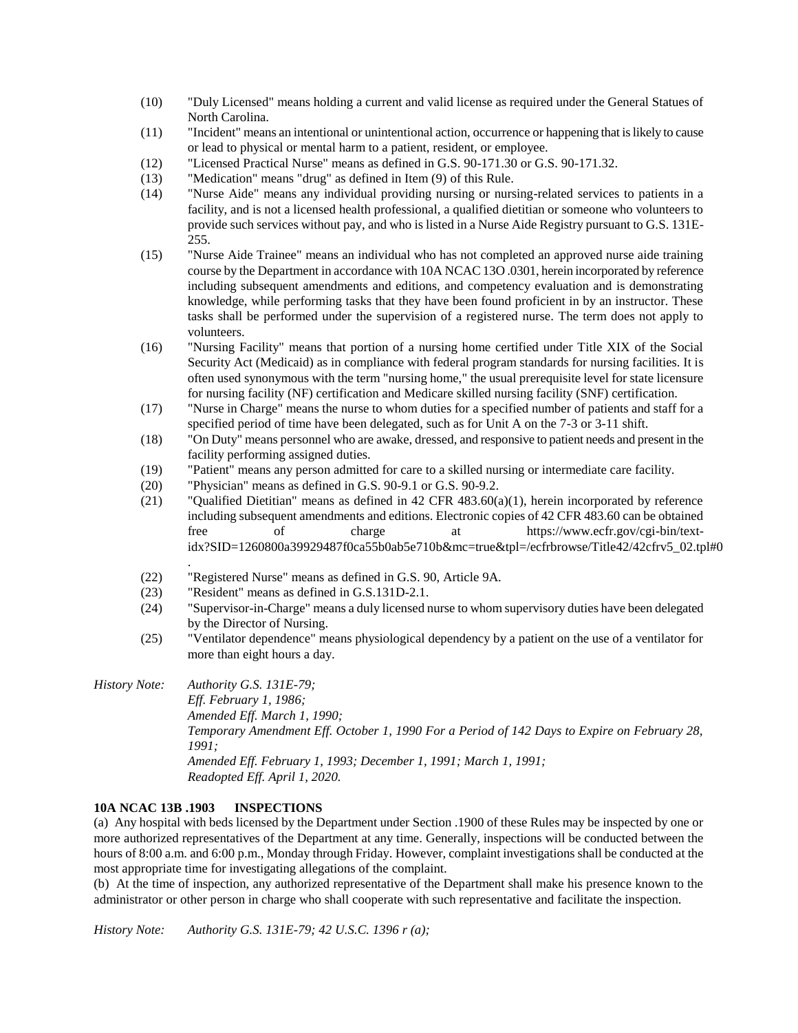(10) "Duly Licensed" means holding a current and valid license as required under the General Statues of North Carolina.

(11) "Incident" means an intentional or unintentional action, occurrence or happening that is likely to cause or lead to physical or mental harm to a patient, resident, or employee.

(12) "Licensed Practical Nurse" means as defined in G.S. 90-171.30 or G.S. 90-171.32.

(13) "Medication" means "drug" as defined in Item (9) of this Rule.

(14) "Nurse Aide" means any individual providing nursing or nursing-related services to patients in a facility, and is not a licensed health professional, a qualified dietitian or someone who volunteers to provide such services without pay, and who is listed in a Nurse Aide Registry pursuant to G.S. 131E-255.

(15) "Nurse Aide Trainee" means an individual who has not completed an approved nurse aide training course by the Department in accordance with 10A NCAC 13O .0301, herein incorporated by reference including subsequent amendments and editions, and competency evaluation and is demonstrating knowledge, while performing tasks that they have been found proficient in by an instructor. These tasks shall be performed under the supervision of a registered nurse. The term does not apply to volunteers.

(16) "Nursing Facility" means that portion of a nursing home certified under Title XIX of the Social Security Act (Medicaid) as in compliance with federal program standards for nursing facilities. It is often used synonymous with the term "nursing home," the usual prerequisite level for state licensure for nursing facility (NF) certification and Medicare skilled nursing facility (SNF) certification.

(17) "Nurse in Charge" means the nurse to whom duties for a specified number of patients and staff for a specified period of time have been delegated, such as for Unit A on the 7-3 or 3-11 shift.

(18) "On Duty" means personnel who are awake, dressed, and responsive to patient needs and present in the facility performing assigned duties.

(19) "Patient" means any person admitted for care to a skilled nursing or intermediate care facility.

(20) "Physician" means as defined in G.S. 90-9.1 or G.S. 90-9.2.

(21) "Qualified Dietitian" means as defined in 42 CFR 483.60(a)(1), herein incorporated by reference including subsequent amendments and editions. Electronic copies of 42 CFR 483.60 can be obtained free of charge at https://www.ecfr.gov/cgi-bin/text-idx?SID=1260800a39929487f0ca55b0ab5e710b&mc=true&tpl=/ecfrbrowse/Title42/42cfrv5_02.tpl#0.

(22) "Registered Nurse" means as defined in G.S. 90, Article 9A.

(23) "Resident" means as defined in G.S.131D-2.1.

(24) "Supervisor-in-Charge" means a duly licensed nurse to whom supervisory duties have been delegated by the Director of Nursing.

(25) "Ventilator dependence" means physiological dependency by a patient on the use of a ventilator for more than eight hours a day.

*History Note: Authority G.S. 131E-79;*
*Eff. February 1, 1986;*
*Amended Eff. March 1, 1990;*
*Temporary Amendment Eff. October 1, 1990 For a Period of 142 Days to Expire on February 28, 1991;*
*Amended Eff. February 1, 1993; December 1, 1991; March 1, 1991;*
*Readopted Eff. April 1, 2020.*

**10A NCAC 13B .1903 INSPECTIONS**

(a) Any hospital with beds licensed by the Department under Section .1900 of these Rules may be inspected by one or more authorized representatives of the Department at any time. Generally, inspections will be conducted between the hours of 8:00 a.m. and 6:00 p.m., Monday through Friday. However, complaint investigations shall be conducted at the most appropriate time for investigating allegations of the complaint.

(b) At the time of inspection, any authorized representative of the Department shall make his presence known to the administrator or other person in charge who shall cooperate with such representative and facilitate the inspection.

*History Note: Authority G.S. 131E-79; 42 U.S.C. 1396 r (a);*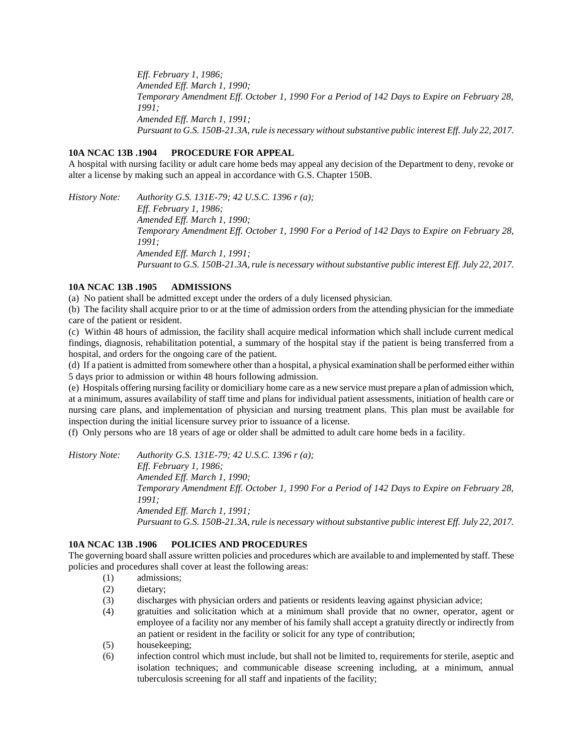*Eff. February 1, 1986;*
*Amended Eff. March 1, 1990;*
*Temporary Amendment Eff. October 1, 1990 For a Period of 142 Days to Expire on February 28, 1991;*
*Amended Eff. March 1, 1991;*
*Pursuant to G.S. 150B-21.3A, rule is necessary without substantive public interest Eff. July 22, 2017.*

**10A NCAC 13B .1904 PROCEDURE FOR APPEAL**

A hospital with nursing facility or adult care home beds may appeal any decision of the Department to deny, revoke or alter a license by making such an appeal in accordance with G.S. Chapter 150B.

*History Note: Authority G.S. 131E-79; 42 U.S.C. 1396 r (a);*
*Eff. February 1, 1986;*
*Amended Eff. March 1, 1990;*
*Temporary Amendment Eff. October 1, 1990 For a Period of 142 Days to Expire on February 28, 1991;*
*Amended Eff. March 1, 1991;*
*Pursuant to G.S. 150B-21.3A, rule is necessary without substantive public interest Eff. July 22, 2017.*

**10A NCAC 13B .1905 ADMISSIONS**

(a) No patient shall be admitted except under the orders of a duly licensed physician.

(b) The facility shall acquire prior to or at the time of admission orders from the attending physician for the immediate care of the patient or resident.

(c) Within 48 hours of admission, the facility shall acquire medical information which shall include current medical findings, diagnosis, rehabilitation potential, a summary of the hospital stay if the patient is being transferred from a hospital, and orders for the ongoing care of the patient.

(d) If a patient is admitted from somewhere other than a hospital, a physical examination shall be performed either within 5 days prior to admission or within 48 hours following admission.

(e) Hospitals offering nursing facility or domiciliary home care as a new service must prepare a plan of admission which, at a minimum, assures availability of staff time and plans for individual patient assessments, initiation of health care or nursing care plans, and implementation of physician and nursing treatment plans. This plan must be available for inspection during the initial licensure survey prior to issuance of a license.

(f) Only persons who are 18 years of age or older shall be admitted to adult care home beds in a facility.

*History Note: Authority G.S. 131E-79; 42 U.S.C. 1396 r (a);*
*Eff. February 1, 1986;*
*Amended Eff. March 1, 1990;*
*Temporary Amendment Eff. October 1, 1990 For a Period of 142 Days to Expire on February 28, 1991;*
*Amended Eff. March 1, 1991;*
*Pursuant to G.S. 150B-21.3A, rule is necessary without substantive public interest Eff. July 22, 2017.*

**10A NCAC 13B .1906 POLICIES AND PROCEDURES**

The governing board shall assure written policies and procedures which are available to and implemented by staff. These policies and procedures shall cover at least the following areas:

(1) admissions;

(2) dietary;

(3) discharges with physician orders and patients or residents leaving against physician advice;

(4) gratuities and solicitation which at a minimum shall provide that no owner, operator, agent or employee of a facility nor any member of his family shall accept a gratuity directly or indirectly from an patient or resident in the facility or solicit for any type of contribution;

(5) housekeeping;

(6) infection control which must include, but shall not be limited to, requirements for sterile, aseptic and isolation techniques; and communicable disease screening including, at a minimum, annual tuberculosis screening for all staff and inpatients of the facility;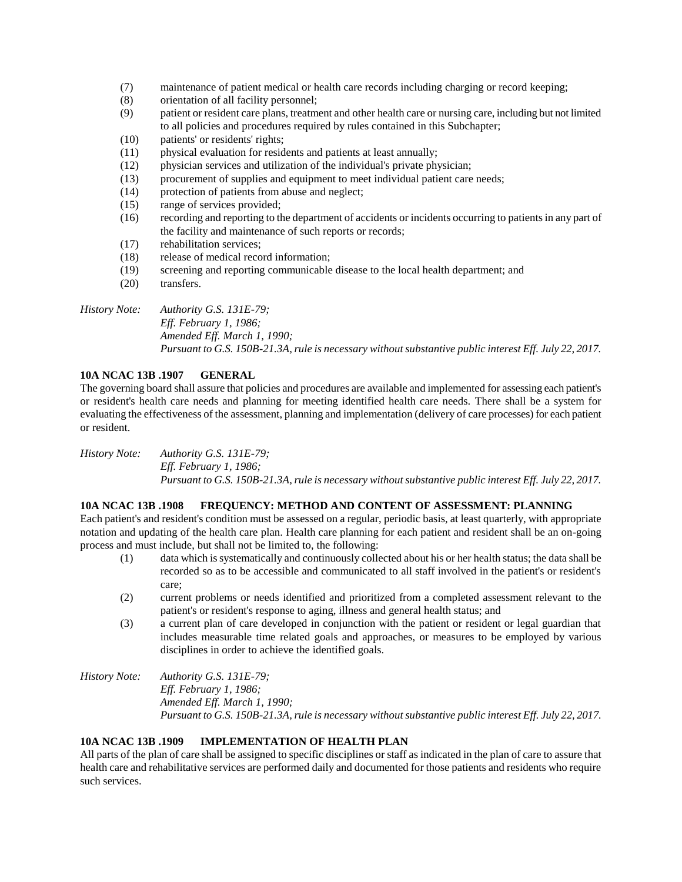(7) maintenance of patient medical or health care records including charging or record keeping;
(8) orientation of all facility personnel;
(9) patient or resident care plans, treatment and other health care or nursing care, including but not limited to all policies and procedures required by rules contained in this Subchapter;
(10) patients' or residents' rights;
(11) physical evaluation for residents and patients at least annually;
(12) physician services and utilization of the individual's private physician;
(13) procurement of supplies and equipment to meet individual patient care needs;
(14) protection of patients from abuse and neglect;
(15) range of services provided;
(16) recording and reporting to the department of accidents or incidents occurring to patients in any part of the facility and maintenance of such reports or records;
(17) rehabilitation services;
(18) release of medical record information;
(19) screening and reporting communicable disease to the local health department; and
(20) transfers.

*History Note: Authority G.S. 131E-79;*
*Eff. February 1, 1986;*
*Amended Eff. March 1, 1990;*
*Pursuant to G.S. 150B-21.3A, rule is necessary without substantive public interest Eff. July 22, 2017.*

**10A NCAC 13B .1907 GENERAL**

The governing board shall assure that policies and procedures are available and implemented for assessing each patient's or resident's health care needs and planning for meeting identified health care needs. There shall be a system for evaluating the effectiveness of the assessment, planning and implementation (delivery of care processes) for each patient or resident.

*History Note: Authority G.S. 131E-79;*
*Eff. February 1, 1986;*
*Pursuant to G.S. 150B-21.3A, rule is necessary without substantive public interest Eff. July 22, 2017.*

**10A NCAC 13B .1908 FREQUENCY: METHOD AND CONTENT OF ASSESSMENT: PLANNING**

Each patient's and resident's condition must be assessed on a regular, periodic basis, at least quarterly, with appropriate notation and updating of the health care plan. Health care planning for each patient and resident shall be an on-going process and must include, but shall not be limited to, the following:

(1) data which is systematically and continuously collected about his or her health status; the data shall be recorded so as to be accessible and communicated to all staff involved in the patient's or resident's care;
(2) current problems or needs identified and prioritized from a completed assessment relevant to the patient's or resident's response to aging, illness and general health status; and
(3) a current plan of care developed in conjunction with the patient or resident or legal guardian that includes measurable time related goals and approaches, or measures to be employed by various disciplines in order to achieve the identified goals.

*History Note: Authority G.S. 131E-79;*
*Eff. February 1, 1986;*
*Amended Eff. March 1, 1990;*
*Pursuant to G.S. 150B-21.3A, rule is necessary without substantive public interest Eff. July 22, 2017.*

**10A NCAC 13B .1909 IMPLEMENTATION OF HEALTH PLAN**

All parts of the plan of care shall be assigned to specific disciplines or staff as indicated in the plan of care to assure that health care and rehabilitative services are performed daily and documented for those patients and residents who require such services.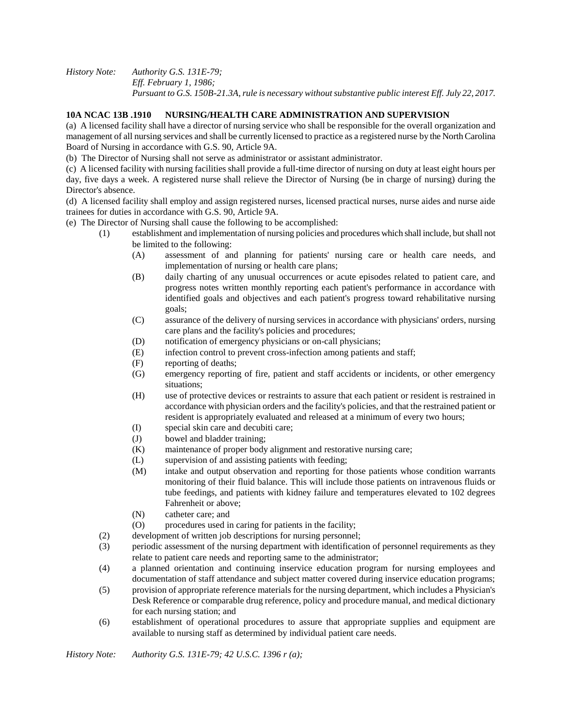*History Note: Authority G.S. 131E-79;*
*Eff. February 1, 1986;*
*Pursuant to G.S. 150B-21.3A, rule is necessary without substantive public interest Eff. July 22, 2017.*

**10A NCAC 13B .1910 NURSING/HEALTH CARE ADMINISTRATION AND SUPERVISION**

(a) A licensed facility shall have a director of nursing service who shall be responsible for the overall organization and management of all nursing services and shall be currently licensed to practice as a registered nurse by the North Carolina Board of Nursing in accordance with G.S. 90, Article 9A.

(b) The Director of Nursing shall not serve as administrator or assistant administrator.

(c) A licensed facility with nursing facilities shall provide a full-time director of nursing on duty at least eight hours per day, five days a week. A registered nurse shall relieve the Director of Nursing (be in charge of nursing) during the Director's absence.

(d) A licensed facility shall employ and assign registered nurses, licensed practical nurses, nurse aides and nurse aide trainees for duties in accordance with G.S. 90, Article 9A.

(e) The Director of Nursing shall cause the following to be accomplished:

- (1) establishment and implementation of nursing policies and procedures which shall include, but shall not be limited to the following:
  - (A) assessment of and planning for patients' nursing care or health care needs, and implementation of nursing or health care plans;
  - (B) daily charting of any unusual occurrences or acute episodes related to patient care, and progress notes written monthly reporting each patient's performance in accordance with identified goals and objectives and each patient's progress toward rehabilitative nursing goals;
  - (C) assurance of the delivery of nursing services in accordance with physicians' orders, nursing care plans and the facility's policies and procedures;
  - (D) notification of emergency physicians or on-call physicians;
  - (E) infection control to prevent cross-infection among patients and staff;
  - (F) reporting of deaths;
  - (G) emergency reporting of fire, patient and staff accidents or incidents, or other emergency situations;
  - (H) use of protective devices or restraints to assure that each patient or resident is restrained in accordance with physician orders and the facility's policies, and that the restrained patient or resident is appropriately evaluated and released at a minimum of every two hours;
  - (I) special skin care and decubiti care;
  - (J) bowel and bladder training;
  - (K) maintenance of proper body alignment and restorative nursing care;
  - (L) supervision of and assisting patients with feeding;
  - (M) intake and output observation and reporting for those patients whose condition warrants monitoring of their fluid balance. This will include those patients on intravenous fluids or tube feedings, and patients with kidney failure and temperatures elevated to 102 degrees Fahrenheit or above;
  - (N) catheter care; and
  - (O) procedures used in caring for patients in the facility;
- (2) development of written job descriptions for nursing personnel;
- (3) periodic assessment of the nursing department with identification of personnel requirements as they relate to patient care needs and reporting same to the administrator;
- (4) a planned orientation and continuing inservice education program for nursing employees and documentation of staff attendance and subject matter covered during inservice education programs;
- (5) provision of appropriate reference materials for the nursing department, which includes a Physician's Desk Reference or comparable drug reference, policy and procedure manual, and medical dictionary for each nursing station; and
- (6) establishment of operational procedures to assure that appropriate supplies and equipment are available to nursing staff as determined by individual patient care needs.

*History Note: Authority G.S. 131E-79; 42 U.S.C. 1396 r (a);*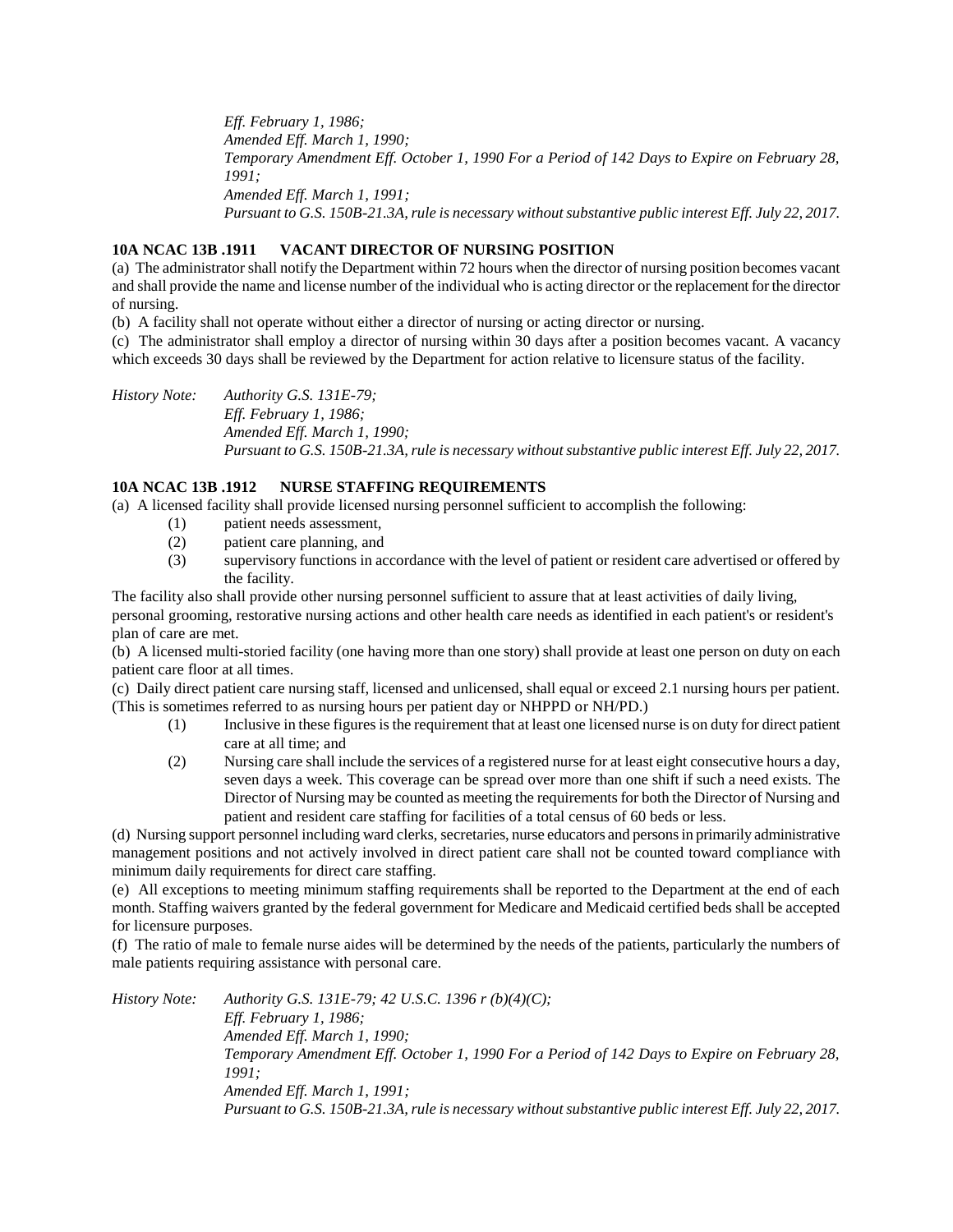*Eff. February 1, 1986;*
*Amended Eff. March 1, 1990;*
*Temporary Amendment Eff. October 1, 1990 For a Period of 142 Days to Expire on February 28, 1991;*
*Amended Eff. March 1, 1991;*
*Pursuant to G.S. 150B-21.3A, rule is necessary without substantive public interest Eff. July 22, 2017.*

**10A NCAC 13B .1911 VACANT DIRECTOR OF NURSING POSITION**

(a) The administrator shall notify the Department within 72 hours when the director of nursing position becomes vacant and shall provide the name and license number of the individual who is acting director or the replacement for the director of nursing.

(b) A facility shall not operate without either a director of nursing or acting director or nursing.

(c) The administrator shall employ a director of nursing within 30 days after a position becomes vacant. A vacancy which exceeds 30 days shall be reviewed by the Department for action relative to licensure status of the facility.

*History Note: Authority G.S. 131E-79;*
*Eff. February 1, 1986;*
*Amended Eff. March 1, 1990;*
*Pursuant to G.S. 150B-21.3A, rule is necessary without substantive public interest Eff. July 22, 2017.*

**10A NCAC 13B .1912 NURSE STAFFING REQUIREMENTS**

(a) A licensed facility shall provide licensed nursing personnel sufficient to accomplish the following:

(1) patient needs assessment,

(2) patient care planning, and

(3) supervisory functions in accordance with the level of patient or resident care advertised or offered by the facility.

The facility also shall provide other nursing personnel sufficient to assure that at least activities of daily living, personal grooming, restorative nursing actions and other health care needs as identified in each patient's or resident's plan of care are met.

(b) A licensed multi-storied facility (one having more than one story) shall provide at least one person on duty on each patient care floor at all times.

(c) Daily direct patient care nursing staff, licensed and unlicensed, shall equal or exceed 2.1 nursing hours per patient. (This is sometimes referred to as nursing hours per patient day or NHPPD or NH/PD.)

(1) Inclusive in these figures is the requirement that at least one licensed nurse is on duty for direct patient care at all time; and

(2) Nursing care shall include the services of a registered nurse for at least eight consecutive hours a day, seven days a week. This coverage can be spread over more than one shift if such a need exists. The Director of Nursing may be counted as meeting the requirements for both the Director of Nursing and patient and resident care staffing for facilities of a total census of 60 beds or less.

(d) Nursing support personnel including ward clerks, secretaries, nurse educators and persons in primarily administrative management positions and not actively involved in direct patient care shall not be counted toward compliance with minimum daily requirements for direct care staffing.

(e) All exceptions to meeting minimum staffing requirements shall be reported to the Department at the end of each month. Staffing waivers granted by the federal government for Medicare and Medicaid certified beds shall be accepted for licensure purposes.

(f) The ratio of male to female nurse aides will be determined by the needs of the patients, particularly the numbers of male patients requiring assistance with personal care.

*History Note: Authority G.S. 131E-79; 42 U.S.C. 1396 r (b)(4)(C);*
*Eff. February 1, 1986;*
*Amended Eff. March 1, 1990;*
*Temporary Amendment Eff. October 1, 1990 For a Period of 142 Days to Expire on February 28, 1991;*
*Amended Eff. March 1, 1991;*
*Pursuant to G.S. 150B-21.3A, rule is necessary without substantive public interest Eff. July 22, 2017.*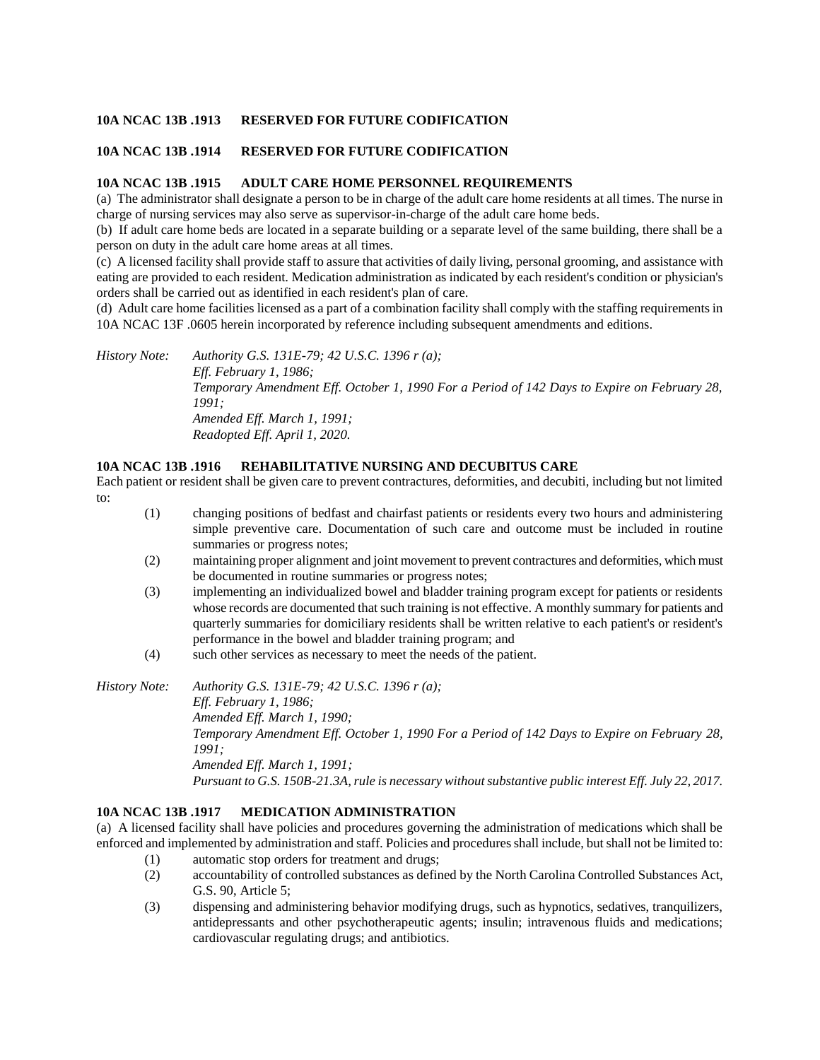**10A NCAC 13B .1913 RESERVED FOR FUTURE CODIFICATION**

**10A NCAC 13B .1914 RESERVED FOR FUTURE CODIFICATION**

**10A NCAC 13B .1915 ADULT CARE HOME PERSONNEL REQUIREMENTS**

(a) The administrator shall designate a person to be in charge of the adult care home residents at all times. The nurse in charge of nursing services may also serve as supervisor-in-charge of the adult care home beds.

(b) If adult care home beds are located in a separate building or a separate level of the same building, there shall be a person on duty in the adult care home areas at all times.

(c) A licensed facility shall provide staff to assure that activities of daily living, personal grooming, and assistance with eating are provided to each resident. Medication administration as indicated by each resident's condition or physician's orders shall be carried out as identified in each resident's plan of care.

(d) Adult care home facilities licensed as a part of a combination facility shall comply with the staffing requirements in 10A NCAC 13F .0605 herein incorporated by reference including subsequent amendments and editions.

*History Note: Authority G.S. 131E-79; 42 U.S.C. 1396 r (a);*
*Eff. February 1, 1986;*
*Temporary Amendment Eff. October 1, 1990 For a Period of 142 Days to Expire on February 28, 1991;*
*Amended Eff. March 1, 1991;*
*Readopted Eff. April 1, 2020.*

**10A NCAC 13B .1916 REHABILITATIVE NURSING AND DECUBITUS CARE**

Each patient or resident shall be given care to prevent contractures, deformities, and decubiti, including but not limited to:

(1) changing positions of bedfast and chairfast patients or residents every two hours and administering simple preventive care. Documentation of such care and outcome must be included in routine summaries or progress notes;

(2) maintaining proper alignment and joint movement to prevent contractures and deformities, which must be documented in routine summaries or progress notes;

(3) implementing an individualized bowel and bladder training program except for patients or residents whose records are documented that such training is not effective. A monthly summary for patients and quarterly summaries for domiciliary residents shall be written relative to each patient's or resident's performance in the bowel and bladder training program; and

(4) such other services as necessary to meet the needs of the patient.

*History Note: Authority G.S. 131E-79; 42 U.S.C. 1396 r (a);*
*Eff. February 1, 1986;*
*Amended Eff. March 1, 1990;*
*Temporary Amendment Eff. October 1, 1990 For a Period of 142 Days to Expire on February 28, 1991;*
*Amended Eff. March 1, 1991;*
*Pursuant to G.S. 150B-21.3A, rule is necessary without substantive public interest Eff. July 22, 2017.*

**10A NCAC 13B .1917 MEDICATION ADMINISTRATION**

(a) A licensed facility shall have policies and procedures governing the administration of medications which shall be enforced and implemented by administration and staff. Policies and procedures shall include, but shall not be limited to:

(1) automatic stop orders for treatment and drugs;

(2) accountability of controlled substances as defined by the North Carolina Controlled Substances Act, G.S. 90, Article 5;

(3) dispensing and administering behavior modifying drugs, such as hypnotics, sedatives, tranquilizers, antidepressants and other psychotherapeutic agents; insulin; intravenous fluids and medications; cardiovascular regulating drugs; and antibiotics.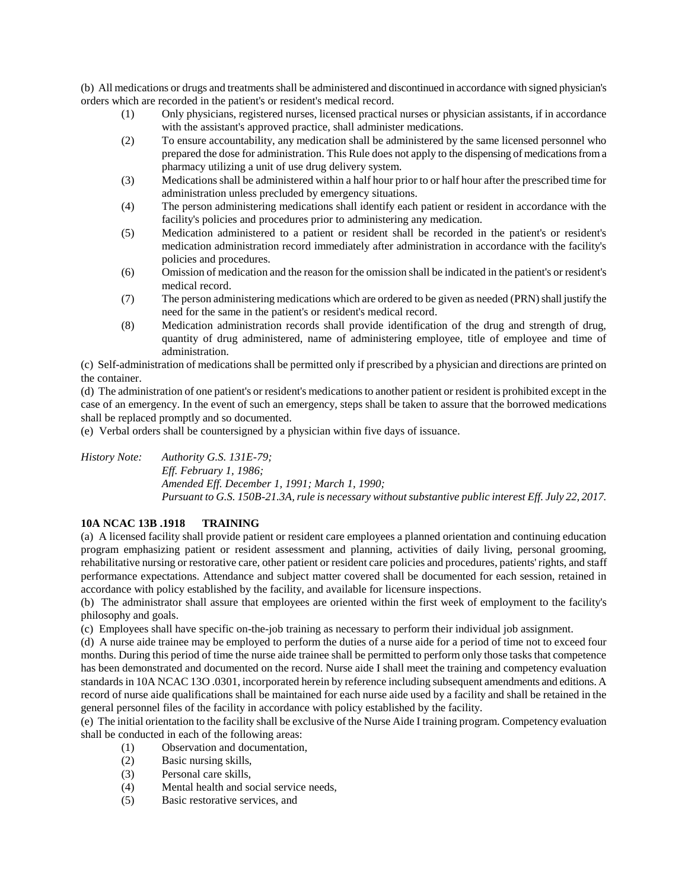(b) All medications or drugs and treatments shall be administered and discontinued in accordance with signed physician's orders which are recorded in the patient's or resident's medical record.

(1) Only physicians, registered nurses, licensed practical nurses or physician assistants, if in accordance with the assistant's approved practice, shall administer medications.

(2) To ensure accountability, any medication shall be administered by the same licensed personnel who prepared the dose for administration. This Rule does not apply to the dispensing of medications from a pharmacy utilizing a unit of use drug delivery system.

(3) Medications shall be administered within a half hour prior to or half hour after the prescribed time for administration unless precluded by emergency situations.

(4) The person administering medications shall identify each patient or resident in accordance with the facility's policies and procedures prior to administering any medication.

(5) Medication administered to a patient or resident shall be recorded in the patient's or resident's medication administration record immediately after administration in accordance with the facility's policies and procedures.

(6) Omission of medication and the reason for the omission shall be indicated in the patient's or resident's medical record.

(7) The person administering medications which are ordered to be given as needed (PRN) shall justify the need for the same in the patient's or resident's medical record.

(8) Medication administration records shall provide identification of the drug and strength of drug, quantity of drug administered, name of administering employee, title of employee and time of administration.

(c) Self-administration of medications shall be permitted only if prescribed by a physician and directions are printed on the container.

(d) The administration of one patient's or resident's medications to another patient or resident is prohibited except in the case of an emergency. In the event of such an emergency, steps shall be taken to assure that the borrowed medications shall be replaced promptly and so documented.

(e) Verbal orders shall be countersigned by a physician within five days of issuance.

*History Note: Authority G.S. 131E-79;*
*Eff. February 1, 1986;*
*Amended Eff. December 1, 1991; March 1, 1990;*
*Pursuant to G.S. 150B-21.3A, rule is necessary without substantive public interest Eff. July 22, 2017.*

**10A NCAC 13B .1918 TRAINING**

(a) A licensed facility shall provide patient or resident care employees a planned orientation and continuing education program emphasizing patient or resident assessment and planning, activities of daily living, personal grooming, rehabilitative nursing or restorative care, other patient or resident care policies and procedures, patients' rights, and staff performance expectations. Attendance and subject matter covered shall be documented for each session, retained in accordance with policy established by the facility, and available for licensure inspections.

(b) The administrator shall assure that employees are oriented within the first week of employment to the facility's philosophy and goals.

(c) Employees shall have specific on-the-job training as necessary to perform their individual job assignment.

(d) A nurse aide trainee may be employed to perform the duties of a nurse aide for a period of time not to exceed four months. During this period of time the nurse aide trainee shall be permitted to perform only those tasks that competence has been demonstrated and documented on the record. Nurse aide I shall meet the training and competency evaluation standards in 10A NCAC 13O .0301, incorporated herein by reference including subsequent amendments and editions. A record of nurse aide qualifications shall be maintained for each nurse aide used by a facility and shall be retained in the general personnel files of the facility in accordance with policy established by the facility.

(e) The initial orientation to the facility shall be exclusive of the Nurse Aide I training program. Competency evaluation shall be conducted in each of the following areas:

(1) Observation and documentation,

(2) Basic nursing skills,

(3) Personal care skills,

(4) Mental health and social service needs,

(5) Basic restorative services, and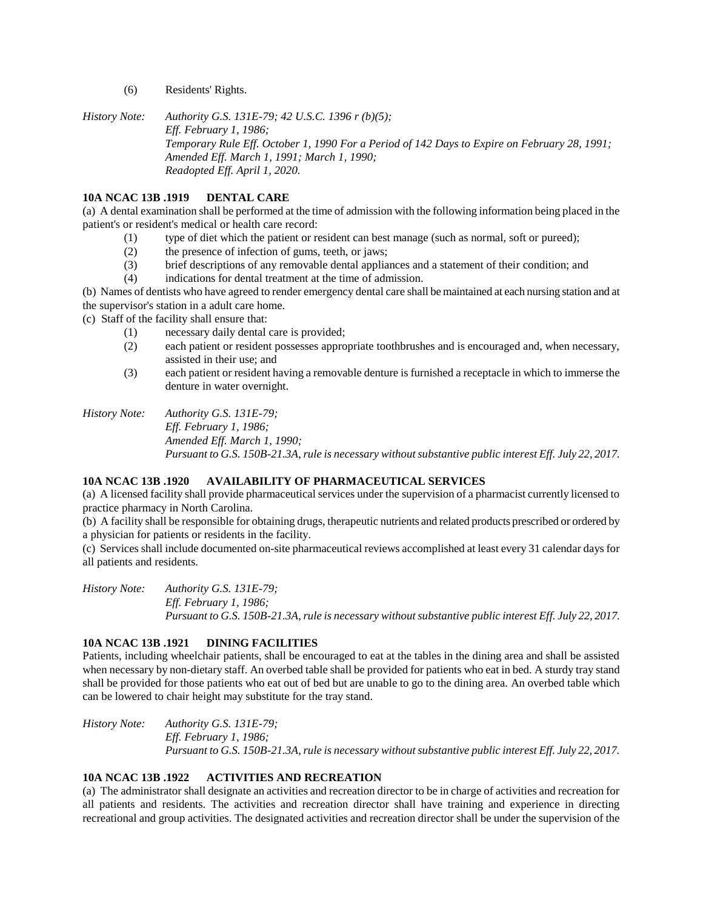(6) Residents' Rights.

*History Note: Authority G.S. 131E-79; 42 U.S.C. 1396 r (b)(5);*
*Eff. February 1, 1986;*
*Temporary Rule Eff. October 1, 1990 For a Period of 142 Days to Expire on February 28, 1991;*
*Amended Eff. March 1, 1991; March 1, 1990;*
*Readopted Eff. April 1, 2020.*

**10A NCAC 13B .1919 DENTAL CARE**

(a) A dental examination shall be performed at the time of admission with the following information being placed in the patient's or resident's medical or health care record:

(1) type of diet which the patient or resident can best manage (such as normal, soft or pureed);
(2) the presence of infection of gums, teeth, or jaws;
(3) brief descriptions of any removable dental appliances and a statement of their condition; and
(4) indications for dental treatment at the time of admission.

(b) Names of dentists who have agreed to render emergency dental care shall be maintained at each nursing station and at the supervisor's station in a adult care home.

(c) Staff of the facility shall ensure that:

(1) necessary daily dental care is provided;
(2) each patient or resident possesses appropriate toothbrushes and is encouraged and, when necessary, assisted in their use; and
(3) each patient or resident having a removable denture is furnished a receptacle in which to immerse the denture in water overnight.

*History Note: Authority G.S. 131E-79;*
*Eff. February 1, 1986;*
*Amended Eff. March 1, 1990;*
*Pursuant to G.S. 150B-21.3A, rule is necessary without substantive public interest Eff. July 22, 2017.*

**10A NCAC 13B .1920 AVAILABILITY OF PHARMACEUTICAL SERVICES**

(a) A licensed facility shall provide pharmaceutical services under the supervision of a pharmacist currently licensed to practice pharmacy in North Carolina.

(b) A facility shall be responsible for obtaining drugs, therapeutic nutrients and related products prescribed or ordered by a physician for patients or residents in the facility.

(c) Services shall include documented on-site pharmaceutical reviews accomplished at least every 31 calendar days for all patients and residents.

*History Note: Authority G.S. 131E-79;*
*Eff. February 1, 1986;*
*Pursuant to G.S. 150B-21.3A, rule is necessary without substantive public interest Eff. July 22, 2017.*

**10A NCAC 13B .1921 DINING FACILITIES**

Patients, including wheelchair patients, shall be encouraged to eat at the tables in the dining area and shall be assisted when necessary by non-dietary staff. An overbed table shall be provided for patients who eat in bed. A sturdy tray stand shall be provided for those patients who eat out of bed but are unable to go to the dining area. An overbed table which can be lowered to chair height may substitute for the tray stand.

*History Note: Authority G.S. 131E-79;*
*Eff. February 1, 1986;*
*Pursuant to G.S. 150B-21.3A, rule is necessary without substantive public interest Eff. July 22, 2017.*

**10A NCAC 13B .1922 ACTIVITIES AND RECREATION**

(a) The administrator shall designate an activities and recreation director to be in charge of activities and recreation for all patients and residents. The activities and recreation director shall have training and experience in directing recreational and group activities. The designated activities and recreation director shall be under the supervision of the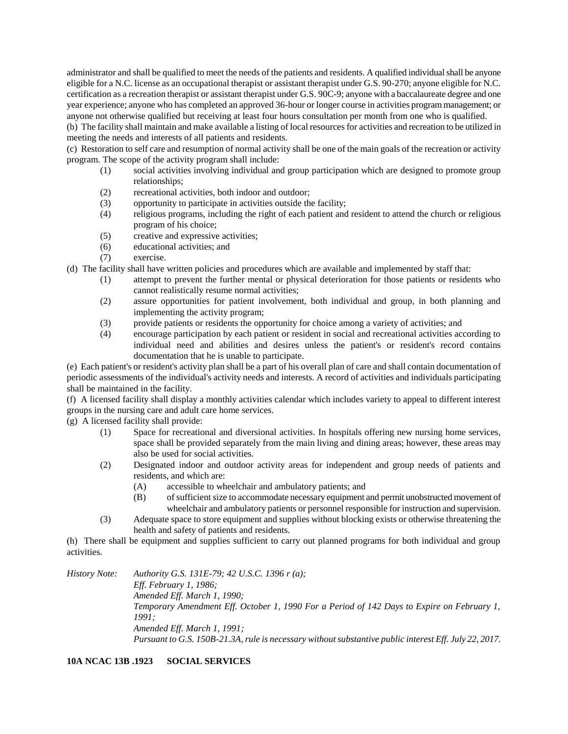administrator and shall be qualified to meet the needs of the patients and residents. A qualified individual shall be anyone eligible for a N.C. license as an occupational therapist or assistant therapist under G.S. 90-270; anyone eligible for N.C. certification as a recreation therapist or assistant therapist under G.S. 90C-9; anyone with a baccalaureate degree and one year experience; anyone who has completed an approved 36-hour or longer course in activities program management; or anyone not otherwise qualified but receiving at least four hours consultation per month from one who is qualified.

(b) The facility shall maintain and make available a listing of local resources for activities and recreation to be utilized in meeting the needs and interests of all patients and residents.

(c) Restoration to self care and resumption of normal activity shall be one of the main goals of the recreation or activity program. The scope of the activity program shall include:

- (1) social activities involving individual and group participation which are designed to promote group relationships;
- (2) recreational activities, both indoor and outdoor;
- (3) opportunity to participate in activities outside the facility;
- (4) religious programs, including the right of each patient and resident to attend the church or religious program of his choice;
- (5) creative and expressive activities;
- (6) educational activities; and
- (7) exercise.

(d) The facility shall have written policies and procedures which are available and implemented by staff that:

- (1) attempt to prevent the further mental or physical deterioration for those patients or residents who cannot realistically resume normal activities;
- (2) assure opportunities for patient involvement, both individual and group, in both planning and implementing the activity program;
- (3) provide patients or residents the opportunity for choice among a variety of activities; and
- (4) encourage participation by each patient or resident in social and recreational activities according to individual need and abilities and desires unless the patient's or resident's record contains documentation that he is unable to participate.

(e) Each patient's or resident's activity plan shall be a part of his overall plan of care and shall contain documentation of periodic assessments of the individual's activity needs and interests. A record of activities and individuals participating shall be maintained in the facility.

(f) A licensed facility shall display a monthly activities calendar which includes variety to appeal to different interest groups in the nursing care and adult care home services.

(g) A licensed facility shall provide:

- (1) Space for recreational and diversional activities. In hospitals offering new nursing home services, space shall be provided separately from the main living and dining areas; however, these areas may also be used for social activities.
- (2) Designated indoor and outdoor activity areas for independent and group needs of patients and residents, and which are:
  - (A) accessible to wheelchair and ambulatory patients; and
  - (B) of sufficient size to accommodate necessary equipment and permit unobstructed movement of wheelchair and ambulatory patients or personnel responsible for instruction and supervision.
- (3) Adequate space to store equipment and supplies without blocking exists or otherwise threatening the health and safety of patients and residents.

(h) There shall be equipment and supplies sufficient to carry out planned programs for both individual and group activities.

*History Note: Authority G.S. 131E-79; 42 U.S.C. 1396 r (a);*
*Eff. February 1, 1986;*
*Amended Eff. March 1, 1990;*
*Temporary Amendment Eff. October 1, 1990 For a Period of 142 Days to Expire on February 1, 1991;*
*Amended Eff. March 1, 1991;*
*Pursuant to G.S. 150B-21.3A, rule is necessary without substantive public interest Eff. July 22, 2017.*

**10A NCAC 13B .1923 SOCIAL SERVICES**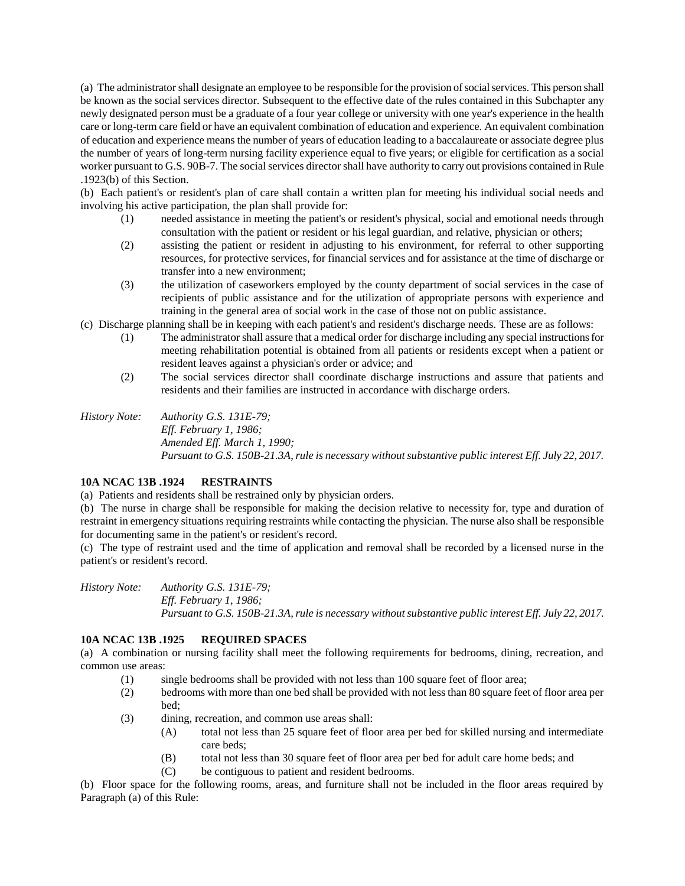(a) The administrator shall designate an employee to be responsible for the provision of social services. This person shall be known as the social services director. Subsequent to the effective date of the rules contained in this Subchapter any newly designated person must be a graduate of a four year college or university with one year's experience in the health care or long-term care field or have an equivalent combination of education and experience. An equivalent combination of education and experience means the number of years of education leading to a baccalaureate or associate degree plus the number of years of long-term nursing facility experience equal to five years; or eligible for certification as a social worker pursuant to G.S. 90B-7. The social services director shall have authority to carry out provisions contained in Rule .1923(b) of this Section.

(b) Each patient's or resident's plan of care shall contain a written plan for meeting his individual social needs and involving his active participation, the plan shall provide for:

(1) needed assistance in meeting the patient's or resident's physical, social and emotional needs through consultation with the patient or resident or his legal guardian, and relative, physician or others;

(2) assisting the patient or resident in adjusting to his environment, for referral to other supporting resources, for protective services, for financial services and for assistance at the time of discharge or transfer into a new environment;

(3) the utilization of caseworkers employed by the county department of social services in the case of recipients of public assistance and for the utilization of appropriate persons with experience and training in the general area of social work in the case of those not on public assistance.

(c) Discharge planning shall be in keeping with each patient's and resident's discharge needs. These are as follows:

(1) The administrator shall assure that a medical order for discharge including any special instructions for meeting rehabilitation potential is obtained from all patients or residents except when a patient or resident leaves against a physician's order or advice; and

(2) The social services director shall coordinate discharge instructions and assure that patients and residents and their families are instructed in accordance with discharge orders.

*History Note: Authority G.S. 131E-79;*
*Eff. February 1, 1986;*
*Amended Eff. March 1, 1990;*
*Pursuant to G.S. 150B-21.3A, rule is necessary without substantive public interest Eff. July 22, 2017.*

**10A NCAC 13B .1924 RESTRAINTS**

(a) Patients and residents shall be restrained only by physician orders.

(b) The nurse in charge shall be responsible for making the decision relative to necessity for, type and duration of restraint in emergency situations requiring restraints while contacting the physician. The nurse also shall be responsible for documenting same in the patient's or resident's record.

(c) The type of restraint used and the time of application and removal shall be recorded by a licensed nurse in the patient's or resident's record.

*History Note: Authority G.S. 131E-79;*
*Eff. February 1, 1986;*
*Pursuant to G.S. 150B-21.3A, rule is necessary without substantive public interest Eff. July 22, 2017.*

**10A NCAC 13B .1925 REQUIRED SPACES**

(a) A combination or nursing facility shall meet the following requirements for bedrooms, dining, recreation, and common use areas:

(1) single bedrooms shall be provided with not less than 100 square feet of floor area;

(2) bedrooms with more than one bed shall be provided with not less than 80 square feet of floor area per bed;

(3) dining, recreation, and common use areas shall:

(A) total not less than 25 square feet of floor area per bed for skilled nursing and intermediate care beds;

(B) total not less than 30 square feet of floor area per bed for adult care home beds; and

(C) be contiguous to patient and resident bedrooms.

(b) Floor space for the following rooms, areas, and furniture shall not be included in the floor areas required by Paragraph (a) of this Rule: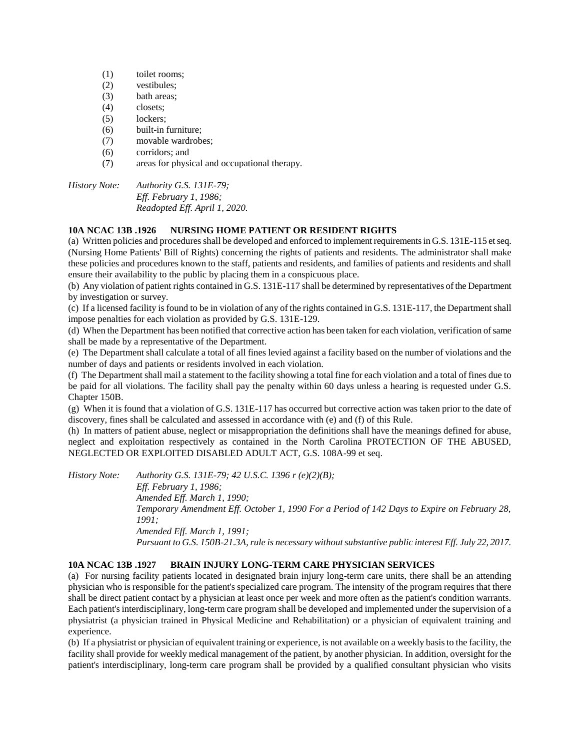(1) toilet rooms;
(2) vestibules;
(3) bath areas;
(4) closets;
(5) lockers;
(6) built-in furniture;
(7) movable wardrobes;
(6) corridors; and
(7) areas for physical and occupational therapy.

*History Note: Authority G.S. 131E-79;*
*Eff. February 1, 1986;*
*Readopted Eff. April 1, 2020.*

### 10A NCAC 13B .1926 NURSING HOME PATIENT OR RESIDENT RIGHTS

(a) Written policies and procedures shall be developed and enforced to implement requirements in G.S. 131E-115 et seq. (Nursing Home Patients' Bill of Rights) concerning the rights of patients and residents. The administrator shall make these policies and procedures known to the staff, patients and residents, and families of patients and residents and shall ensure their availability to the public by placing them in a conspicuous place.

(b) Any violation of patient rights contained in G.S. 131E-117 shall be determined by representatives of the Department by investigation or survey.

(c) If a licensed facility is found to be in violation of any of the rights contained in G.S. 131E-117, the Department shall impose penalties for each violation as provided by G.S. 131E-129.

(d) When the Department has been notified that corrective action has been taken for each violation, verification of same shall be made by a representative of the Department.

(e) The Department shall calculate a total of all fines levied against a facility based on the number of violations and the number of days and patients or residents involved in each violation.

(f) The Department shall mail a statement to the facility showing a total fine for each violation and a total of fines due to be paid for all violations. The facility shall pay the penalty within 60 days unless a hearing is requested under G.S. Chapter 150B.

(g) When it is found that a violation of G.S. 131E-117 has occurred but corrective action was taken prior to the date of discovery, fines shall be calculated and assessed in accordance with (e) and (f) of this Rule.

(h) In matters of patient abuse, neglect or misappropriation the definitions shall have the meanings defined for abuse, neglect and exploitation respectively as contained in the North Carolina PROTECTION OF THE ABUSED, NEGLECTED OR EXPLOITED DISABLED ADULT ACT, G.S. 108A-99 et seq.

*History Note: Authority G.S. 131E-79; 42 U.S.C. 1396 r (e)(2)(B);*
*Eff. February 1, 1986;*
*Amended Eff. March 1, 1990;*
*Temporary Amendment Eff. October 1, 1990 For a Period of 142 Days to Expire on February 28, 1991;*
*Amended Eff. March 1, 1991;*
*Pursuant to G.S. 150B-21.3A, rule is necessary without substantive public interest Eff. July 22, 2017.*

### 10A NCAC 13B .1927 BRAIN INJURY LONG-TERM CARE PHYSICIAN SERVICES

(a) For nursing facility patients located in designated brain injury long-term care units, there shall be an attending physician who is responsible for the patient's specialized care program. The intensity of the program requires that there shall be direct patient contact by a physician at least once per week and more often as the patient's condition warrants. Each patient's interdisciplinary, long-term care program shall be developed and implemented under the supervision of a physiatrist (a physician trained in Physical Medicine and Rehabilitation) or a physician of equivalent training and experience.

(b) If a physiatrist or physician of equivalent training or experience, is not available on a weekly basis to the facility, the facility shall provide for weekly medical management of the patient, by another physician. In addition, oversight for the patient's interdisciplinary, long-term care program shall be provided by a qualified consultant physician who visits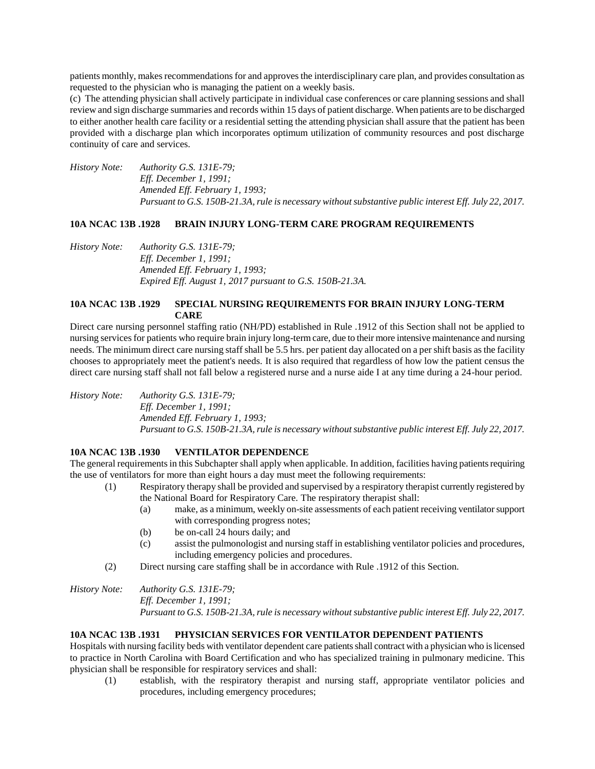patients monthly, makes recommendations for and approves the interdisciplinary care plan, and provides consultation as requested to the physician who is managing the patient on a weekly basis.

(c) The attending physician shall actively participate in individual case conferences or care planning sessions and shall review and sign discharge summaries and records within 15 days of patient discharge. When patients are to be discharged to either another health care facility or a residential setting the attending physician shall assure that the patient has been provided with a discharge plan which incorporates optimum utilization of community resources and post discharge continuity of care and services.

*History Note: Authority G.S. 131E-79;*
*Eff. December 1, 1991;*
*Amended Eff. February 1, 1993;*
*Pursuant to G.S. 150B-21.3A, rule is necessary without substantive public interest Eff. July 22, 2017.*

**10A NCAC 13B .1928 BRAIN INJURY LONG-TERM CARE PROGRAM REQUIREMENTS**

*History Note: Authority G.S. 131E-79;*
*Eff. December 1, 1991;*
*Amended Eff. February 1, 1993;*
*Expired Eff. August 1, 2017 pursuant to G.S. 150B-21.3A.*

**10A NCAC 13B .1929 SPECIAL NURSING REQUIREMENTS FOR BRAIN INJURY LONG-TERM CARE**

Direct care nursing personnel staffing ratio (NH/PD) established in Rule .1912 of this Section shall not be applied to nursing services for patients who require brain injury long-term care, due to their more intensive maintenance and nursing needs. The minimum direct care nursing staff shall be 5.5 hrs. per patient day allocated on a per shift basis as the facility chooses to appropriately meet the patient's needs. It is also required that regardless of how low the patient census the direct care nursing staff shall not fall below a registered nurse and a nurse aide I at any time during a 24-hour period.

*History Note: Authority G.S. 131E-79;*
*Eff. December 1, 1991;*
*Amended Eff. February 1, 1993;*
*Pursuant to G.S. 150B-21.3A, rule is necessary without substantive public interest Eff. July 22, 2017.*

**10A NCAC 13B .1930 VENTILATOR DEPENDENCE**

The general requirements in this Subchapter shall apply when applicable. In addition, facilities having patients requiring the use of ventilators for more than eight hours a day must meet the following requirements:

- (1) Respiratory therapy shall be provided and supervised by a respiratory therapist currently registered by the National Board for Respiratory Care. The respiratory therapist shall:
  - (a) make, as a minimum, weekly on-site assessments of each patient receiving ventilator support with corresponding progress notes;
  - (b) be on-call 24 hours daily; and
  - (c) assist the pulmonologist and nursing staff in establishing ventilator policies and procedures, including emergency policies and procedures.
- (2) Direct nursing care staffing shall be in accordance with Rule .1912 of this Section.

*History Note: Authority G.S. 131E-79;*
*Eff. December 1, 1991;*
*Pursuant to G.S. 150B-21.3A, rule is necessary without substantive public interest Eff. July 22, 2017.*

**10A NCAC 13B .1931 PHYSICIAN SERVICES FOR VENTILATOR DEPENDENT PATIENTS**

Hospitals with nursing facility beds with ventilator dependent care patients shall contract with a physician who is licensed to practice in North Carolina with Board Certification and who has specialized training in pulmonary medicine. This physician shall be responsible for respiratory services and shall:

- (1) establish, with the respiratory therapist and nursing staff, appropriate ventilator policies and procedures, including emergency procedures;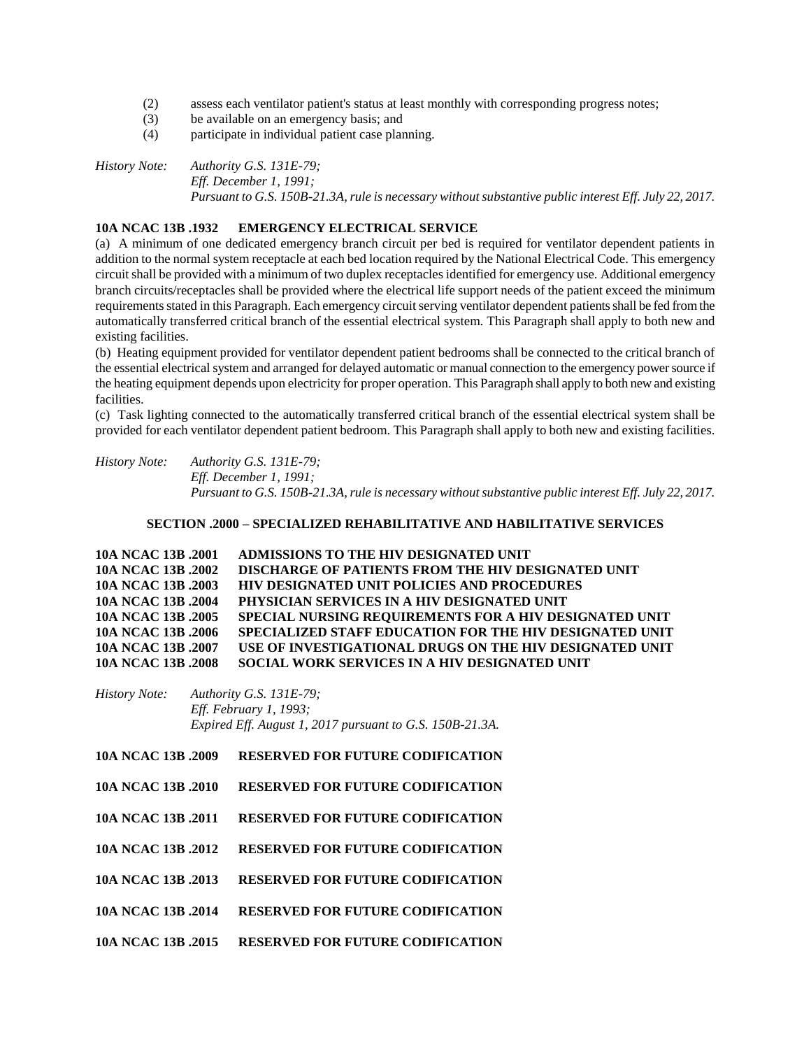(2) assess each ventilator patient's status at least monthly with corresponding progress notes;
(3) be available on an emergency basis; and
(4) participate in individual patient case planning.

*History Note: Authority G.S. 131E-79;*
*Eff. December 1, 1991;*
*Pursuant to G.S. 150B-21.3A, rule is necessary without substantive public interest Eff. July 22, 2017.*

**10A NCAC 13B .1932 EMERGENCY ELECTRICAL SERVICE**

(a) A minimum of one dedicated emergency branch circuit per bed is required for ventilator dependent patients in addition to the normal system receptacle at each bed location required by the National Electrical Code. This emergency circuit shall be provided with a minimum of two duplex receptacles identified for emergency use. Additional emergency branch circuits/receptacles shall be provided where the electrical life support needs of the patient exceed the minimum requirements stated in this Paragraph. Each emergency circuit serving ventilator dependent patients shall be fed from the automatically transferred critical branch of the essential electrical system. This Paragraph shall apply to both new and existing facilities.

(b) Heating equipment provided for ventilator dependent patient bedrooms shall be connected to the critical branch of the essential electrical system and arranged for delayed automatic or manual connection to the emergency power source if the heating equipment depends upon electricity for proper operation. This Paragraph shall apply to both new and existing facilities.

(c) Task lighting connected to the automatically transferred critical branch of the essential electrical system shall be provided for each ventilator dependent patient bedroom. This Paragraph shall apply to both new and existing facilities.

*History Note: Authority G.S. 131E-79;*
*Eff. December 1, 1991;*
*Pursuant to G.S. 150B-21.3A, rule is necessary without substantive public interest Eff. July 22, 2017.*

## SECTION .2000 – SPECIALIZED REHABILITATIVE AND HABILITATIVE SERVICES

**10A NCAC 13B .2001 ADMISSIONS TO THE HIV DESIGNATED UNIT**
**10A NCAC 13B .2002 DISCHARGE OF PATIENTS FROM THE HIV DESIGNATED UNIT**
**10A NCAC 13B .2003 HIV DESIGNATED UNIT POLICIES AND PROCEDURES**
**10A NCAC 13B .2004 PHYSICIAN SERVICES IN A HIV DESIGNATED UNIT**
**10A NCAC 13B .2005 SPECIAL NURSING REQUIREMENTS FOR A HIV DESIGNATED UNIT**
**10A NCAC 13B .2006 SPECIALIZED STAFF EDUCATION FOR THE HIV DESIGNATED UNIT**
**10A NCAC 13B .2007 USE OF INVESTIGATIONAL DRUGS ON THE HIV DESIGNATED UNIT**
**10A NCAC 13B .2008 SOCIAL WORK SERVICES IN A HIV DESIGNATED UNIT**

*History Note: Authority G.S. 131E-79;*
*Eff. February 1, 1993;*
*Expired Eff. August 1, 2017 pursuant to G.S. 150B-21.3A.*

**10A NCAC 13B .2009 RESERVED FOR FUTURE CODIFICATION**

**10A NCAC 13B .2010 RESERVED FOR FUTURE CODIFICATION**

**10A NCAC 13B .2011 RESERVED FOR FUTURE CODIFICATION**

**10A NCAC 13B .2012 RESERVED FOR FUTURE CODIFICATION**

**10A NCAC 13B .2013 RESERVED FOR FUTURE CODIFICATION**

**10A NCAC 13B .2014 RESERVED FOR FUTURE CODIFICATION**

**10A NCAC 13B .2015 RESERVED FOR FUTURE CODIFICATION**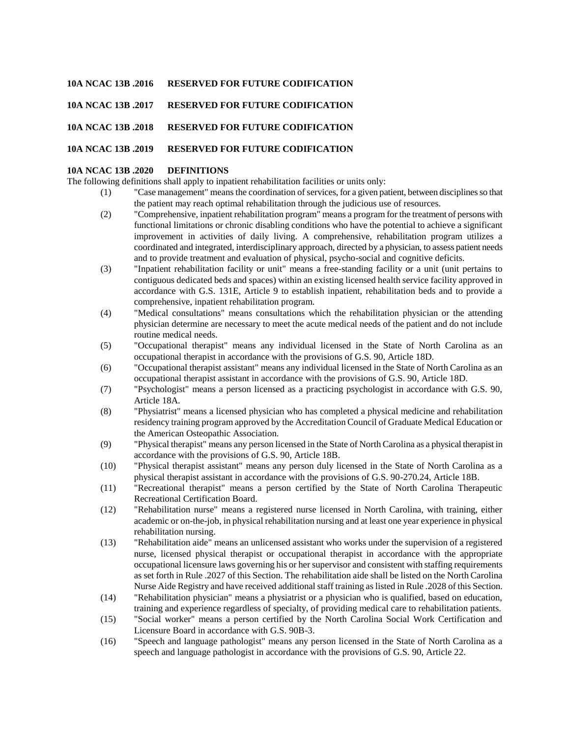**10A NCAC 13B .2016 RESERVED FOR FUTURE CODIFICATION**

**10A NCAC 13B .2017 RESERVED FOR FUTURE CODIFICATION**

**10A NCAC 13B .2018 RESERVED FOR FUTURE CODIFICATION**

**10A NCAC 13B .2019 RESERVED FOR FUTURE CODIFICATION**

**10A NCAC 13B .2020 DEFINITIONS**

The following definitions shall apply to inpatient rehabilitation facilities or units only:

(1) "Case management" means the coordination of services, for a given patient, between disciplines so that the patient may reach optimal rehabilitation through the judicious use of resources.

(2) "Comprehensive, inpatient rehabilitation program" means a program for the treatment of persons with functional limitations or chronic disabling conditions who have the potential to achieve a significant improvement in activities of daily living. A comprehensive, rehabilitation program utilizes a coordinated and integrated, interdisciplinary approach, directed by a physician, to assess patient needs and to provide treatment and evaluation of physical, psycho-social and cognitive deficits.

(3) "Inpatient rehabilitation facility or unit" means a free-standing facility or a unit (unit pertains to contiguous dedicated beds and spaces) within an existing licensed health service facility approved in accordance with G.S. 131E, Article 9 to establish inpatient, rehabilitation beds and to provide a comprehensive, inpatient rehabilitation program.

(4) "Medical consultations" means consultations which the rehabilitation physician or the attending physician determine are necessary to meet the acute medical needs of the patient and do not include routine medical needs.

(5) "Occupational therapist" means any individual licensed in the State of North Carolina as an occupational therapist in accordance with the provisions of G.S. 90, Article 18D.

(6) "Occupational therapist assistant" means any individual licensed in the State of North Carolina as an occupational therapist assistant in accordance with the provisions of G.S. 90, Article 18D.

(7) "Psychologist" means a person licensed as a practicing psychologist in accordance with G.S. 90, Article 18A.

(8) "Physiatrist" means a licensed physician who has completed a physical medicine and rehabilitation residency training program approved by the Accreditation Council of Graduate Medical Education or the American Osteopathic Association.

(9) "Physical therapist" means any person licensed in the State of North Carolina as a physical therapist in accordance with the provisions of G.S. 90, Article 18B.

(10) "Physical therapist assistant" means any person duly licensed in the State of North Carolina as a physical therapist assistant in accordance with the provisions of G.S. 90-270.24, Article 18B.

(11) "Recreational therapist" means a person certified by the State of North Carolina Therapeutic Recreational Certification Board.

(12) "Rehabilitation nurse" means a registered nurse licensed in North Carolina, with training, either academic or on-the-job, in physical rehabilitation nursing and at least one year experience in physical rehabilitation nursing.

(13) "Rehabilitation aide" means an unlicensed assistant who works under the supervision of a registered nurse, licensed physical therapist or occupational therapist in accordance with the appropriate occupational licensure laws governing his or her supervisor and consistent with staffing requirements as set forth in Rule .2027 of this Section. The rehabilitation aide shall be listed on the North Carolina Nurse Aide Registry and have received additional staff training as listed in Rule .2028 of this Section.

(14) "Rehabilitation physician" means a physiatrist or a physician who is qualified, based on education, training and experience regardless of specialty, of providing medical care to rehabilitation patients.

(15) "Social worker" means a person certified by the North Carolina Social Work Certification and Licensure Board in accordance with G.S. 90B-3.

(16) "Speech and language pathologist" means any person licensed in the State of North Carolina as a speech and language pathologist in accordance with the provisions of G.S. 90, Article 22.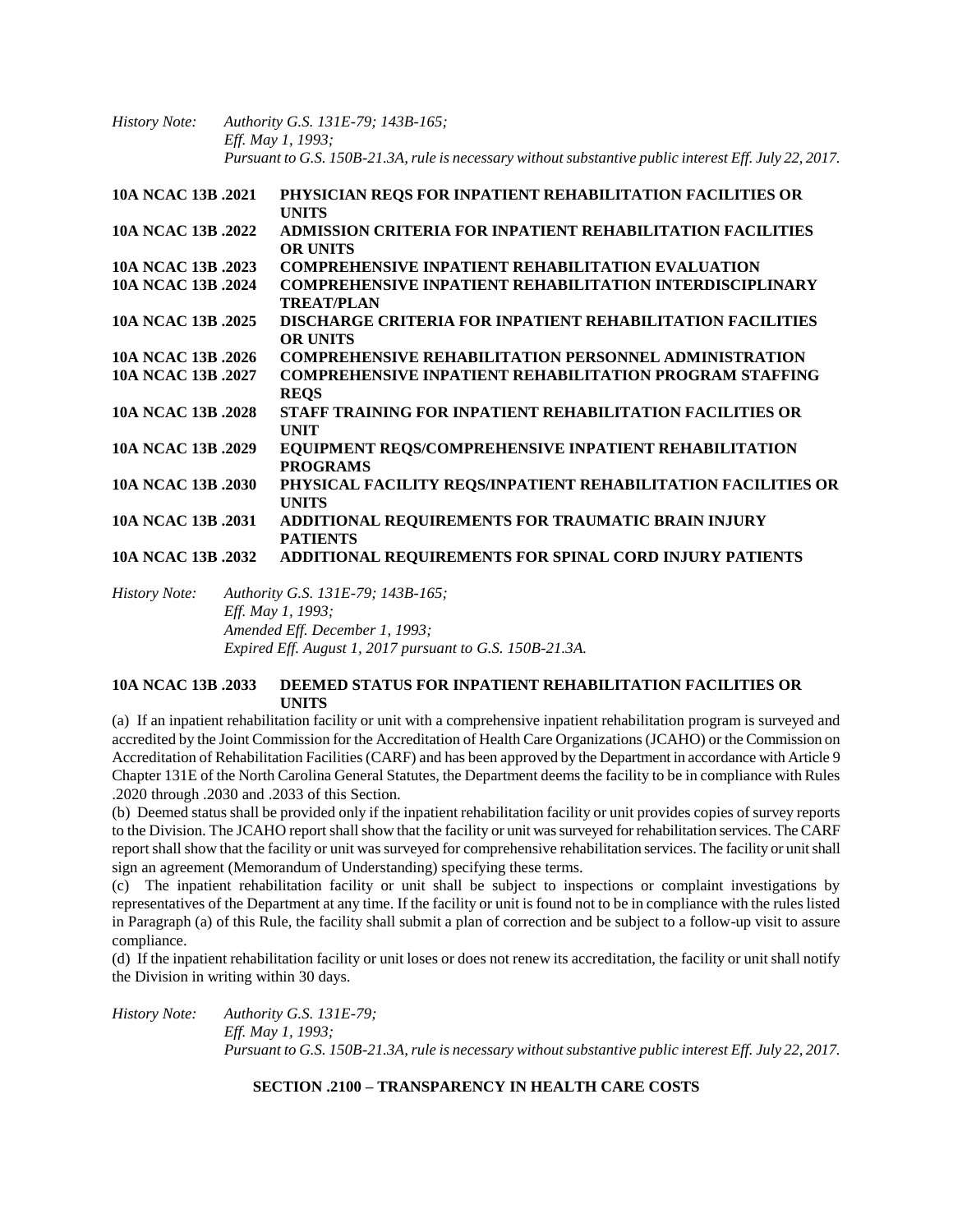*History Note: Authority G.S. 131E-79; 143B-165;*
*Eff. May 1, 1993;*
*Pursuant to G.S. 150B-21.3A, rule is necessary without substantive public interest Eff. July 22, 2017.*

**10A NCAC 13B .2021 PHYSICIAN REQS FOR INPATIENT REHABILITATION FACILITIES OR UNITS**
**10A NCAC 13B .2022 ADMISSION CRITERIA FOR INPATIENT REHABILITATION FACILITIES OR UNITS**
**10A NCAC 13B .2023 COMPREHENSIVE INPATIENT REHABILITATION EVALUATION**
**10A NCAC 13B .2024 COMPREHENSIVE INPATIENT REHABILITATION INTERDISCIPLINARY TREAT/PLAN**
**10A NCAC 13B .2025 DISCHARGE CRITERIA FOR INPATIENT REHABILITATION FACILITIES OR UNITS**
**10A NCAC 13B .2026 COMPREHENSIVE REHABILITATION PERSONNEL ADMINISTRATION**
**10A NCAC 13B .2027 COMPREHENSIVE INPATIENT REHABILITATION PROGRAM STAFFING REQS**
**10A NCAC 13B .2028 STAFF TRAINING FOR INPATIENT REHABILITATION FACILITIES OR UNIT**
**10A NCAC 13B .2029 EQUIPMENT REQS/COMPREHENSIVE INPATIENT REHABILITATION PROGRAMS**
**10A NCAC 13B .2030 PHYSICAL FACILITY REQS/INPATIENT REHABILITATION FACILITIES OR UNITS**
**10A NCAC 13B .2031 ADDITIONAL REQUIREMENTS FOR TRAUMATIC BRAIN INJURY PATIENTS**
**10A NCAC 13B .2032 ADDITIONAL REQUIREMENTS FOR SPINAL CORD INJURY PATIENTS**

*History Note: Authority G.S. 131E-79; 143B-165;*
*Eff. May 1, 1993;*
*Amended Eff. December 1, 1993;*
*Expired Eff. August 1, 2017 pursuant to G.S. 150B-21.3A.*

**10A NCAC 13B .2033 DEEMED STATUS FOR INPATIENT REHABILITATION FACILITIES OR UNITS**

(a) If an inpatient rehabilitation facility or unit with a comprehensive inpatient rehabilitation program is surveyed and accredited by the Joint Commission for the Accreditation of Health Care Organizations (JCAHO) or the Commission on Accreditation of Rehabilitation Facilities (CARF) and has been approved by the Department in accordance with Article 9 Chapter 131E of the North Carolina General Statutes, the Department deems the facility to be in compliance with Rules .2020 through .2030 and .2033 of this Section.

(b) Deemed status shall be provided only if the inpatient rehabilitation facility or unit provides copies of survey reports to the Division. The JCAHO report shall show that the facility or unit was surveyed for rehabilitation services. The CARF report shall show that the facility or unit was surveyed for comprehensive rehabilitation services. The facility or unit shall sign an agreement (Memorandum of Understanding) specifying these terms.

(c) The inpatient rehabilitation facility or unit shall be subject to inspections or complaint investigations by representatives of the Department at any time. If the facility or unit is found not to be in compliance with the rules listed in Paragraph (a) of this Rule, the facility shall submit a plan of correction and be subject to a follow-up visit to assure compliance.

(d) If the inpatient rehabilitation facility or unit loses or does not renew its accreditation, the facility or unit shall notify the Division in writing within 30 days.

*History Note: Authority G.S. 131E-79;*
*Eff. May 1, 1993;*
*Pursuant to G.S. 150B-21.3A, rule is necessary without substantive public interest Eff. July 22, 2017.*

## SECTION .2100 – TRANSPARENCY IN HEALTH CARE COSTS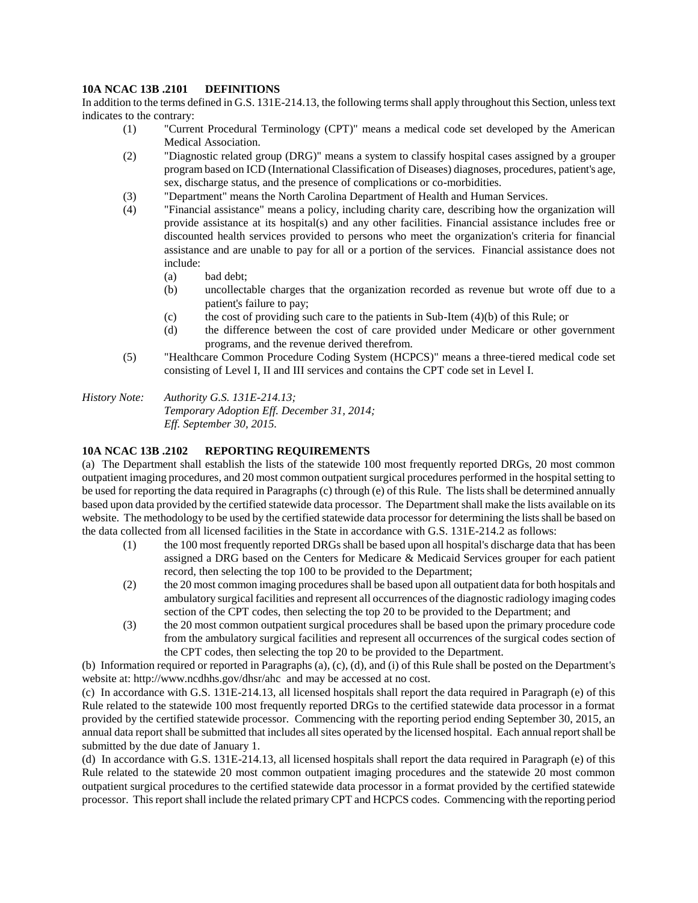**10A NCAC 13B .2101 DEFINITIONS**

In addition to the terms defined in G.S. 131E-214.13, the following terms shall apply throughout this Section, unless text indicates to the contrary:

(1) "Current Procedural Terminology (CPT)" means a medical code set developed by the American Medical Association.

(2) "Diagnostic related group (DRG)" means a system to classify hospital cases assigned by a grouper program based on ICD (International Classification of Diseases) diagnoses, procedures, patient's age, sex, discharge status, and the presence of complications or co-morbidities.

(3) "Department" means the North Carolina Department of Health and Human Services.

(4) "Financial assistance" means a policy, including charity care, describing how the organization will provide assistance at its hospital(s) and any other facilities. Financial assistance includes free or discounted health services provided to persons who meet the organization's criteria for financial assistance and are unable to pay for all or a portion of the services. Financial assistance does not include:

  (a) bad debt;
  (b) uncollectable charges that the organization recorded as revenue but wrote off due to a patient's failure to pay;
  (c) the cost of providing such care to the patients in Sub-Item (4)(b) of this Rule; or
  (d) the difference between the cost of care provided under Medicare or other government programs, and the revenue derived therefrom.

(5) "Healthcare Common Procedure Coding System (HCPCS)" means a three-tiered medical code set consisting of Level I, II and III services and contains the CPT code set in Level I.

*History Note: Authority G.S. 131E-214.13;*
*Temporary Adoption Eff. December 31, 2014;*
*Eff. September 30, 2015.*

**10A NCAC 13B .2102 REPORTING REQUIREMENTS**

(a) The Department shall establish the lists of the statewide 100 most frequently reported DRGs, 20 most common outpatient imaging procedures, and 20 most common outpatient surgical procedures performed in the hospital setting to be used for reporting the data required in Paragraphs (c) through (e) of this Rule. The lists shall be determined annually based upon data provided by the certified statewide data processor. The Department shall make the lists available on its website. The methodology to be used by the certified statewide data processor for determining the lists shall be based on the data collected from all licensed facilities in the State in accordance with G.S. 131E-214.2 as follows:

(1) the 100 most frequently reported DRGs shall be based upon all hospital's discharge data that has been assigned a DRG based on the Centers for Medicare & Medicaid Services grouper for each patient record, then selecting the top 100 to be provided to the Department;

(2) the 20 most common imaging procedures shall be based upon all outpatient data for both hospitals and ambulatory surgical facilities and represent all occurrences of the diagnostic radiology imaging codes section of the CPT codes, then selecting the top 20 to be provided to the Department; and

(3) the 20 most common outpatient surgical procedures shall be based upon the primary procedure code from the ambulatory surgical facilities and represent all occurrences of the surgical codes section of the CPT codes, then selecting the top 20 to be provided to the Department.

(b) Information required or reported in Paragraphs (a), (c), (d), and (i) of this Rule shall be posted on the Department's website at: http://www.ncdhhs.gov/dhsr/ahc and may be accessed at no cost.

(c) In accordance with G.S. 131E-214.13, all licensed hospitals shall report the data required in Paragraph (e) of this Rule related to the statewide 100 most frequently reported DRGs to the certified statewide data processor in a format provided by the certified statewide processor. Commencing with the reporting period ending September 30, 2015, an annual data report shall be submitted that includes all sites operated by the licensed hospital. Each annual report shall be submitted by the due date of January 1.

(d) In accordance with G.S. 131E-214.13, all licensed hospitals shall report the data required in Paragraph (e) of this Rule related to the statewide 20 most common outpatient imaging procedures and the statewide 20 most common outpatient surgical procedures to the certified statewide data processor in a format provided by the certified statewide processor. This report shall include the related primary CPT and HCPCS codes. Commencing with the reporting period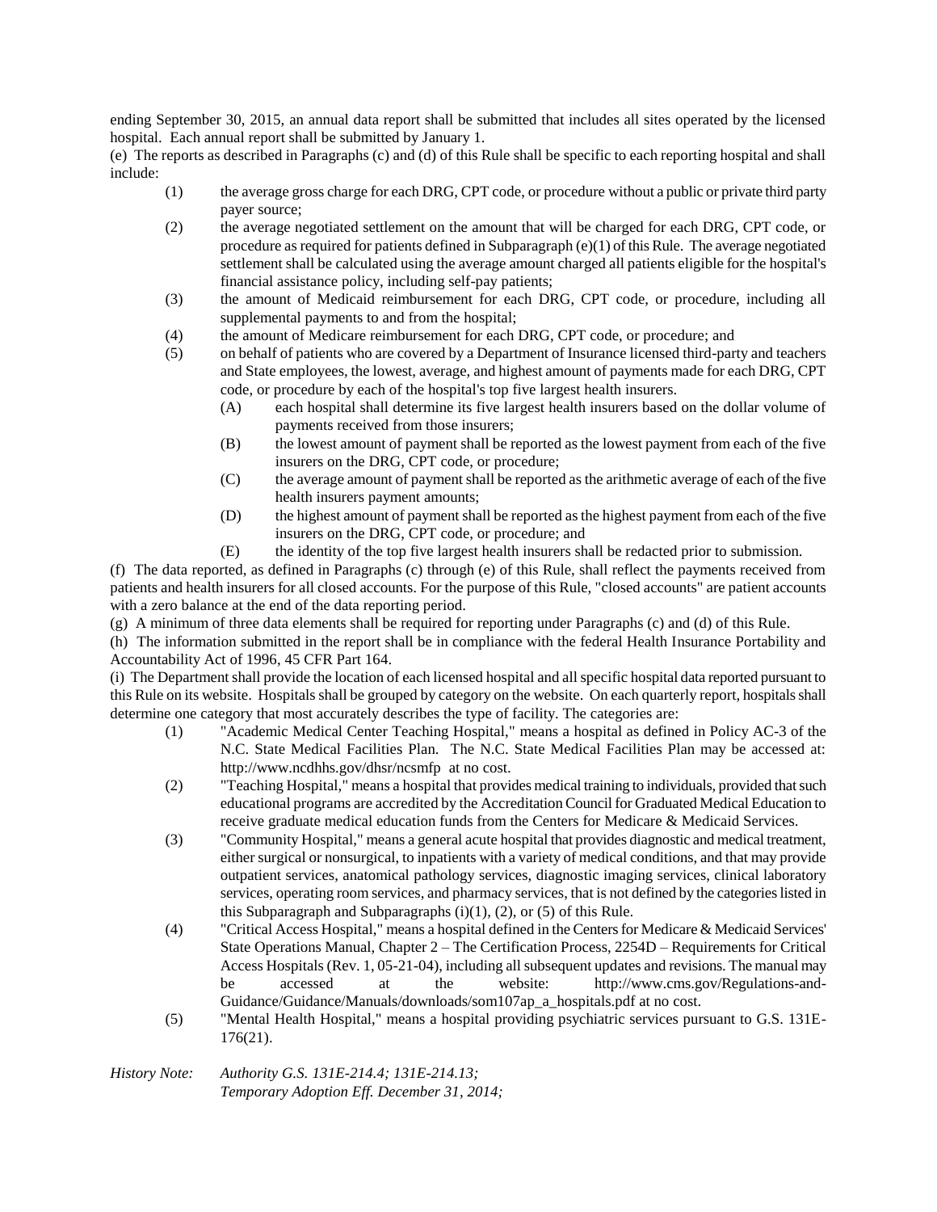ending September 30, 2015, an annual data report shall be submitted that includes all sites operated by the licensed hospital. Each annual report shall be submitted by January 1.

(e) The reports as described in Paragraphs (c) and (d) of this Rule shall be specific to each reporting hospital and shall include:

(1) the average gross charge for each DRG, CPT code, or procedure without a public or private third party payer source;

(2) the average negotiated settlement on the amount that will be charged for each DRG, CPT code, or procedure as required for patients defined in Subparagraph (e)(1) of this Rule. The average negotiated settlement shall be calculated using the average amount charged all patients eligible for the hospital's financial assistance policy, including self-pay patients;

(3) the amount of Medicaid reimbursement for each DRG, CPT code, or procedure, including all supplemental payments to and from the hospital;

(4) the amount of Medicare reimbursement for each DRG, CPT code, or procedure; and

(5) on behalf of patients who are covered by a Department of Insurance licensed third-party and teachers and State employees, the lowest, average, and highest amount of payments made for each DRG, CPT code, or procedure by each of the hospital's top five largest health insurers.

(A) each hospital shall determine its five largest health insurers based on the dollar volume of payments received from those insurers;

(B) the lowest amount of payment shall be reported as the lowest payment from each of the five insurers on the DRG, CPT code, or procedure;

(C) the average amount of payment shall be reported as the arithmetic average of each of the five health insurers payment amounts;

(D) the highest amount of payment shall be reported as the highest payment from each of the five insurers on the DRG, CPT code, or procedure; and

(E) the identity of the top five largest health insurers shall be redacted prior to submission.

(f) The data reported, as defined in Paragraphs (c) through (e) of this Rule, shall reflect the payments received from patients and health insurers for all closed accounts. For the purpose of this Rule, "closed accounts" are patient accounts with a zero balance at the end of the data reporting period.

(g) A minimum of three data elements shall be required for reporting under Paragraphs (c) and (d) of this Rule.

(h) The information submitted in the report shall be in compliance with the federal Health Insurance Portability and Accountability Act of 1996, 45 CFR Part 164.

(i) The Department shall provide the location of each licensed hospital and all specific hospital data reported pursuant to this Rule on its website. Hospitals shall be grouped by category on the website. On each quarterly report, hospitals shall determine one category that most accurately describes the type of facility. The categories are:

(1) "Academic Medical Center Teaching Hospital," means a hospital as defined in Policy AC-3 of the N.C. State Medical Facilities Plan. The N.C. State Medical Facilities Plan may be accessed at: http://www.ncdhhs.gov/dhsr/ncsmfp at no cost.

(2) "Teaching Hospital," means a hospital that provides medical training to individuals, provided that such educational programs are accredited by the Accreditation Council for Graduate Medical Education to receive graduate medical education funds from the Centers for Medicare & Medicaid Services.

(3) "Community Hospital," means a general acute hospital that provides diagnostic and medical treatment, either surgical or nonsurgical, to inpatients with a variety of medical conditions, and that may provide outpatient services, anatomical pathology services, diagnostic imaging services, clinical laboratory services, operating room services, and pharmacy services, that is not defined by the categories listed in this Subparagraph and Subparagraphs (i)(1), (2), or (5) of this Rule.

(4) "Critical Access Hospital," means a hospital defined in the Centers for Medicare & Medicaid Services' State Operations Manual, Chapter 2 – The Certification Process, 2254D – Requirements for Critical Access Hospitals (Rev. 1, 05-21-04), including all subsequent updates and revisions. The manual may be accessed at the website: http://www.cms.gov/Regulations-and-Guidance/Guidance/Manuals/downloads/som107ap_a_hospitals.pdf at no cost.

(5) "Mental Health Hospital," means a hospital providing psychiatric services pursuant to G.S. 131E-176(21).

*History Note: Authority G.S. 131E-214.4; 131E-214.13;*
*Temporary Adoption Eff. December 31, 2014;*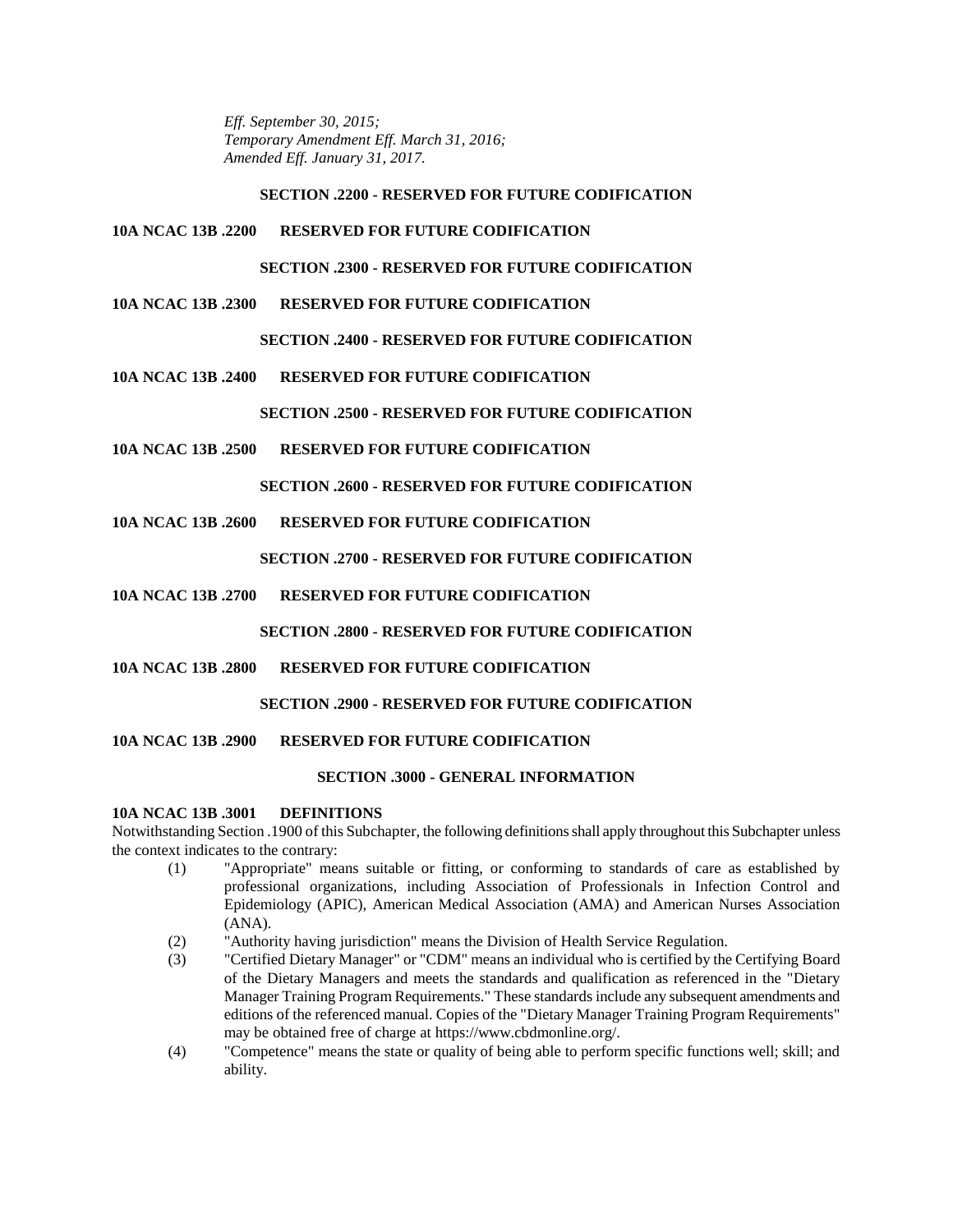*Eff. September 30, 2015;*
*Temporary Amendment Eff. March 31, 2016;*
*Amended Eff. January 31, 2017.*

## SECTION .2200 - RESERVED FOR FUTURE CODIFICATION

**10A NCAC 13B .2200 RESERVED FOR FUTURE CODIFICATION**

## SECTION .2300 - RESERVED FOR FUTURE CODIFICATION

**10A NCAC 13B .2300 RESERVED FOR FUTURE CODIFICATION**

## SECTION .2400 - RESERVED FOR FUTURE CODIFICATION

**10A NCAC 13B .2400 RESERVED FOR FUTURE CODIFICATION**

## SECTION .2500 - RESERVED FOR FUTURE CODIFICATION

**10A NCAC 13B .2500 RESERVED FOR FUTURE CODIFICATION**

## SECTION .2600 - RESERVED FOR FUTURE CODIFICATION

**10A NCAC 13B .2600 RESERVED FOR FUTURE CODIFICATION**

## SECTION .2700 - RESERVED FOR FUTURE CODIFICATION

**10A NCAC 13B .2700 RESERVED FOR FUTURE CODIFICATION**

## SECTION .2800 - RESERVED FOR FUTURE CODIFICATION

**10A NCAC 13B .2800 RESERVED FOR FUTURE CODIFICATION**

## SECTION .2900 - RESERVED FOR FUTURE CODIFICATION

**10A NCAC 13B .2900 RESERVED FOR FUTURE CODIFICATION**

## SECTION .3000 - GENERAL INFORMATION

**10A NCAC 13B .3001 DEFINITIONS**

Notwithstanding Section .1900 of this Subchapter, the following definitions shall apply throughout this Subchapter unless the context indicates to the contrary:

(1) "Appropriate" means suitable or fitting, or conforming to standards of care as established by professional organizations, including Association of Professionals in Infection Control and Epidemiology (APIC), American Medical Association (AMA) and American Nurses Association (ANA).

(2) "Authority having jurisdiction" means the Division of Health Service Regulation.

(3) "Certified Dietary Manager" or "CDM" means an individual who is certified by the Certifying Board of the Dietary Managers and meets the standards and qualification as referenced in the "Dietary Manager Training Program Requirements." These standards include any subsequent amendments and editions of the referenced manual. Copies of the "Dietary Manager Training Program Requirements" may be obtained free of charge at https://www.cbdmonline.org/.

(4) "Competence" means the state or quality of being able to perform specific functions well; skill; and ability.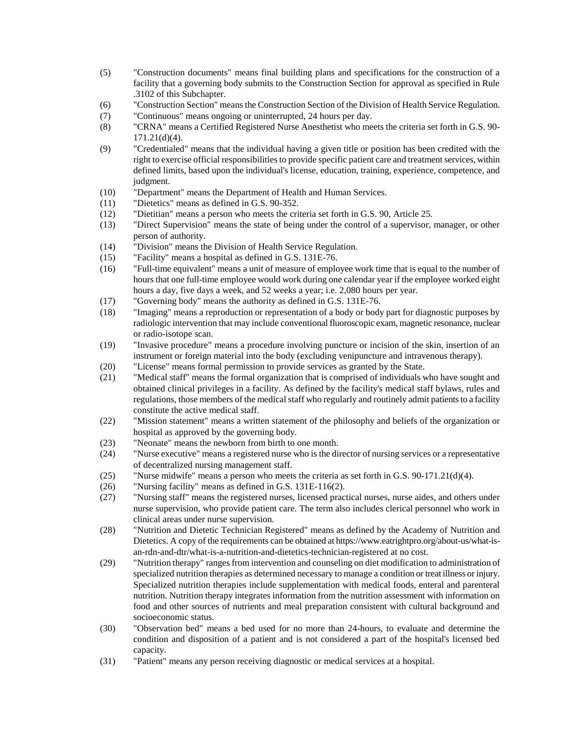(5) "Construction documents" means final building plans and specifications for the construction of a facility that a governing body submits to the Construction Section for approval as specified in Rule .3102 of this Subchapter.

(6) "Construction Section" means the Construction Section of the Division of Health Service Regulation.

(7) "Continuous" means ongoing or uninterrupted, 24 hours per day.

(8) "CRNA" means a Certified Registered Nurse Anesthetist who meets the criteria set forth in G.S. 90-171.21(d)(4).

(9) "Credentialed" means that the individual having a given title or position has been credited with the right to exercise official responsibilities to provide specific patient care and treatment services, within defined limits, based upon the individual's license, education, training, experience, competence, and judgment.

(10) "Department" means the Department of Health and Human Services.

(11) "Dietetics" means as defined in G.S. 90-352.

(12) "Dietitian" means a person who meets the criteria set forth in G.S. 90, Article 25.

(13) "Direct Supervision" means the state of being under the control of a supervisor, manager, or other person of authority.

(14) "Division" means the Division of Health Service Regulation.

(15) "Facility" means a hospital as defined in G.S. 131E-76.

(16) "Full-time equivalent" means a unit of measure of employee work time that is equal to the number of hours that one full-time employee would work during one calendar year if the employee worked eight hours a day, five days a week, and 52 weeks a year; i.e. 2,080 hours per year.

(17) "Governing body" means the authority as defined in G.S. 131E-76.

(18) "Imaging" means a reproduction or representation of a body or body part for diagnostic purposes by radiologic intervention that may include conventional fluoroscopic exam, magnetic resonance, nuclear or radio-isotope scan.

(19) "Invasive procedure" means a procedure involving puncture or incision of the skin, insertion of an instrument or foreign material into the body (excluding venipuncture and intravenous therapy).

(20) "License" means formal permission to provide services as granted by the State.

(21) "Medical staff" means the formal organization that is comprised of individuals who have sought and obtained clinical privileges in a facility. As defined by the facility's medical staff bylaws, rules and regulations, those members of the medical staff who regularly and routinely admit patients to a facility constitute the active medical staff.

(22) "Mission statement" means a written statement of the philosophy and beliefs of the organization or hospital as approved by the governing body.

(23) "Neonate" means the newborn from birth to one month.

(24) "Nurse executive" means a registered nurse who is the director of nursing services or a representative of decentralized nursing management staff.

(25) "Nurse midwife" means a person who meets the criteria as set forth in G.S. 90-171.21(d)(4).

(26) "Nursing facility" means as defined in G.S. 131E-116(2).

(27) "Nursing staff" means the registered nurses, licensed practical nurses, nurse aides, and others under nurse supervision, who provide patient care. The term also includes clerical personnel who work in clinical areas under nurse supervision.

(28) "Nutrition and Dietetic Technician Registered" means as defined by the Academy of Nutrition and Dietetics. A copy of the requirements can be obtained at https://www.eatrightpro.org/about-us/what-is-an-rdn-and-dtr/what-is-a-nutrition-and-dietetics-technician-registered at no cost.

(29) "Nutrition therapy" ranges from intervention and counseling on diet modification to administration of specialized nutrition therapies as determined necessary to manage a condition or treat illness or injury. Specialized nutrition therapies include supplementation with medical foods, enteral and parenteral nutrition. Nutrition therapy integrates information from the nutrition assessment with information on food and other sources of nutrients and meal preparation consistent with cultural background and socioeconomic status.

(30) "Observation bed" means a bed used for no more than 24-hours, to evaluate and determine the condition and disposition of a patient and is not considered a part of the hospital's licensed bed capacity.

(31) "Patient" means any person receiving diagnostic or medical services at a hospital.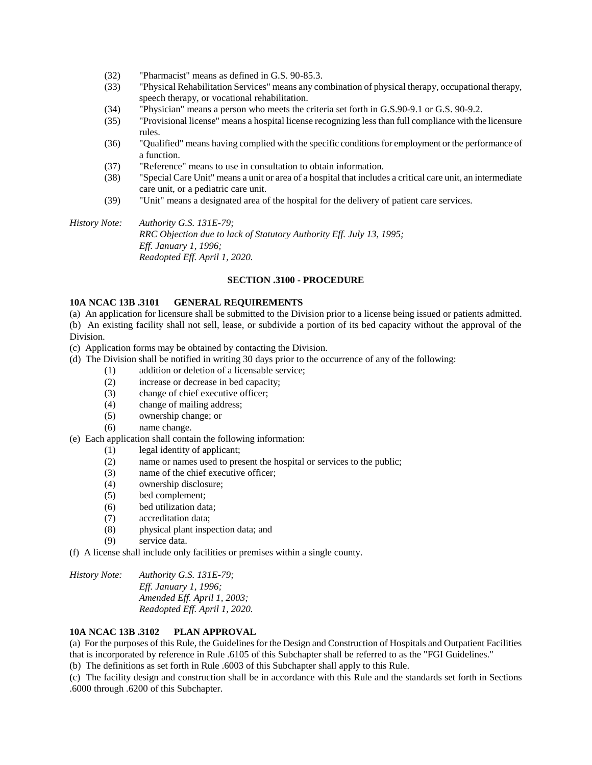(32) "Pharmacist" means as defined in G.S. 90-85.3.

(33) "Physical Rehabilitation Services" means any combination of physical therapy, occupational therapy, speech therapy, or vocational rehabilitation.

(34) "Physician" means a person who meets the criteria set forth in G.S.90-9.1 or G.S. 90-9.2.

(35) "Provisional license" means a hospital license recognizing less than full compliance with the licensure rules.

(36) "Qualified" means having complied with the specific conditions for employment or the performance of a function.

(37) "Reference" means to use in consultation to obtain information.

(38) "Special Care Unit" means a unit or area of a hospital that includes a critical care unit, an intermediate care unit, or a pediatric care unit.

(39) "Unit" means a designated area of the hospital for the delivery of patient care services.

*History Note: Authority G.S. 131E-79;*
*RRC Objection due to lack of Statutory Authority Eff. July 13, 1995;*
*Eff. January 1, 1996;*
*Readopted Eff. April 1, 2020.*

## SECTION .3100 - PROCEDURE

### 10A NCAC 13B .3101 GENERAL REQUIREMENTS

(a) An application for licensure shall be submitted to the Division prior to a license being issued or patients admitted.

(b) An existing facility shall not sell, lease, or subdivide a portion of its bed capacity without the approval of the Division.

(c) Application forms may be obtained by contacting the Division.

(d) The Division shall be notified in writing 30 days prior to the occurrence of any of the following:

(1) addition or deletion of a licensable service;
(2) increase or decrease in bed capacity;
(3) change of chief executive officer;
(4) change of mailing address;
(5) ownership change; or
(6) name change.

(e) Each application shall contain the following information:

(1) legal identity of applicant;
(2) name or names used to present the hospital or services to the public;
(3) name of the chief executive officer;
(4) ownership disclosure;
(5) bed complement;
(6) bed utilization data;
(7) accreditation data;
(8) physical plant inspection data; and
(9) service data.

(f) A license shall include only facilities or premises within a single county.

*History Note: Authority G.S. 131E-79;*
*Eff. January 1, 1996;*
*Amended Eff. April 1, 2003;*
*Readopted Eff. April 1, 2020.*

### 10A NCAC 13B .3102 PLAN APPROVAL

(a) For the purposes of this Rule, the Guidelines for the Design and Construction of Hospitals and Outpatient Facilities that is incorporated by reference in Rule .6105 of this Subchapter shall be referred to as the "FGI Guidelines."

(b) The definitions as set forth in Rule .6003 of this Subchapter shall apply to this Rule.

(c) The facility design and construction shall be in accordance with this Rule and the standards set forth in Sections .6000 through .6200 of this Subchapter.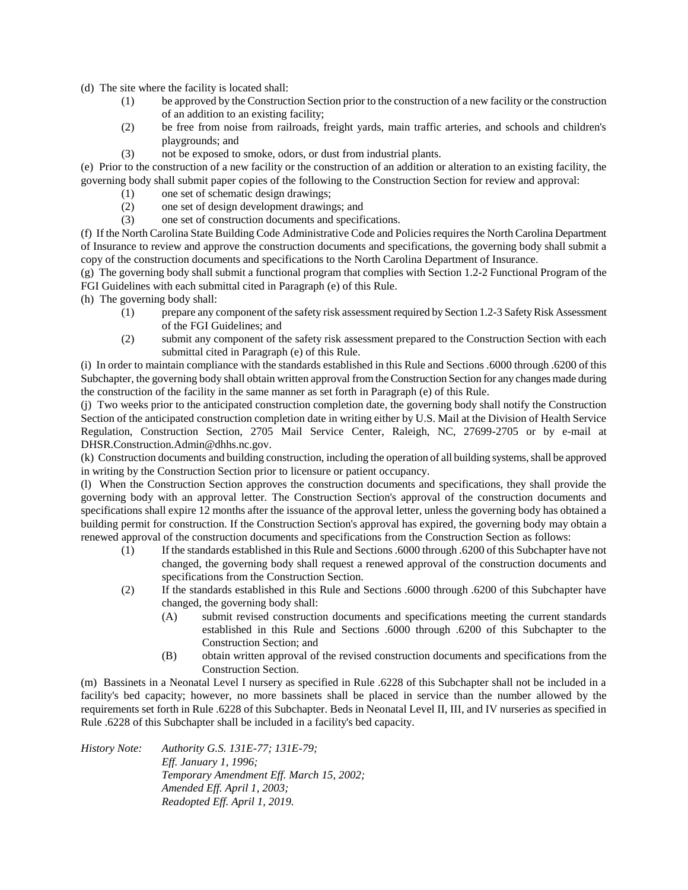(d) The site where the facility is located shall:

- (1) be approved by the Construction Section prior to the construction of a new facility or the construction of an addition to an existing facility;
- (2) be free from noise from railroads, freight yards, main traffic arteries, and schools and children's playgrounds; and
- (3) not be exposed to smoke, odors, or dust from industrial plants.

(e) Prior to the construction of a new facility or the construction of an addition or alteration to an existing facility, the governing body shall submit paper copies of the following to the Construction Section for review and approval:

- (1) one set of schematic design drawings;
- (2) one set of design development drawings; and
- (3) one set of construction documents and specifications.

(f) If the North Carolina State Building Code Administrative Code and Policies requires the North Carolina Department of Insurance to review and approve the construction documents and specifications, the governing body shall submit a copy of the construction documents and specifications to the North Carolina Department of Insurance.

(g) The governing body shall submit a functional program that complies with Section 1.2-2 Functional Program of the FGI Guidelines with each submittal cited in Paragraph (e) of this Rule.

(h) The governing body shall:

- (1) prepare any component of the safety risk assessment required by Section 1.2-3 Safety Risk Assessment of the FGI Guidelines; and
- (2) submit any component of the safety risk assessment prepared to the Construction Section with each submittal cited in Paragraph (e) of this Rule.

(i) In order to maintain compliance with the standards established in this Rule and Sections .6000 through .6200 of this Subchapter, the governing body shall obtain written approval from the Construction Section for any changes made during the construction of the facility in the same manner as set forth in Paragraph (e) of this Rule.

(j) Two weeks prior to the anticipated construction completion date, the governing body shall notify the Construction Section of the anticipated construction completion date in writing either by U.S. Mail at the Division of Health Service Regulation, Construction Section, 2705 Mail Service Center, Raleigh, NC, 27699-2705 or by e-mail at DHSR.Construction.Admin@dhhs.nc.gov.

(k) Construction documents and building construction, including the operation of all building systems, shall be approved in writing by the Construction Section prior to licensure or patient occupancy.

(l) When the Construction Section approves the construction documents and specifications, they shall provide the governing body with an approval letter. The Construction Section's approval of the construction documents and specifications shall expire 12 months after the issuance of the approval letter, unless the governing body has obtained a building permit for construction. If the Construction Section's approval has expired, the governing body may obtain a renewed approval of the construction documents and specifications from the Construction Section as follows:

- (1) If the standards established in this Rule and Sections .6000 through .6200 of this Subchapter have not changed, the governing body shall request a renewed approval of the construction documents and specifications from the Construction Section.
- (2) If the standards established in this Rule and Sections .6000 through .6200 of this Subchapter have changed, the governing body shall:
  - (A) submit revised construction documents and specifications meeting the current standards established in this Rule and Sections .6000 through .6200 of this Subchapter to the Construction Section; and
  - (B) obtain written approval of the revised construction documents and specifications from the Construction Section.

(m) Bassinets in a Neonatal Level I nursery as specified in Rule .6228 of this Subchapter shall not be included in a facility's bed capacity; however, no more bassinets shall be placed in service than the number allowed by the requirements set forth in Rule .6228 of this Subchapter. Beds in Neonatal Level II, III, and IV nurseries as specified in Rule .6228 of this Subchapter shall be included in a facility's bed capacity.

*History Note: Authority G.S. 131E-77; 131E-79;*
*Eff. January 1, 1996;*
*Temporary Amendment Eff. March 15, 2002;*
*Amended Eff. April 1, 2003;*
*Readopted Eff. April 1, 2019.*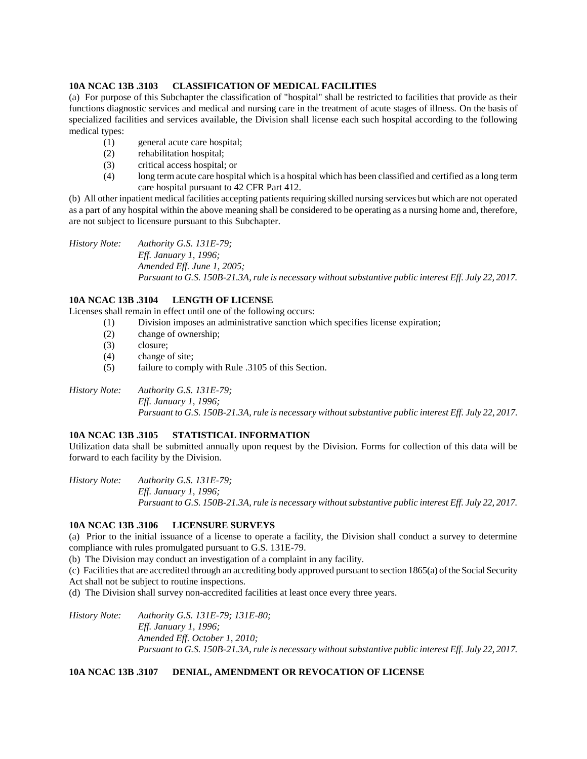**10A NCAC 13B .3103 CLASSIFICATION OF MEDICAL FACILITIES**

(a) For purpose of this Subchapter the classification of "hospital" shall be restricted to facilities that provide as their functions diagnostic services and medical and nursing care in the treatment of acute stages of illness. On the basis of specialized facilities and services available, the Division shall license each such hospital according to the following medical types:

(1) general acute care hospital;
(2) rehabilitation hospital;
(3) critical access hospital; or
(4) long term acute care hospital which is a hospital which has been classified and certified as a long term care hospital pursuant to 42 CFR Part 412.

(b) All other inpatient medical facilities accepting patients requiring skilled nursing services but which are not operated as a part of any hospital within the above meaning shall be considered to be operating as a nursing home and, therefore, are not subject to licensure pursuant to this Subchapter.

*History Note: Authority G.S. 131E-79;*
*Eff. January 1, 1996;*
*Amended Eff. June 1, 2005;*
*Pursuant to G.S. 150B-21.3A, rule is necessary without substantive public interest Eff. July 22, 2017.*

**10A NCAC 13B .3104 LENGTH OF LICENSE**

Licenses shall remain in effect until one of the following occurs:

(1) Division imposes an administrative sanction which specifies license expiration;
(2) change of ownership;
(3) closure;
(4) change of site;
(5) failure to comply with Rule .3105 of this Section.

*History Note: Authority G.S. 131E-79;*
*Eff. January 1, 1996;*
*Pursuant to G.S. 150B-21.3A, rule is necessary without substantive public interest Eff. July 22, 2017.*

**10A NCAC 13B .3105 STATISTICAL INFORMATION**

Utilization data shall be submitted annually upon request by the Division. Forms for collection of this data will be forward to each facility by the Division.

*History Note: Authority G.S. 131E-79;*
*Eff. January 1, 1996;*
*Pursuant to G.S. 150B-21.3A, rule is necessary without substantive public interest Eff. July 22, 2017.*

**10A NCAC 13B .3106 LICENSURE SURVEYS**

(a) Prior to the initial issuance of a license to operate a facility, the Division shall conduct a survey to determine compliance with rules promulgated pursuant to G.S. 131E-79.

(b) The Division may conduct an investigation of a complaint in any facility.

(c) Facilities that are accredited through an accrediting body approved pursuant to section 1865(a) of the Social Security Act shall not be subject to routine inspections.

(d) The Division shall survey non-accredited facilities at least once every three years.

*History Note: Authority G.S. 131E-79; 131E-80;*
*Eff. January 1, 1996;*
*Amended Eff. October 1, 2010;*
*Pursuant to G.S. 150B-21.3A, rule is necessary without substantive public interest Eff. July 22, 2017.*

**10A NCAC 13B .3107 DENIAL, AMENDMENT OR REVOCATION OF LICENSE**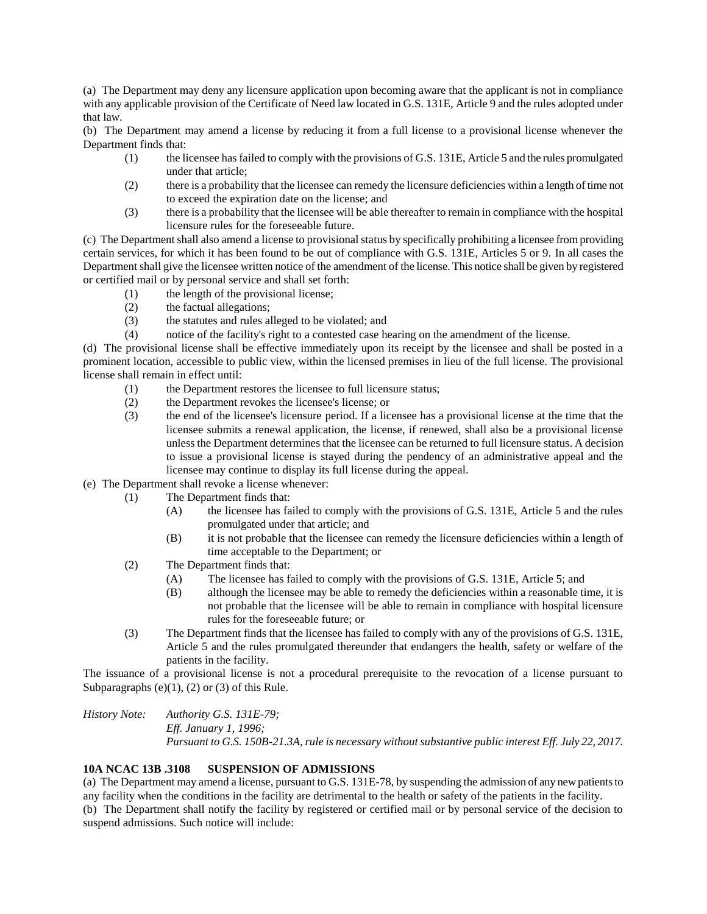(a) The Department may deny any licensure application upon becoming aware that the applicant is not in compliance with any applicable provision of the Certificate of Need law located in G.S. 131E, Article 9 and the rules adopted under that law.

(b) The Department may amend a license by reducing it from a full license to a provisional license whenever the Department finds that:

(1) the licensee has failed to comply with the provisions of G.S. 131E, Article 5 and the rules promulgated under that article;

(2) there is a probability that the licensee can remedy the licensure deficiencies within a length of time not to exceed the expiration date on the license; and

(3) there is a probability that the licensee will be able thereafter to remain in compliance with the hospital licensure rules for the foreseeable future.

(c) The Department shall also amend a license to provisional status by specifically prohibiting a licensee from providing certain services, for which it has been found to be out of compliance with G.S. 131E, Articles 5 or 9. In all cases the Department shall give the licensee written notice of the amendment of the license. This notice shall be given by registered or certified mail or by personal service and shall set forth:

(1) the length of the provisional license;

(2) the factual allegations;

(3) the statutes and rules alleged to be violated; and

(4) notice of the facility's right to a contested case hearing on the amendment of the license.

(d) The provisional license shall be effective immediately upon its receipt by the licensee and shall be posted in a prominent location, accessible to public view, within the licensed premises in lieu of the full license. The provisional license shall remain in effect until:

(1) the Department restores the licensee to full licensure status;

(2) the Department revokes the licensee's license; or

(3) the end of the licensee's licensure period. If a licensee has a provisional license at the time that the licensee submits a renewal application, the license, if renewed, shall also be a provisional license unless the Department determines that the licensee can be returned to full licensure status. A decision to issue a provisional license is stayed during the pendency of an administrative appeal and the licensee may continue to display its full license during the appeal.

(e) The Department shall revoke a license whenever:

(1) The Department finds that:

(A) the licensee has failed to comply with the provisions of G.S. 131E, Article 5 and the rules promulgated under that article; and

(B) it is not probable that the licensee can remedy the licensure deficiencies within a length of time acceptable to the Department; or

(2) The Department finds that:

(A) The licensee has failed to comply with the provisions of G.S. 131E, Article 5; and

(B) although the licensee may be able to remedy the deficiencies within a reasonable time, it is not probable that the licensee will be able to remain in compliance with hospital licensure rules for the foreseeable future; or

(3) The Department finds that the licensee has failed to comply with any of the provisions of G.S. 131E, Article 5 and the rules promulgated thereunder that endangers the health, safety or welfare of the patients in the facility.

The issuance of a provisional license is not a procedural prerequisite to the revocation of a license pursuant to Subparagraphs (e)(1), (2) or (3) of this Rule.

*History Note: Authority G.S. 131E-79;*
*Eff. January 1, 1996;*
*Pursuant to G.S. 150B-21.3A, rule is necessary without substantive public interest Eff. July 22, 2017.*

**10A NCAC 13B .3108 SUSPENSION OF ADMISSIONS**

(a) The Department may amend a license, pursuant to G.S. 131E-78, by suspending the admission of any new patients to any facility when the conditions in the facility are detrimental to the health or safety of the patients in the facility.

(b) The Department shall notify the facility by registered or certified mail or by personal service of the decision to suspend admissions. Such notice will include: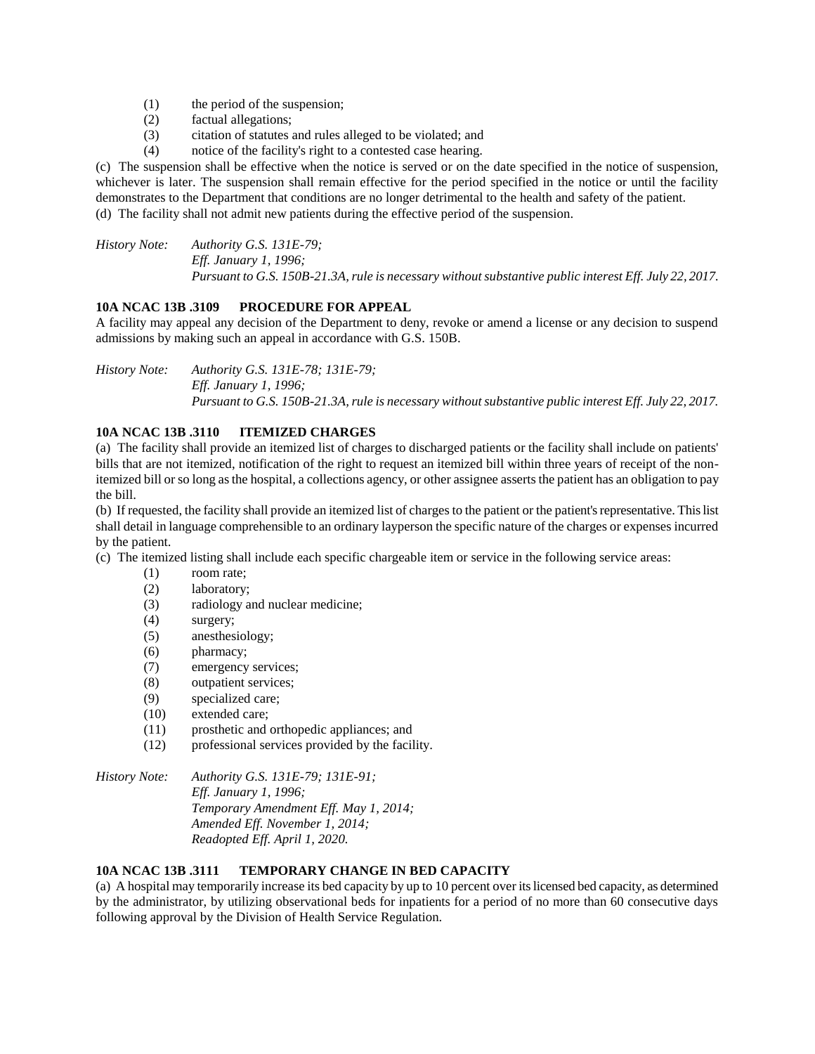(1) the period of the suspension;
(2) factual allegations;
(3) citation of statutes and rules alleged to be violated; and
(4) notice of the facility's right to a contested case hearing.

(c) The suspension shall be effective when the notice is served or on the date specified in the notice of suspension, whichever is later. The suspension shall remain effective for the period specified in the notice or until the facility demonstrates to the Department that conditions are no longer detrimental to the health and safety of the patient.
(d) The facility shall not admit new patients during the effective period of the suspension.

*History Note: Authority G.S. 131E-79;*
*Eff. January 1, 1996;*
*Pursuant to G.S. 150B-21.3A, rule is necessary without substantive public interest Eff. July 22, 2017.*

**10A NCAC 13B .3109 PROCEDURE FOR APPEAL**

A facility may appeal any decision of the Department to deny, revoke or amend a license or any decision to suspend admissions by making such an appeal in accordance with G.S. 150B.

*History Note: Authority G.S. 131E-78; 131E-79;*
*Eff. January 1, 1996;*
*Pursuant to G.S. 150B-21.3A, rule is necessary without substantive public interest Eff. July 22, 2017.*

**10A NCAC 13B .3110 ITEMIZED CHARGES**

(a) The facility shall provide an itemized list of charges to discharged patients or the facility shall include on patients' bills that are not itemized, notification of the right to request an itemized bill within three years of receipt of the non-itemized bill or so long as the hospital, a collections agency, or other assignee asserts the patient has an obligation to pay the bill.
(b) If requested, the facility shall provide an itemized list of charges to the patient or the patient's representative. This list shall detail in language comprehensible to an ordinary layperson the specific nature of the charges or expenses incurred by the patient.
(c) The itemized listing shall include each specific chargeable item or service in the following service areas:

(1) room rate;
(2) laboratory;
(3) radiology and nuclear medicine;
(4) surgery;
(5) anesthesiology;
(6) pharmacy;
(7) emergency services;
(8) outpatient services;
(9) specialized care;
(10) extended care;
(11) prosthetic and orthopedic appliances; and
(12) professional services provided by the facility.

*History Note: Authority G.S. 131E-79; 131E-91;*
*Eff. January 1, 1996;*
*Temporary Amendment Eff. May 1, 2014;*
*Amended Eff. November 1, 2014;*
*Readopted Eff. April 1, 2020.*

**10A NCAC 13B .3111 TEMPORARY CHANGE IN BED CAPACITY**

(a) A hospital may temporarily increase its bed capacity by up to 10 percent over its licensed bed capacity, as determined by the administrator, by utilizing observational beds for inpatients for a period of no more than 60 consecutive days following approval by the Division of Health Service Regulation.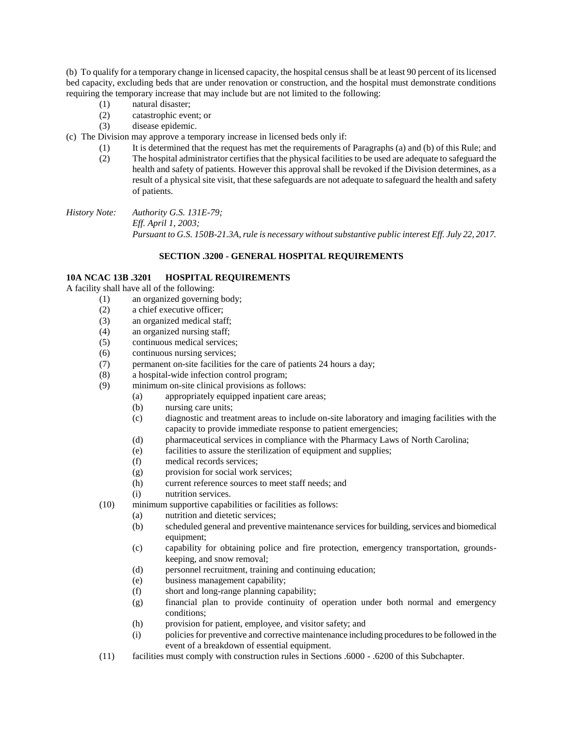(b) To qualify for a temporary change in licensed capacity, the hospital census shall be at least 90 percent of its licensed bed capacity, excluding beds that are under renovation or construction, and the hospital must demonstrate conditions requiring the temporary increase that may include but are not limited to the following:

- (1) natural disaster;
- (2) catastrophic event; or
- (3) disease epidemic.

(c) The Division may approve a temporary increase in licensed beds only if:

- (1) It is determined that the request has met the requirements of Paragraphs (a) and (b) of this Rule; and
- (2) The hospital administrator certifies that the physical facilities to be used are adequate to safeguard the health and safety of patients. However this approval shall be revoked if the Division determines, as a result of a physical site visit, that these safeguards are not adequate to safeguard the health and safety of patients.

*History Note: Authority G.S. 131E-79;*
*Eff. April 1, 2003;*
*Pursuant to G.S. 150B-21.3A, rule is necessary without substantive public interest Eff. July 22, 2017.*

## SECTION .3200 - GENERAL HOSPITAL REQUIREMENTS

### 10A NCAC 13B .3201 HOSPITAL REQUIREMENTS

A facility shall have all of the following:

- (1) an organized governing body;
- (2) a chief executive officer;
- (3) an organized medical staff;
- (4) an organized nursing staff;
- (5) continuous medical services;
- (6) continuous nursing services;
- (7) permanent on-site facilities for the care of patients 24 hours a day;
- (8) a hospital-wide infection control program;
- (9) minimum on-site clinical provisions as follows:
  - (a) appropriately equipped inpatient care areas;
  - (b) nursing care units;
  - (c) diagnostic and treatment areas to include on-site laboratory and imaging facilities with the capacity to provide immediate response to patient emergencies;
  - (d) pharmaceutical services in compliance with the Pharmacy Laws of North Carolina;
  - (e) facilities to assure the sterilization of equipment and supplies;
  - (f) medical records services;
  - (g) provision for social work services;
  - (h) current reference sources to meet staff needs; and
  - (i) nutrition services.
- (10) minimum supportive capabilities or facilities as follows:
  - (a) nutrition and dietetic services;
  - (b) scheduled general and preventive maintenance services for building, services and biomedical equipment;
  - (c) capability for obtaining police and fire protection, emergency transportation, grounds-keeping, and snow removal;
  - (d) personnel recruitment, training and continuing education;
  - (e) business management capability;
  - (f) short and long-range planning capability;
  - (g) financial plan to provide continuity of operation under both normal and emergency conditions;
  - (h) provision for patient, employee, and visitor safety; and
  - (i) policies for preventive and corrective maintenance including procedures to be followed in the event of a breakdown of essential equipment.
- (11) facilities must comply with construction rules in Sections .6000 - .6200 of this Subchapter.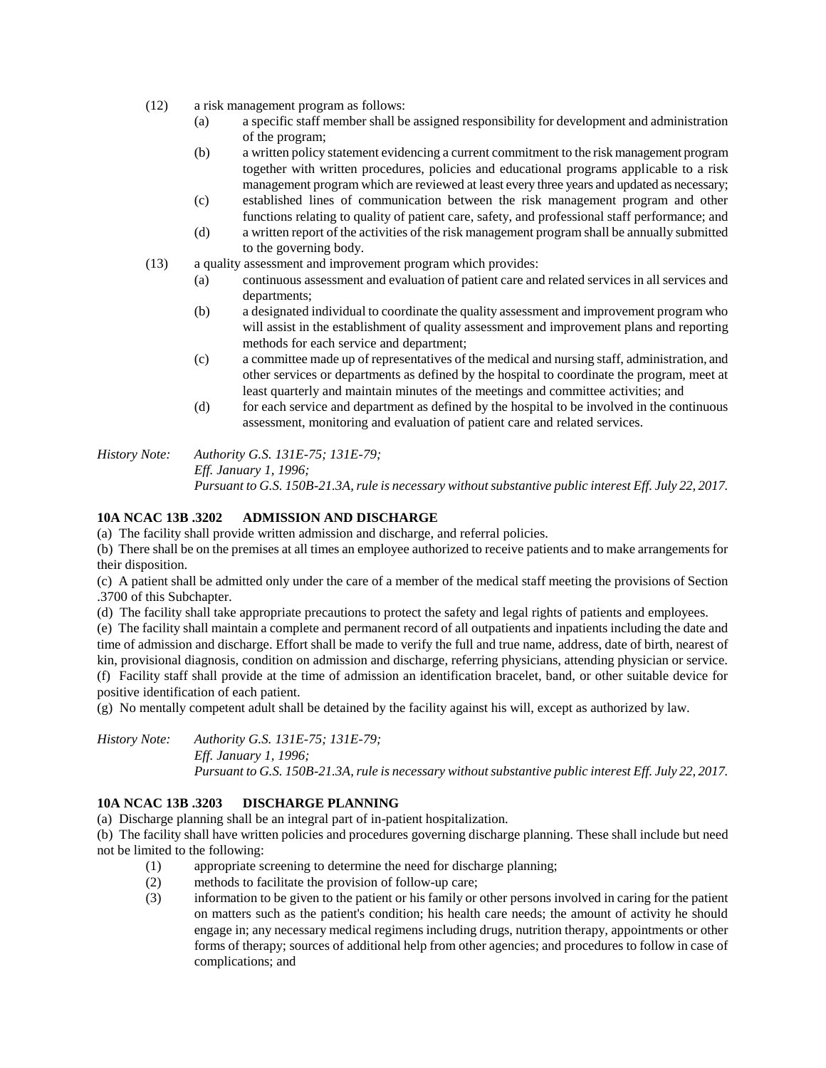(12) a risk management program as follows:

   (a) a specific staff member shall be assigned responsibility for development and administration of the program;

   (b) a written policy statement evidencing a current commitment to the risk management program together with written procedures, policies and educational programs applicable to a risk management program which are reviewed at least every three years and updated as necessary;

   (c) established lines of communication between the risk management program and other functions relating to quality of patient care, safety, and professional staff performance; and

   (d) a written report of the activities of the risk management program shall be annually submitted to the governing body.

(13) a quality assessment and improvement program which provides:

   (a) continuous assessment and evaluation of patient care and related services in all services and departments;

   (b) a designated individual to coordinate the quality assessment and improvement program who will assist in the establishment of quality assessment and improvement plans and reporting methods for each service and department;

   (c) a committee made up of representatives of the medical and nursing staff, administration, and other services or departments as defined by the hospital to coordinate the program, meet at least quarterly and maintain minutes of the meetings and committee activities; and

   (d) for each service and department as defined by the hospital to be involved in the continuous assessment, monitoring and evaluation of patient care and related services.

*History Note: Authority G.S. 131E-75; 131E-79;*
*Eff. January 1, 1996;*
*Pursuant to G.S. 150B-21.3A, rule is necessary without substantive public interest Eff. July 22, 2017.*

**10A NCAC 13B .3202 ADMISSION AND DISCHARGE**

(a) The facility shall provide written admission and discharge, and referral policies.

(b) There shall be on the premises at all times an employee authorized to receive patients and to make arrangements for their disposition.

(c) A patient shall be admitted only under the care of a member of the medical staff meeting the provisions of Section .3700 of this Subchapter.

(d) The facility shall take appropriate precautions to protect the safety and legal rights of patients and employees.

(e) The facility shall maintain a complete and permanent record of all outpatients and inpatients including the date and time of admission and discharge. Effort shall be made to verify the full and true name, address, date of birth, nearest of kin, provisional diagnosis, condition on admission and discharge, referring physicians, attending physician or service.

(f) Facility staff shall provide at the time of admission an identification bracelet, band, or other suitable device for positive identification of each patient.

(g) No mentally competent adult shall be detained by the facility against his will, except as authorized by law.

*History Note: Authority G.S. 131E-75; 131E-79;*
*Eff. January 1, 1996;*
*Pursuant to G.S. 150B-21.3A, rule is necessary without substantive public interest Eff. July 22, 2017.*

**10A NCAC 13B .3203 DISCHARGE PLANNING**

(a) Discharge planning shall be an integral part of in-patient hospitalization.

(b) The facility shall have written policies and procedures governing discharge planning. These shall include but need not be limited to the following:

(1) appropriate screening to determine the need for discharge planning;

(2) methods to facilitate the provision of follow-up care;

(3) information to be given to the patient or his family or other persons involved in caring for the patient on matters such as the patient's condition; his health care needs; the amount of activity he should engage in; any necessary medical regimens including drugs, nutrition therapy, appointments or other forms of therapy; sources of additional help from other agencies; and procedures to follow in case of complications; and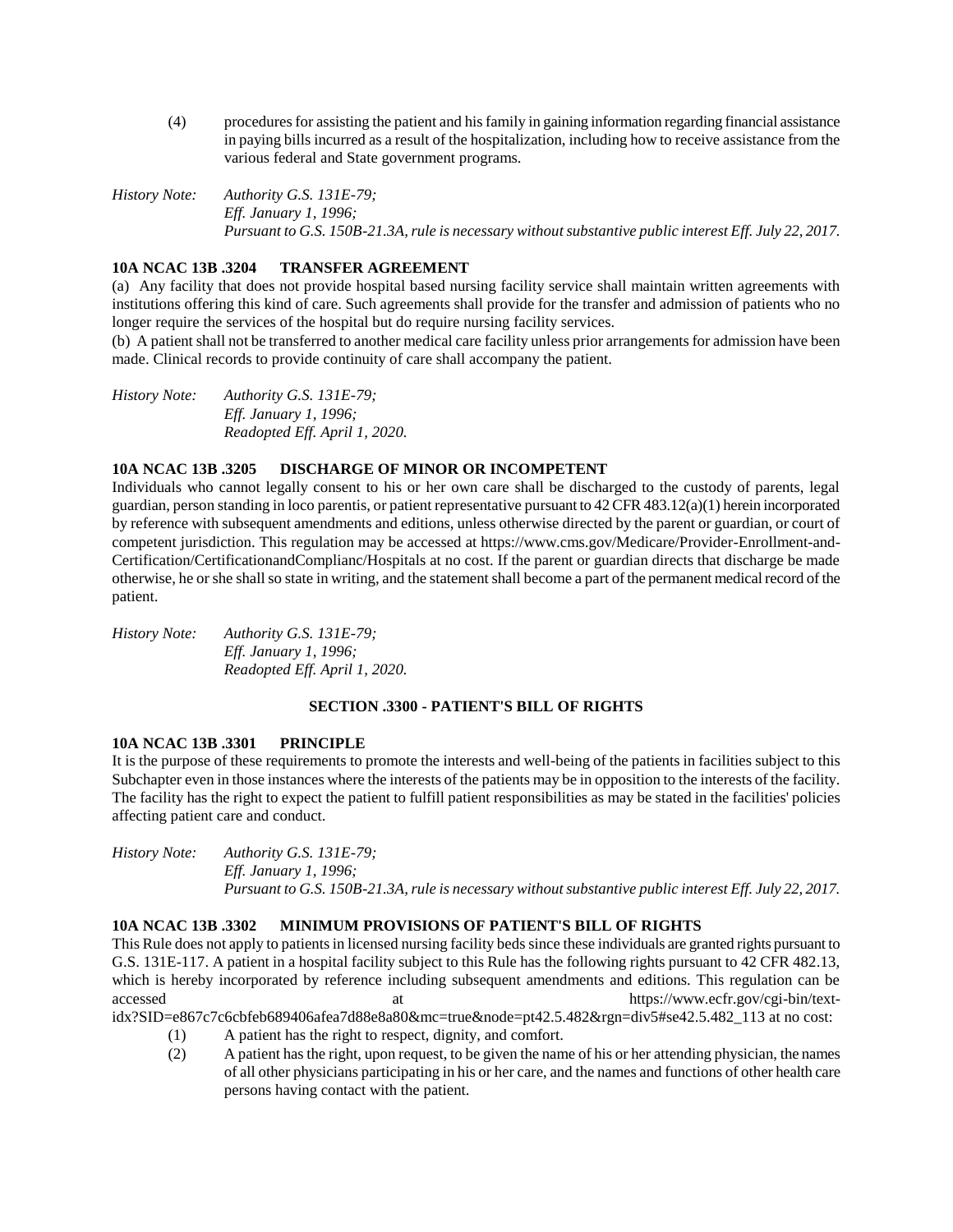(4) procedures for assisting the patient and his family in gaining information regarding financial assistance in paying bills incurred as a result of the hospitalization, including how to receive assistance from the various federal and State government programs.

*History Note: Authority G.S. 131E-79;*
*Eff. January 1, 1996;*
*Pursuant to G.S. 150B-21.3A, rule is necessary without substantive public interest Eff. July 22, 2017.*

**10A NCAC 13B .3204 TRANSFER AGREEMENT**

(a) Any facility that does not provide hospital based nursing facility service shall maintain written agreements with institutions offering this kind of care. Such agreements shall provide for the transfer and admission of patients who no longer require the services of the hospital but do require nursing facility services.

(b) A patient shall not be transferred to another medical care facility unless prior arrangements for admission have been made. Clinical records to provide continuity of care shall accompany the patient.

*History Note: Authority G.S. 131E-79;*
*Eff. January 1, 1996;*
*Readopted Eff. April 1, 2020.*

**10A NCAC 13B .3205 DISCHARGE OF MINOR OR INCOMPETENT**

Individuals who cannot legally consent to his or her own care shall be discharged to the custody of parents, legal guardian, person standing in loco parentis, or patient representative pursuant to 42 CFR 483.12(a)(1) herein incorporated by reference with subsequent amendments and editions, unless otherwise directed by the parent or guardian, or court of competent jurisdiction. This regulation may be accessed at https://www.cms.gov/Medicare/Provider-Enrollment-and-Certification/CertificationandComplianc/Hospitals at no cost. If the parent or guardian directs that discharge be made otherwise, he or she shall so state in writing, and the statement shall become a part of the permanent medical record of the patient.

*History Note: Authority G.S. 131E-79;*
*Eff. January 1, 1996;*
*Readopted Eff. April 1, 2020.*

## SECTION .3300 - PATIENT'S BILL OF RIGHTS

**10A NCAC 13B .3301 PRINCIPLE**

It is the purpose of these requirements to promote the interests and well-being of the patients in facilities subject to this Subchapter even in those instances where the interests of the patients may be in opposition to the interests of the facility. The facility has the right to expect the patient to fulfill patient responsibilities as may be stated in the facilities' policies affecting patient care and conduct.

*History Note: Authority G.S. 131E-79;*
*Eff. January 1, 1996;*
*Pursuant to G.S. 150B-21.3A, rule is necessary without substantive public interest Eff. July 22, 2017.*

**10A NCAC 13B .3302 MINIMUM PROVISIONS OF PATIENT'S BILL OF RIGHTS**

This Rule does not apply to patients in licensed nursing facility beds since these individuals are granted rights pursuant to G.S. 131E-117. A patient in a hospital facility subject to this Rule has the following rights pursuant to 42 CFR 482.13, which is hereby incorporated by reference including subsequent amendments and editions. This regulation can be accessed at https://www.ecfr.gov/cgi-bin/text-idx?SID=e867c7c6cbfeb689406afea7d88e8a80&mc=true&node=pt42.5.482&rgn=div5#se42.5.482_113 at no cost:

(1) A patient has the right to respect, dignity, and comfort.

(2) A patient has the right, upon request, to be given the name of his or her attending physician, the names of all other physicians participating in his or her care, and the names and functions of other health care persons having contact with the patient.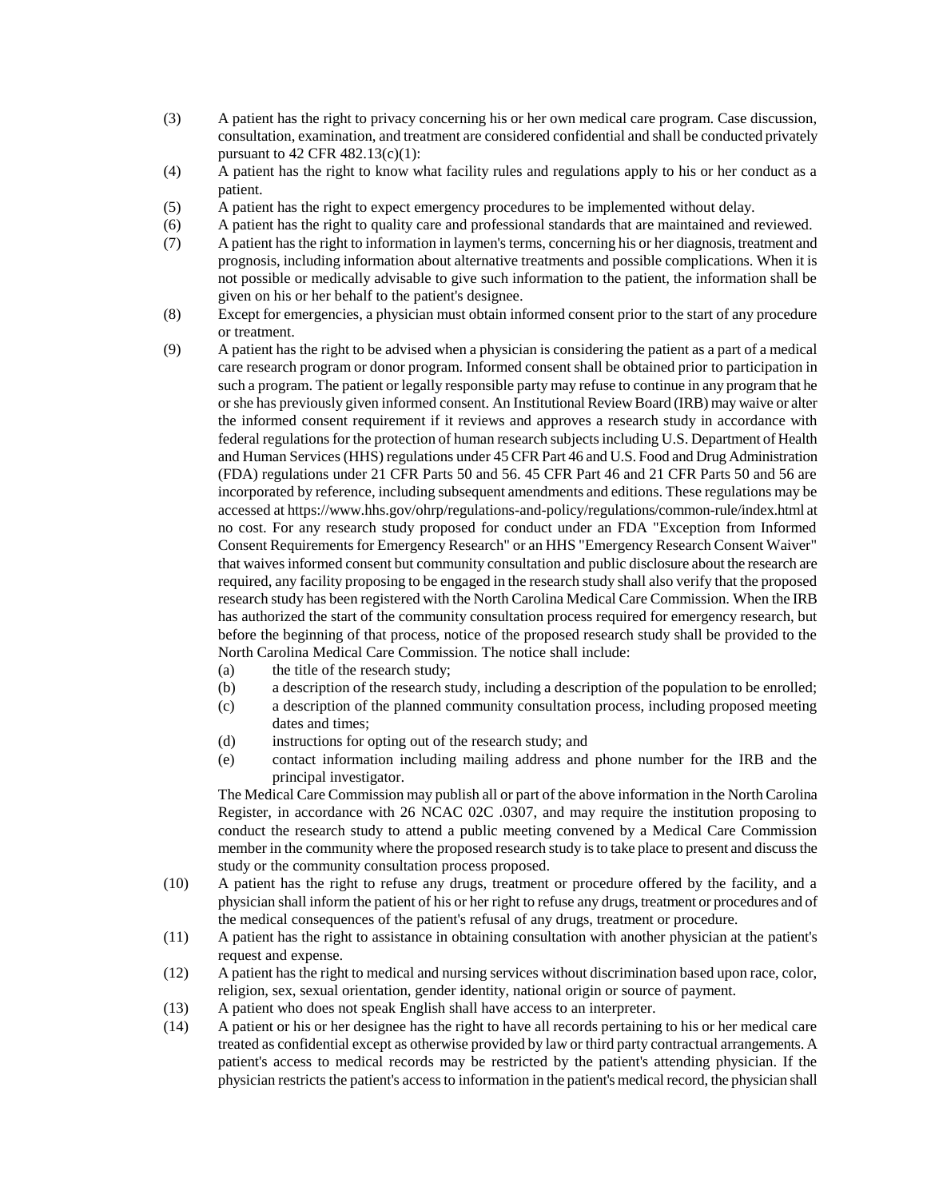(3) A patient has the right to privacy concerning his or her own medical care program. Case discussion, consultation, examination, and treatment are considered confidential and shall be conducted privately pursuant to 42 CFR 482.13(c)(1):

(4) A patient has the right to know what facility rules and regulations apply to his or her conduct as a patient.

(5) A patient has the right to expect emergency procedures to be implemented without delay.

(6) A patient has the right to quality care and professional standards that are maintained and reviewed.

(7) A patient has the right to information in laymen's terms, concerning his or her diagnosis, treatment and prognosis, including information about alternative treatments and possible complications. When it is not possible or medically advisable to give such information to the patient, the information shall be given on his or her behalf to the patient's designee.

(8) Except for emergencies, a physician must obtain informed consent prior to the start of any procedure or treatment.

(9) A patient has the right to be advised when a physician is considering the patient as a part of a medical care research program or donor program. Informed consent shall be obtained prior to participation in such a program. The patient or legally responsible party may refuse to continue in any program that he or she has previously given informed consent. An Institutional Review Board (IRB) may waive or alter the informed consent requirement if it reviews and approves a research study in accordance with federal regulations for the protection of human research subjects including U.S. Department of Health and Human Services (HHS) regulations under 45 CFR Part 46 and U.S. Food and Drug Administration (FDA) regulations under 21 CFR Parts 50 and 56. 45 CFR Part 46 and 21 CFR Parts 50 and 56 are incorporated by reference, including subsequent amendments and editions. These regulations may be accessed at https://www.hhs.gov/ohrp/regulations-and-policy/regulations/common-rule/index.html at no cost. For any research study proposed for conduct under an FDA "Exception from Informed Consent Requirements for Emergency Research" or an HHS "Emergency Research Consent Waiver" that waives informed consent but community consultation and public disclosure about the research are required, any facility proposing to be engaged in the research study shall also verify that the proposed research study has been registered with the North Carolina Medical Care Commission. When the IRB has authorized the start of the community consultation process required for emergency research, but before the beginning of that process, notice of the proposed research study shall be provided to the North Carolina Medical Care Commission. The notice shall include:

   (a) the title of the research study;
   (b) a description of the research study, including a description of the population to be enrolled;
   (c) a description of the planned community consultation process, including proposed meeting dates and times;
   (d) instructions for opting out of the research study; and
   (e) contact information including mailing address and phone number for the IRB and the principal investigator.

   The Medical Care Commission may publish all or part of the above information in the North Carolina Register, in accordance with 26 NCAC 02C .0307, and may require the institution proposing to conduct the research study to attend a public meeting convened by a Medical Care Commission member in the community where the proposed research study is to take place to present and discuss the study or the community consultation process proposed.

(10) A patient has the right to refuse any drugs, treatment or procedure offered by the facility, and a physician shall inform the patient of his or her right to refuse any drugs, treatment or procedures and of the medical consequences of the patient's refusal of any drugs, treatment or procedure.

(11) A patient has the right to assistance in obtaining consultation with another physician at the patient's request and expense.

(12) A patient has the right to medical and nursing services without discrimination based upon race, color, religion, sex, sexual orientation, gender identity, national origin or source of payment.

(13) A patient who does not speak English shall have access to an interpreter.

(14) A patient or his or her designee has the right to have all records pertaining to his or her medical care treated as confidential except as otherwise provided by law or third party contractual arrangements. A patient's access to medical records may be restricted by the patient's attending physician. If the physician restricts the patient's access to information in the patient's medical record, the physician shall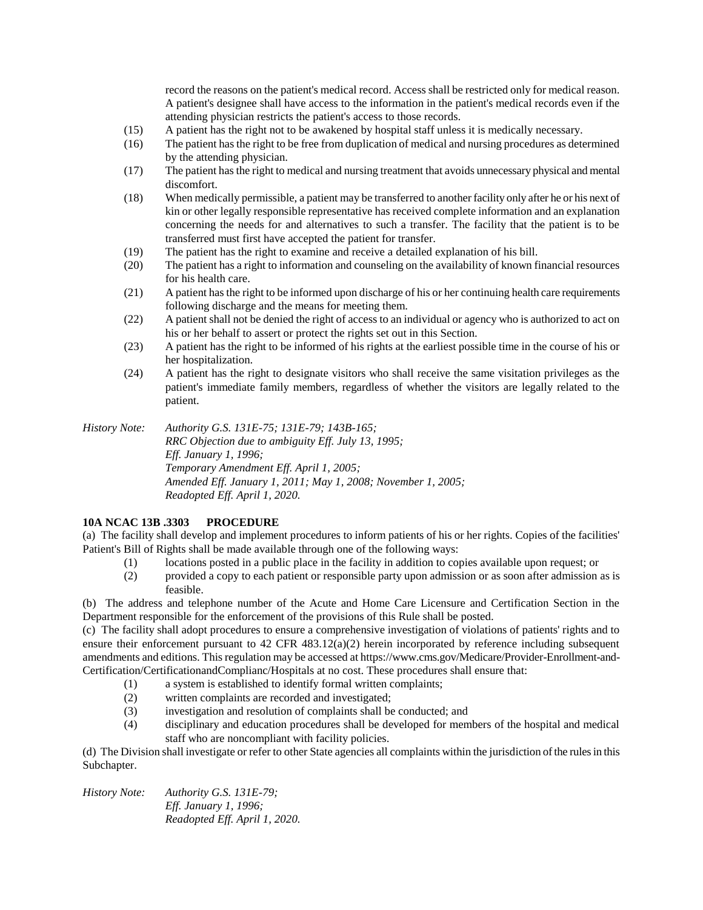record the reasons on the patient's medical record. Access shall be restricted only for medical reason. A patient's designee shall have access to the information in the patient's medical records even if the attending physician restricts the patient's access to those records.

(15) A patient has the right not to be awakened by hospital staff unless it is medically necessary.

(16) The patient has the right to be free from duplication of medical and nursing procedures as determined by the attending physician.

(17) The patient has the right to medical and nursing treatment that avoids unnecessary physical and mental discomfort.

(18) When medically permissible, a patient may be transferred to another facility only after he or his next of kin or other legally responsible representative has received complete information and an explanation concerning the needs for and alternatives to such a transfer. The facility that the patient is to be transferred must first have accepted the patient for transfer.

(19) The patient has the right to examine and receive a detailed explanation of his bill.

(20) The patient has a right to information and counseling on the availability of known financial resources for his health care.

(21) A patient has the right to be informed upon discharge of his or her continuing health care requirements following discharge and the means for meeting them.

(22) A patient shall not be denied the right of access to an individual or agency who is authorized to act on his or her behalf to assert or protect the rights set out in this Section.

(23) A patient has the right to be informed of his rights at the earliest possible time in the course of his or her hospitalization.

(24) A patient has the right to designate visitors who shall receive the same visitation privileges as the patient's immediate family members, regardless of whether the visitors are legally related to the patient.

*History Note: Authority G.S. 131E-75; 131E-79; 143B-165;*
*RRC Objection due to ambiguity Eff. July 13, 1995;*
*Eff. January 1, 1996;*
*Temporary Amendment Eff. April 1, 2005;*
*Amended Eff. January 1, 2011; May 1, 2008; November 1, 2005;*
*Readopted Eff. April 1, 2020.*

**10A NCAC 13B .3303 PROCEDURE**

(a) The facility shall develop and implement procedures to inform patients of his or her rights. Copies of the facilities' Patient's Bill of Rights shall be made available through one of the following ways:

(1) locations posted in a public place in the facility in addition to copies available upon request; or

(2) provided a copy to each patient or responsible party upon admission or as soon after admission as is feasible.

(b) The address and telephone number of the Acute and Home Care Licensure and Certification Section in the Department responsible for the enforcement of the provisions of this Rule shall be posted.

(c) The facility shall adopt procedures to ensure a comprehensive investigation of violations of patients' rights and to ensure their enforcement pursuant to 42 CFR 483.12(a)(2) herein incorporated by reference including subsequent amendments and editions. This regulation may be accessed at https://www.cms.gov/Medicare/Provider-Enrollment-and-Certification/CertificationandComplianc/Hospitals at no cost. These procedures shall ensure that:

(1) a system is established to identify formal written complaints;

(2) written complaints are recorded and investigated;

(3) investigation and resolution of complaints shall be conducted; and

(4) disciplinary and education procedures shall be developed for members of the hospital and medical staff who are noncompliant with facility policies.

(d) The Division shall investigate or refer to other State agencies all complaints within the jurisdiction of the rules in this Subchapter.

*History Note: Authority G.S. 131E-79;*
*Eff. January 1, 1996;*
*Readopted Eff. April 1, 2020.*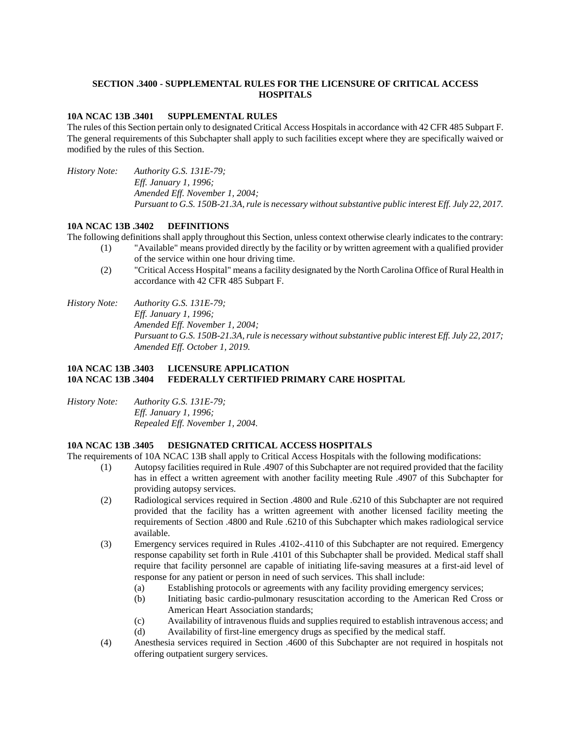### SECTION .3400 - SUPPLEMENTAL RULES FOR THE LICENSURE OF CRITICAL ACCESS HOSPITALS

**10A NCAC 13B .3401 SUPPLEMENTAL RULES**

The rules of this Section pertain only to designated Critical Access Hospitals in accordance with 42 CFR 485 Subpart F. The general requirements of this Subchapter shall apply to such facilities except where they are specifically waived or modified by the rules of this Section.

*History Note: Authority G.S. 131E-79;*
*Eff. January 1, 1996;*
*Amended Eff. November 1, 2004;*
*Pursuant to G.S. 150B-21.3A, rule is necessary without substantive public interest Eff. July 22, 2017.*

**10A NCAC 13B .3402 DEFINITIONS**

The following definitions shall apply throughout this Section, unless context otherwise clearly indicates to the contrary:

(1) "Available" means provided directly by the facility or by written agreement with a qualified provider of the service within one hour driving time.

(2) "Critical Access Hospital" means a facility designated by the North Carolina Office of Rural Health in accordance with 42 CFR 485 Subpart F.

*History Note: Authority G.S. 131E-79;*
*Eff. January 1, 1996;*
*Amended Eff. November 1, 2004;*
*Pursuant to G.S. 150B-21.3A, rule is necessary without substantive public interest Eff. July 22, 2017;*
*Amended Eff. October 1, 2019.*

**10A NCAC 13B .3403 LICENSURE APPLICATION**
**10A NCAC 13B .3404 FEDERALLY CERTIFIED PRIMARY CARE HOSPITAL**

*History Note: Authority G.S. 131E-79;*
*Eff. January 1, 1996;*
*Repealed Eff. November 1, 2004.*

**10A NCAC 13B .3405 DESIGNATED CRITICAL ACCESS HOSPITALS**

The requirements of 10A NCAC 13B shall apply to Critical Access Hospitals with the following modifications:

(1) Autopsy facilities required in Rule .4907 of this Subchapter are not required provided that the facility has in effect a written agreement with another facility meeting Rule .4907 of this Subchapter for providing autopsy services.

(2) Radiological services required in Section .4800 and Rule .6210 of this Subchapter are not required provided that the facility has a written agreement with another licensed facility meeting the requirements of Section .4800 and Rule .6210 of this Subchapter which makes radiological service available.

(3) Emergency services required in Rules .4102-.4110 of this Subchapter are not required. Emergency response capability set forth in Rule .4101 of this Subchapter shall be provided. Medical staff shall require that facility personnel are capable of initiating life-saving measures at a first-aid level of response for any patient or person in need of such services. This shall include:

 (a) Establishing protocols or agreements with any facility providing emergency services;
 (b) Initiating basic cardio-pulmonary resuscitation according to the American Red Cross or American Heart Association standards;
 (c) Availability of intravenous fluids and supplies required to establish intravenous access; and
 (d) Availability of first-line emergency drugs as specified by the medical staff.

(4) Anesthesia services required in Section .4600 of this Subchapter are not required in hospitals not offering outpatient surgery services.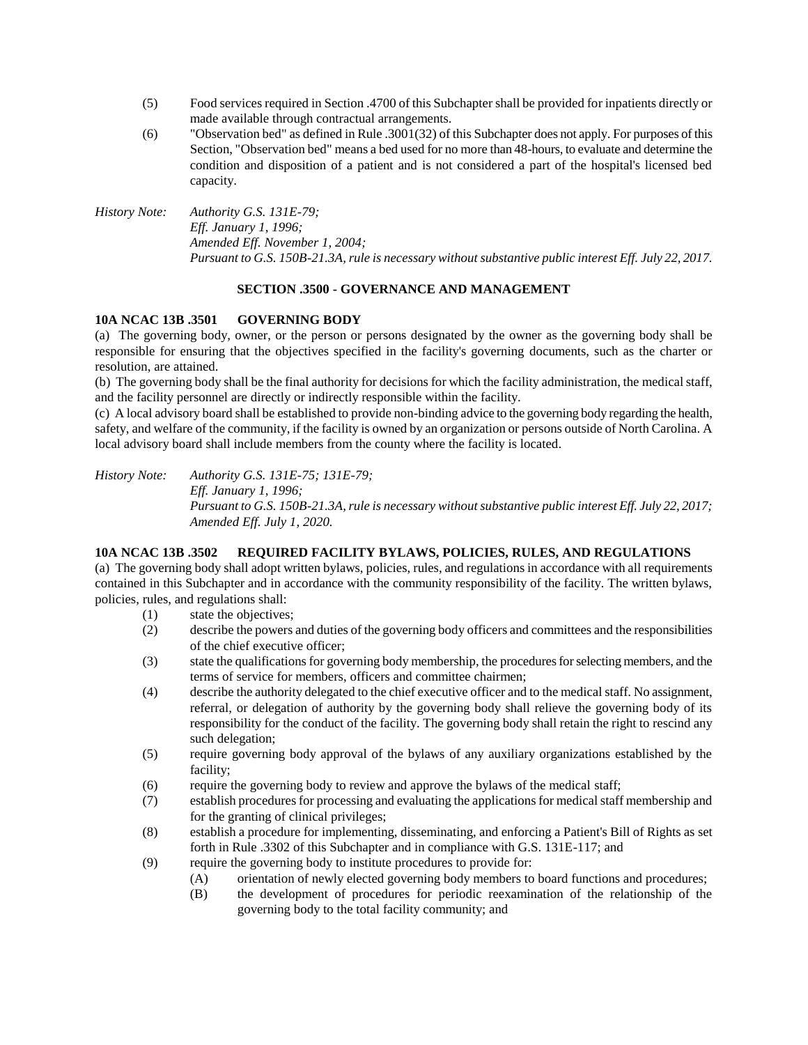(5) Food services required in Section .4700 of this Subchapter shall be provided for inpatients directly or made available through contractual arrangements.

(6) "Observation bed" as defined in Rule .3001(32) of this Subchapter does not apply. For purposes of this Section, "Observation bed" means a bed used for no more than 48-hours, to evaluate and determine the condition and disposition of a patient and is not considered a part of the hospital's licensed bed capacity.

*History Note: Authority G.S. 131E-79;*
*Eff. January 1, 1996;*
*Amended Eff. November 1, 2004;*
*Pursuant to G.S. 150B-21.3A, rule is necessary without substantive public interest Eff. July 22, 2017.*

## SECTION .3500 - GOVERNANCE AND MANAGEMENT

### 10A NCAC 13B .3501 GOVERNING BODY

(a) The governing body, owner, or the person or persons designated by the owner as the governing body shall be responsible for ensuring that the objectives specified in the facility's governing documents, such as the charter or resolution, are attained.

(b) The governing body shall be the final authority for decisions for which the facility administration, the medical staff, and the facility personnel are directly or indirectly responsible within the facility.

(c) A local advisory board shall be established to provide non-binding advice to the governing body regarding the health, safety, and welfare of the community, if the facility is owned by an organization or persons outside of North Carolina. A local advisory board shall include members from the county where the facility is located.

*History Note: Authority G.S. 131E-75; 131E-79;*
*Eff. January 1, 1996;*
*Pursuant to G.S. 150B-21.3A, rule is necessary without substantive public interest Eff. July 22, 2017;*
*Amended Eff. July 1, 2020.*

### 10A NCAC 13B .3502 REQUIRED FACILITY BYLAWS, POLICIES, RULES, AND REGULATIONS

(a) The governing body shall adopt written bylaws, policies, rules, and regulations in accordance with all requirements contained in this Subchapter and in accordance with the community responsibility of the facility. The written bylaws, policies, rules, and regulations shall:

(1) state the objectives;

(2) describe the powers and duties of the governing body officers and committees and the responsibilities of the chief executive officer;

(3) state the qualifications for governing body membership, the procedures for selecting members, and the terms of service for members, officers and committee chairmen;

(4) describe the authority delegated to the chief executive officer and to the medical staff. No assignment, referral, or delegation of authority by the governing body shall relieve the governing body of its responsibility for the conduct of the facility. The governing body shall retain the right to rescind any such delegation;

(5) require governing body approval of the bylaws of any auxiliary organizations established by the facility;

(6) require the governing body to review and approve the bylaws of the medical staff;

(7) establish procedures for processing and evaluating the applications for medical staff membership and for the granting of clinical privileges;

(8) establish a procedure for implementing, disseminating, and enforcing a Patient's Bill of Rights as set forth in Rule .3302 of this Subchapter and in compliance with G.S. 131E-117; and

(9) require the governing body to institute procedures to provide for:

(A) orientation of newly elected governing body members to board functions and procedures;

(B) the development of procedures for periodic reexamination of the relationship of the governing body to the total facility community; and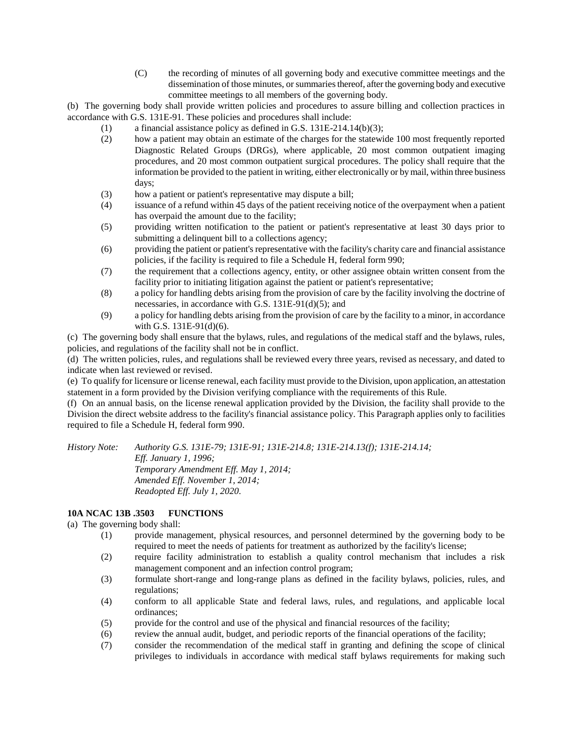(C) the recording of minutes of all governing body and executive committee meetings and the dissemination of those minutes, or summaries thereof, after the governing body and executive committee meetings to all members of the governing body.

(b) The governing body shall provide written policies and procedures to assure billing and collection practices in accordance with G.S. 131E-91. These policies and procedures shall include:

(1) a financial assistance policy as defined in G.S. 131E-214.14(b)(3);

(2) how a patient may obtain an estimate of the charges for the statewide 100 most frequently reported Diagnostic Related Groups (DRGs), where applicable, 20 most common outpatient imaging procedures, and 20 most common outpatient surgical procedures. The policy shall require that the information be provided to the patient in writing, either electronically or by mail, within three business days;

(3) how a patient or patient's representative may dispute a bill;

(4) issuance of a refund within 45 days of the patient receiving notice of the overpayment when a patient has overpaid the amount due to the facility;

(5) providing written notification to the patient or patient's representative at least 30 days prior to submitting a delinquent bill to a collections agency;

(6) providing the patient or patient's representative with the facility's charity care and financial assistance policies, if the facility is required to file a Schedule H, federal form 990;

(7) the requirement that a collections agency, entity, or other assignee obtain written consent from the facility prior to initiating litigation against the patient or patient's representative;

(8) a policy for handling debts arising from the provision of care by the facility involving the doctrine of necessaries, in accordance with G.S. 131E-91(d)(5); and

(9) a policy for handling debts arising from the provision of care by the facility to a minor, in accordance with G.S. 131E-91(d)(6).

(c) The governing body shall ensure that the bylaws, rules, and regulations of the medical staff and the bylaws, rules, policies, and regulations of the facility shall not be in conflict.

(d) The written policies, rules, and regulations shall be reviewed every three years, revised as necessary, and dated to indicate when last reviewed or revised.

(e) To qualify for licensure or license renewal, each facility must provide to the Division, upon application, an attestation statement in a form provided by the Division verifying compliance with the requirements of this Rule.

(f) On an annual basis, on the license renewal application provided by the Division, the facility shall provide to the Division the direct website address to the facility's financial assistance policy. This Paragraph applies only to facilities required to file a Schedule H, federal form 990.

*History Note: Authority G.S. 131E-79; 131E-91; 131E-214.8; 131E-214.13(f); 131E-214.14;*
*Eff. January 1, 1996;*
*Temporary Amendment Eff. May 1, 2014;*
*Amended Eff. November 1, 2014;*
*Readopted Eff. July 1, 2020.*

**10A NCAC 13B .3503 FUNCTIONS**

(a) The governing body shall:

(1) provide management, physical resources, and personnel determined by the governing body to be required to meet the needs of patients for treatment as authorized by the facility's license;

(2) require facility administration to establish a quality control mechanism that includes a risk management component and an infection control program;

(3) formulate short-range and long-range plans as defined in the facility bylaws, policies, rules, and regulations;

(4) conform to all applicable State and federal laws, rules, and regulations, and applicable local ordinances;

(5) provide for the control and use of the physical and financial resources of the facility;

(6) review the annual audit, budget, and periodic reports of the financial operations of the facility;

(7) consider the recommendation of the medical staff in granting and defining the scope of clinical privileges to individuals in accordance with medical staff bylaws requirements for making such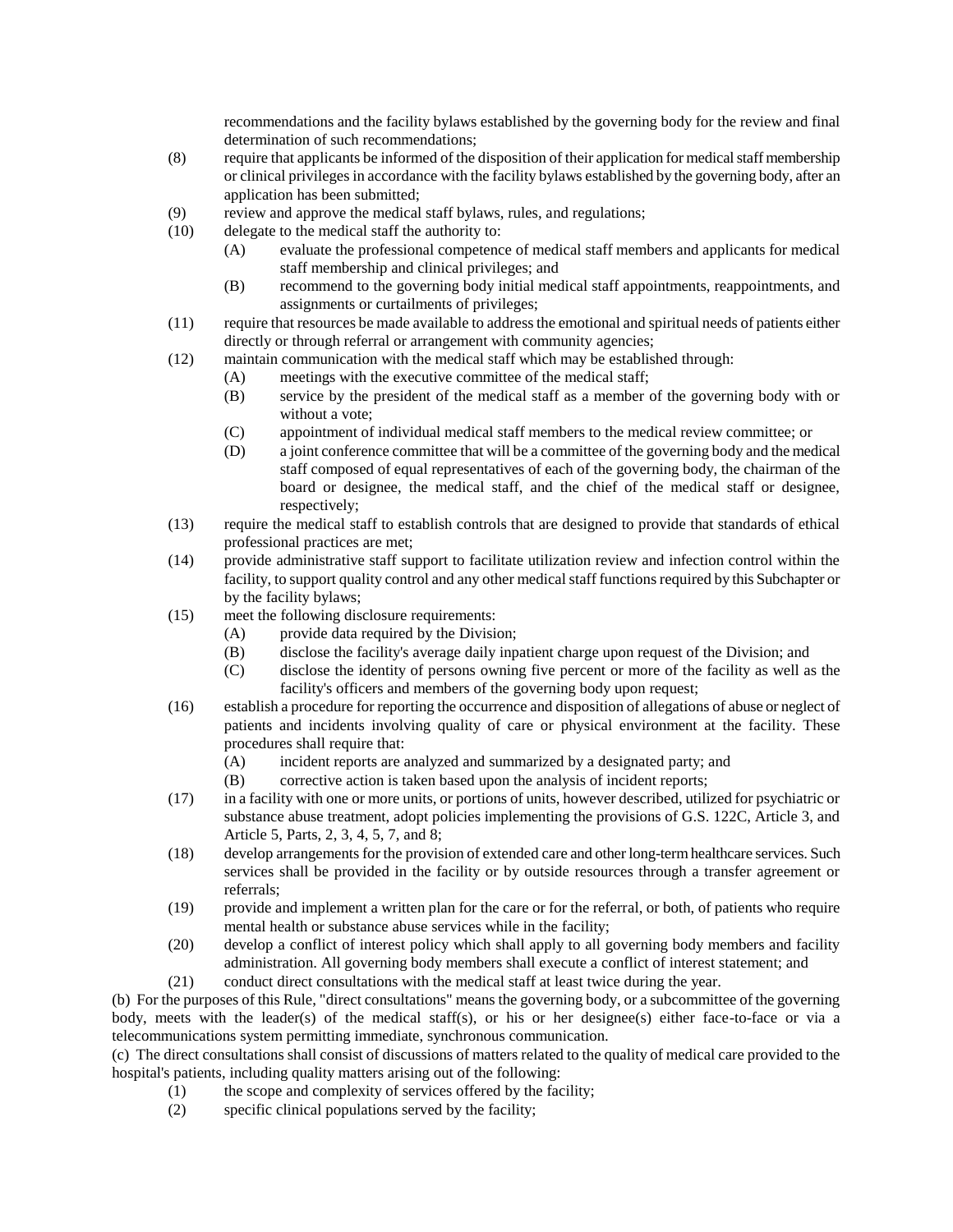recommendations and the facility bylaws established by the governing body for the review and final determination of such recommendations;

(8) require that applicants be informed of the disposition of their application for medical staff membership or clinical privileges in accordance with the facility bylaws established by the governing body, after an application has been submitted;

(9) review and approve the medical staff bylaws, rules, and regulations;

(10) delegate to the medical staff the authority to:

- (A) evaluate the professional competence of medical staff members and applicants for medical staff membership and clinical privileges; and
- (B) recommend to the governing body initial medical staff appointments, reappointments, and assignments or curtailments of privileges;

(11) require that resources be made available to address the emotional and spiritual needs of patients either directly or through referral or arrangement with community agencies;

(12) maintain communication with the medical staff which may be established through:

- (A) meetings with the executive committee of the medical staff;
- (B) service by the president of the medical staff as a member of the governing body with or without a vote;
- (C) appointment of individual medical staff members to the medical review committee; or
- (D) a joint conference committee that will be a committee of the governing body and the medical staff composed of equal representatives of each of the governing body, the chairman of the board or designee, the medical staff, and the chief of the medical staff or designee, respectively;

(13) require the medical staff to establish controls that are designed to provide that standards of ethical professional practices are met;

(14) provide administrative staff support to facilitate utilization review and infection control within the facility, to support quality control and any other medical staff functions required by this Subchapter or by the facility bylaws;

(15) meet the following disclosure requirements:

- (A) provide data required by the Division;
- (B) disclose the facility's average daily inpatient charge upon request of the Division; and
- (C) disclose the identity of persons owning five percent or more of the facility as well as the facility's officers and members of the governing body upon request;

(16) establish a procedure for reporting the occurrence and disposition of allegations of abuse or neglect of patients and incidents involving quality of care or physical environment at the facility. These procedures shall require that:

- (A) incident reports are analyzed and summarized by a designated party; and
- (B) corrective action is taken based upon the analysis of incident reports;

(17) in a facility with one or more units, or portions of units, however described, utilized for psychiatric or substance abuse treatment, adopt policies implementing the provisions of G.S. 122C, Article 3, and Article 5, Parts, 2, 3, 4, 5, 7, and 8;

(18) develop arrangements for the provision of extended care and other long-term healthcare services. Such services shall be provided in the facility or by outside resources through a transfer agreement or referrals;

(19) provide and implement a written plan for the care or for the referral, or both, of patients who require mental health or substance abuse services while in the facility;

(20) develop a conflict of interest policy which shall apply to all governing body members and facility administration. All governing body members shall execute a conflict of interest statement; and

(21) conduct direct consultations with the medical staff at least twice during the year.

(b) For the purposes of this Rule, "direct consultations" means the governing body, or a subcommittee of the governing body, meets with the leader(s) of the medical staff(s), or his or her designee(s) either face-to-face or via a telecommunications system permitting immediate, synchronous communication.

(c) The direct consultations shall consist of discussions of matters related to the quality of medical care provided to the hospital's patients, including quality matters arising out of the following:

(1) the scope and complexity of services offered by the facility;

(2) specific clinical populations served by the facility;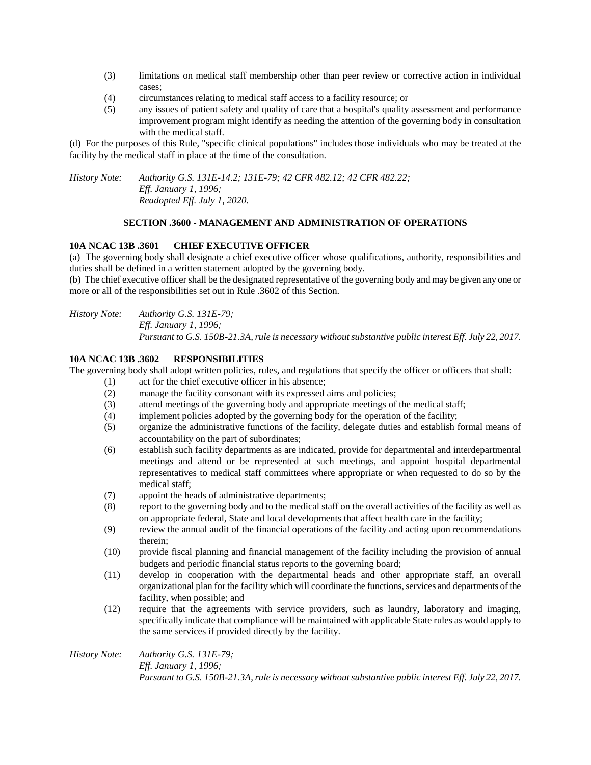(3) limitations on medical staff membership other than peer review or corrective action in individual cases;
(4) circumstances relating to medical staff access to a facility resource; or
(5) any issues of patient safety and quality of care that a hospital's quality assessment and performance improvement program might identify as needing the attention of the governing body in consultation with the medical staff.

(d) For the purposes of this Rule, "specific clinical populations" includes those individuals who may be treated at the facility by the medical staff in place at the time of the consultation.

*History Note: Authority G.S. 131E-14.2; 131E-79; 42 CFR 482.12; 42 CFR 482.22;*
*Eff. January 1, 1996;*
*Readopted Eff. July 1, 2020.*

## SECTION .3600 - MANAGEMENT AND ADMINISTRATION OF OPERATIONS

### 10A NCAC 13B .3601 CHIEF EXECUTIVE OFFICER

(a) The governing body shall designate a chief executive officer whose qualifications, authority, responsibilities and duties shall be defined in a written statement adopted by the governing body.

(b) The chief executive officer shall be the designated representative of the governing body and may be given any one or more or all of the responsibilities set out in Rule .3602 of this Section.

*History Note: Authority G.S. 131E-79;*
*Eff. January 1, 1996;*
*Pursuant to G.S. 150B-21.3A, rule is necessary without substantive public interest Eff. July 22, 2017.*

### 10A NCAC 13B .3602 RESPONSIBILITIES

The governing body shall adopt written policies, rules, and regulations that specify the officer or officers that shall:

(1) act for the chief executive officer in his absence;
(2) manage the facility consonant with its expressed aims and policies;
(3) attend meetings of the governing body and appropriate meetings of the medical staff;
(4) implement policies adopted by the governing body for the operation of the facility;
(5) organize the administrative functions of the facility, delegate duties and establish formal means of accountability on the part of subordinates;
(6) establish such facility departments as are indicated, provide for departmental and interdepartmental meetings and attend or be represented at such meetings, and appoint hospital departmental representatives to medical staff committees where appropriate or when requested to do so by the medical staff;
(7) appoint the heads of administrative departments;
(8) report to the governing body and to the medical staff on the overall activities of the facility as well as on appropriate federal, State and local developments that affect health care in the facility;
(9) review the annual audit of the financial operations of the facility and acting upon recommendations therein;
(10) provide fiscal planning and financial management of the facility including the provision of annual budgets and periodic financial status reports to the governing board;
(11) develop in cooperation with the departmental heads and other appropriate staff, an overall organizational plan for the facility which will coordinate the functions, services and departments of the facility, when possible; and
(12) require that the agreements with service providers, such as laundry, laboratory and imaging, specifically indicate that compliance will be maintained with applicable State rules as would apply to the same services if provided directly by the facility.

*History Note: Authority G.S. 131E-79;*
*Eff. January 1, 1996;*
*Pursuant to G.S. 150B-21.3A, rule is necessary without substantive public interest Eff. July 22, 2017.*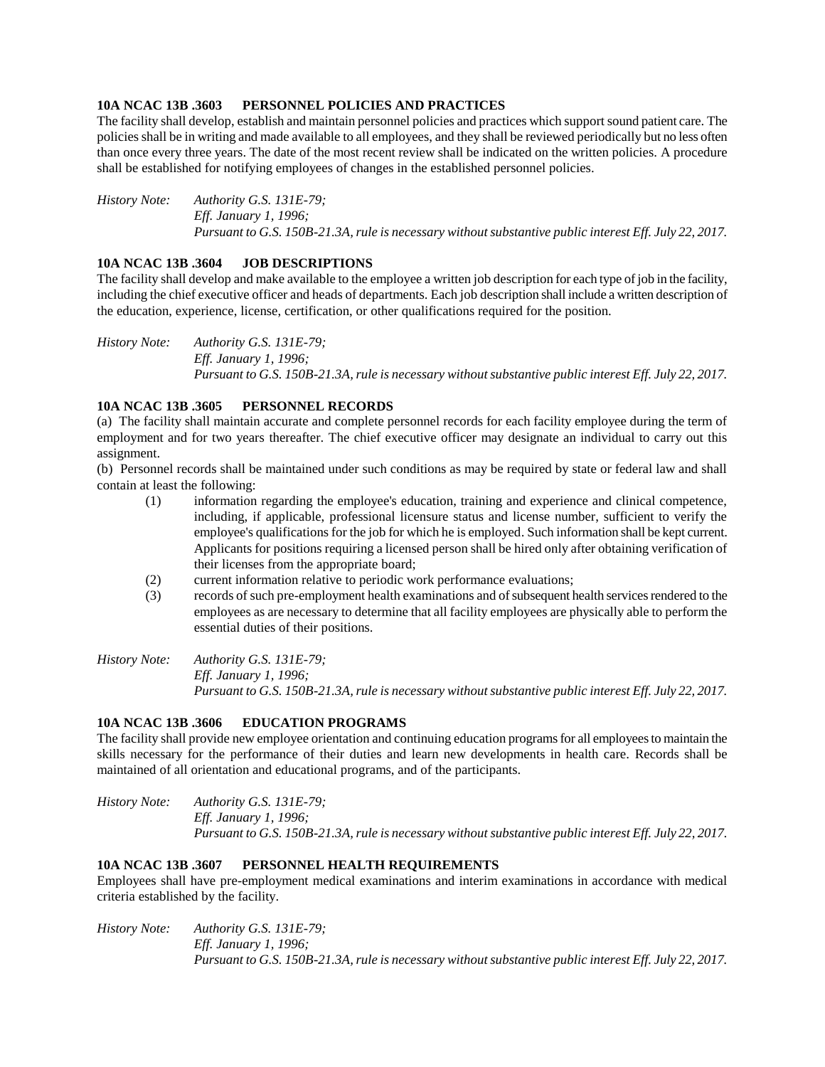**10A NCAC 13B .3603 PERSONNEL POLICIES AND PRACTICES**

The facility shall develop, establish and maintain personnel policies and practices which support sound patient care. The policies shall be in writing and made available to all employees, and they shall be reviewed periodically but no less often than once every three years. The date of the most recent review shall be indicated on the written policies. A procedure shall be established for notifying employees of changes in the established personnel policies.

*History Note: Authority G.S. 131E-79;*
*Eff. January 1, 1996;*
*Pursuant to G.S. 150B-21.3A, rule is necessary without substantive public interest Eff. July 22, 2017.*

**10A NCAC 13B .3604 JOB DESCRIPTIONS**

The facility shall develop and make available to the employee a written job description for each type of job in the facility, including the chief executive officer and heads of departments. Each job description shall include a written description of the education, experience, license, certification, or other qualifications required for the position.

*History Note: Authority G.S. 131E-79;*
*Eff. January 1, 1996;*
*Pursuant to G.S. 150B-21.3A, rule is necessary without substantive public interest Eff. July 22, 2017.*

**10A NCAC 13B .3605 PERSONNEL RECORDS**

(a) The facility shall maintain accurate and complete personnel records for each facility employee during the term of employment and for two years thereafter. The chief executive officer may designate an individual to carry out this assignment.

(b) Personnel records shall be maintained under such conditions as may be required by state or federal law and shall contain at least the following:

(1) information regarding the employee's education, training and experience and clinical competence, including, if applicable, professional licensure status and license number, sufficient to verify the employee's qualifications for the job for which he is employed. Such information shall be kept current. Applicants for positions requiring a licensed person shall be hired only after obtaining verification of their licenses from the appropriate board;

(2) current information relative to periodic work performance evaluations;

(3) records of such pre-employment health examinations and of subsequent health services rendered to the employees as are necessary to determine that all facility employees are physically able to perform the essential duties of their positions.

*History Note: Authority G.S. 131E-79;*
*Eff. January 1, 1996;*
*Pursuant to G.S. 150B-21.3A, rule is necessary without substantive public interest Eff. July 22, 2017.*

**10A NCAC 13B .3606 EDUCATION PROGRAMS**

The facility shall provide new employee orientation and continuing education programs for all employees to maintain the skills necessary for the performance of their duties and learn new developments in health care. Records shall be maintained of all orientation and educational programs, and of the participants.

*History Note: Authority G.S. 131E-79;*
*Eff. January 1, 1996;*
*Pursuant to G.S. 150B-21.3A, rule is necessary without substantive public interest Eff. July 22, 2017.*

**10A NCAC 13B .3607 PERSONNEL HEALTH REQUIREMENTS**

Employees shall have pre-employment medical examinations and interim examinations in accordance with medical criteria established by the facility.

*History Note: Authority G.S. 131E-79;*
*Eff. January 1, 1996;*
*Pursuant to G.S. 150B-21.3A, rule is necessary without substantive public interest Eff. July 22, 2017.*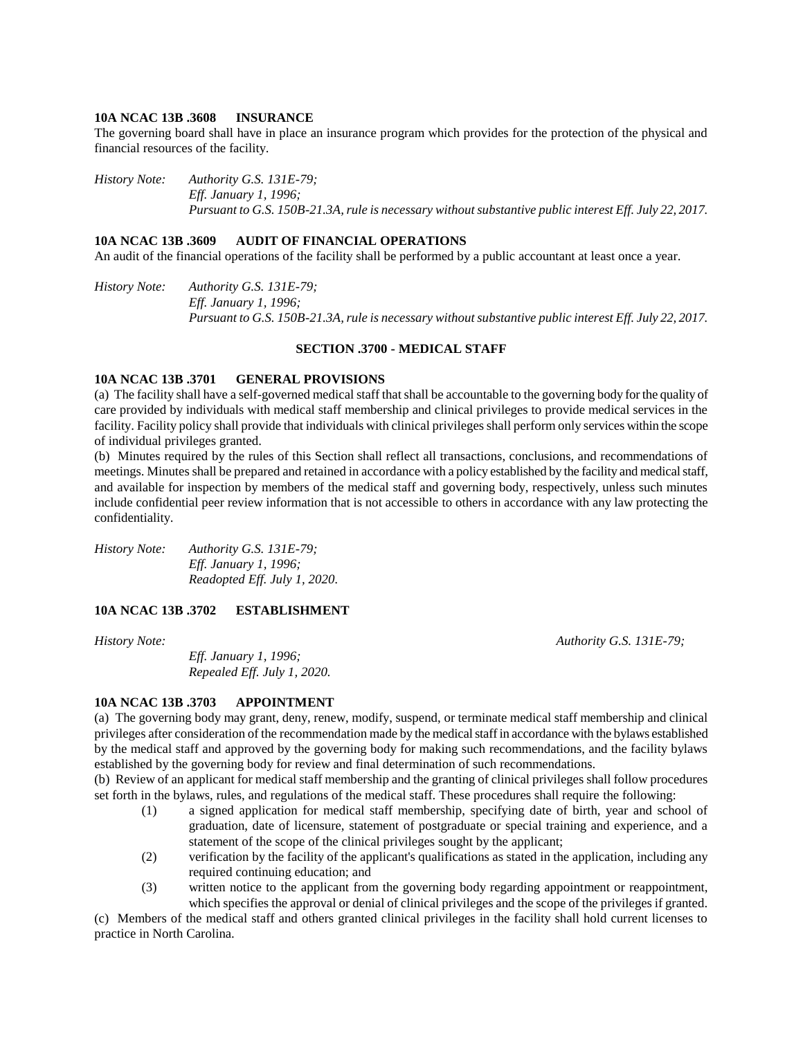**10A NCAC 13B .3608 INSURANCE**

The governing board shall have in place an insurance program which provides for the protection of the physical and financial resources of the facility.

*History Note: Authority G.S. 131E-79;*
*Eff. January 1, 1996;*
*Pursuant to G.S. 150B-21.3A, rule is necessary without substantive public interest Eff. July 22, 2017.*

**10A NCAC 13B .3609 AUDIT OF FINANCIAL OPERATIONS**

An audit of the financial operations of the facility shall be performed by a public accountant at least once a year.

*History Note: Authority G.S. 131E-79;*
*Eff. January 1, 1996;*
*Pursuant to G.S. 150B-21.3A, rule is necessary without substantive public interest Eff. July 22, 2017.*

**SECTION .3700 - MEDICAL STAFF**

**10A NCAC 13B .3701 GENERAL PROVISIONS**

(a) The facility shall have a self-governed medical staff that shall be accountable to the governing body for the quality of care provided by individuals with medical staff membership and clinical privileges to provide medical services in the facility. Facility policy shall provide that individuals with clinical privileges shall perform only services within the scope of individual privileges granted.

(b) Minutes required by the rules of this Section shall reflect all transactions, conclusions, and recommendations of meetings. Minutes shall be prepared and retained in accordance with a policy established by the facility and medical staff, and available for inspection by members of the medical staff and governing body, respectively, unless such minutes include confidential peer review information that is not accessible to others in accordance with any law protecting the confidentiality.

*History Note: Authority G.S. 131E-79;*
*Eff. January 1, 1996;*
*Readopted Eff. July 1, 2020.*

**10A NCAC 13B .3702 ESTABLISHMENT**

*History Note: Authority G.S. 131E-79;*
*Eff. January 1, 1996;*
*Repealed Eff. July 1, 2020.*

**10A NCAC 13B .3703 APPOINTMENT**

(a) The governing body may grant, deny, renew, modify, suspend, or terminate medical staff membership and clinical privileges after consideration of the recommendation made by the medical staff in accordance with the bylaws established by the medical staff and approved by the governing body for making such recommendations, and the facility bylaws established by the governing body for review and final determination of such recommendations.

(b) Review of an applicant for medical staff membership and the granting of clinical privileges shall follow procedures set forth in the bylaws, rules, and regulations of the medical staff. These procedures shall require the following:

(1) a signed application for medical staff membership, specifying date of birth, year and school of graduation, date of licensure, statement of postgraduate or special training and experience, and a statement of the scope of the clinical privileges sought by the applicant;

(2) verification by the facility of the applicant's qualifications as stated in the application, including any required continuing education; and

(3) written notice to the applicant from the governing body regarding appointment or reappointment, which specifies the approval or denial of clinical privileges and the scope of the privileges if granted.

(c) Members of the medical staff and others granted clinical privileges in the facility shall hold current licenses to practice in North Carolina.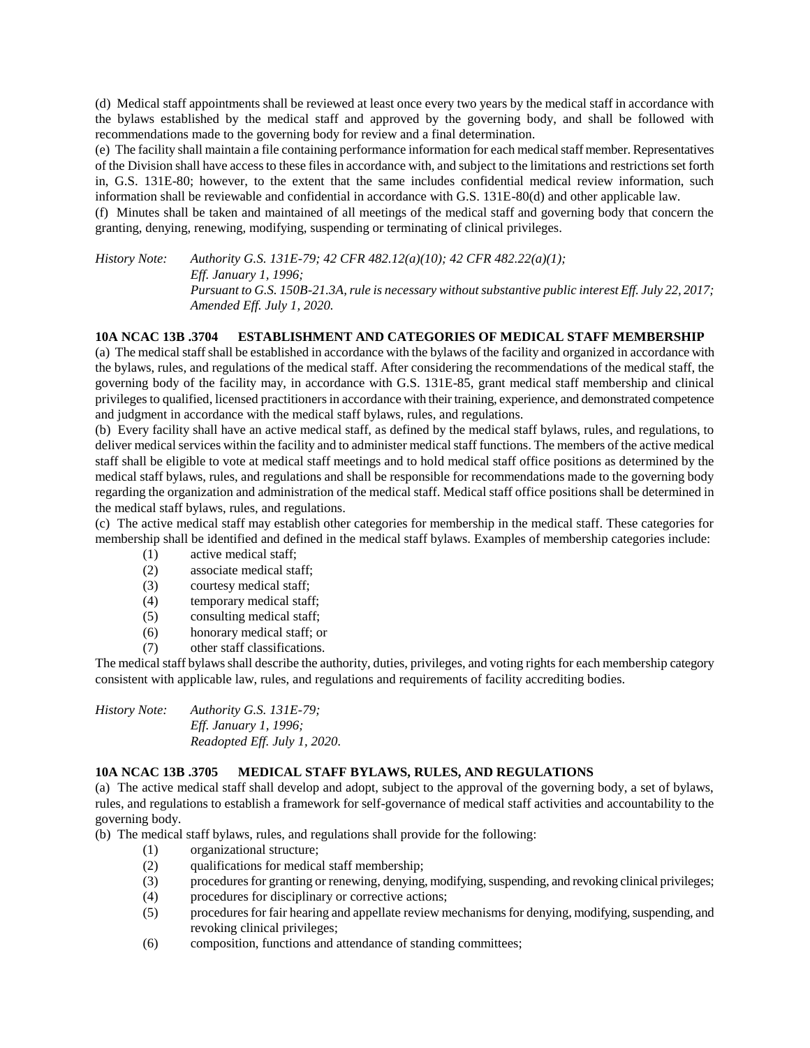(d) Medical staff appointments shall be reviewed at least once every two years by the medical staff in accordance with the bylaws established by the medical staff and approved by the governing body, and shall be followed with recommendations made to the governing body for review and a final determination.

(e) The facility shall maintain a file containing performance information for each medical staff member. Representatives of the Division shall have access to these files in accordance with, and subject to the limitations and restrictions set forth in, G.S. 131E-80; however, to the extent that the same includes confidential medical review information, such information shall be reviewable and confidential in accordance with G.S. 131E-80(d) and other applicable law.

(f) Minutes shall be taken and maintained of all meetings of the medical staff and governing body that concern the granting, denying, renewing, modifying, suspending or terminating of clinical privileges.

*History Note: Authority G.S. 131E-79; 42 CFR 482.12(a)(10); 42 CFR 482.22(a)(1);*
*Eff. January 1, 1996;*
*Pursuant to G.S. 150B-21.3A, rule is necessary without substantive public interest Eff. July 22, 2017;*
*Amended Eff. July 1, 2020.*

**10A NCAC 13B .3704 ESTABLISHMENT AND CATEGORIES OF MEDICAL STAFF MEMBERSHIP**

(a) The medical staff shall be established in accordance with the bylaws of the facility and organized in accordance with the bylaws, rules, and regulations of the medical staff. After considering the recommendations of the medical staff, the governing body of the facility may, in accordance with G.S. 131E-85, grant medical staff membership and clinical privileges to qualified, licensed practitioners in accordance with their training, experience, and demonstrated competence and judgment in accordance with the medical staff bylaws, rules, and regulations.

(b) Every facility shall have an active medical staff, as defined by the medical staff bylaws, rules, and regulations, to deliver medical services within the facility and to administer medical staff functions. The members of the active medical staff shall be eligible to vote at medical staff meetings and to hold medical staff office positions as determined by the medical staff bylaws, rules, and regulations and shall be responsible for recommendations made to the governing body regarding the organization and administration of the medical staff. Medical staff office positions shall be determined in the medical staff bylaws, rules, and regulations.

(c) The active medical staff may establish other categories for membership in the medical staff. These categories for membership shall be identified and defined in the medical staff bylaws. Examples of membership categories include:

(1) active medical staff;
(2) associate medical staff;
(3) courtesy medical staff;
(4) temporary medical staff;
(5) consulting medical staff;
(6) honorary medical staff; or
(7) other staff classifications.

The medical staff bylaws shall describe the authority, duties, privileges, and voting rights for each membership category consistent with applicable law, rules, and regulations and requirements of facility accrediting bodies.

*History Note: Authority G.S. 131E-79;*
*Eff. January 1, 1996;*
*Readopted Eff. July 1, 2020.*

**10A NCAC 13B .3705 MEDICAL STAFF BYLAWS, RULES, AND REGULATIONS**

(a) The active medical staff shall develop and adopt, subject to the approval of the governing body, a set of bylaws, rules, and regulations to establish a framework for self-governance of medical staff activities and accountability to the governing body.

(b) The medical staff bylaws, rules, and regulations shall provide for the following:

(1) organizational structure;
(2) qualifications for medical staff membership;
(3) procedures for granting or renewing, denying, modifying, suspending, and revoking clinical privileges;
(4) procedures for disciplinary or corrective actions;
(5) procedures for fair hearing and appellate review mechanisms for denying, modifying, suspending, and revoking clinical privileges;
(6) composition, functions and attendance of standing committees;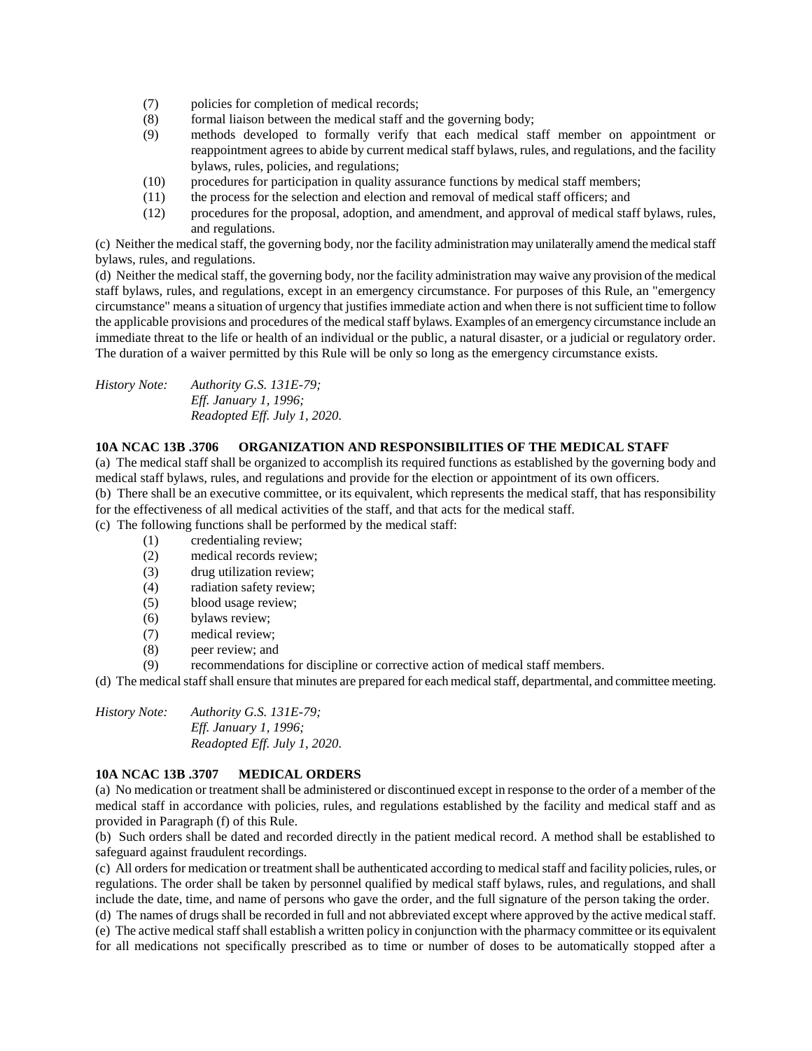(7) policies for completion of medical records;
(8) formal liaison between the medical staff and the governing body;
(9) methods developed to formally verify that each medical staff member on appointment or reappointment agrees to abide by current medical staff bylaws, rules, and regulations, and the facility bylaws, rules, policies, and regulations;
(10) procedures for participation in quality assurance functions by medical staff members;
(11) the process for the selection and election and removal of medical staff officers; and
(12) procedures for the proposal, adoption, and amendment, and approval of medical staff bylaws, rules, and regulations.

(c) Neither the medical staff, the governing body, nor the facility administration may unilaterally amend the medical staff bylaws, rules, and regulations.

(d) Neither the medical staff, the governing body, nor the facility administration may waive any provision of the medical staff bylaws, rules, and regulations, except in an emergency circumstance. For purposes of this Rule, an "emergency circumstance" means a situation of urgency that justifies immediate action and when there is not sufficient time to follow the applicable provisions and procedures of the medical staff bylaws. Examples of an emergency circumstance include an immediate threat to the life or health of an individual or the public, a natural disaster, or a judicial or regulatory order. The duration of a waiver permitted by this Rule will be only so long as the emergency circumstance exists.

*History Note: Authority G.S. 131E-79;*
*Eff. January 1, 1996;*
*Readopted Eff. July 1, 2020.*

**10A NCAC 13B .3706 ORGANIZATION AND RESPONSIBILITIES OF THE MEDICAL STAFF**

(a) The medical staff shall be organized to accomplish its required functions as established by the governing body and medical staff bylaws, rules, and regulations and provide for the election or appointment of its own officers.

(b) There shall be an executive committee, or its equivalent, which represents the medical staff, that has responsibility for the effectiveness of all medical activities of the staff, and that acts for the medical staff.

(c) The following functions shall be performed by the medical staff:

(1) credentialing review;
(2) medical records review;
(3) drug utilization review;
(4) radiation safety review;
(5) blood usage review;
(6) bylaws review;
(7) medical review;
(8) peer review; and
(9) recommendations for discipline or corrective action of medical staff members.

(d) The medical staff shall ensure that minutes are prepared for each medical staff, departmental, and committee meeting.

*History Note: Authority G.S. 131E-79;*
*Eff. January 1, 1996;*
*Readopted Eff. July 1, 2020.*

**10A NCAC 13B .3707 MEDICAL ORDERS**

(a) No medication or treatment shall be administered or discontinued except in response to the order of a member of the medical staff in accordance with policies, rules, and regulations established by the facility and medical staff and as provided in Paragraph (f) of this Rule.

(b) Such orders shall be dated and recorded directly in the patient medical record. A method shall be established to safeguard against fraudulent recordings.

(c) All orders for medication or treatment shall be authenticated according to medical staff and facility policies, rules, or regulations. The order shall be taken by personnel qualified by medical staff bylaws, rules, and regulations, and shall include the date, time, and name of persons who gave the order, and the full signature of the person taking the order.

(d) The names of drugs shall be recorded in full and not abbreviated except where approved by the active medical staff.

(e) The active medical staff shall establish a written policy in conjunction with the pharmacy committee or its equivalent for all medications not specifically prescribed as to time or number of doses to be automatically stopped after a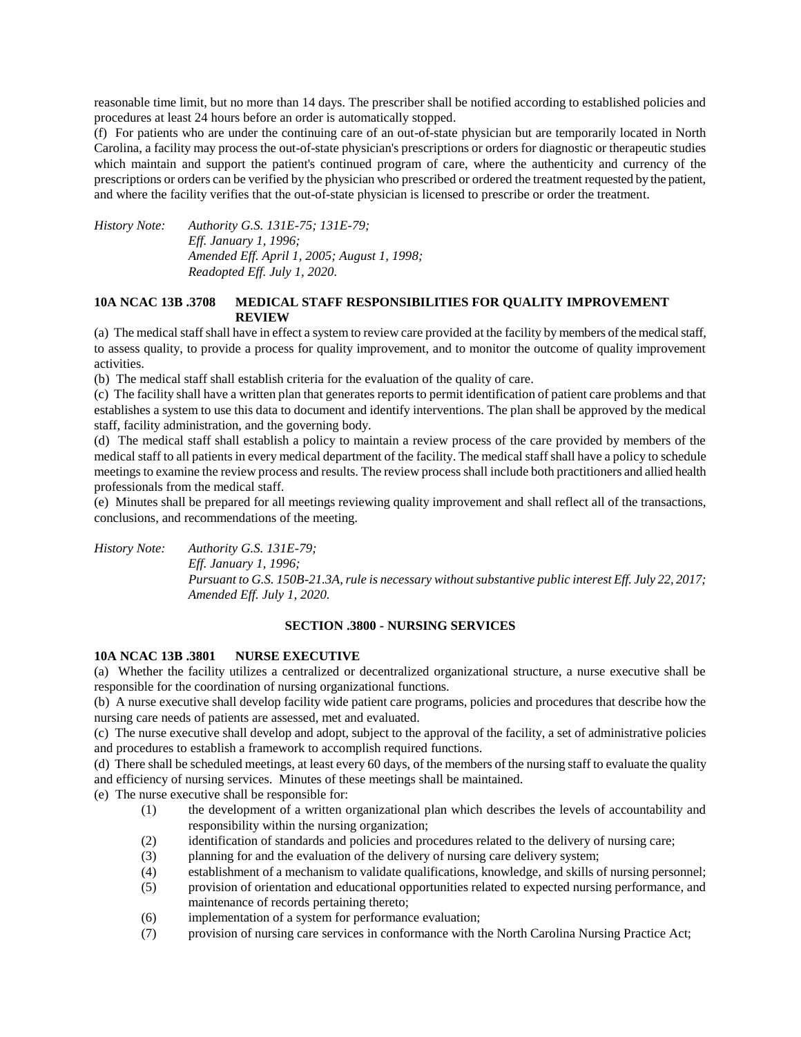reasonable time limit, but no more than 14 days. The prescriber shall be notified according to established policies and procedures at least 24 hours before an order is automatically stopped.

(f) For patients who are under the continuing care of an out-of-state physician but are temporarily located in North Carolina, a facility may process the out-of-state physician's prescriptions or orders for diagnostic or therapeutic studies which maintain and support the patient's continued program of care, where the authenticity and currency of the prescriptions or orders can be verified by the physician who prescribed or ordered the treatment requested by the patient, and where the facility verifies that the out-of-state physician is licensed to prescribe or order the treatment.

*History Note: Authority G.S. 131E-75; 131E-79;*
*Eff. January 1, 1996;*
*Amended Eff. April 1, 2005; August 1, 1998;*
*Readopted Eff. July 1, 2020.*

**10A NCAC 13B .3708 MEDICAL STAFF RESPONSIBILITIES FOR QUALITY IMPROVEMENT REVIEW**

(a) The medical staff shall have in effect a system to review care provided at the facility by members of the medical staff, to assess quality, to provide a process for quality improvement, and to monitor the outcome of quality improvement activities.

(b) The medical staff shall establish criteria for the evaluation of the quality of care.

(c) The facility shall have a written plan that generates reports to permit identification of patient care problems and that establishes a system to use this data to document and identify interventions. The plan shall be approved by the medical staff, facility administration, and the governing body.

(d) The medical staff shall establish a policy to maintain a review process of the care provided by members of the medical staff to all patients in every medical department of the facility. The medical staff shall have a policy to schedule meetings to examine the review process and results. The review process shall include both practitioners and allied health professionals from the medical staff.

(e) Minutes shall be prepared for all meetings reviewing quality improvement and shall reflect all of the transactions, conclusions, and recommendations of the meeting.

*History Note: Authority G.S. 131E-79;*
*Eff. January 1, 1996;*
*Pursuant to G.S. 150B-21.3A, rule is necessary without substantive public interest Eff. July 22, 2017;*
*Amended Eff. July 1, 2020.*

## SECTION .3800 - NURSING SERVICES

**10A NCAC 13B .3801 NURSE EXECUTIVE**

(a) Whether the facility utilizes a centralized or decentralized organizational structure, a nurse executive shall be responsible for the coordination of nursing organizational functions.

(b) A nurse executive shall develop facility wide patient care programs, policies and procedures that describe how the nursing care needs of patients are assessed, met and evaluated.

(c) The nurse executive shall develop and adopt, subject to the approval of the facility, a set of administrative policies and procedures to establish a framework to accomplish required functions.

(d) There shall be scheduled meetings, at least every 60 days, of the members of the nursing staff to evaluate the quality and efficiency of nursing services. Minutes of these meetings shall be maintained.

(e) The nurse executive shall be responsible for:

(1) the development of a written organizational plan which describes the levels of accountability and responsibility within the nursing organization;
(2) identification of standards and policies and procedures related to the delivery of nursing care;
(3) planning for and the evaluation of the delivery of nursing care delivery system;
(4) establishment of a mechanism to validate qualifications, knowledge, and skills of nursing personnel;
(5) provision of orientation and educational opportunities related to expected nursing performance, and maintenance of records pertaining thereto;
(6) implementation of a system for performance evaluation;
(7) provision of nursing care services in conformance with the North Carolina Nursing Practice Act;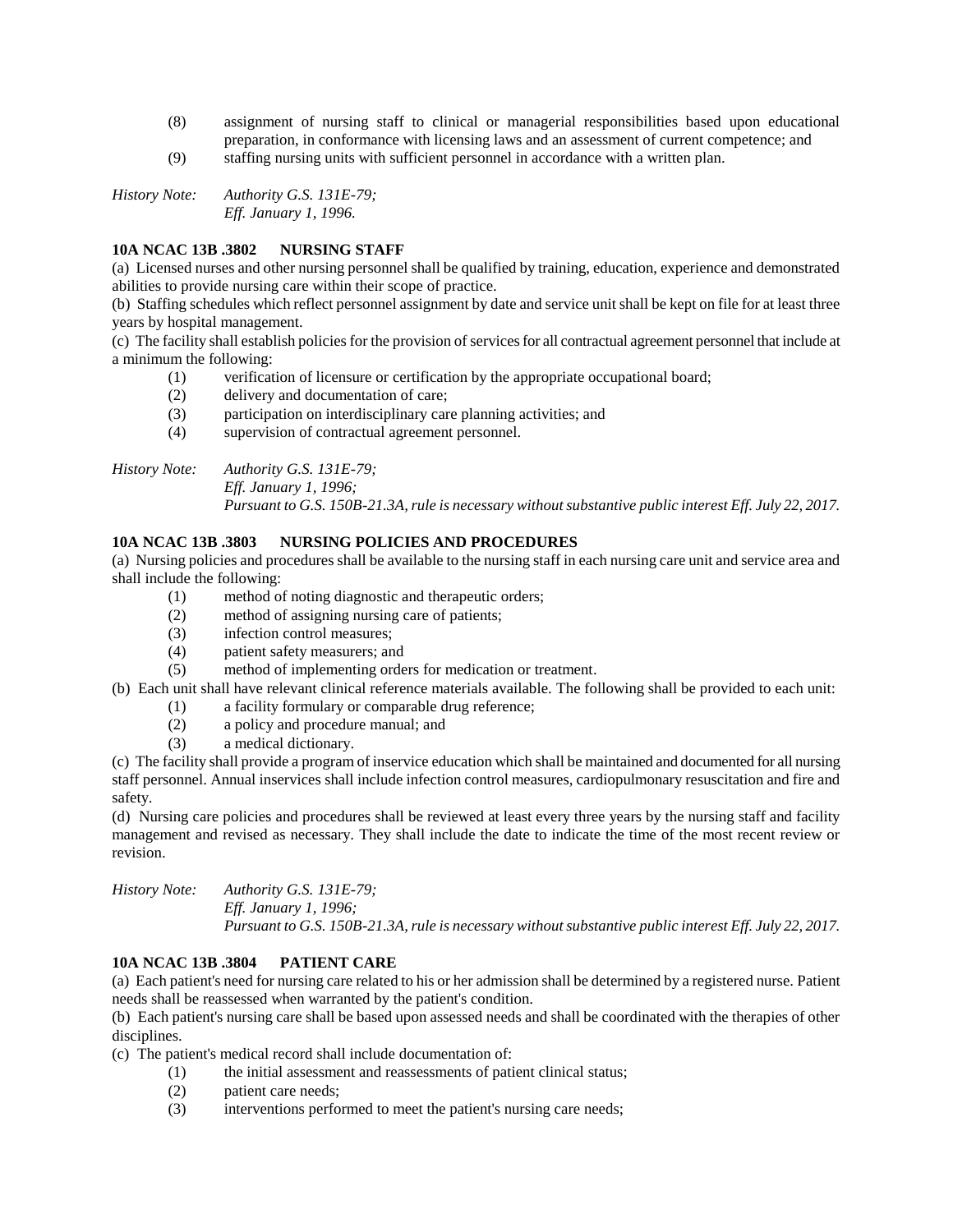(8) assignment of nursing staff to clinical or managerial responsibilities based upon educational preparation, in conformance with licensing laws and an assessment of current competence; and

(9) staffing nursing units with sufficient personnel in accordance with a written plan.

*History Note: Authority G.S. 131E-79;*
*Eff. January 1, 1996.*

**10A NCAC 13B .3802 NURSING STAFF**

(a) Licensed nurses and other nursing personnel shall be qualified by training, education, experience and demonstrated abilities to provide nursing care within their scope of practice.

(b) Staffing schedules which reflect personnel assignment by date and service unit shall be kept on file for at least three years by hospital management.

(c) The facility shall establish policies for the provision of services for all contractual agreement personnel that include at a minimum the following:

(1) verification of licensure or certification by the appropriate occupational board;

(2) delivery and documentation of care;

(3) participation on interdisciplinary care planning activities; and

(4) supervision of contractual agreement personnel.

*History Note: Authority G.S. 131E-79;*
*Eff. January 1, 1996;*
*Pursuant to G.S. 150B-21.3A, rule is necessary without substantive public interest Eff. July 22, 2017.*

**10A NCAC 13B .3803 NURSING POLICIES AND PROCEDURES**

(a) Nursing policies and procedures shall be available to the nursing staff in each nursing care unit and service area and shall include the following:

(1) method of noting diagnostic and therapeutic orders;

(2) method of assigning nursing care of patients;

(3) infection control measures;

(4) patient safety measurers; and

(5) method of implementing orders for medication or treatment.

(b) Each unit shall have relevant clinical reference materials available. The following shall be provided to each unit:

(1) a facility formulary or comparable drug reference;

(2) a policy and procedure manual; and

(3) a medical dictionary.

(c) The facility shall provide a program of inservice education which shall be maintained and documented for all nursing staff personnel. Annual inservices shall include infection control measures, cardiopulmonary resuscitation and fire and safety.

(d) Nursing care policies and procedures shall be reviewed at least every three years by the nursing staff and facility management and revised as necessary. They shall include the date to indicate the time of the most recent review or revision.

*History Note: Authority G.S. 131E-79;*
*Eff. January 1, 1996;*
*Pursuant to G.S. 150B-21.3A, rule is necessary without substantive public interest Eff. July 22, 2017.*

**10A NCAC 13B .3804 PATIENT CARE**

(a) Each patient's need for nursing care related to his or her admission shall be determined by a registered nurse. Patient needs shall be reassessed when warranted by the patient's condition.

(b) Each patient's nursing care shall be based upon assessed needs and shall be coordinated with the therapies of other disciplines.

(c) The patient's medical record shall include documentation of:

(1) the initial assessment and reassessments of patient clinical status;

(2) patient care needs;

(3) interventions performed to meet the patient's nursing care needs;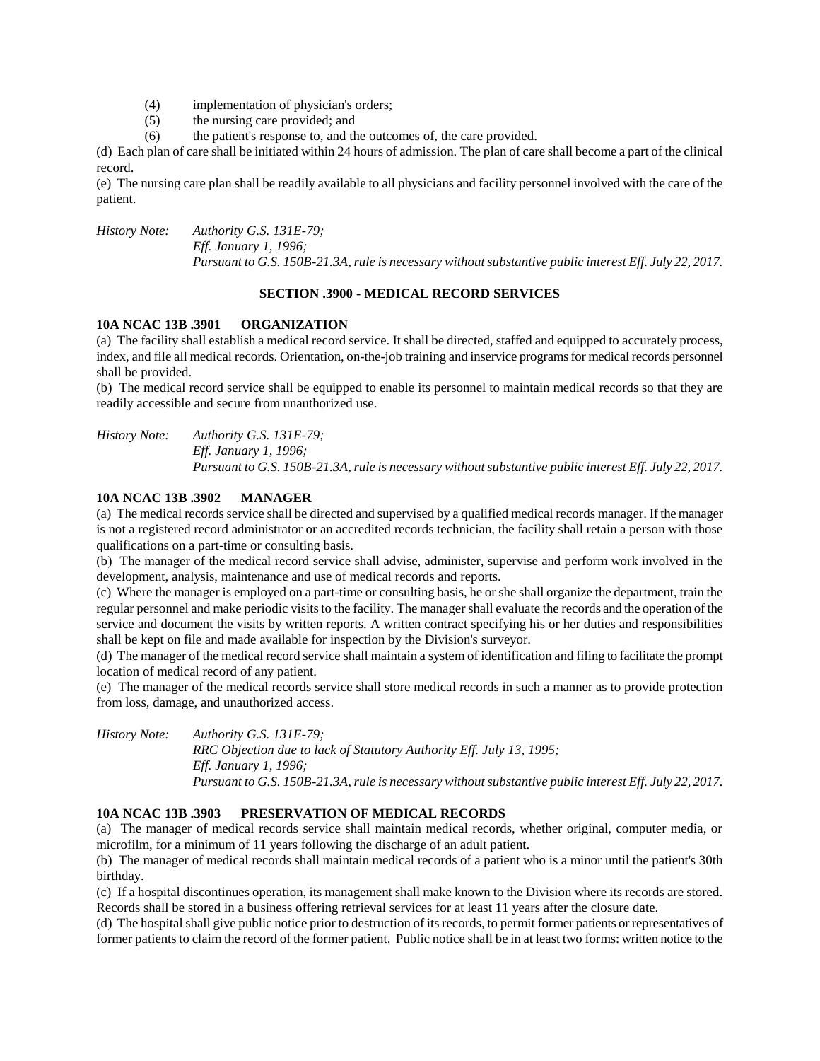(4) implementation of physician's orders;

(5) the nursing care provided; and

(6) the patient's response to, and the outcomes of, the care provided.

(d) Each plan of care shall be initiated within 24 hours of admission. The plan of care shall become a part of the clinical record.

(e) The nursing care plan shall be readily available to all physicians and facility personnel involved with the care of the patient.

*History Note: Authority G.S. 131E-79;*
*Eff. January 1, 1996;*
*Pursuant to G.S. 150B-21.3A, rule is necessary without substantive public interest Eff. July 22, 2017.*

## SECTION .3900 - MEDICAL RECORD SERVICES

### 10A NCAC 13B .3901 ORGANIZATION

(a) The facility shall establish a medical record service. It shall be directed, staffed and equipped to accurately process, index, and file all medical records. Orientation, on-the-job training and inservice programs for medical records personnel shall be provided.

(b) The medical record service shall be equipped to enable its personnel to maintain medical records so that they are readily accessible and secure from unauthorized use.

*History Note: Authority G.S. 131E-79;*
*Eff. January 1, 1996;*
*Pursuant to G.S. 150B-21.3A, rule is necessary without substantive public interest Eff. July 22, 2017.*

### 10A NCAC 13B .3902 MANAGER

(a) The medical records service shall be directed and supervised by a qualified medical records manager. If the manager is not a registered record administrator or an accredited records technician, the facility shall retain a person with those qualifications on a part-time or consulting basis.

(b) The manager of the medical record service shall advise, administer, supervise and perform work involved in the development, analysis, maintenance and use of medical records and reports.

(c) Where the manager is employed on a part-time or consulting basis, he or she shall organize the department, train the regular personnel and make periodic visits to the facility. The manager shall evaluate the records and the operation of the service and document the visits by written reports. A written contract specifying his or her duties and responsibilities shall be kept on file and made available for inspection by the Division's surveyor.

(d) The manager of the medical record service shall maintain a system of identification and filing to facilitate the prompt location of medical record of any patient.

(e) The manager of the medical records service shall store medical records in such a manner as to provide protection from loss, damage, and unauthorized access.

*History Note: Authority G.S. 131E-79;*
*RRC Objection due to lack of Statutory Authority Eff. July 13, 1995;*
*Eff. January 1, 1996;*
*Pursuant to G.S. 150B-21.3A, rule is necessary without substantive public interest Eff. July 22, 2017.*

### 10A NCAC 13B .3903 PRESERVATION OF MEDICAL RECORDS

(a) The manager of medical records service shall maintain medical records, whether original, computer media, or microfilm, for a minimum of 11 years following the discharge of an adult patient.

(b) The manager of medical records shall maintain medical records of a patient who is a minor until the patient's 30th birthday.

(c) If a hospital discontinues operation, its management shall make known to the Division where its records are stored. Records shall be stored in a business offering retrieval services for at least 11 years after the closure date.

(d) The hospital shall give public notice prior to destruction of its records, to permit former patients or representatives of former patients to claim the record of the former patient. Public notice shall be in at least two forms: written notice to the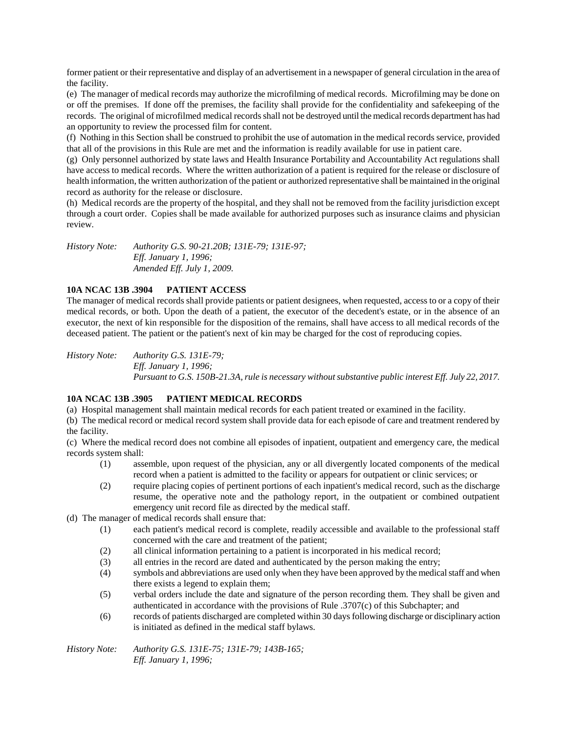former patient or their representative and display of an advertisement in a newspaper of general circulation in the area of the facility.

(e) The manager of medical records may authorize the microfilming of medical records. Microfilming may be done on or off the premises. If done off the premises, the facility shall provide for the confidentiality and safekeeping of the records. The original of microfilmed medical records shall not be destroyed until the medical records department has had an opportunity to review the processed film for content.

(f) Nothing in this Section shall be construed to prohibit the use of automation in the medical records service, provided that all of the provisions in this Rule are met and the information is readily available for use in patient care.

(g) Only personnel authorized by state laws and Health Insurance Portability and Accountability Act regulations shall have access to medical records. Where the written authorization of a patient is required for the release or disclosure of health information, the written authorization of the patient or authorized representative shall be maintained in the original record as authority for the release or disclosure.

(h) Medical records are the property of the hospital, and they shall not be removed from the facility jurisdiction except through a court order. Copies shall be made available for authorized purposes such as insurance claims and physician review.

*History Note: Authority G.S. 90-21.20B; 131E-79; 131E-97;*
*Eff. January 1, 1996;*
*Amended Eff. July 1, 2009.*

**10A NCAC 13B .3904 PATIENT ACCESS**

The manager of medical records shall provide patients or patient designees, when requested, access to or a copy of their medical records, or both. Upon the death of a patient, the executor of the decedent's estate, or in the absence of an executor, the next of kin responsible for the disposition of the remains, shall have access to all medical records of the deceased patient. The patient or the patient's next of kin may be charged for the cost of reproducing copies.

*History Note: Authority G.S. 131E-79;*
*Eff. January 1, 1996;*
*Pursuant to G.S. 150B-21.3A, rule is necessary without substantive public interest Eff. July 22, 2017.*

**10A NCAC 13B .3905 PATIENT MEDICAL RECORDS**

(a) Hospital management shall maintain medical records for each patient treated or examined in the facility.

(b) The medical record or medical record system shall provide data for each episode of care and treatment rendered by the facility.

(c) Where the medical record does not combine all episodes of inpatient, outpatient and emergency care, the medical records system shall:

(1) assemble, upon request of the physician, any or all divergently located components of the medical record when a patient is admitted to the facility or appears for outpatient or clinic services; or

(2) require placing copies of pertinent portions of each inpatient's medical record, such as the discharge resume, the operative note and the pathology report, in the outpatient or combined outpatient emergency unit record file as directed by the medical staff.

(d) The manager of medical records shall ensure that:

(1) each patient's medical record is complete, readily accessible and available to the professional staff concerned with the care and treatment of the patient;

(2) all clinical information pertaining to a patient is incorporated in his medical record;

(3) all entries in the record are dated and authenticated by the person making the entry;

(4) symbols and abbreviations are used only when they have been approved by the medical staff and when there exists a legend to explain them;

(5) verbal orders include the date and signature of the person recording them. They shall be given and authenticated in accordance with the provisions of Rule .3707(c) of this Subchapter; and

(6) records of patients discharged are completed within 30 days following discharge or disciplinary action is initiated as defined in the medical staff bylaws.

*History Note: Authority G.S. 131E-75; 131E-79; 143B-165;*
*Eff. January 1, 1996;*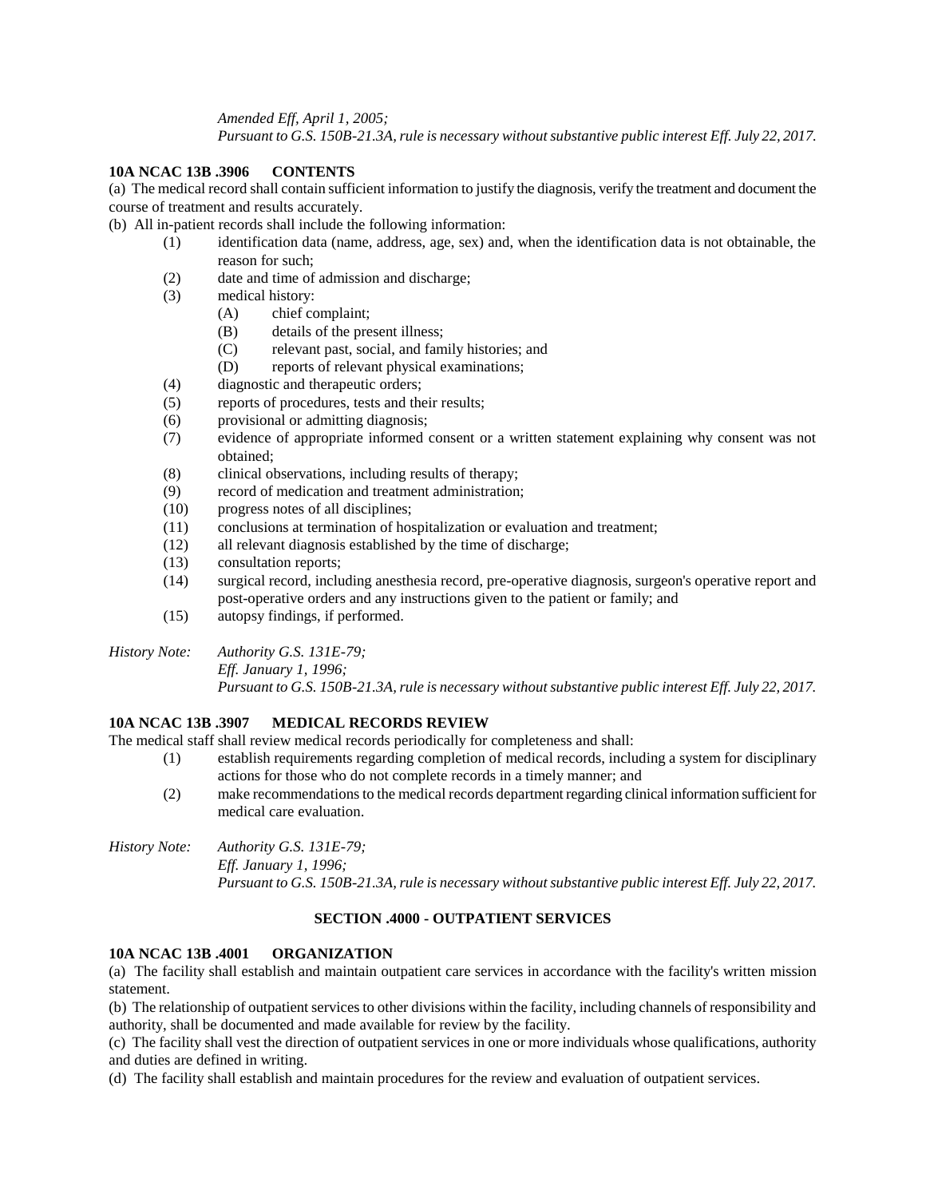*Amended Eff. April 1, 2005;*
*Pursuant to G.S. 150B-21.3A, rule is necessary without substantive public interest Eff. July 22, 2017.*

**10A NCAC 13B .3906 CONTENTS**

(a) The medical record shall contain sufficient information to justify the diagnosis, verify the treatment and document the course of treatment and results accurately.

(b) All in-patient records shall include the following information:

- (1) identification data (name, address, age, sex) and, when the identification data is not obtainable, the reason for such;
- (2) date and time of admission and discharge;
- (3) medical history:
  - (A) chief complaint;
  - (B) details of the present illness;
  - (C) relevant past, social, and family histories; and
  - (D) reports of relevant physical examinations;
- (4) diagnostic and therapeutic orders;
- (5) reports of procedures, tests and their results;
- (6) provisional or admitting diagnosis;
- (7) evidence of appropriate informed consent or a written statement explaining why consent was not obtained;
- (8) clinical observations, including results of therapy;
- (9) record of medication and treatment administration;
- (10) progress notes of all disciplines;
- (11) conclusions at termination of hospitalization or evaluation and treatment;
- (12) all relevant diagnosis established by the time of discharge;
- (13) consultation reports;
- (14) surgical record, including anesthesia record, pre-operative diagnosis, surgeon's operative report and post-operative orders and any instructions given to the patient or family; and
- (15) autopsy findings, if performed.

*History Note: Authority G.S. 131E-79;*
*Eff. January 1, 1996;*
*Pursuant to G.S. 150B-21.3A, rule is necessary without substantive public interest Eff. July 22, 2017.*

**10A NCAC 13B .3907 MEDICAL RECORDS REVIEW**

The medical staff shall review medical records periodically for completeness and shall:

- (1) establish requirements regarding completion of medical records, including a system for disciplinary actions for those who do not complete records in a timely manner; and
- (2) make recommendations to the medical records department regarding clinical information sufficient for medical care evaluation.

*History Note: Authority G.S. 131E-79;*
*Eff. January 1, 1996;*
*Pursuant to G.S. 150B-21.3A, rule is necessary without substantive public interest Eff. July 22, 2017.*

## SECTION .4000 - OUTPATIENT SERVICES

**10A NCAC 13B .4001 ORGANIZATION**

(a) The facility shall establish and maintain outpatient care services in accordance with the facility's written mission statement.

(b) The relationship of outpatient services to other divisions within the facility, including channels of responsibility and authority, shall be documented and made available for review by the facility.

(c) The facility shall vest the direction of outpatient services in one or more individuals whose qualifications, authority and duties are defined in writing.

(d) The facility shall establish and maintain procedures for the review and evaluation of outpatient services.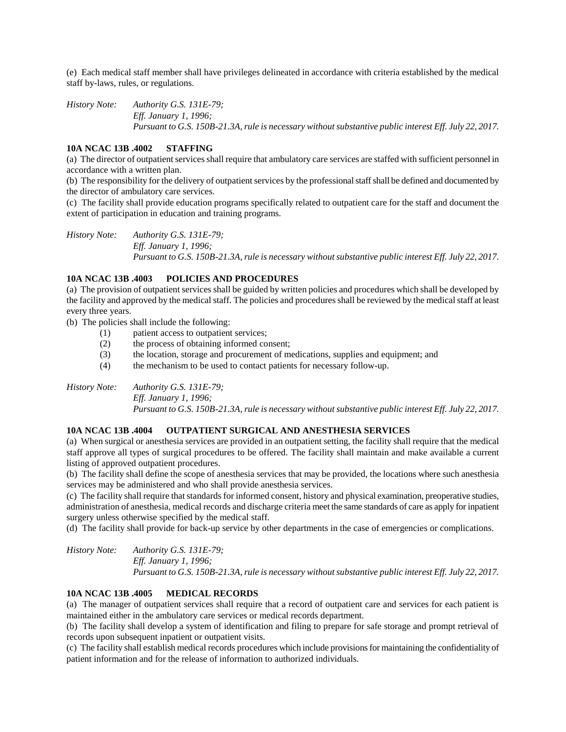(e) Each medical staff member shall have privileges delineated in accordance with criteria established by the medical staff by-laws, rules, or regulations.

*History Note: Authority G.S. 131E-79;*
*Eff. January 1, 1996;*
*Pursuant to G.S. 150B-21.3A, rule is necessary without substantive public interest Eff. July 22, 2017.*

**10A NCAC 13B .4002 STAFFING**

(a) The director of outpatient services shall require that ambulatory care services are staffed with sufficient personnel in accordance with a written plan.

(b) The responsibility for the delivery of outpatient services by the professional staff shall be defined and documented by the director of ambulatory care services.

(c) The facility shall provide education programs specifically related to outpatient care for the staff and document the extent of participation in education and training programs.

*History Note: Authority G.S. 131E-79;*
*Eff. January 1, 1996;*
*Pursuant to G.S. 150B-21.3A, rule is necessary without substantive public interest Eff. July 22, 2017.*

**10A NCAC 13B .4003 POLICIES AND PROCEDURES**

(a) The provision of outpatient services shall be guided by written policies and procedures which shall be developed by the facility and approved by the medical staff. The policies and procedures shall be reviewed by the medical staff at least every three years.

(b) The policies shall include the following:

- (1) patient access to outpatient services;
- (2) the process of obtaining informed consent;
- (3) the location, storage and procurement of medications, supplies and equipment; and
- (4) the mechanism to be used to contact patients for necessary follow-up.

*History Note: Authority G.S. 131E-79;*
*Eff. January 1, 1996;*
*Pursuant to G.S. 150B-21.3A, rule is necessary without substantive public interest Eff. July 22, 2017.*

**10A NCAC 13B .4004 OUTPATIENT SURGICAL AND ANESTHESIA SERVICES**

(a) When surgical or anesthesia services are provided in an outpatient setting, the facility shall require that the medical staff approve all types of surgical procedures to be offered. The facility shall maintain and make available a current listing of approved outpatient procedures.

(b) The facility shall define the scope of anesthesia services that may be provided, the locations where such anesthesia services may be administered and who shall provide anesthesia services.

(c) The facility shall require that standards for informed consent, history and physical examination, preoperative studies, administration of anesthesia, medical records and discharge criteria meet the same standards of care as apply for inpatient surgery unless otherwise specified by the medical staff.

(d) The facility shall provide for back-up service by other departments in the case of emergencies or complications.

*History Note: Authority G.S. 131E-79;*
*Eff. January 1, 1996;*
*Pursuant to G.S. 150B-21.3A, rule is necessary without substantive public interest Eff. July 22, 2017.*

**10A NCAC 13B .4005 MEDICAL RECORDS**

(a) The manager of outpatient services shall require that a record of outpatient care and services for each patient is maintained either in the ambulatory care services or medical records department.

(b) The facility shall develop a system of identification and filing to prepare for safe storage and prompt retrieval of records upon subsequent inpatient or outpatient visits.

(c) The facility shall establish medical records procedures which include provisions for maintaining the confidentiality of patient information and for the release of information to authorized individuals.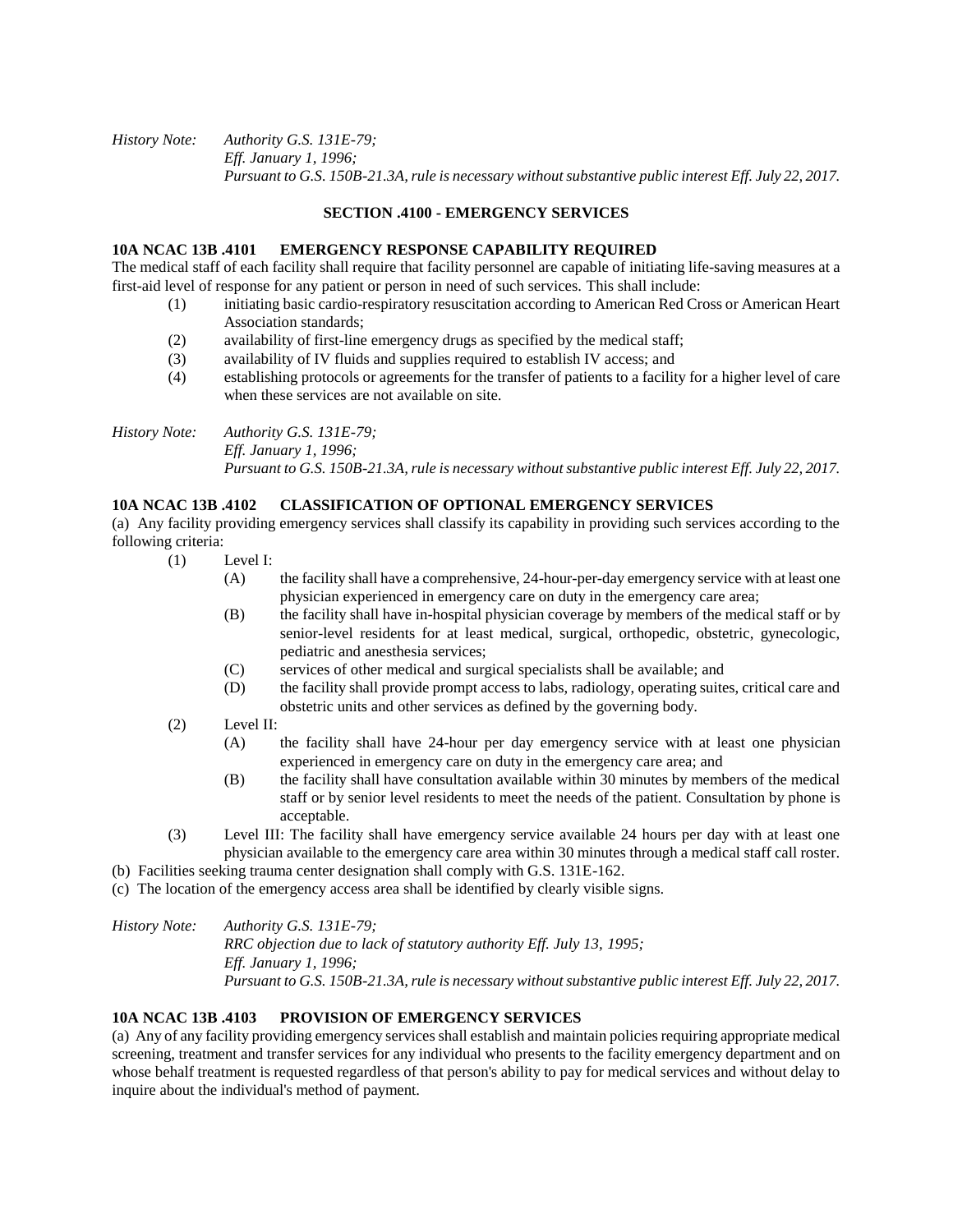*History Note: Authority G.S. 131E-79;*
*Eff. January 1, 1996;*
*Pursuant to G.S. 150B-21.3A, rule is necessary without substantive public interest Eff. July 22, 2017.*

### SECTION .4100 - EMERGENCY SERVICES

**10A NCAC 13B .4101 EMERGENCY RESPONSE CAPABILITY REQUIRED**

The medical staff of each facility shall require that facility personnel are capable of initiating life-saving measures at a first-aid level of response for any patient or person in need of such services. This shall include:

(1) initiating basic cardio-respiratory resuscitation according to American Red Cross or American Heart Association standards;

(2) availability of first-line emergency drugs as specified by the medical staff;

(3) availability of IV fluids and supplies required to establish IV access; and

(4) establishing protocols or agreements for the transfer of patients to a facility for a higher level of care when these services are not available on site.

*History Note: Authority G.S. 131E-79;*
*Eff. January 1, 1996;*
*Pursuant to G.S. 150B-21.3A, rule is necessary without substantive public interest Eff. July 22, 2017.*

**10A NCAC 13B .4102 CLASSIFICATION OF OPTIONAL EMERGENCY SERVICES**

(a) Any facility providing emergency services shall classify its capability in providing such services according to the following criteria:

(1) Level I:

(A) the facility shall have a comprehensive, 24-hour-per-day emergency service with at least one physician experienced in emergency care on duty in the emergency care area;

(B) the facility shall have in-hospital physician coverage by members of the medical staff or by senior-level residents for at least medical, surgical, orthopedic, obstetric, gynecologic, pediatric and anesthesia services;

(C) services of other medical and surgical specialists shall be available; and

(D) the facility shall provide prompt access to labs, radiology, operating suites, critical care and obstetric units and other services as defined by the governing body.

(2) Level II:

(A) the facility shall have 24-hour per day emergency service with at least one physician experienced in emergency care on duty in the emergency care area; and

(B) the facility shall have consultation available within 30 minutes by members of the medical staff or by senior level residents to meet the needs of the patient. Consultation by phone is acceptable.

(3) Level III: The facility shall have emergency service available 24 hours per day with at least one physician available to the emergency care area within 30 minutes through a medical staff call roster.

(b) Facilities seeking trauma center designation shall comply with G.S. 131E-162.

(c) The location of the emergency access area shall be identified by clearly visible signs.

*History Note: Authority G.S. 131E-79;*
*RRC objection due to lack of statutory authority Eff. July 13, 1995;*
*Eff. January 1, 1996;*
*Pursuant to G.S. 150B-21.3A, rule is necessary without substantive public interest Eff. July 22, 2017.*

**10A NCAC 13B .4103 PROVISION OF EMERGENCY SERVICES**

(a) Any of any facility providing emergency services shall establish and maintain policies requiring appropriate medical screening, treatment and transfer services for any individual who presents to the facility emergency department and on whose behalf treatment is requested regardless of that person's ability to pay for medical services and without delay to inquire about the individual's method of payment.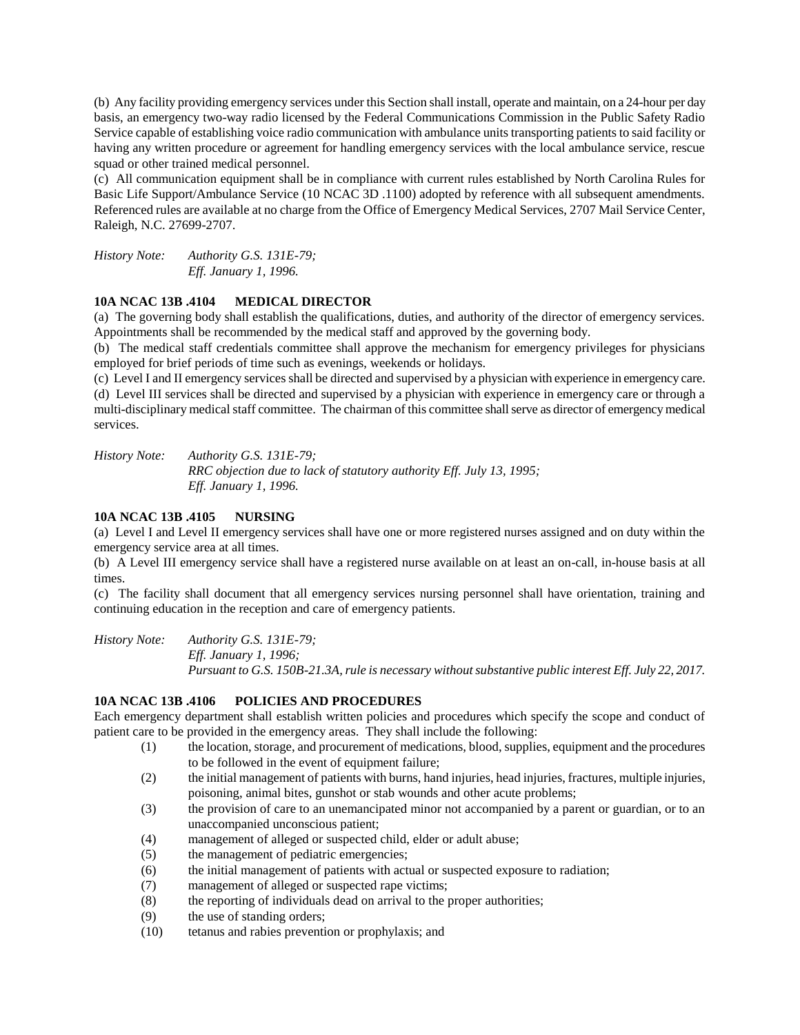(b) Any facility providing emergency services under this Section shall install, operate and maintain, on a 24-hour per day basis, an emergency two-way radio licensed by the Federal Communications Commission in the Public Safety Radio Service capable of establishing voice radio communication with ambulance units transporting patients to said facility or having any written procedure or agreement for handling emergency services with the local ambulance service, rescue squad or other trained medical personnel.

(c) All communication equipment shall be in compliance with current rules established by North Carolina Rules for Basic Life Support/Ambulance Service (10 NCAC 3D .1100) adopted by reference with all subsequent amendments. Referenced rules are available at no charge from the Office of Emergency Medical Services, 2707 Mail Service Center, Raleigh, N.C. 27699-2707.

*History Note: Authority G.S. 131E-79;*
*Eff. January 1, 1996.*

### 10A NCAC 13B .4104 MEDICAL DIRECTOR

(a) The governing body shall establish the qualifications, duties, and authority of the director of emergency services. Appointments shall be recommended by the medical staff and approved by the governing body.

(b) The medical staff credentials committee shall approve the mechanism for emergency privileges for physicians employed for brief periods of time such as evenings, weekends or holidays.

(c) Level I and II emergency services shall be directed and supervised by a physician with experience in emergency care.

(d) Level III services shall be directed and supervised by a physician with experience in emergency care or through a multi-disciplinary medical staff committee. The chairman of this committee shall serve as director of emergency medical services.

*History Note: Authority G.S. 131E-79;*
*RRC objection due to lack of statutory authority Eff. July 13, 1995;*
*Eff. January 1, 1996.*

### 10A NCAC 13B .4105 NURSING

(a) Level I and Level II emergency services shall have one or more registered nurses assigned and on duty within the emergency service area at all times.

(b) A Level III emergency service shall have a registered nurse available on at least an on-call, in-house basis at all times.

(c) The facility shall document that all emergency services nursing personnel shall have orientation, training and continuing education in the reception and care of emergency patients.

*History Note: Authority G.S. 131E-79;*
*Eff. January 1, 1996;*
*Pursuant to G.S. 150B-21.3A, rule is necessary without substantive public interest Eff. July 22, 2017.*

### 10A NCAC 13B .4106 POLICIES AND PROCEDURES

Each emergency department shall establish written policies and procedures which specify the scope and conduct of patient care to be provided in the emergency areas. They shall include the following:

(1) the location, storage, and procurement of medications, blood, supplies, equipment and the procedures to be followed in the event of equipment failure;
(2) the initial management of patients with burns, hand injuries, head injuries, fractures, multiple injuries, poisoning, animal bites, gunshot or stab wounds and other acute problems;
(3) the provision of care to an unemancipated minor not accompanied by a parent or guardian, or to an unaccompanied unconscious patient;
(4) management of alleged or suspected child, elder or adult abuse;
(5) the management of pediatric emergencies;
(6) the initial management of patients with actual or suspected exposure to radiation;
(7) management of alleged or suspected rape victims;
(8) the reporting of individuals dead on arrival to the proper authorities;
(9) the use of standing orders;
(10) tetanus and rabies prevention or prophylaxis; and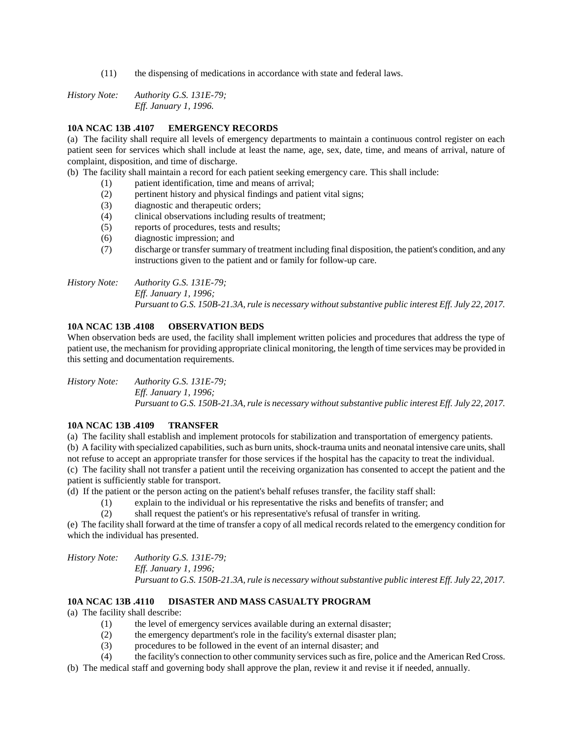(11) the dispensing of medications in accordance with state and federal laws.

*History Note: Authority G.S. 131E-79;*
*Eff. January 1, 1996.*

**10A NCAC 13B .4107 EMERGENCY RECORDS**

(a) The facility shall require all levels of emergency departments to maintain a continuous control register on each patient seen for services which shall include at least the name, age, sex, date, time, and means of arrival, nature of complaint, disposition, and time of discharge.

(b) The facility shall maintain a record for each patient seeking emergency care. This shall include:

(1) patient identification, time and means of arrival;
(2) pertinent history and physical findings and patient vital signs;
(3) diagnostic and therapeutic orders;
(4) clinical observations including results of treatment;
(5) reports of procedures, tests and results;
(6) diagnostic impression; and
(7) discharge or transfer summary of treatment including final disposition, the patient's condition, and any instructions given to the patient and or family for follow-up care.

*History Note: Authority G.S. 131E-79;*
*Eff. January 1, 1996;*
*Pursuant to G.S. 150B-21.3A, rule is necessary without substantive public interest Eff. July 22, 2017.*

**10A NCAC 13B .4108 OBSERVATION BEDS**

When observation beds are used, the facility shall implement written policies and procedures that address the type of patient use, the mechanism for providing appropriate clinical monitoring, the length of time services may be provided in this setting and documentation requirements.

*History Note: Authority G.S. 131E-79;*
*Eff. January 1, 1996;*
*Pursuant to G.S. 150B-21.3A, rule is necessary without substantive public interest Eff. July 22, 2017.*

**10A NCAC 13B .4109 TRANSFER**

(a) The facility shall establish and implement protocols for stabilization and transportation of emergency patients.

(b) A facility with specialized capabilities, such as burn units, shock-trauma units and neonatal intensive care units, shall not refuse to accept an appropriate transfer for those services if the hospital has the capacity to treat the individual.

(c) The facility shall not transfer a patient until the receiving organization has consented to accept the patient and the patient is sufficiently stable for transport.

(d) If the patient or the person acting on the patient's behalf refuses transfer, the facility staff shall:

(1) explain to the individual or his representative the risks and benefits of transfer; and
(2) shall request the patient's or his representative's refusal of transfer in writing.

(e) The facility shall forward at the time of transfer a copy of all medical records related to the emergency condition for which the individual has presented.

*History Note: Authority G.S. 131E-79;*
*Eff. January 1, 1996;*
*Pursuant to G.S. 150B-21.3A, rule is necessary without substantive public interest Eff. July 22, 2017.*

**10A NCAC 13B .4110 DISASTER AND MASS CASUALTY PROGRAM**

(a) The facility shall describe:

(1) the level of emergency services available during an external disaster;
(2) the emergency department's role in the facility's external disaster plan;
(3) procedures to be followed in the event of an internal disaster; and
(4) the facility's connection to other community services such as fire, police and the American Red Cross.

(b) The medical staff and governing body shall approve the plan, review it and revise it if needed, annually.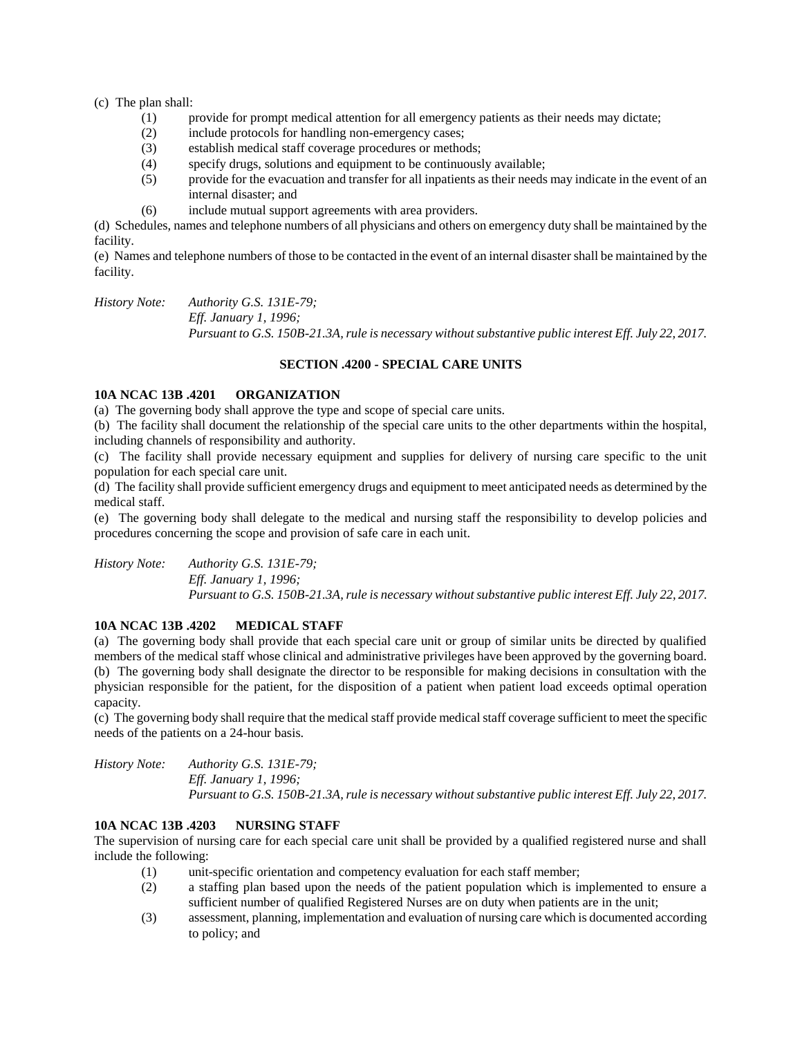(c) The plan shall:

(1) provide for prompt medical attention for all emergency patients as their needs may dictate;

(2) include protocols for handling non-emergency cases;

(3) establish medical staff coverage procedures or methods;

(4) specify drugs, solutions and equipment to be continuously available;

(5) provide for the evacuation and transfer for all inpatients as their needs may indicate in the event of an internal disaster; and

(6) include mutual support agreements with area providers.

(d) Schedules, names and telephone numbers of all physicians and others on emergency duty shall be maintained by the facility.

(e) Names and telephone numbers of those to be contacted in the event of an internal disaster shall be maintained by the facility.

*History Note: Authority G.S. 131E-79;*
*Eff. January 1, 1996;*
*Pursuant to G.S. 150B-21.3A, rule is necessary without substantive public interest Eff. July 22, 2017.*

## SECTION .4200 - SPECIAL CARE UNITS

### 10A NCAC 13B .4201 ORGANIZATION

(a) The governing body shall approve the type and scope of special care units.

(b) The facility shall document the relationship of the special care units to the other departments within the hospital, including channels of responsibility and authority.

(c) The facility shall provide necessary equipment and supplies for delivery of nursing care specific to the unit population for each special care unit.

(d) The facility shall provide sufficient emergency drugs and equipment to meet anticipated needs as determined by the medical staff.

(e) The governing body shall delegate to the medical and nursing staff the responsibility to develop policies and procedures concerning the scope and provision of safe care in each unit.

*History Note: Authority G.S. 131E-79;*
*Eff. January 1, 1996;*
*Pursuant to G.S. 150B-21.3A, rule is necessary without substantive public interest Eff. July 22, 2017.*

### 10A NCAC 13B .4202 MEDICAL STAFF

(a) The governing body shall provide that each special care unit or group of similar units be directed by qualified members of the medical staff whose clinical and administrative privileges have been approved by the governing board.

(b) The governing body shall designate the director to be responsible for making decisions in consultation with the physician responsible for the patient, for the disposition of a patient when patient load exceeds optimal operation capacity.

(c) The governing body shall require that the medical staff provide medical staff coverage sufficient to meet the specific needs of the patients on a 24-hour basis.

*History Note: Authority G.S. 131E-79;*
*Eff. January 1, 1996;*
*Pursuant to G.S. 150B-21.3A, rule is necessary without substantive public interest Eff. July 22, 2017.*

### 10A NCAC 13B .4203 NURSING STAFF

The supervision of nursing care for each special care unit shall be provided by a qualified registered nurse and shall include the following:

(1) unit-specific orientation and competency evaluation for each staff member;

(2) a staffing plan based upon the needs of the patient population which is implemented to ensure a sufficient number of qualified Registered Nurses are on duty when patients are in the unit;

(3) assessment, planning, implementation and evaluation of nursing care which is documented according to policy; and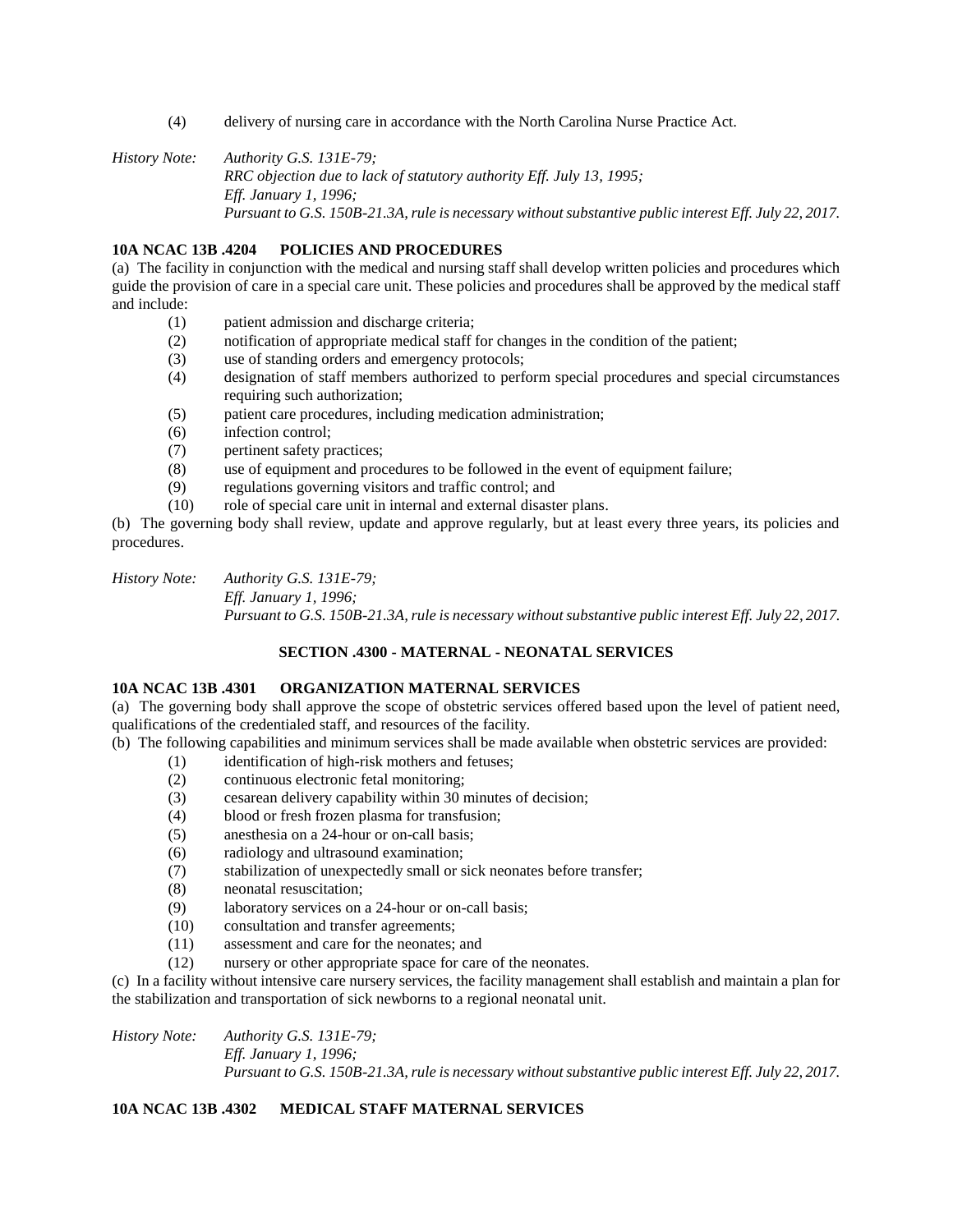(4) delivery of nursing care in accordance with the North Carolina Nurse Practice Act.

*History Note: Authority G.S. 131E-79;*
*RRC objection due to lack of statutory authority Eff. July 13, 1995;*
*Eff. January 1, 1996;*
*Pursuant to G.S. 150B-21.3A, rule is necessary without substantive public interest Eff. July 22, 2017.*

**10A NCAC 13B .4204 POLICIES AND PROCEDURES**

(a) The facility in conjunction with the medical and nursing staff shall develop written policies and procedures which guide the provision of care in a special care unit. These policies and procedures shall be approved by the medical staff and include:

(1) patient admission and discharge criteria;
(2) notification of appropriate medical staff for changes in the condition of the patient;
(3) use of standing orders and emergency protocols;
(4) designation of staff members authorized to perform special procedures and special circumstances requiring such authorization;
(5) patient care procedures, including medication administration;
(6) infection control;
(7) pertinent safety practices;
(8) use of equipment and procedures to be followed in the event of equipment failure;
(9) regulations governing visitors and traffic control; and
(10) role of special care unit in internal and external disaster plans.

(b) The governing body shall review, update and approve regularly, but at least every three years, its policies and procedures.

*History Note: Authority G.S. 131E-79;*
*Eff. January 1, 1996;*
*Pursuant to G.S. 150B-21.3A, rule is necessary without substantive public interest Eff. July 22, 2017.*

## SECTION .4300 - MATERNAL - NEONATAL SERVICES

**10A NCAC 13B .4301 ORGANIZATION MATERNAL SERVICES**

(a) The governing body shall approve the scope of obstetric services offered based upon the level of patient need, qualifications of the credentialed staff, and resources of the facility.

(b) The following capabilities and minimum services shall be made available when obstetric services are provided:

(1) identification of high-risk mothers and fetuses;
(2) continuous electronic fetal monitoring;
(3) cesarean delivery capability within 30 minutes of decision;
(4) blood or fresh frozen plasma for transfusion;
(5) anesthesia on a 24-hour or on-call basis;
(6) radiology and ultrasound examination;
(7) stabilization of unexpectedly small or sick neonates before transfer;
(8) neonatal resuscitation;
(9) laboratory services on a 24-hour or on-call basis;
(10) consultation and transfer agreements;
(11) assessment and care for the neonates; and
(12) nursery or other appropriate space for care of the neonates.

(c) In a facility without intensive care nursery services, the facility management shall establish and maintain a plan for the stabilization and transportation of sick newborns to a regional neonatal unit.

*History Note: Authority G.S. 131E-79;*
*Eff. January 1, 1996;*
*Pursuant to G.S. 150B-21.3A, rule is necessary without substantive public interest Eff. July 22, 2017.*

**10A NCAC 13B .4302 MEDICAL STAFF MATERNAL SERVICES**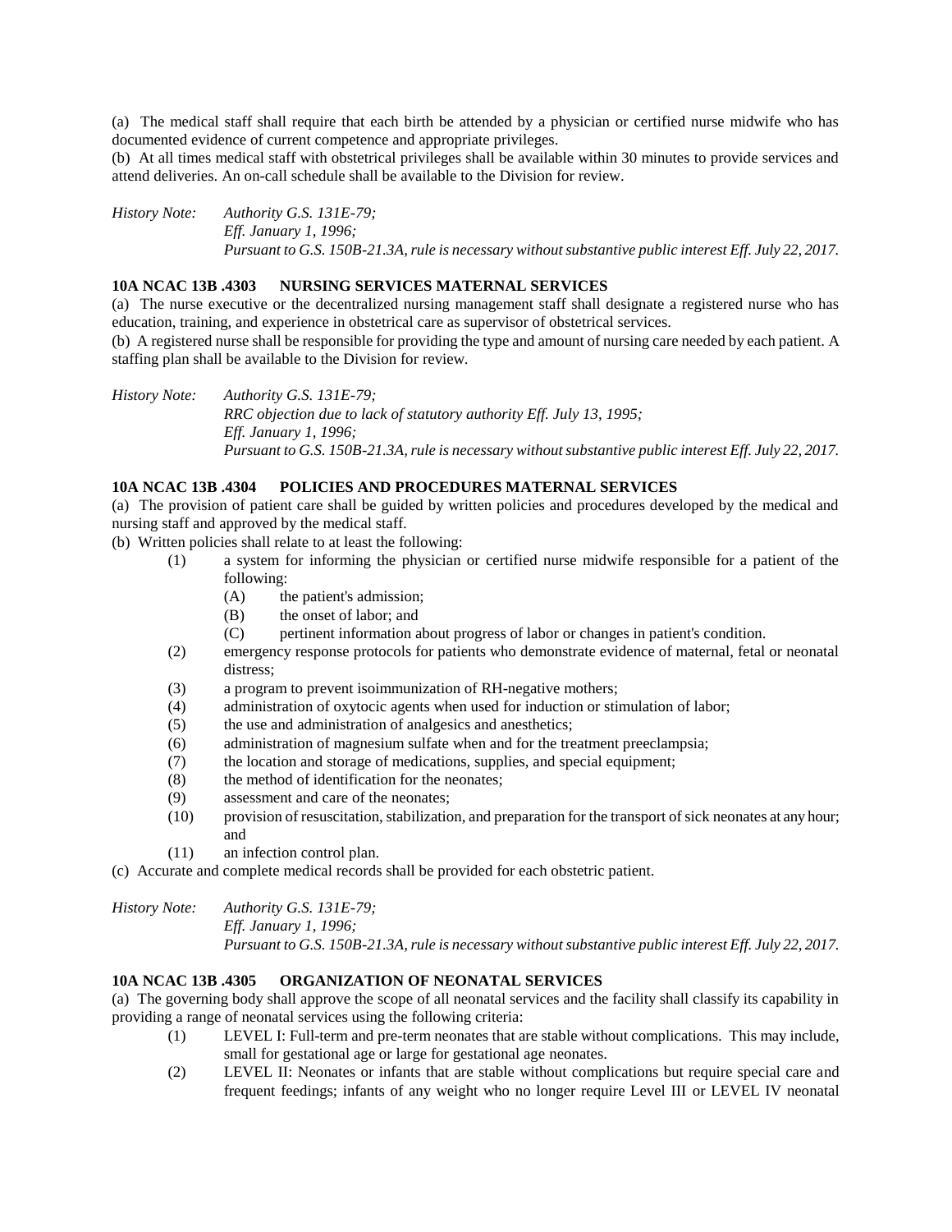(a) The medical staff shall require that each birth be attended by a physician or certified nurse midwife who has documented evidence of current competence and appropriate privileges.

(b) At all times medical staff with obstetrical privileges shall be available within 30 minutes to provide services and attend deliveries. An on-call schedule shall be available to the Division for review.

*History Note: Authority G.S. 131E-79;*
*Eff. January 1, 1996;*
*Pursuant to G.S. 150B-21.3A, rule is necessary without substantive public interest Eff. July 22, 2017.*

### 10A NCAC 13B .4303 NURSING SERVICES MATERNAL SERVICES

(a) The nurse executive or the decentralized nursing management staff shall designate a registered nurse who has education, training, and experience in obstetrical care as supervisor of obstetrical services.

(b) A registered nurse shall be responsible for providing the type and amount of nursing care needed by each patient. A staffing plan shall be available to the Division for review.

*History Note: Authority G.S. 131E-79;*
*RRC objection due to lack of statutory authority Eff. July 13, 1995;*
*Eff. January 1, 1996;*
*Pursuant to G.S. 150B-21.3A, rule is necessary without substantive public interest Eff. July 22, 2017.*

### 10A NCAC 13B .4304 POLICIES AND PROCEDURES MATERNAL SERVICES

(a) The provision of patient care shall be guided by written policies and procedures developed by the medical and nursing staff and approved by the medical staff.

(b) Written policies shall relate to at least the following:

- (1) a system for informing the physician or certified nurse midwife responsible for a patient of the following:
  - (A) the patient's admission;
  - (B) the onset of labor; and
  - (C) pertinent information about progress of labor or changes in patient's condition.
- (2) emergency response protocols for patients who demonstrate evidence of maternal, fetal or neonatal distress;
- (3) a program to prevent isoimmunization of RH-negative mothers;
- (4) administration of oxytocic agents when used for induction or stimulation of labor;
- (5) the use and administration of analgesics and anesthetics;
- (6) administration of magnesium sulfate when and for the treatment preeclampsia;
- (7) the location and storage of medications, supplies, and special equipment;
- (8) the method of identification for the neonates;
- (9) assessment and care of the neonates;
- (10) provision of resuscitation, stabilization, and preparation for the transport of sick neonates at any hour; and
- (11) an infection control plan.

(c) Accurate and complete medical records shall be provided for each obstetric patient.

*History Note: Authority G.S. 131E-79;*
*Eff. January 1, 1996;*
*Pursuant to G.S. 150B-21.3A, rule is necessary without substantive public interest Eff. July 22, 2017.*

### 10A NCAC 13B .4305 ORGANIZATION OF NEONATAL SERVICES

(a) The governing body shall approve the scope of all neonatal services and the facility shall classify its capability in providing a range of neonatal services using the following criteria:

- (1) LEVEL I: Full-term and pre-term neonates that are stable without complications. This may include, small for gestational age or large for gestational age neonates.
- (2) LEVEL II: Neonates or infants that are stable without complications but require special care and frequent feedings; infants of any weight who no longer require Level III or LEVEL IV neonatal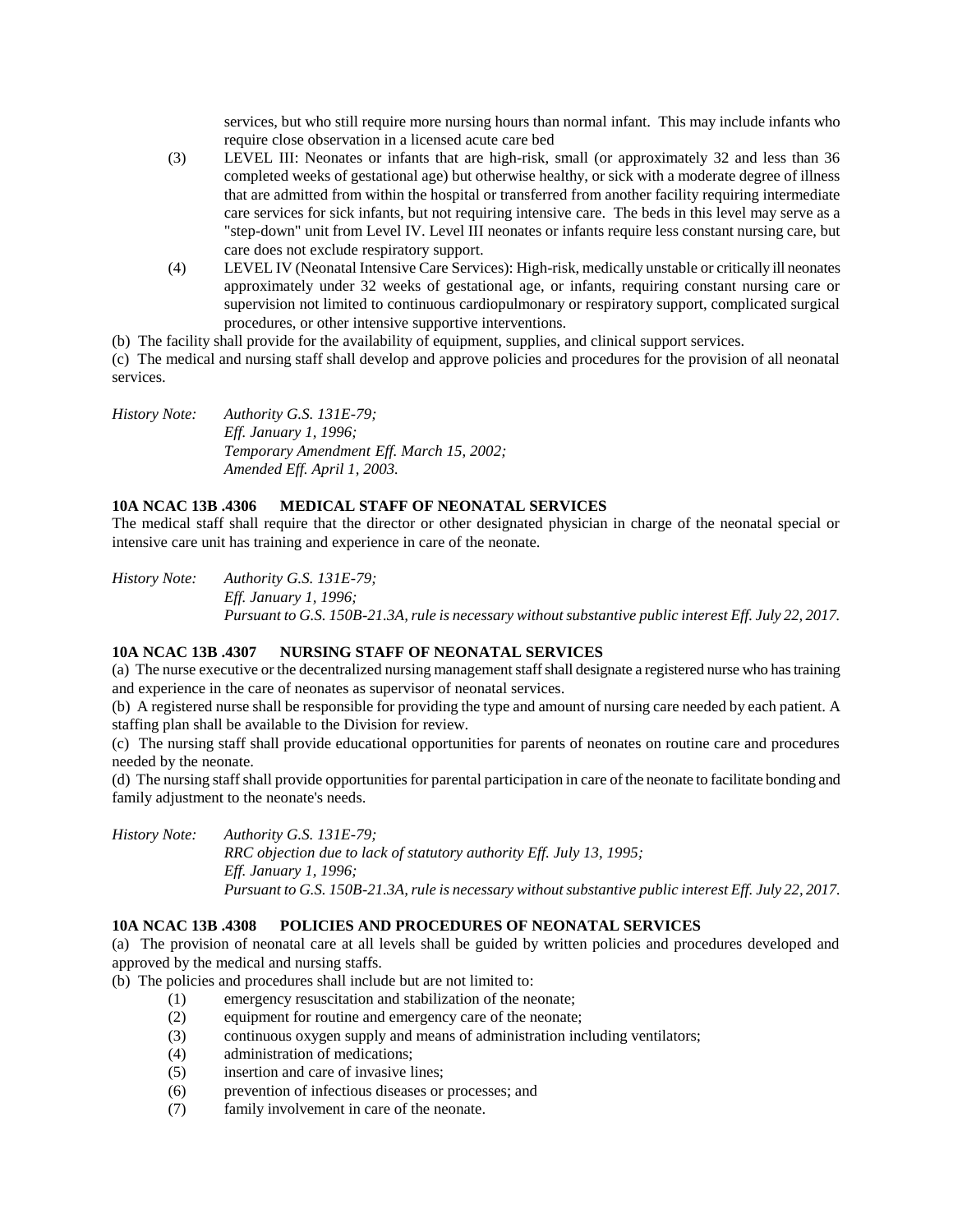services, but who still require more nursing hours than normal infant. This may include infants who require close observation in a licensed acute care bed

(3) LEVEL III: Neonates or infants that are high-risk, small (or approximately 32 and less than 36 completed weeks of gestational age) but otherwise healthy, or sick with a moderate degree of illness that are admitted from within the hospital or transferred from another facility requiring intermediate care services for sick infants, but not requiring intensive care. The beds in this level may serve as a "step-down" unit from Level IV. Level III neonates or infants require less constant nursing care, but care does not exclude respiratory support.

(4) LEVEL IV (Neonatal Intensive Care Services): High-risk, medically unstable or critically ill neonates approximately under 32 weeks of gestational age, or infants, requiring constant nursing care or supervision not limited to continuous cardiopulmonary or respiratory support, complicated surgical procedures, or other intensive supportive interventions.

(b) The facility shall provide for the availability of equipment, supplies, and clinical support services.

(c) The medical and nursing staff shall develop and approve policies and procedures for the provision of all neonatal services.

*History Note: Authority G.S. 131E-79;*
*Eff. January 1, 1996;*
*Temporary Amendment Eff. March 15, 2002;*
*Amended Eff. April 1, 2003.*

**10A NCAC 13B .4306 MEDICAL STAFF OF NEONATAL SERVICES**

The medical staff shall require that the director or other designated physician in charge of the neonatal special or intensive care unit has training and experience in care of the neonate.

*History Note: Authority G.S. 131E-79;*
*Eff. January 1, 1996;*
*Pursuant to G.S. 150B-21.3A, rule is necessary without substantive public interest Eff. July 22, 2017.*

**10A NCAC 13B .4307 NURSING STAFF OF NEONATAL SERVICES**

(a) The nurse executive or the decentralized nursing management staff shall designate a registered nurse who has training and experience in the care of neonates as supervisor of neonatal services.

(b) A registered nurse shall be responsible for providing the type and amount of nursing care needed by each patient. A staffing plan shall be available to the Division for review.

(c) The nursing staff shall provide educational opportunities for parents of neonates on routine care and procedures needed by the neonate.

(d) The nursing staff shall provide opportunities for parental participation in care of the neonate to facilitate bonding and family adjustment to the neonate's needs.

*History Note: Authority G.S. 131E-79;*
*RRC objection due to lack of statutory authority Eff. July 13, 1995;*
*Eff. January 1, 1996;*
*Pursuant to G.S. 150B-21.3A, rule is necessary without substantive public interest Eff. July 22, 2017.*

**10A NCAC 13B .4308 POLICIES AND PROCEDURES OF NEONATAL SERVICES**

(a) The provision of neonatal care at all levels shall be guided by written policies and procedures developed and approved by the medical and nursing staffs.

(b) The policies and procedures shall include but are not limited to:

(1) emergency resuscitation and stabilization of the neonate;
(2) equipment for routine and emergency care of the neonate;
(3) continuous oxygen supply and means of administration including ventilators;
(4) administration of medications;
(5) insertion and care of invasive lines;
(6) prevention of infectious diseases or processes; and
(7) family involvement in care of the neonate.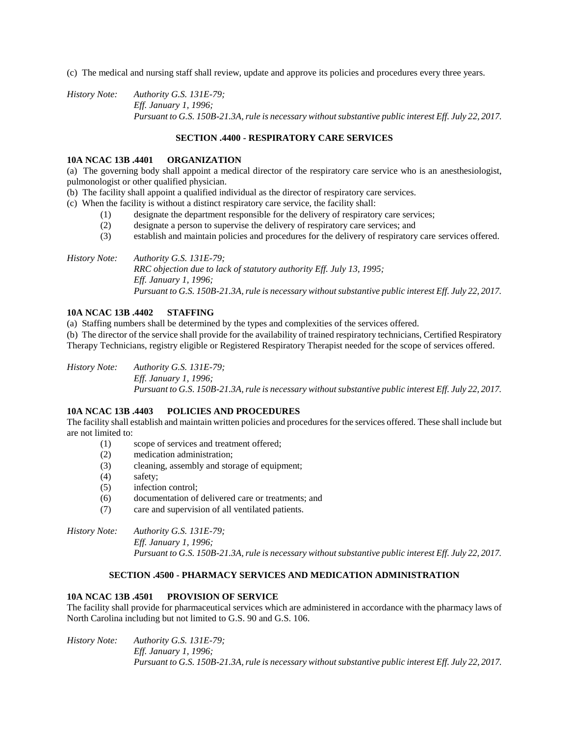(c) The medical and nursing staff shall review, update and approve its policies and procedures every three years.

*History Note: Authority G.S. 131E-79;*
*Eff. January 1, 1996;*
*Pursuant to G.S. 150B-21.3A, rule is necessary without substantive public interest Eff. July 22, 2017.*

## SECTION .4400 - RESPIRATORY CARE SERVICES

### 10A NCAC 13B .4401 ORGANIZATION

(a) The governing body shall appoint a medical director of the respiratory care service who is an anesthesiologist, pulmonologist or other qualified physician.

(b) The facility shall appoint a qualified individual as the director of respiratory care services.

(c) When the facility is without a distinct respiratory care service, the facility shall:

- (1) designate the department responsible for the delivery of respiratory care services;
- (2) designate a person to supervise the delivery of respiratory care services; and
- (3) establish and maintain policies and procedures for the delivery of respiratory care services offered.

*History Note: Authority G.S. 131E-79;*
*RRC objection due to lack of statutory authority Eff. July 13, 1995;*
*Eff. January 1, 1996;*
*Pursuant to G.S. 150B-21.3A, rule is necessary without substantive public interest Eff. July 22, 2017.*

### 10A NCAC 13B .4402 STAFFING

(a) Staffing numbers shall be determined by the types and complexities of the services offered.

(b) The director of the service shall provide for the availability of trained respiratory technicians, Certified Respiratory Therapy Technicians, registry eligible or Registered Respiratory Therapist needed for the scope of services offered.

*History Note: Authority G.S. 131E-79;*
*Eff. January 1, 1996;*
*Pursuant to G.S. 150B-21.3A, rule is necessary without substantive public interest Eff. July 22, 2017.*

### 10A NCAC 13B .4403 POLICIES AND PROCEDURES

The facility shall establish and maintain written policies and procedures for the services offered. These shall include but are not limited to:

- (1) scope of services and treatment offered;
- (2) medication administration;
- (3) cleaning, assembly and storage of equipment;
- (4) safety;
- (5) infection control;
- (6) documentation of delivered care or treatments; and
- (7) care and supervision of all ventilated patients.

*History Note: Authority G.S. 131E-79;*
*Eff. January 1, 1996;*
*Pursuant to G.S. 150B-21.3A, rule is necessary without substantive public interest Eff. July 22, 2017.*

## SECTION .4500 - PHARMACY SERVICES AND MEDICATION ADMINISTRATION

### 10A NCAC 13B .4501 PROVISION OF SERVICE

The facility shall provide for pharmaceutical services which are administered in accordance with the pharmacy laws of North Carolina including but not limited to G.S. 90 and G.S. 106.

*History Note: Authority G.S. 131E-79;*
*Eff. January 1, 1996;*
*Pursuant to G.S. 150B-21.3A, rule is necessary without substantive public interest Eff. July 22, 2017.*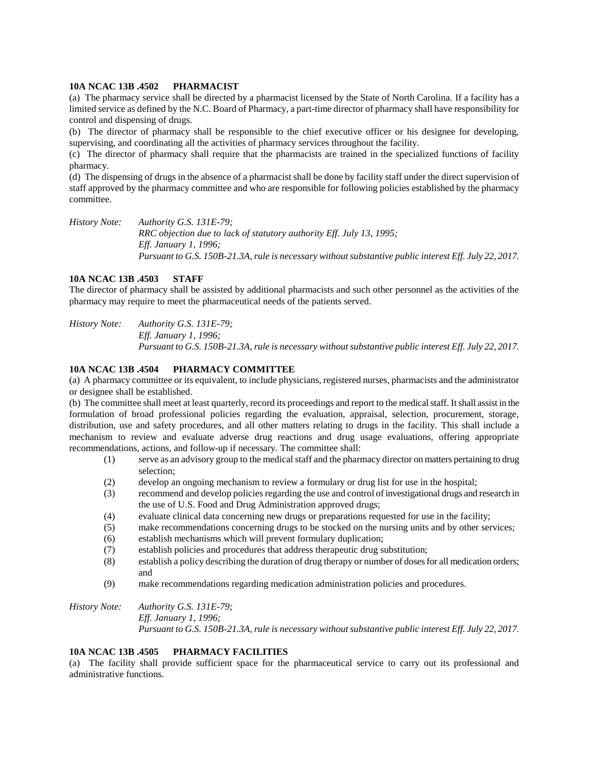**10A NCAC 13B .4502 PHARMACIST**

(a) The pharmacy service shall be directed by a pharmacist licensed by the State of North Carolina. If a facility has a limited service as defined by the N.C. Board of Pharmacy, a part-time director of pharmacy shall have responsibility for control and dispensing of drugs.

(b) The director of pharmacy shall be responsible to the chief executive officer or his designee for developing, supervising, and coordinating all the activities of pharmacy services throughout the facility.

(c) The director of pharmacy shall require that the pharmacists are trained in the specialized functions of facility pharmacy.

(d) The dispensing of drugs in the absence of a pharmacist shall be done by facility staff under the direct supervision of staff approved by the pharmacy committee and who are responsible for following policies established by the pharmacy committee.

*History Note: Authority G.S. 131E-79;*
*RRC objection due to lack of statutory authority Eff. July 13, 1995;*
*Eff. January 1, 1996;*
*Pursuant to G.S. 150B-21.3A, rule is necessary without substantive public interest Eff. July 22, 2017.*

**10A NCAC 13B .4503 STAFF**

The director of pharmacy shall be assisted by additional pharmacists and such other personnel as the activities of the pharmacy may require to meet the pharmaceutical needs of the patients served.

*History Note: Authority G.S. 131E-79;*
*Eff. January 1, 1996;*
*Pursuant to G.S. 150B-21.3A, rule is necessary without substantive public interest Eff. July 22, 2017.*

**10A NCAC 13B .4504 PHARMACY COMMITTEE**

(a) A pharmacy committee or its equivalent, to include physicians, registered nurses, pharmacists and the administrator or designee shall be established.

(b) The committee shall meet at least quarterly, record its proceedings and report to the medical staff. It shall assist in the formulation of broad professional policies regarding the evaluation, appraisal, selection, procurement, storage, distribution, use and safety procedures, and all other matters relating to drugs in the facility. This shall include a mechanism to review and evaluate adverse drug reactions and drug usage evaluations, offering appropriate recommendations, actions, and follow-up if necessary. The committee shall:

(1) serve as an advisory group to the medical staff and the pharmacy director on matters pertaining to drug selection;
(2) develop an ongoing mechanism to review a formulary or drug list for use in the hospital;
(3) recommend and develop policies regarding the use and control of investigational drugs and research in the use of U.S. Food and Drug Administration approved drugs;
(4) evaluate clinical data concerning new drugs or preparations requested for use in the facility;
(5) make recommendations concerning drugs to be stocked on the nursing units and by other services;
(6) establish mechanisms which will prevent formulary duplication;
(7) establish policies and procedures that address therapeutic drug substitution;
(8) establish a policy describing the duration of drug therapy or number of doses for all medication orders; and
(9) make recommendations regarding medication administration policies and procedures.

*History Note: Authority G.S. 131E-79;*
*Eff. January 1, 1996;*
*Pursuant to G.S. 150B-21.3A, rule is necessary without substantive public interest Eff. July 22, 2017.*

**10A NCAC 13B .4505 PHARMACY FACILITIES**

(a) The facility shall provide sufficient space for the pharmaceutical service to carry out its professional and administrative functions.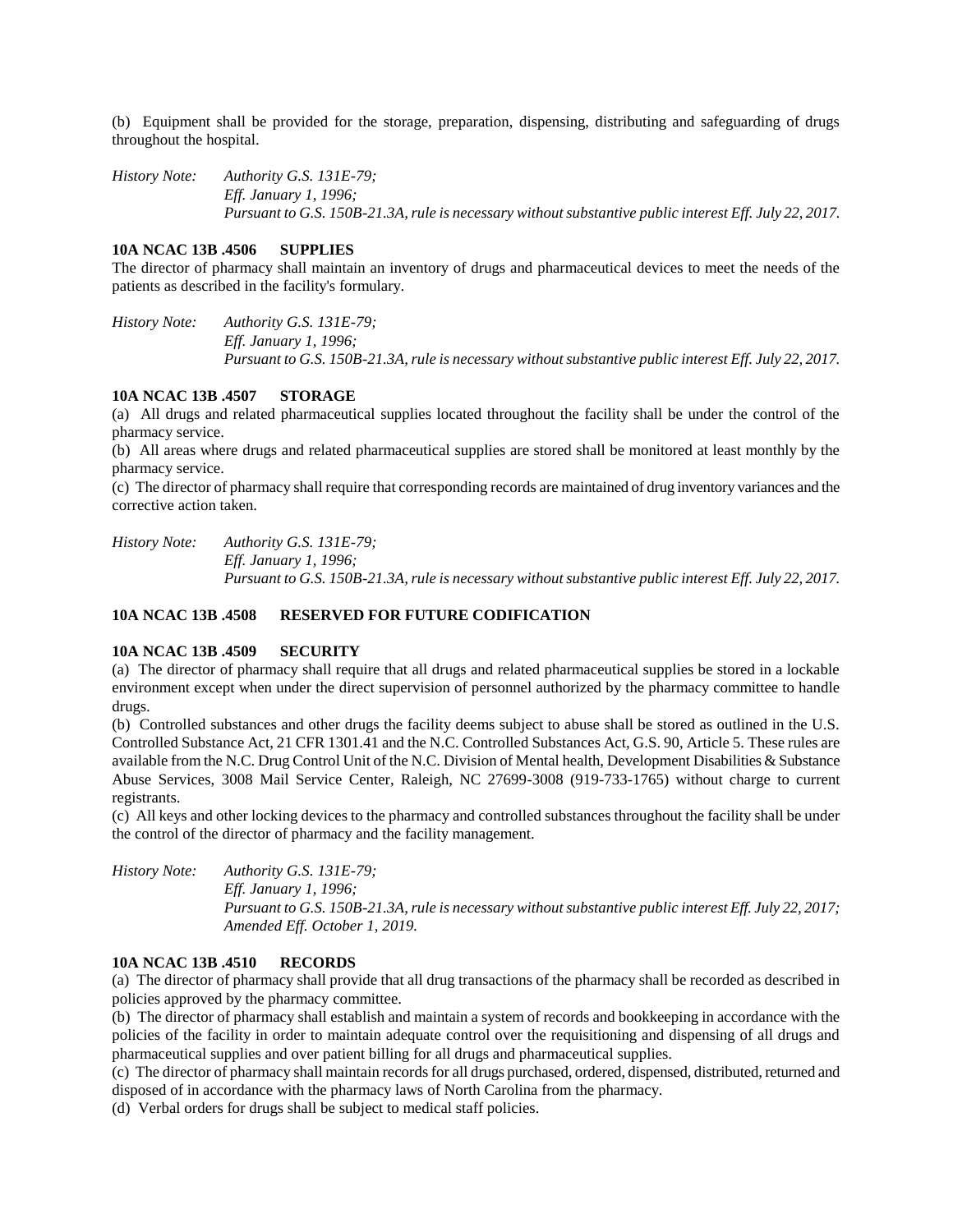(b) Equipment shall be provided for the storage, preparation, dispensing, distributing and safeguarding of drugs throughout the hospital.

*History Note: Authority G.S. 131E-79;*
*Eff. January 1, 1996;*
*Pursuant to G.S. 150B-21.3A, rule is necessary without substantive public interest Eff. July 22, 2017.*

**10A NCAC 13B .4506 SUPPLIES**

The director of pharmacy shall maintain an inventory of drugs and pharmaceutical devices to meet the needs of the patients as described in the facility's formulary.

*History Note: Authority G.S. 131E-79;*
*Eff. January 1, 1996;*
*Pursuant to G.S. 150B-21.3A, rule is necessary without substantive public interest Eff. July 22, 2017.*

**10A NCAC 13B .4507 STORAGE**

(a) All drugs and related pharmaceutical supplies located throughout the facility shall be under the control of the pharmacy service.

(b) All areas where drugs and related pharmaceutical supplies are stored shall be monitored at least monthly by the pharmacy service.

(c) The director of pharmacy shall require that corresponding records are maintained of drug inventory variances and the corrective action taken.

*History Note: Authority G.S. 131E-79;*
*Eff. January 1, 1996;*
*Pursuant to G.S. 150B-21.3A, rule is necessary without substantive public interest Eff. July 22, 2017.*

**10A NCAC 13B .4508 RESERVED FOR FUTURE CODIFICATION**

**10A NCAC 13B .4509 SECURITY**

(a) The director of pharmacy shall require that all drugs and related pharmaceutical supplies be stored in a lockable environment except when under the direct supervision of personnel authorized by the pharmacy committee to handle drugs.

(b) Controlled substances and other drugs the facility deems subject to abuse shall be stored as outlined in the U.S. Controlled Substance Act, 21 CFR 1301.41 and the N.C. Controlled Substances Act, G.S. 90, Article 5. These rules are available from the N.C. Drug Control Unit of the N.C. Division of Mental health, Development Disabilities & Substance Abuse Services, 3008 Mail Service Center, Raleigh, NC 27699-3008 (919-733-1765) without charge to current registrants.

(c) All keys and other locking devices to the pharmacy and controlled substances throughout the facility shall be under the control of the director of pharmacy and the facility management.

*History Note: Authority G.S. 131E-79;*
*Eff. January 1, 1996;*
*Pursuant to G.S. 150B-21.3A, rule is necessary without substantive public interest Eff. July 22, 2017;*
*Amended Eff. October 1, 2019.*

**10A NCAC 13B .4510 RECORDS**

(a) The director of pharmacy shall provide that all drug transactions of the pharmacy shall be recorded as described in policies approved by the pharmacy committee.

(b) The director of pharmacy shall establish and maintain a system of records and bookkeeping in accordance with the policies of the facility in order to maintain adequate control over the requisitioning and dispensing of all drugs and pharmaceutical supplies and over patient billing for all drugs and pharmaceutical supplies.

(c) The director of pharmacy shall maintain records for all drugs purchased, ordered, dispensed, distributed, returned and disposed of in accordance with the pharmacy laws of North Carolina from the pharmacy.

(d) Verbal orders for drugs shall be subject to medical staff policies.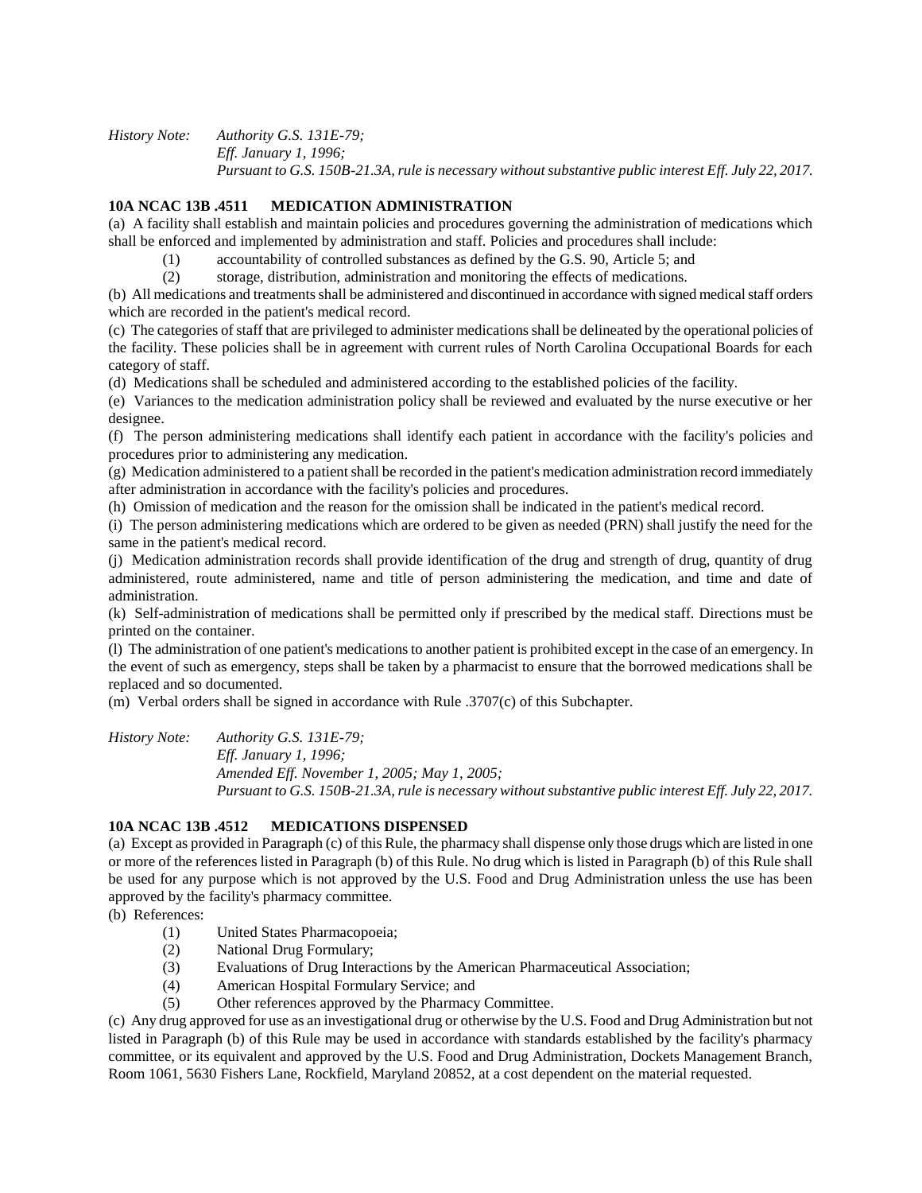*History Note: Authority G.S. 131E-79;*
*Eff. January 1, 1996;*
*Pursuant to G.S. 150B-21.3A, rule is necessary without substantive public interest Eff. July 22, 2017.*

**10A NCAC 13B .4511 MEDICATION ADMINISTRATION**

(a) A facility shall establish and maintain policies and procedures governing the administration of medications which shall be enforced and implemented by administration and staff. Policies and procedures shall include:

(1) accountability of controlled substances as defined by the G.S. 90, Article 5; and

(2) storage, distribution, administration and monitoring the effects of medications.

(b) All medications and treatments shall be administered and discontinued in accordance with signed medical staff orders which are recorded in the patient's medical record.

(c) The categories of staff that are privileged to administer medications shall be delineated by the operational policies of the facility. These policies shall be in agreement with current rules of North Carolina Occupational Boards for each category of staff.

(d) Medications shall be scheduled and administered according to the established policies of the facility.

(e) Variances to the medication administration policy shall be reviewed and evaluated by the nurse executive or her designee.

(f) The person administering medications shall identify each patient in accordance with the facility's policies and procedures prior to administering any medication.

(g) Medication administered to a patient shall be recorded in the patient's medication administration record immediately after administration in accordance with the facility's policies and procedures.

(h) Omission of medication and the reason for the omission shall be indicated in the patient's medical record.

(i) The person administering medications which are ordered to be given as needed (PRN) shall justify the need for the same in the patient's medical record.

(j) Medication administration records shall provide identification of the drug and strength of drug, quantity of drug administered, route administered, name and title of person administering the medication, and time and date of administration.

(k) Self-administration of medications shall be permitted only if prescribed by the medical staff. Directions must be printed on the container.

(l) The administration of one patient's medications to another patient is prohibited except in the case of an emergency. In the event of such as emergency, steps shall be taken by a pharmacist to ensure that the borrowed medications shall be replaced and so documented.

(m) Verbal orders shall be signed in accordance with Rule .3707(c) of this Subchapter.

*History Note: Authority G.S. 131E-79;*
*Eff. January 1, 1996;*
*Amended Eff. November 1, 2005; May 1, 2005;*
*Pursuant to G.S. 150B-21.3A, rule is necessary without substantive public interest Eff. July 22, 2017.*

**10A NCAC 13B .4512 MEDICATIONS DISPENSED**

(a) Except as provided in Paragraph (c) of this Rule, the pharmacy shall dispense only those drugs which are listed in one or more of the references listed in Paragraph (b) of this Rule. No drug which is listed in Paragraph (b) of this Rule shall be used for any purpose which is not approved by the U.S. Food and Drug Administration unless the use has been approved by the facility's pharmacy committee.

(b) References:

(1) United States Pharmacopoeia;

(2) National Drug Formulary;

(3) Evaluations of Drug Interactions by the American Pharmaceutical Association;

(4) American Hospital Formulary Service; and

(5) Other references approved by the Pharmacy Committee.

(c) Any drug approved for use as an investigational drug or otherwise by the U.S. Food and Drug Administration but not listed in Paragraph (b) of this Rule may be used in accordance with standards established by the facility's pharmacy committee, or its equivalent and approved by the U.S. Food and Drug Administration, Dockets Management Branch, Room 1061, 5630 Fishers Lane, Rockfield, Maryland 20852, at a cost dependent on the material requested.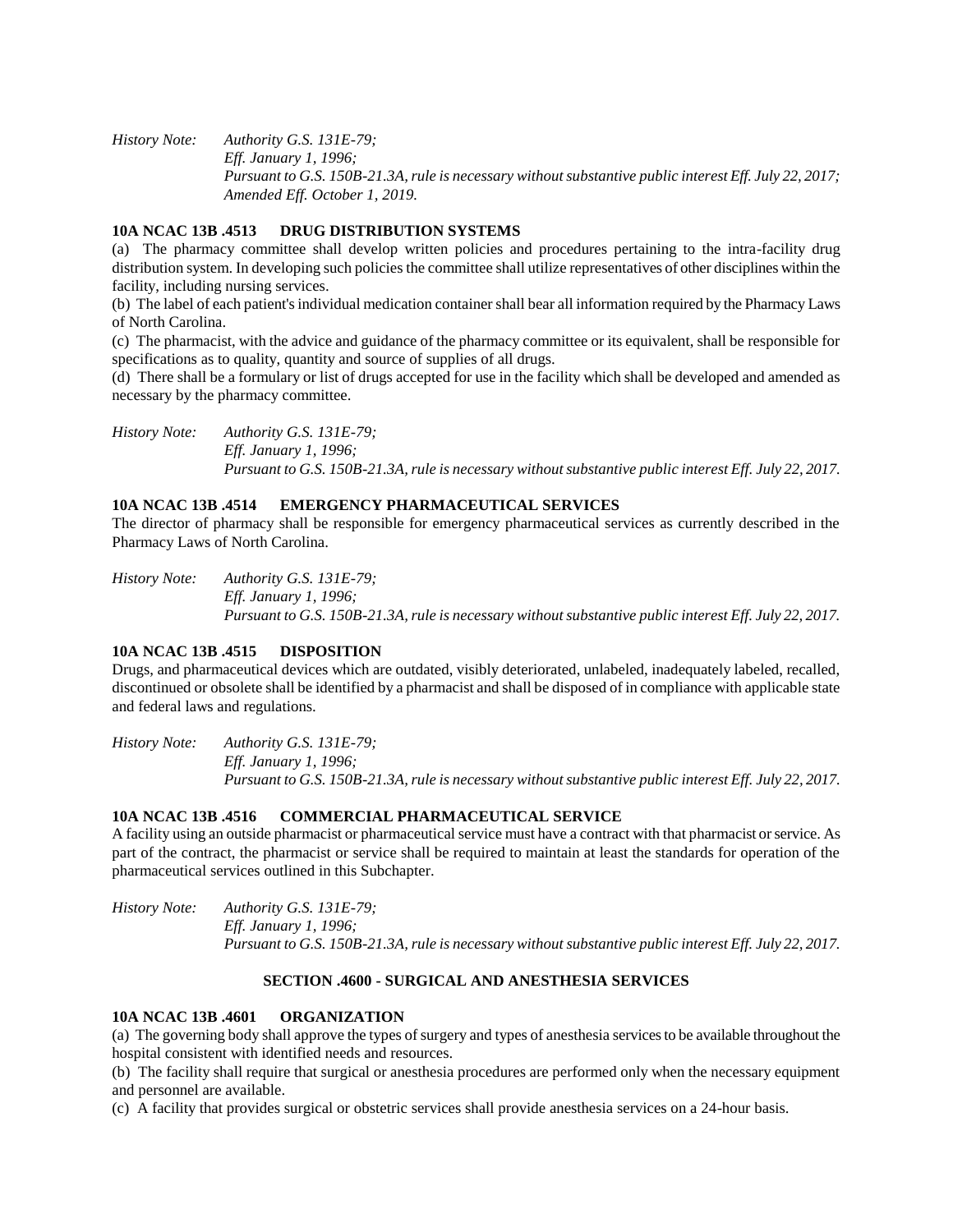*History Note: Authority G.S. 131E-79;*
*Eff. January 1, 1996;*
*Pursuant to G.S. 150B-21.3A, rule is necessary without substantive public interest Eff. July 22, 2017;*
*Amended Eff. October 1, 2019.*

**10A NCAC 13B .4513 DRUG DISTRIBUTION SYSTEMS**

(a) The pharmacy committee shall develop written policies and procedures pertaining to the intra-facility drug distribution system. In developing such policies the committee shall utilize representatives of other disciplines within the facility, including nursing services.

(b) The label of each patient's individual medication container shall bear all information required by the Pharmacy Laws of North Carolina.

(c) The pharmacist, with the advice and guidance of the pharmacy committee or its equivalent, shall be responsible for specifications as to quality, quantity and source of supplies of all drugs.

(d) There shall be a formulary or list of drugs accepted for use in the facility which shall be developed and amended as necessary by the pharmacy committee.

*History Note: Authority G.S. 131E-79;*
*Eff. January 1, 1996;*
*Pursuant to G.S. 150B-21.3A, rule is necessary without substantive public interest Eff. July 22, 2017.*

**10A NCAC 13B .4514 EMERGENCY PHARMACEUTICAL SERVICES**

The director of pharmacy shall be responsible for emergency pharmaceutical services as currently described in the Pharmacy Laws of North Carolina.

*History Note: Authority G.S. 131E-79;*
*Eff. January 1, 1996;*
*Pursuant to G.S. 150B-21.3A, rule is necessary without substantive public interest Eff. July 22, 2017.*

**10A NCAC 13B .4515 DISPOSITION**

Drugs, and pharmaceutical devices which are outdated, visibly deteriorated, unlabeled, inadequately labeled, recalled, discontinued or obsolete shall be identified by a pharmacist and shall be disposed of in compliance with applicable state and federal laws and regulations.

*History Note: Authority G.S. 131E-79;*
*Eff. January 1, 1996;*
*Pursuant to G.S. 150B-21.3A, rule is necessary without substantive public interest Eff. July 22, 2017.*

**10A NCAC 13B .4516 COMMERCIAL PHARMACEUTICAL SERVICE**

A facility using an outside pharmacist or pharmaceutical service must have a contract with that pharmacist or service. As part of the contract, the pharmacist or service shall be required to maintain at least the standards for operation of the pharmaceutical services outlined in this Subchapter.

*History Note: Authority G.S. 131E-79;*
*Eff. January 1, 1996;*
*Pursuant to G.S. 150B-21.3A, rule is necessary without substantive public interest Eff. July 22, 2017.*

## SECTION .4600 - SURGICAL AND ANESTHESIA SERVICES

**10A NCAC 13B .4601 ORGANIZATION**

(a) The governing body shall approve the types of surgery and types of anesthesia services to be available throughout the hospital consistent with identified needs and resources.

(b) The facility shall require that surgical or anesthesia procedures are performed only when the necessary equipment and personnel are available.

(c) A facility that provides surgical or obstetric services shall provide anesthesia services on a 24-hour basis.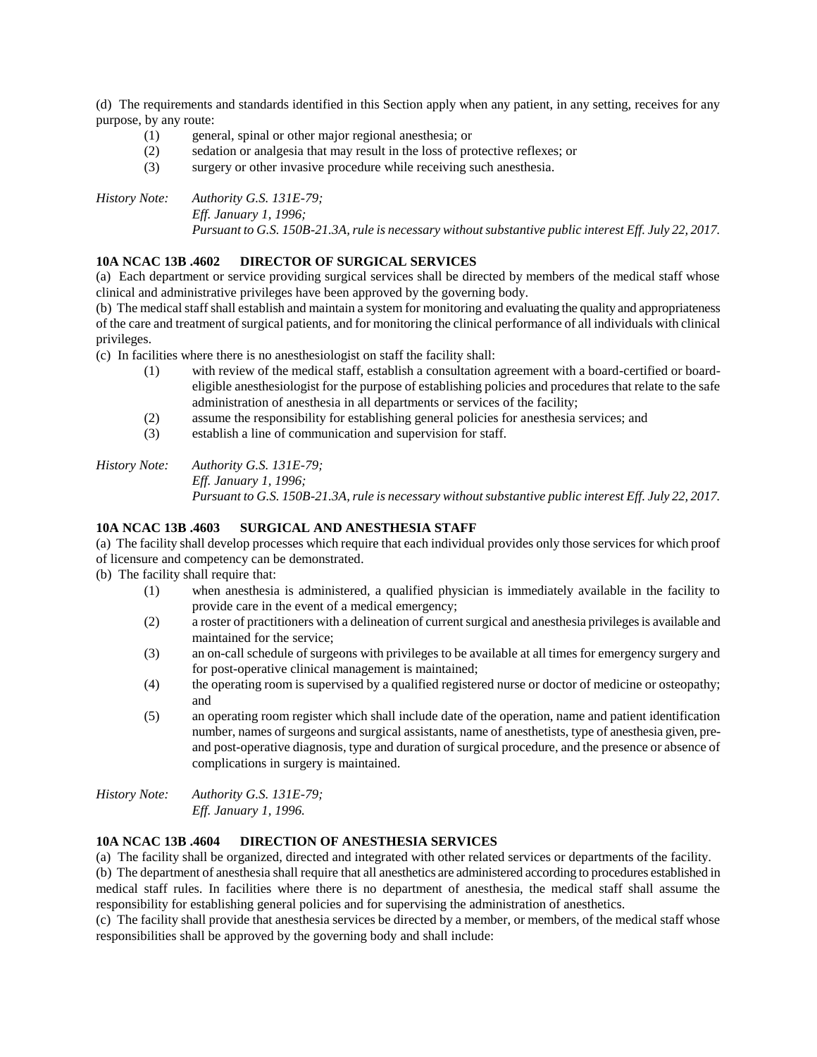(d) The requirements and standards identified in this Section apply when any patient, in any setting, receives for any purpose, by any route:

(1) general, spinal or other major regional anesthesia; or
(2) sedation or analgesia that may result in the loss of protective reflexes; or
(3) surgery or other invasive procedure while receiving such anesthesia.

*History Note: Authority G.S. 131E-79;*
*Eff. January 1, 1996;*
*Pursuant to G.S. 150B-21.3A, rule is necessary without substantive public interest Eff. July 22, 2017.*

**10A NCAC 13B .4602 DIRECTOR OF SURGICAL SERVICES**

(a) Each department or service providing surgical services shall be directed by members of the medical staff whose clinical and administrative privileges have been approved by the governing body.

(b) The medical staff shall establish and maintain a system for monitoring and evaluating the quality and appropriateness of the care and treatment of surgical patients, and for monitoring the clinical performance of all individuals with clinical privileges.

(c) In facilities where there is no anesthesiologist on staff the facility shall:

(1) with review of the medical staff, establish a consultation agreement with a board-certified or board-eligible anesthesiologist for the purpose of establishing policies and procedures that relate to the safe administration of anesthesia in all departments or services of the facility;
(2) assume the responsibility for establishing general policies for anesthesia services; and
(3) establish a line of communication and supervision for staff.

*History Note: Authority G.S. 131E-79;*
*Eff. January 1, 1996;*
*Pursuant to G.S. 150B-21.3A, rule is necessary without substantive public interest Eff. July 22, 2017.*

**10A NCAC 13B .4603 SURGICAL AND ANESTHESIA STAFF**

(a) The facility shall develop processes which require that each individual provides only those services for which proof of licensure and competency can be demonstrated.

(b) The facility shall require that:

(1) when anesthesia is administered, a qualified physician is immediately available in the facility to provide care in the event of a medical emergency;
(2) a roster of practitioners with a delineation of current surgical and anesthesia privileges is available and maintained for the service;
(3) an on-call schedule of surgeons with privileges to be available at all times for emergency surgery and for post-operative clinical management is maintained;
(4) the operating room is supervised by a qualified registered nurse or doctor of medicine or osteopathy; and
(5) an operating room register which shall include date of the operation, name and patient identification number, names of surgeons and surgical assistants, name of anesthetists, type of anesthesia given, pre- and post-operative diagnosis, type and duration of surgical procedure, and the presence or absence of complications in surgery is maintained.

*History Note: Authority G.S. 131E-79;*
*Eff. January 1, 1996.*

**10A NCAC 13B .4604 DIRECTION OF ANESTHESIA SERVICES**

(a) The facility shall be organized, directed and integrated with other related services or departments of the facility.

(b) The department of anesthesia shall require that all anesthetics are administered according to procedures established in medical staff rules. In facilities where there is no department of anesthesia, the medical staff shall assume the responsibility for establishing general policies and for supervising the administration of anesthetics.

(c) The facility shall provide that anesthesia services be directed by a member, or members, of the medical staff whose responsibilities shall be approved by the governing body and shall include: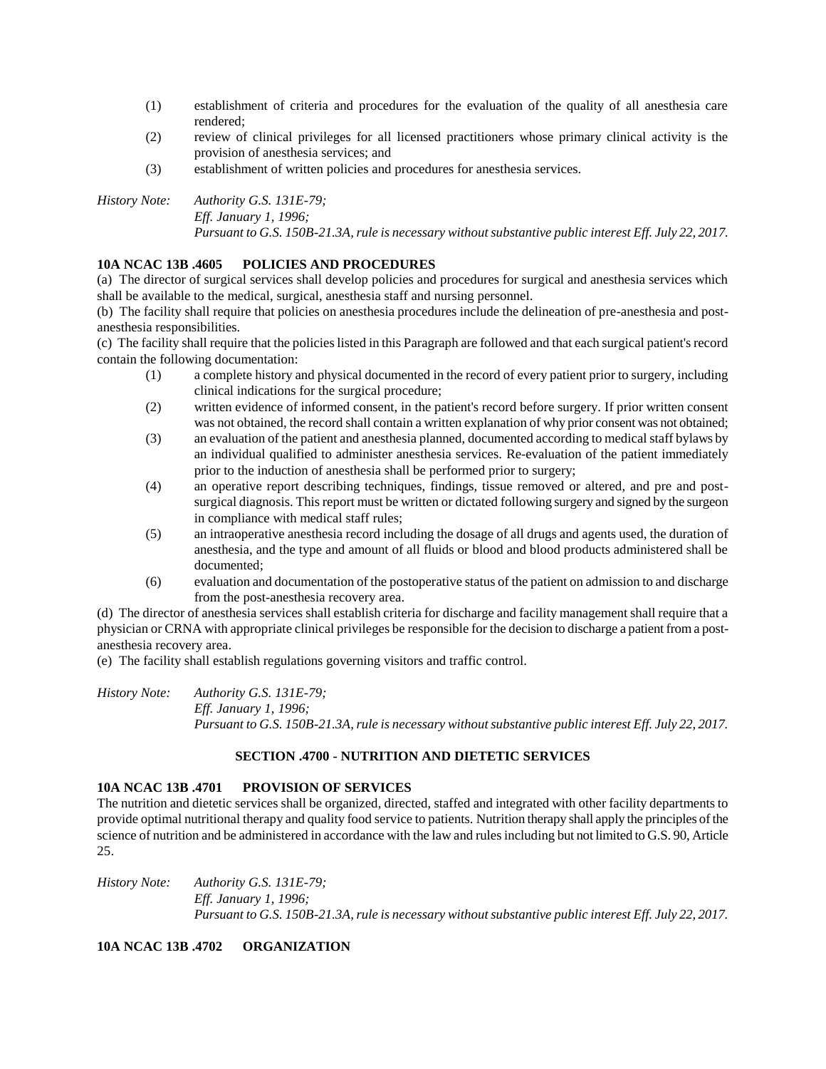(1) establishment of criteria and procedures for the evaluation of the quality of all anesthesia care rendered;
(2) review of clinical privileges for all licensed practitioners whose primary clinical activity is the provision of anesthesia services; and
(3) establishment of written policies and procedures for anesthesia services.

*History Note: Authority G.S. 131E-79;*
*Eff. January 1, 1996;*
*Pursuant to G.S. 150B-21.3A, rule is necessary without substantive public interest Eff. July 22, 2017.*

**10A NCAC 13B .4605 POLICIES AND PROCEDURES**

(a) The director of surgical services shall develop policies and procedures for surgical and anesthesia services which shall be available to the medical, surgical, anesthesia staff and nursing personnel.

(b) The facility shall require that policies on anesthesia procedures include the delineation of pre-anesthesia and post-anesthesia responsibilities.

(c) The facility shall require that the policies listed in this Paragraph are followed and that each surgical patient's record contain the following documentation:

(1) a complete history and physical documented in the record of every patient prior to surgery, including clinical indications for the surgical procedure;
(2) written evidence of informed consent, in the patient's record before surgery. If prior written consent was not obtained, the record shall contain a written explanation of why prior consent was not obtained;
(3) an evaluation of the patient and anesthesia planned, documented according to medical staff bylaws by an individual qualified to administer anesthesia services. Re-evaluation of the patient immediately prior to the induction of anesthesia shall be performed prior to surgery;
(4) an operative report describing techniques, findings, tissue removed or altered, and pre and post-surgical diagnosis. This report must be written or dictated following surgery and signed by the surgeon in compliance with medical staff rules;
(5) an intraoperative anesthesia record including the dosage of all drugs and agents used, the duration of anesthesia, and the type and amount of all fluids or blood and blood products administered shall be documented;
(6) evaluation and documentation of the postoperative status of the patient on admission to and discharge from the post-anesthesia recovery area.

(d) The director of anesthesia services shall establish criteria for discharge and facility management shall require that a physician or CRNA with appropriate clinical privileges be responsible for the decision to discharge a patient from a post-anesthesia recovery area.

(e) The facility shall establish regulations governing visitors and traffic control.

*History Note: Authority G.S. 131E-79;*
*Eff. January 1, 1996;*
*Pursuant to G.S. 150B-21.3A, rule is necessary without substantive public interest Eff. July 22, 2017.*

## SECTION .4700 - NUTRITION AND DIETETIC SERVICES

**10A NCAC 13B .4701 PROVISION OF SERVICES**

The nutrition and dietetic services shall be organized, directed, staffed and integrated with other facility departments to provide optimal nutritional therapy and quality food service to patients. Nutrition therapy shall apply the principles of the science of nutrition and be administered in accordance with the law and rules including but not limited to G.S. 90, Article 25.

*History Note: Authority G.S. 131E-79;*
*Eff. January 1, 1996;*
*Pursuant to G.S. 150B-21.3A, rule is necessary without substantive public interest Eff. July 22, 2017.*

**10A NCAC 13B .4702 ORGANIZATION**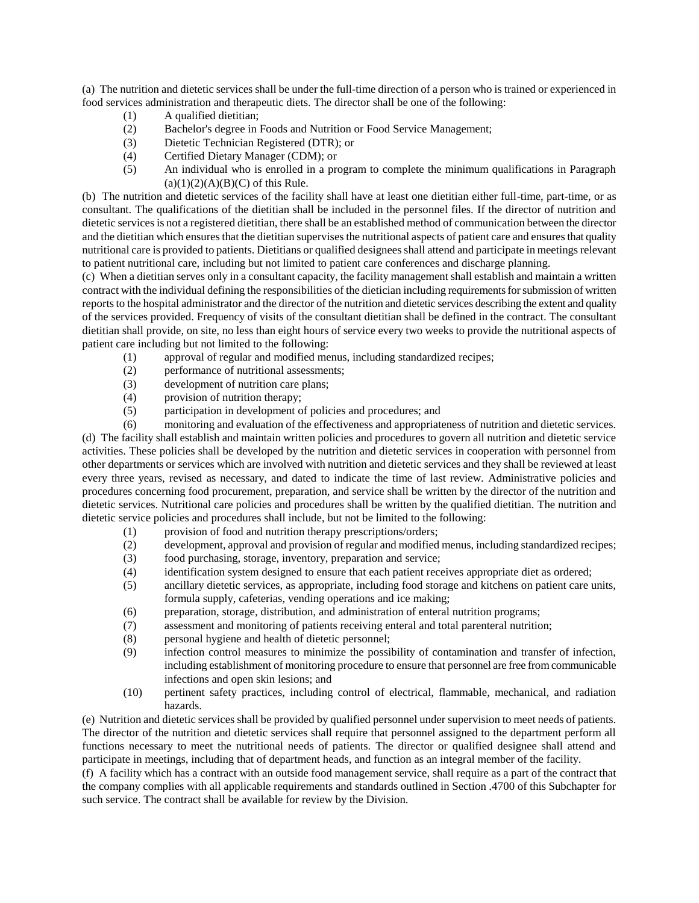(a) The nutrition and dietetic services shall be under the full-time direction of a person who is trained or experienced in food services administration and therapeutic diets. The director shall be one of the following:

(1) A qualified dietitian;

(2) Bachelor's degree in Foods and Nutrition or Food Service Management;

(3) Dietetic Technician Registered (DTR); or

(4) Certified Dietary Manager (CDM); or

(5) An individual who is enrolled in a program to complete the minimum qualifications in Paragraph (a)(1)(2)(A)(B)(C) of this Rule.

(b) The nutrition and dietetic services of the facility shall have at least one dietitian either full-time, part-time, or as consultant. The qualifications of the dietitian shall be included in the personnel files. If the director of nutrition and dietetic services is not a registered dietitian, there shall be an established method of communication between the director and the dietitian which ensures that the dietitian supervises the nutritional aspects of patient care and ensures that quality nutritional care is provided to patients. Dietitians or qualified designees shall attend and participate in meetings relevant to patient nutritional care, including but not limited to patient care conferences and discharge planning.

(c) When a dietitian serves only in a consultant capacity, the facility management shall establish and maintain a written contract with the individual defining the responsibilities of the dietician including requirements for submission of written reports to the hospital administrator and the director of the nutrition and dietetic services describing the extent and quality of the services provided. Frequency of visits of the consultant dietitian shall be defined in the contract. The consultant dietitian shall provide, on site, no less than eight hours of service every two weeks to provide the nutritional aspects of patient care including but not limited to the following:

(1) approval of regular and modified menus, including standardized recipes;

(2) performance of nutritional assessments;

(3) development of nutrition care plans;

(4) provision of nutrition therapy;

(5) participation in development of policies and procedures; and

(6) monitoring and evaluation of the effectiveness and appropriateness of nutrition and dietetic services.

(d) The facility shall establish and maintain written policies and procedures to govern all nutrition and dietetic service activities. These policies shall be developed by the nutrition and dietetic services in cooperation with personnel from other departments or services which are involved with nutrition and dietetic services and they shall be reviewed at least every three years, revised as necessary, and dated to indicate the time of last review. Administrative policies and procedures concerning food procurement, preparation, and service shall be written by the director of the nutrition and dietetic services. Nutritional care policies and procedures shall be written by the qualified dietitian. The nutrition and dietetic service policies and procedures shall include, but not be limited to the following:

(1) provision of food and nutrition therapy prescriptions/orders;

(2) development, approval and provision of regular and modified menus, including standardized recipes;

(3) food purchasing, storage, inventory, preparation and service;

(4) identification system designed to ensure that each patient receives appropriate diet as ordered;

(5) ancillary dietetic services, as appropriate, including food storage and kitchens on patient care units, formula supply, cafeterias, vending operations and ice making;

(6) preparation, storage, distribution, and administration of enteral nutrition programs;

(7) assessment and monitoring of patients receiving enteral and total parenteral nutrition;

(8) personal hygiene and health of dietetic personnel;

(9) infection control measures to minimize the possibility of contamination and transfer of infection, including establishment of monitoring procedure to ensure that personnel are free from communicable infections and open skin lesions; and

(10) pertinent safety practices, including control of electrical, flammable, mechanical, and radiation hazards.

(e) Nutrition and dietetic services shall be provided by qualified personnel under supervision to meet needs of patients. The director of the nutrition and dietetic services shall require that personnel assigned to the department perform all functions necessary to meet the nutritional needs of patients. The director or qualified designee shall attend and participate in meetings, including that of department heads, and function as an integral member of the facility.

(f) A facility which has a contract with an outside food management service, shall require as a part of the contract that the company complies with all applicable requirements and standards outlined in Section .4700 of this Subchapter for such service. The contract shall be available for review by the Division.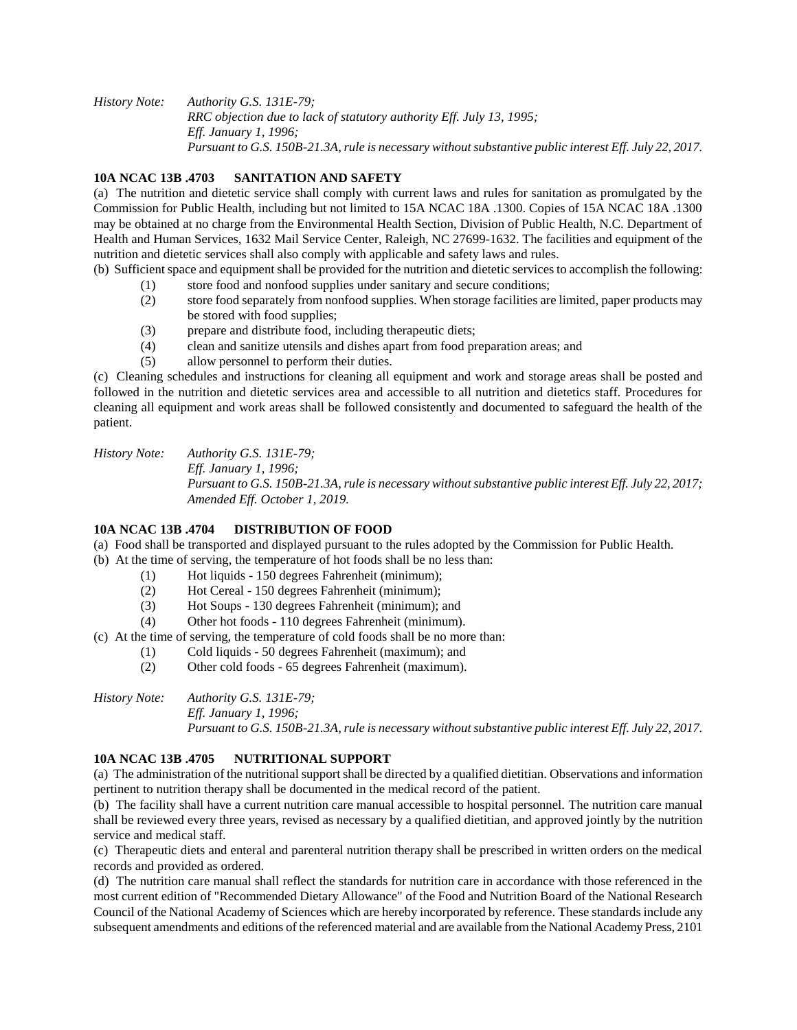*History Note: Authority G.S. 131E-79;*
*RRC objection due to lack of statutory authority Eff. July 13, 1995;*
*Eff. January 1, 1996;*
*Pursuant to G.S. 150B-21.3A, rule is necessary without substantive public interest Eff. July 22, 2017.*

**10A NCAC 13B .4703 SANITATION AND SAFETY**

(a) The nutrition and dietetic service shall comply with current laws and rules for sanitation as promulgated by the Commission for Public Health, including but not limited to 15A NCAC 18A .1300. Copies of 15A NCAC 18A .1300 may be obtained at no charge from the Environmental Health Section, Division of Public Health, N.C. Department of Health and Human Services, 1632 Mail Service Center, Raleigh, NC 27699-1632. The facilities and equipment of the nutrition and dietetic services shall also comply with applicable and safety laws and rules.

(b) Sufficient space and equipment shall be provided for the nutrition and dietetic services to accomplish the following:

(1) store food and nonfood supplies under sanitary and secure conditions;
(2) store food separately from nonfood supplies. When storage facilities are limited, paper products may be stored with food supplies;
(3) prepare and distribute food, including therapeutic diets;
(4) clean and sanitize utensils and dishes apart from food preparation areas; and
(5) allow personnel to perform their duties.

(c) Cleaning schedules and instructions for cleaning all equipment and work and storage areas shall be posted and followed in the nutrition and dietetic services area and accessible to all nutrition and dietetics staff. Procedures for cleaning all equipment and work areas shall be followed consistently and documented to safeguard the health of the patient.

*History Note: Authority G.S. 131E-79;*
*Eff. January 1, 1996;*
*Pursuant to G.S. 150B-21.3A, rule is necessary without substantive public interest Eff. July 22, 2017;*
*Amended Eff. October 1, 2019.*

**10A NCAC 13B .4704 DISTRIBUTION OF FOOD**

(a) Food shall be transported and displayed pursuant to the rules adopted by the Commission for Public Health.

(b) At the time of serving, the temperature of hot foods shall be no less than:

(1) Hot liquids - 150 degrees Fahrenheit (minimum);
(2) Hot Cereal - 150 degrees Fahrenheit (minimum);
(3) Hot Soups - 130 degrees Fahrenheit (minimum); and
(4) Other hot foods - 110 degrees Fahrenheit (minimum).

(c) At the time of serving, the temperature of cold foods shall be no more than:

(1) Cold liquids - 50 degrees Fahrenheit (maximum); and
(2) Other cold foods - 65 degrees Fahrenheit (maximum).

*History Note: Authority G.S. 131E-79;*
*Eff. January 1, 1996;*
*Pursuant to G.S. 150B-21.3A, rule is necessary without substantive public interest Eff. July 22, 2017.*

**10A NCAC 13B .4705 NUTRITIONAL SUPPORT**

(a) The administration of the nutritional support shall be directed by a qualified dietitian. Observations and information pertinent to nutrition therapy shall be documented in the medical record of the patient.

(b) The facility shall have a current nutrition care manual accessible to hospital personnel. The nutrition care manual shall be reviewed every three years, revised as necessary by a qualified dietitian, and approved jointly by the nutrition service and medical staff.

(c) Therapeutic diets and enteral and parenteral nutrition therapy shall be prescribed in written orders on the medical records and provided as ordered.

(d) The nutrition care manual shall reflect the standards for nutrition care in accordance with those referenced in the most current edition of "Recommended Dietary Allowance" of the Food and Nutrition Board of the National Research Council of the National Academy of Sciences which are hereby incorporated by reference. These standards include any subsequent amendments and editions of the referenced material and are available from the National Academy Press, 2101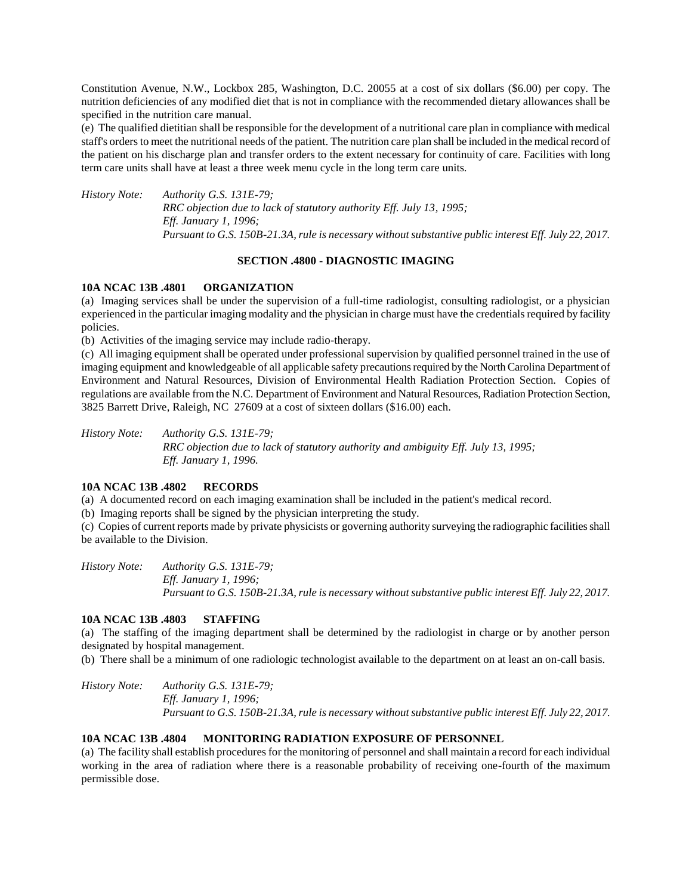Constitution Avenue, N.W., Lockbox 285, Washington, D.C. 20055 at a cost of six dollars ($6.00) per copy. The nutrition deficiencies of any modified diet that is not in compliance with the recommended dietary allowances shall be specified in the nutrition care manual.

(e) The qualified dietitian shall be responsible for the development of a nutritional care plan in compliance with medical staff's orders to meet the nutritional needs of the patient. The nutrition care plan shall be included in the medical record of the patient on his discharge plan and transfer orders to the extent necessary for continuity of care. Facilities with long term care units shall have at least a three week menu cycle in the long term care units.

*History Note: Authority G.S. 131E-79;*
*RRC objection due to lack of statutory authority Eff. July 13, 1995;*
*Eff. January 1, 1996;*
*Pursuant to G.S. 150B-21.3A, rule is necessary without substantive public interest Eff. July 22, 2017.*

## SECTION .4800 - DIAGNOSTIC IMAGING

### 10A NCAC 13B .4801 ORGANIZATION

(a) Imaging services shall be under the supervision of a full-time radiologist, consulting radiologist, or a physician experienced in the particular imaging modality and the physician in charge must have the credentials required by facility policies.

(b) Activities of the imaging service may include radio-therapy.

(c) All imaging equipment shall be operated under professional supervision by qualified personnel trained in the use of imaging equipment and knowledgeable of all applicable safety precautions required by the North Carolina Department of Environment and Natural Resources, Division of Environmental Health Radiation Protection Section. Copies of regulations are available from the N.C. Department of Environment and Natural Resources, Radiation Protection Section, 3825 Barrett Drive, Raleigh, NC 27609 at a cost of sixteen dollars ($16.00) each.

*History Note: Authority G.S. 131E-79;*
*RRC objection due to lack of statutory authority and ambiguity Eff. July 13, 1995;*
*Eff. January 1, 1996.*

### 10A NCAC 13B .4802 RECORDS

(a) A documented record on each imaging examination shall be included in the patient's medical record.

(b) Imaging reports shall be signed by the physician interpreting the study.

(c) Copies of current reports made by private physicists or governing authority surveying the radiographic facilities shall be available to the Division.

*History Note: Authority G.S. 131E-79;*
*Eff. January 1, 1996;*
*Pursuant to G.S. 150B-21.3A, rule is necessary without substantive public interest Eff. July 22, 2017.*

### 10A NCAC 13B .4803 STAFFING

(a) The staffing of the imaging department shall be determined by the radiologist in charge or by another person designated by hospital management.

(b) There shall be a minimum of one radiologic technologist available to the department on at least an on-call basis.

*History Note: Authority G.S. 131E-79;*
*Eff. January 1, 1996;*
*Pursuant to G.S. 150B-21.3A, rule is necessary without substantive public interest Eff. July 22, 2017.*

### 10A NCAC 13B .4804 MONITORING RADIATION EXPOSURE OF PERSONNEL

(a) The facility shall establish procedures for the monitoring of personnel and shall maintain a record for each individual working in the area of radiation where there is a reasonable probability of receiving one-fourth of the maximum permissible dose.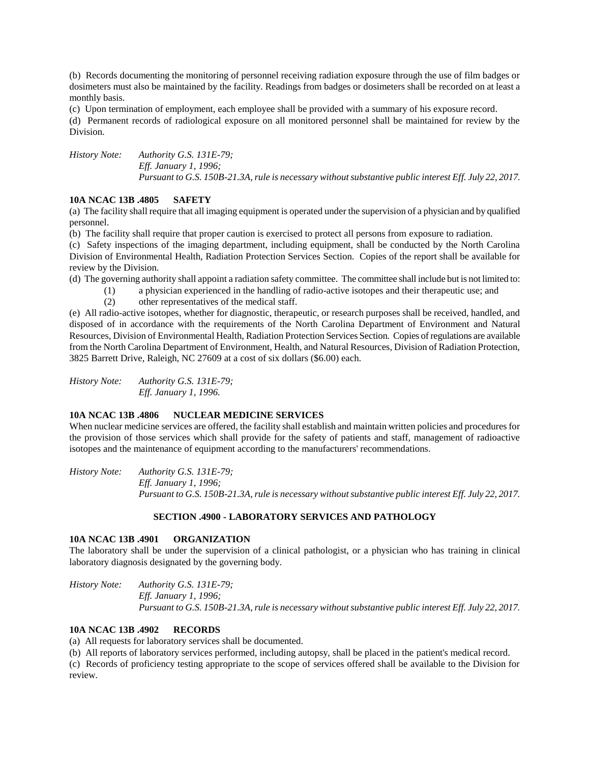(b) Records documenting the monitoring of personnel receiving radiation exposure through the use of film badges or dosimeters must also be maintained by the facility. Readings from badges or dosimeters shall be recorded on at least a monthly basis.

(c) Upon termination of employment, each employee shall be provided with a summary of his exposure record.

(d) Permanent records of radiological exposure on all monitored personnel shall be maintained for review by the Division.

*History Note: Authority G.S. 131E-79;*
*Eff. January 1, 1996;*
*Pursuant to G.S. 150B-21.3A, rule is necessary without substantive public interest Eff. July 22, 2017.*

### 10A NCAC 13B .4805 SAFETY

(a) The facility shall require that all imaging equipment is operated under the supervision of a physician and by qualified personnel.

(b) The facility shall require that proper caution is exercised to protect all persons from exposure to radiation.

(c) Safety inspections of the imaging department, including equipment, shall be conducted by the North Carolina Division of Environmental Health, Radiation Protection Services Section. Copies of the report shall be available for review by the Division.

(d) The governing authority shall appoint a radiation safety committee. The committee shall include but is not limited to:

(1) a physician experienced in the handling of radio-active isotopes and their therapeutic use; and
(2) other representatives of the medical staff.

(e) All radio-active isotopes, whether for diagnostic, therapeutic, or research purposes shall be received, handled, and disposed of in accordance with the requirements of the North Carolina Department of Environment and Natural Resources, Division of Environmental Health, Radiation Protection Services Section. Copies of regulations are available from the North Carolina Department of Environment, Health, and Natural Resources, Division of Radiation Protection, 3825 Barrett Drive, Raleigh, NC 27609 at a cost of six dollars ($6.00) each.

*History Note: Authority G.S. 131E-79;*
*Eff. January 1, 1996.*

### 10A NCAC 13B .4806 NUCLEAR MEDICINE SERVICES

When nuclear medicine services are offered, the facility shall establish and maintain written policies and procedures for the provision of those services which shall provide for the safety of patients and staff, management of radioactive isotopes and the maintenance of equipment according to the manufacturers' recommendations.

*History Note: Authority G.S. 131E-79;*
*Eff. January 1, 1996;*
*Pursuant to G.S. 150B-21.3A, rule is necessary without substantive public interest Eff. July 22, 2017.*

## SECTION .4900 - LABORATORY SERVICES AND PATHOLOGY

### 10A NCAC 13B .4901 ORGANIZATION

The laboratory shall be under the supervision of a clinical pathologist, or a physician who has training in clinical laboratory diagnosis designated by the governing body.

*History Note: Authority G.S. 131E-79;*
*Eff. January 1, 1996;*
*Pursuant to G.S. 150B-21.3A, rule is necessary without substantive public interest Eff. July 22, 2017.*

### 10A NCAC 13B .4902 RECORDS

(a) All requests for laboratory services shall be documented.

(b) All reports of laboratory services performed, including autopsy, shall be placed in the patient's medical record.

(c) Records of proficiency testing appropriate to the scope of services offered shall be available to the Division for review.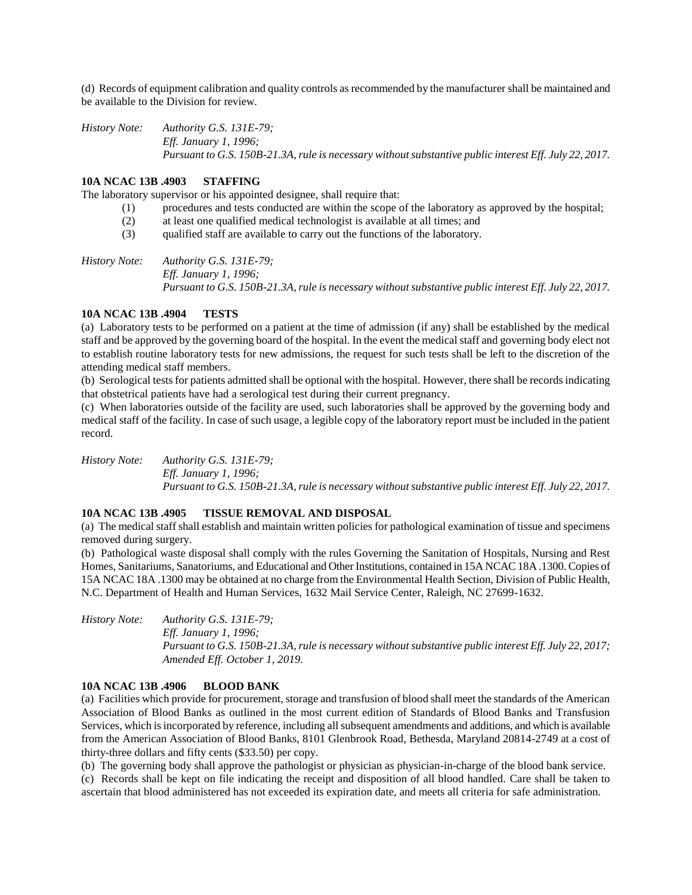(d) Records of equipment calibration and quality controls as recommended by the manufacturer shall be maintained and be available to the Division for review.

*History Note: Authority G.S. 131E-79;*
*Eff. January 1, 1996;*
*Pursuant to G.S. 150B-21.3A, rule is necessary without substantive public interest Eff. July 22, 2017.*

**10A NCAC 13B .4903 STAFFING**

The laboratory supervisor or his appointed designee, shall require that:

(1) procedures and tests conducted are within the scope of the laboratory as approved by the hospital;
(2) at least one qualified medical technologist is available at all times; and
(3) qualified staff are available to carry out the functions of the laboratory.

*History Note: Authority G.S. 131E-79;*
*Eff. January 1, 1996;*
*Pursuant to G.S. 150B-21.3A, rule is necessary without substantive public interest Eff. July 22, 2017.*

**10A NCAC 13B .4904 TESTS**

(a) Laboratory tests to be performed on a patient at the time of admission (if any) shall be established by the medical staff and be approved by the governing board of the hospital. In the event the medical staff and governing body elect not to establish routine laboratory tests for new admissions, the request for such tests shall be left to the discretion of the attending medical staff members.
(b) Serological tests for patients admitted shall be optional with the hospital. However, there shall be records indicating that obstetrical patients have had a serological test during their current pregnancy.
(c) When laboratories outside of the facility are used, such laboratories shall be approved by the governing body and medical staff of the facility. In case of such usage, a legible copy of the laboratory report must be included in the patient record.

*History Note: Authority G.S. 131E-79;*
*Eff. January 1, 1996;*
*Pursuant to G.S. 150B-21.3A, rule is necessary without substantive public interest Eff. July 22, 2017.*

**10A NCAC 13B .4905 TISSUE REMOVAL AND DISPOSAL**

(a) The medical staff shall establish and maintain written policies for pathological examination of tissue and specimens removed during surgery.
(b) Pathological waste disposal shall comply with the rules Governing the Sanitation of Hospitals, Nursing and Rest Homes, Sanitariums, Sanatoriums, and Educational and Other Institutions, contained in 15A NCAC 18A .1300. Copies of 15A NCAC 18A .1300 may be obtained at no charge from the Environmental Health Section, Division of Public Health, N.C. Department of Health and Human Services, 1632 Mail Service Center, Raleigh, NC 27699-1632.

*History Note: Authority G.S. 131E-79;*
*Eff. January 1, 1996;*
*Pursuant to G.S. 150B-21.3A, rule is necessary without substantive public interest Eff. July 22, 2017;*
*Amended Eff. October 1, 2019.*

**10A NCAC 13B .4906 BLOOD BANK**

(a) Facilities which provide for procurement, storage and transfusion of blood shall meet the standards of the American Association of Blood Banks as outlined in the most current edition of Standards of Blood Banks and Transfusion Services, which is incorporated by reference, including all subsequent amendments and additions, and which is available from the American Association of Blood Banks, 8101 Glenbrook Road, Bethesda, Maryland 20814-2749 at a cost of thirty-three dollars and fifty cents ($33.50) per copy.
(b) The governing body shall approve the pathologist or physician as physician-in-charge of the blood bank service.
(c) Records shall be kept on file indicating the receipt and disposition of all blood handled. Care shall be taken to ascertain that blood administered has not exceeded its expiration date, and meets all criteria for safe administration.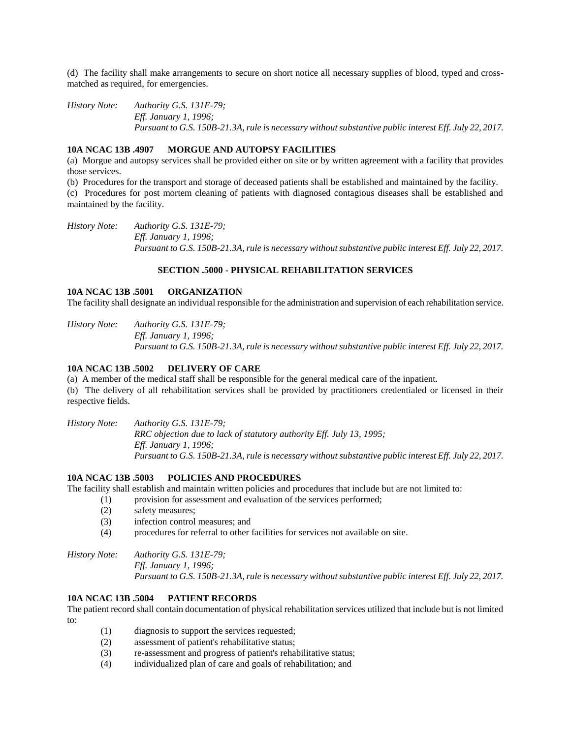(d) The facility shall make arrangements to secure on short notice all necessary supplies of blood, typed and cross-matched as required, for emergencies.

*History Note: Authority G.S. 131E-79;*
*Eff. January 1, 1996;*
*Pursuant to G.S. 150B-21.3A, rule is necessary without substantive public interest Eff. July 22, 2017.*

**10A NCAC 13B .4907 MORGUE AND AUTOPSY FACILITIES**

(a) Morgue and autopsy services shall be provided either on site or by written agreement with a facility that provides those services.

(b) Procedures for the transport and storage of deceased patients shall be established and maintained by the facility.

(c) Procedures for post mortem cleaning of patients with diagnosed contagious diseases shall be established and maintained by the facility.

*History Note: Authority G.S. 131E-79;*
*Eff. January 1, 1996;*
*Pursuant to G.S. 150B-21.3A, rule is necessary without substantive public interest Eff. July 22, 2017.*

## SECTION .5000 - PHYSICAL REHABILITATION SERVICES

**10A NCAC 13B .5001 ORGANIZATION**

The facility shall designate an individual responsible for the administration and supervision of each rehabilitation service.

*History Note: Authority G.S. 131E-79;*
*Eff. January 1, 1996;*
*Pursuant to G.S. 150B-21.3A, rule is necessary without substantive public interest Eff. July 22, 2017.*

**10A NCAC 13B .5002 DELIVERY OF CARE**

(a) A member of the medical staff shall be responsible for the general medical care of the inpatient.

(b) The delivery of all rehabilitation services shall be provided by practitioners credentialed or licensed in their respective fields.

*History Note: Authority G.S. 131E-79;*
*RRC objection due to lack of statutory authority Eff. July 13, 1995;*
*Eff. January 1, 1996;*
*Pursuant to G.S. 150B-21.3A, rule is necessary without substantive public interest Eff. July 22, 2017.*

**10A NCAC 13B .5003 POLICIES AND PROCEDURES**

The facility shall establish and maintain written policies and procedures that include but are not limited to:

(1) provision for assessment and evaluation of the services performed;
(2) safety measures;
(3) infection control measures; and
(4) procedures for referral to other facilities for services not available on site.

*History Note: Authority G.S. 131E-79;*
*Eff. January 1, 1996;*
*Pursuant to G.S. 150B-21.3A, rule is necessary without substantive public interest Eff. July 22, 2017.*

**10A NCAC 13B .5004 PATIENT RECORDS**

The patient record shall contain documentation of physical rehabilitation services utilized that include but is not limited to:

(1) diagnosis to support the services requested;
(2) assessment of patient's rehabilitative status;
(3) re-assessment and progress of patient's rehabilitative status;
(4) individualized plan of care and goals of rehabilitation; and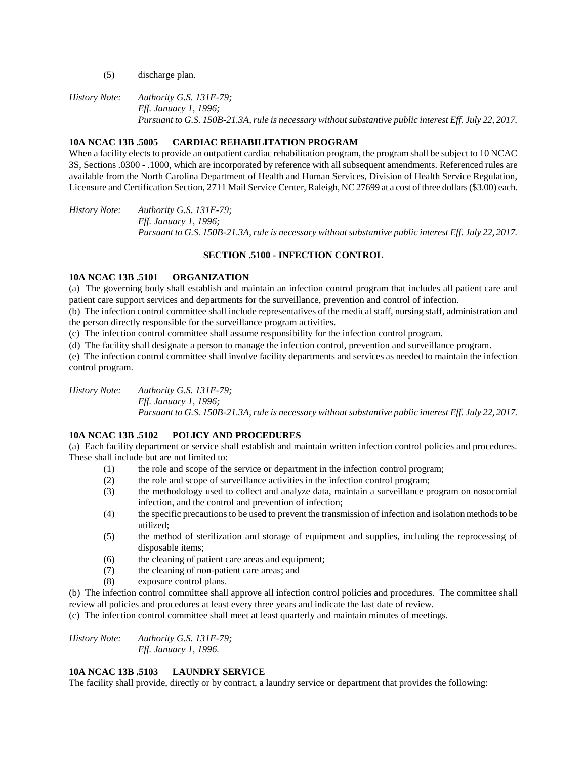(5) discharge plan.

*History Note: Authority G.S. 131E-79;*
*Eff. January 1, 1996;*
*Pursuant to G.S. 150B-21.3A, rule is necessary without substantive public interest Eff. July 22, 2017.*

**10A NCAC 13B .5005 CARDIAC REHABILITATION PROGRAM**

When a facility elects to provide an outpatient cardiac rehabilitation program, the program shall be subject to 10 NCAC 3S, Sections .0300 - .1000, which are incorporated by reference with all subsequent amendments. Referenced rules are available from the North Carolina Department of Health and Human Services, Division of Health Service Regulation, Licensure and Certification Section, 2711 Mail Service Center, Raleigh, NC 27699 at a cost of three dollars ($3.00) each.

*History Note: Authority G.S. 131E-79;*
*Eff. January 1, 1996;*
*Pursuant to G.S. 150B-21.3A, rule is necessary without substantive public interest Eff. July 22, 2017.*

## SECTION .5100 - INFECTION CONTROL

**10A NCAC 13B .5101 ORGANIZATION**

(a) The governing body shall establish and maintain an infection control program that includes all patient care and patient care support services and departments for the surveillance, prevention and control of infection.

(b) The infection control committee shall include representatives of the medical staff, nursing staff, administration and the person directly responsible for the surveillance program activities.

(c) The infection control committee shall assume responsibility for the infection control program.

(d) The facility shall designate a person to manage the infection control, prevention and surveillance program.

(e) The infection control committee shall involve facility departments and services as needed to maintain the infection control program.

*History Note: Authority G.S. 131E-79;*
*Eff. January 1, 1996;*
*Pursuant to G.S. 150B-21.3A, rule is necessary without substantive public interest Eff. July 22, 2017.*

**10A NCAC 13B .5102 POLICY AND PROCEDURES**

(a) Each facility department or service shall establish and maintain written infection control policies and procedures. These shall include but are not limited to:

(1) the role and scope of the service or department in the infection control program;
(2) the role and scope of surveillance activities in the infection control program;
(3) the methodology used to collect and analyze data, maintain a surveillance program on nosocomial infection, and the control and prevention of infection;
(4) the specific precautions to be used to prevent the transmission of infection and isolation methods to be utilized;
(5) the method of sterilization and storage of equipment and supplies, including the reprocessing of disposable items;
(6) the cleaning of patient care areas and equipment;
(7) the cleaning of non-patient care areas; and
(8) exposure control plans.

(b) The infection control committee shall approve all infection control policies and procedures. The committee shall review all policies and procedures at least every three years and indicate the last date of review.

(c) The infection control committee shall meet at least quarterly and maintain minutes of meetings.

*History Note: Authority G.S. 131E-79;*
*Eff. January 1, 1996.*

**10A NCAC 13B .5103 LAUNDRY SERVICE**

The facility shall provide, directly or by contract, a laundry service or department that provides the following: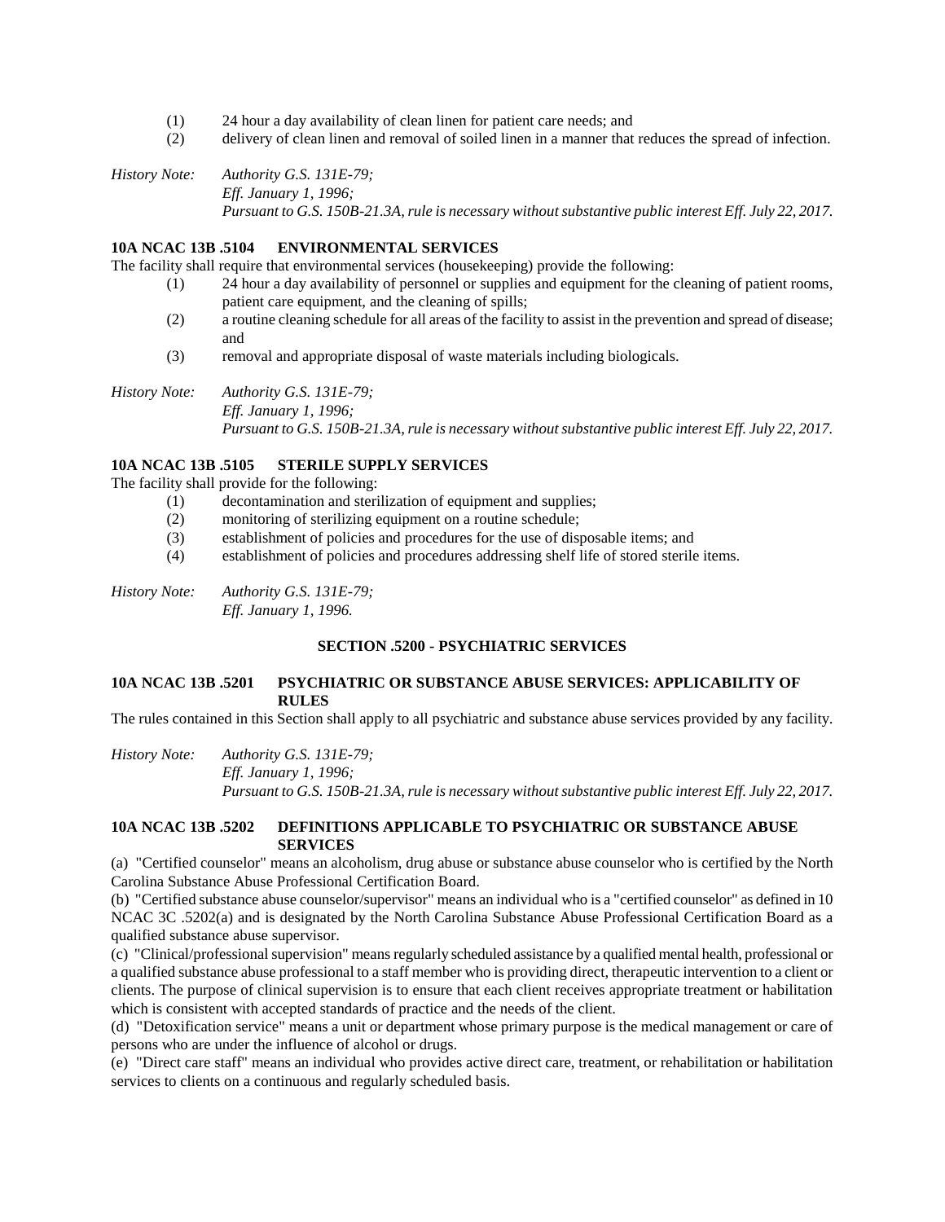(1) 24 hour a day availability of clean linen for patient care needs; and
(2) delivery of clean linen and removal of soiled linen in a manner that reduces the spread of infection.

*History Note: Authority G.S. 131E-79;*
*Eff. January 1, 1996;*
*Pursuant to G.S. 150B-21.3A, rule is necessary without substantive public interest Eff. July 22, 2017.*

**10A NCAC 13B .5104 ENVIRONMENTAL SERVICES**

The facility shall require that environmental services (housekeeping) provide the following:

(1) 24 hour a day availability of personnel or supplies and equipment for the cleaning of patient rooms, patient care equipment, and the cleaning of spills;
(2) a routine cleaning schedule for all areas of the facility to assist in the prevention and spread of disease; and
(3) removal and appropriate disposal of waste materials including biologicals.

*History Note: Authority G.S. 131E-79;*
*Eff. January 1, 1996;*
*Pursuant to G.S. 150B-21.3A, rule is necessary without substantive public interest Eff. July 22, 2017.*

**10A NCAC 13B .5105 STERILE SUPPLY SERVICES**

The facility shall provide for the following:

(1) decontamination and sterilization of equipment and supplies;
(2) monitoring of sterilizing equipment on a routine schedule;
(3) establishment of policies and procedures for the use of disposable items; and
(4) establishment of policies and procedures addressing shelf life of stored sterile items.

*History Note: Authority G.S. 131E-79;*
*Eff. January 1, 1996.*

## SECTION .5200 - PSYCHIATRIC SERVICES

**10A NCAC 13B .5201 PSYCHIATRIC OR SUBSTANCE ABUSE SERVICES: APPLICABILITY OF RULES**

The rules contained in this Section shall apply to all psychiatric and substance abuse services provided by any facility.

*History Note: Authority G.S. 131E-79;*
*Eff. January 1, 1996;*
*Pursuant to G.S. 150B-21.3A, rule is necessary without substantive public interest Eff. July 22, 2017.*

**10A NCAC 13B .5202 DEFINITIONS APPLICABLE TO PSYCHIATRIC OR SUBSTANCE ABUSE SERVICES**

(a) "Certified counselor" means an alcoholism, drug abuse or substance abuse counselor who is certified by the North Carolina Substance Abuse Professional Certification Board.

(b) "Certified substance abuse counselor/supervisor" means an individual who is a "certified counselor" as defined in 10 NCAC 3C .5202(a) and is designated by the North Carolina Substance Abuse Professional Certification Board as a qualified substance abuse supervisor.

(c) "Clinical/professional supervision" means regularly scheduled assistance by a qualified mental health, professional or a qualified substance abuse professional to a staff member who is providing direct, therapeutic intervention to a client or clients. The purpose of clinical supervision is to ensure that each client receives appropriate treatment or habilitation which is consistent with accepted standards of practice and the needs of the client.

(d) "Detoxification service" means a unit or department whose primary purpose is the medical management or care of persons who are under the influence of alcohol or drugs.

(e) "Direct care staff" means an individual who provides active direct care, treatment, or rehabilitation or habilitation services to clients on a continuous and regularly scheduled basis.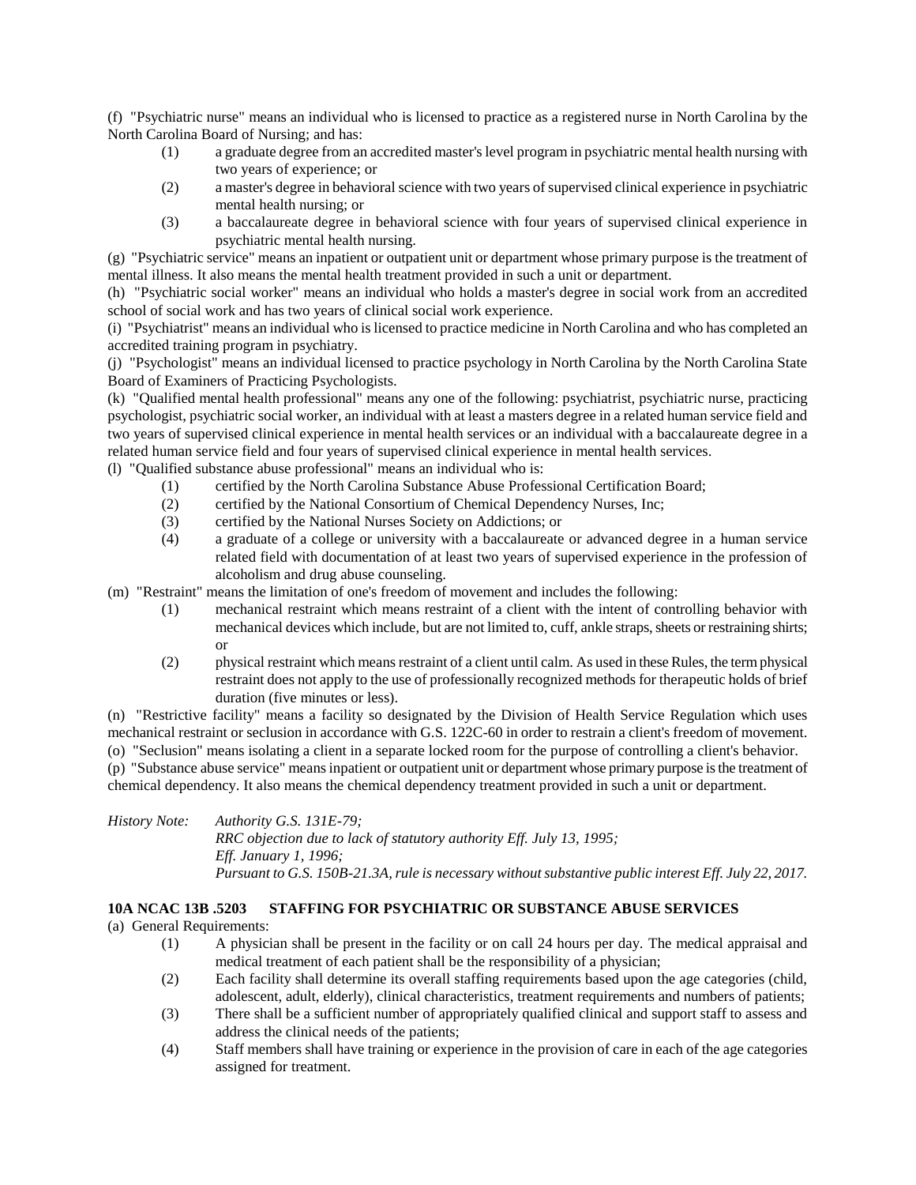(f) "Psychiatric nurse" means an individual who is licensed to practice as a registered nurse in North Carolina by the North Carolina Board of Nursing; and has:

(1) a graduate degree from an accredited master's level program in psychiatric mental health nursing with two years of experience; or

(2) a master's degree in behavioral science with two years of supervised clinical experience in psychiatric mental health nursing; or

(3) a baccalaureate degree in behavioral science with four years of supervised clinical experience in psychiatric mental health nursing.

(g) "Psychiatric service" means an inpatient or outpatient unit or department whose primary purpose is the treatment of mental illness. It also means the mental health treatment provided in such a unit or department.

(h) "Psychiatric social worker" means an individual who holds a master's degree in social work from an accredited school of social work and has two years of clinical social work experience.

(i) "Psychiatrist" means an individual who is licensed to practice medicine in North Carolina and who has completed an accredited training program in psychiatry.

(j) "Psychologist" means an individual licensed to practice psychology in North Carolina by the North Carolina State Board of Examiners of Practicing Psychologists.

(k) "Qualified mental health professional" means any one of the following: psychiatrist, psychiatric nurse, practicing psychologist, psychiatric social worker, an individual with at least a masters degree in a related human service field and two years of supervised clinical experience in mental health services or an individual with a baccalaureate degree in a related human service field and four years of supervised clinical experience in mental health services.

(l) "Qualified substance abuse professional" means an individual who is:

(1) certified by the North Carolina Substance Abuse Professional Certification Board;

(2) certified by the National Consortium of Chemical Dependency Nurses, Inc;

(3) certified by the National Nurses Society on Addictions; or

(4) a graduate of a college or university with a baccalaureate or advanced degree in a human service related field with documentation of at least two years of supervised experience in the profession of alcoholism and drug abuse counseling.

(m) "Restraint" means the limitation of one's freedom of movement and includes the following:

(1) mechanical restraint which means restraint of a client with the intent of controlling behavior with mechanical devices which include, but are not limited to, cuff, ankle straps, sheets or restraining shirts; or

(2) physical restraint which means restraint of a client until calm. As used in these Rules, the term physical restraint does not apply to the use of professionally recognized methods for therapeutic holds of brief duration (five minutes or less).

(n) "Restrictive facility" means a facility so designated by the Division of Health Service Regulation which uses mechanical restraint or seclusion in accordance with G.S. 122C-60 in order to restrain a client's freedom of movement.

(o) "Seclusion" means isolating a client in a separate locked room for the purpose of controlling a client's behavior.

(p) "Substance abuse service" means inpatient or outpatient unit or department whose primary purpose is the treatment of chemical dependency. It also means the chemical dependency treatment provided in such a unit or department.

*History Note: Authority G.S. 131E-79;*
*RRC objection due to lack of statutory authority Eff. July 13, 1995;*
*Eff. January 1, 1996;*
*Pursuant to G.S. 150B-21.3A, rule is necessary without substantive public interest Eff. July 22, 2017.*

**10A NCAC 13B .5203 STAFFING FOR PSYCHIATRIC OR SUBSTANCE ABUSE SERVICES**

(a) General Requirements:

(1) A physician shall be present in the facility or on call 24 hours per day. The medical appraisal and medical treatment of each patient shall be the responsibility of a physician;

(2) Each facility shall determine its overall staffing requirements based upon the age categories (child, adolescent, adult, elderly), clinical characteristics, treatment requirements and numbers of patients;

(3) There shall be a sufficient number of appropriately qualified clinical and support staff to assess and address the clinical needs of the patients;

(4) Staff members shall have training or experience in the provision of care in each of the age categories assigned for treatment.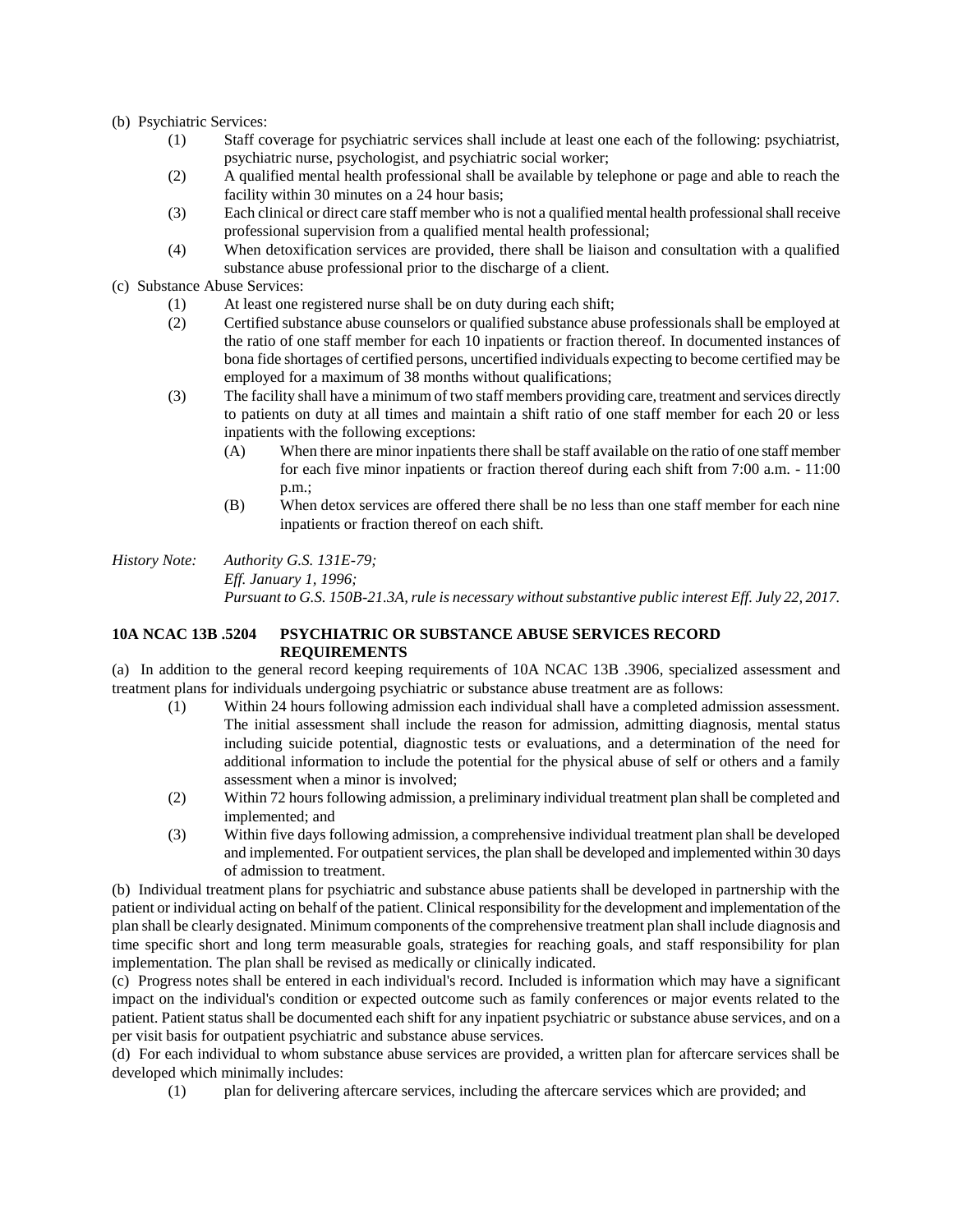(b) Psychiatric Services:

(1) Staff coverage for psychiatric services shall include at least one each of the following: psychiatrist, psychiatric nurse, psychologist, and psychiatric social worker;

(2) A qualified mental health professional shall be available by telephone or page and able to reach the facility within 30 minutes on a 24 hour basis;

(3) Each clinical or direct care staff member who is not a qualified mental health professional shall receive professional supervision from a qualified mental health professional;

(4) When detoxification services are provided, there shall be liaison and consultation with a qualified substance abuse professional prior to the discharge of a client.

(c) Substance Abuse Services:

(1) At least one registered nurse shall be on duty during each shift;

(2) Certified substance abuse counselors or qualified substance abuse professionals shall be employed at the ratio of one staff member for each 10 inpatients or fraction thereof. In documented instances of bona fide shortages of certified persons, uncertified individuals expecting to become certified may be employed for a maximum of 38 months without qualifications;

(3) The facility shall have a minimum of two staff members providing care, treatment and services directly to patients on duty at all times and maintain a shift ratio of one staff member for each 20 or less inpatients with the following exceptions:

(A) When there are minor inpatients there shall be staff available on the ratio of one staff member for each five minor inpatients or fraction thereof during each shift from 7:00 a.m. - 11:00 p.m.;

(B) When detox services are offered there shall be no less than one staff member for each nine inpatients or fraction thereof on each shift.

*History Note: Authority G.S. 131E-79;*
*Eff. January 1, 1996;*
*Pursuant to G.S. 150B-21.3A, rule is necessary without substantive public interest Eff. July 22, 2017.*

**10A NCAC 13B .5204 PSYCHIATRIC OR SUBSTANCE ABUSE SERVICES RECORD REQUIREMENTS**

(a) In addition to the general record keeping requirements of 10A NCAC 13B .3906, specialized assessment and treatment plans for individuals undergoing psychiatric or substance abuse treatment are as follows:

(1) Within 24 hours following admission each individual shall have a completed admission assessment. The initial assessment shall include the reason for admission, admitting diagnosis, mental status including suicide potential, diagnostic tests or evaluations, and a determination of the need for additional information to include the potential for the physical abuse of self or others and a family assessment when a minor is involved;

(2) Within 72 hours following admission, a preliminary individual treatment plan shall be completed and implemented; and

(3) Within five days following admission, a comprehensive individual treatment plan shall be developed and implemented. For outpatient services, the plan shall be developed and implemented within 30 days of admission to treatment.

(b) Individual treatment plans for psychiatric and substance abuse patients shall be developed in partnership with the patient or individual acting on behalf of the patient. Clinical responsibility for the development and implementation of the plan shall be clearly designated. Minimum components of the comprehensive treatment plan shall include diagnosis and time specific short and long term measurable goals, strategies for reaching goals, and staff responsibility for plan implementation. The plan shall be revised as medically or clinically indicated.

(c) Progress notes shall be entered in each individual's record. Included is information which may have a significant impact on the individual's condition or expected outcome such as family conferences or major events related to the patient. Patient status shall be documented each shift for any inpatient psychiatric or substance abuse services, and on a per visit basis for outpatient psychiatric and substance abuse services.

(d) For each individual to whom substance abuse services are provided, a written plan for aftercare services shall be developed which minimally includes:

(1) plan for delivering aftercare services, including the aftercare services which are provided; and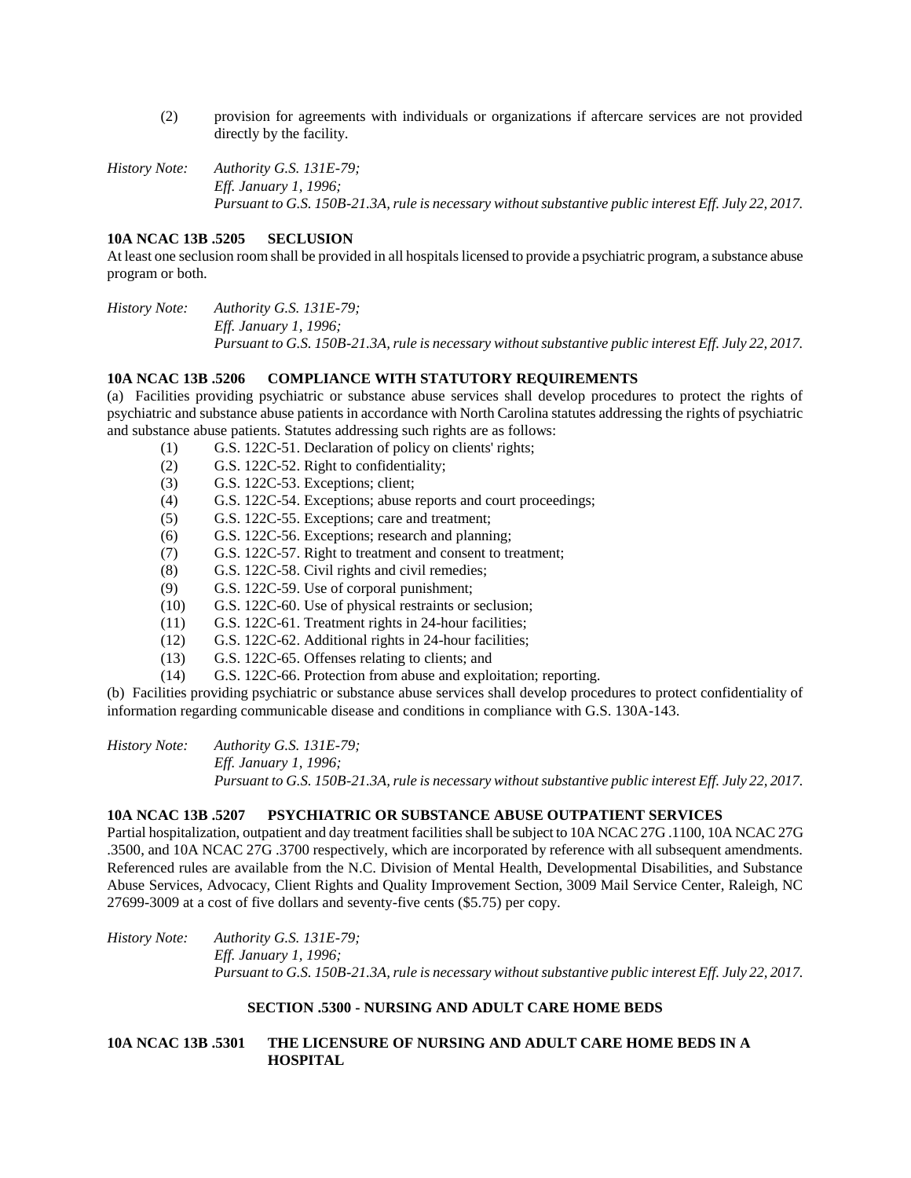(2) provision for agreements with individuals or organizations if aftercare services are not provided directly by the facility.

*History Note: Authority G.S. 131E-79;*
*Eff. January 1, 1996;*
*Pursuant to G.S. 150B-21.3A, rule is necessary without substantive public interest Eff. July 22, 2017.*

**10A NCAC 13B .5205 SECLUSION**

At least one seclusion room shall be provided in all hospitals licensed to provide a psychiatric program, a substance abuse program or both.

*History Note: Authority G.S. 131E-79;*
*Eff. January 1, 1996;*
*Pursuant to G.S. 150B-21.3A, rule is necessary without substantive public interest Eff. July 22, 2017.*

**10A NCAC 13B .5206 COMPLIANCE WITH STATUTORY REQUIREMENTS**

(a) Facilities providing psychiatric or substance abuse services shall develop procedures to protect the rights of psychiatric and substance abuse patients in accordance with North Carolina statutes addressing the rights of psychiatric and substance abuse patients. Statutes addressing such rights are as follows:

(1) G.S. 122C-51. Declaration of policy on clients' rights;
(2) G.S. 122C-52. Right to confidentiality;
(3) G.S. 122C-53. Exceptions; client;
(4) G.S. 122C-54. Exceptions; abuse reports and court proceedings;
(5) G.S. 122C-55. Exceptions; care and treatment;
(6) G.S. 122C-56. Exceptions; research and planning;
(7) G.S. 122C-57. Right to treatment and consent to treatment;
(8) G.S. 122C-58. Civil rights and civil remedies;
(9) G.S. 122C-59. Use of corporal punishment;
(10) G.S. 122C-60. Use of physical restraints or seclusion;
(11) G.S. 122C-61. Treatment rights in 24-hour facilities;
(12) G.S. 122C-62. Additional rights in 24-hour facilities;
(13) G.S. 122C-65. Offenses relating to clients; and
(14) G.S. 122C-66. Protection from abuse and exploitation; reporting.

(b) Facilities providing psychiatric or substance abuse services shall develop procedures to protect confidentiality of information regarding communicable disease and conditions in compliance with G.S. 130A-143.

*History Note: Authority G.S. 131E-79;*
*Eff. January 1, 1996;*
*Pursuant to G.S. 150B-21.3A, rule is necessary without substantive public interest Eff. July 22, 2017.*

**10A NCAC 13B .5207 PSYCHIATRIC OR SUBSTANCE ABUSE OUTPATIENT SERVICES**

Partial hospitalization, outpatient and day treatment facilities shall be subject to 10A NCAC 27G .1100, 10A NCAC 27G .3500, and 10A NCAC 27G .3700 respectively, which are incorporated by reference with all subsequent amendments. Referenced rules are available from the N.C. Division of Mental Health, Developmental Disabilities, and Substance Abuse Services, Advocacy, Client Rights and Quality Improvement Section, 3009 Mail Service Center, Raleigh, NC 27699-3009 at a cost of five dollars and seventy-five cents ($5.75) per copy.

*History Note: Authority G.S. 131E-79;*
*Eff. January 1, 1996;*
*Pursuant to G.S. 150B-21.3A, rule is necessary without substantive public interest Eff. July 22, 2017.*

## SECTION .5300 - NURSING AND ADULT CARE HOME BEDS

**10A NCAC 13B .5301 THE LICENSURE OF NURSING AND ADULT CARE HOME BEDS IN A HOSPITAL**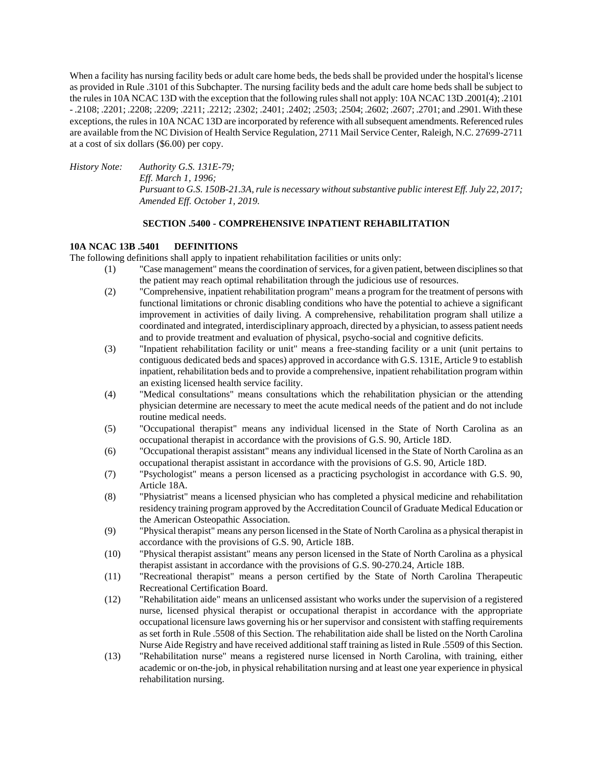When a facility has nursing facility beds or adult care home beds, the beds shall be provided under the hospital's license as provided in Rule .3101 of this Subchapter. The nursing facility beds and the adult care home beds shall be subject to the rules in 10A NCAC 13D with the exception that the following rules shall not apply: 10A NCAC 13D .2001(4); .2101 - .2108; .2201; .2208; .2209; .2211; .2212; .2302; .2401; .2402; .2503; .2504; .2602; .2607; .2701; and .2901. With these exceptions, the rules in 10A NCAC 13D are incorporated by reference with all subsequent amendments. Referenced rules are available from the NC Division of Health Service Regulation, 2711 Mail Service Center, Raleigh, N.C. 27699-2711 at a cost of six dollars ($6.00) per copy.

*History Note: Authority G.S. 131E-79;*
*Eff. March 1, 1996;*
*Pursuant to G.S. 150B-21.3A, rule is necessary without substantive public interest Eff. July 22, 2017;*
*Amended Eff. October 1, 2019.*

## SECTION .5400 - COMPREHENSIVE INPATIENT REHABILITATION

### 10A NCAC 13B .5401 DEFINITIONS

The following definitions shall apply to inpatient rehabilitation facilities or units only:

(1) "Case management" means the coordination of services, for a given patient, between disciplines so that the patient may reach optimal rehabilitation through the judicious use of resources.

(2) "Comprehensive, inpatient rehabilitation program" means a program for the treatment of persons with functional limitations or chronic disabling conditions who have the potential to achieve a significant improvement in activities of daily living. A comprehensive, rehabilitation program shall utilize a coordinated and integrated, interdisciplinary approach, directed by a physician, to assess patient needs and to provide treatment and evaluation of physical, psycho-social and cognitive deficits.

(3) "Inpatient rehabilitation facility or unit" means a free-standing facility or a unit (unit pertains to contiguous dedicated beds and spaces) approved in accordance with G.S. 131E, Article 9 to establish inpatient, rehabilitation beds and to provide a comprehensive, inpatient rehabilitation program within an existing licensed health service facility.

(4) "Medical consultations" means consultations which the rehabilitation physician or the attending physician determine are necessary to meet the acute medical needs of the patient and do not include routine medical needs.

(5) "Occupational therapist" means any individual licensed in the State of North Carolina as an occupational therapist in accordance with the provisions of G.S. 90, Article 18D.

(6) "Occupational therapist assistant" means any individual licensed in the State of North Carolina as an occupational therapist assistant in accordance with the provisions of G.S. 90, Article 18D.

(7) "Psychologist" means a person licensed as a practicing psychologist in accordance with G.S. 90, Article 18A.

(8) "Physiatrist" means a licensed physician who has completed a physical medicine and rehabilitation residency training program approved by the Accreditation Council of Graduate Medical Education or the American Osteopathic Association.

(9) "Physical therapist" means any person licensed in the State of North Carolina as a physical therapist in accordance with the provisions of G.S. 90, Article 18B.

(10) "Physical therapist assistant" means any person licensed in the State of North Carolina as a physical therapist assistant in accordance with the provisions of G.S. 90-270.24, Article 18B.

(11) "Recreational therapist" means a person certified by the State of North Carolina Therapeutic Recreational Certification Board.

(12) "Rehabilitation aide" means an unlicensed assistant who works under the supervision of a registered nurse, licensed physical therapist or occupational therapist in accordance with the appropriate occupational licensure laws governing his or her supervisor and consistent with staffing requirements as set forth in Rule .5508 of this Section. The rehabilitation aide shall be listed on the North Carolina Nurse Aide Registry and have received additional staff training as listed in Rule .5509 of this Section.

(13) "Rehabilitation nurse" means a registered nurse licensed in North Carolina, with training, either academic or on-the-job, in physical rehabilitation nursing and at least one year experience in physical rehabilitation nursing.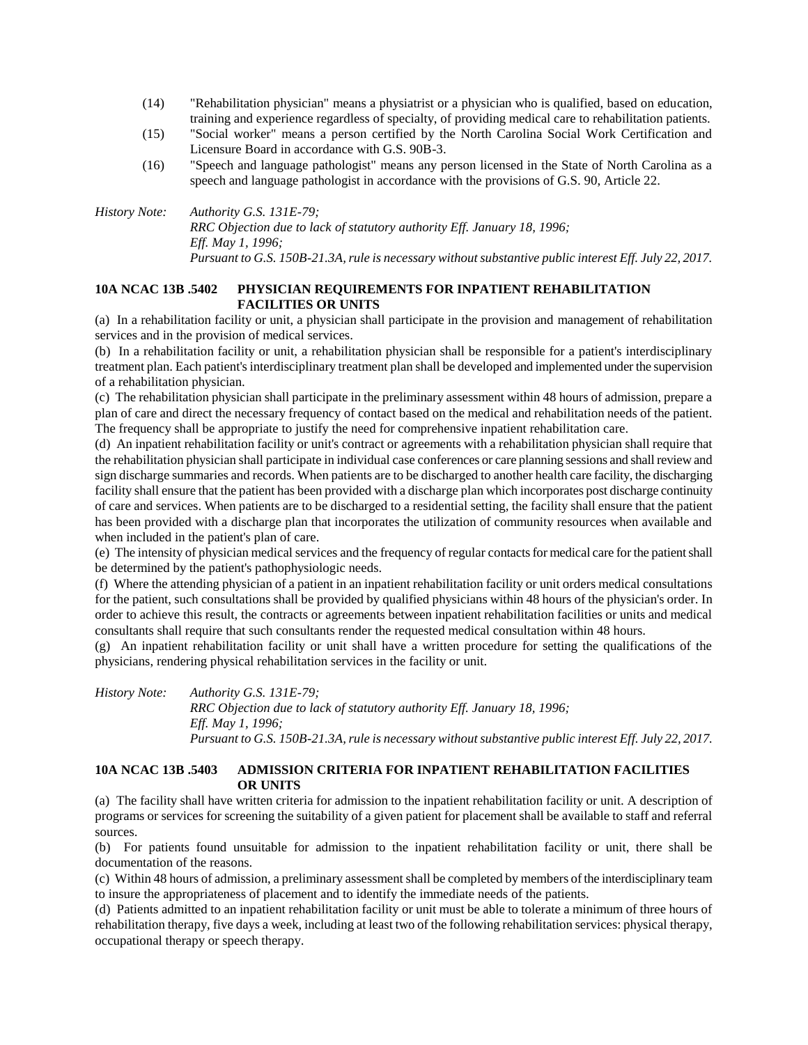(14) "Rehabilitation physician" means a physiatrist or a physician who is qualified, based on education, training and experience regardless of specialty, of providing medical care to rehabilitation patients.

(15) "Social worker" means a person certified by the North Carolina Social Work Certification and Licensure Board in accordance with G.S. 90B-3.

(16) "Speech and language pathologist" means any person licensed in the State of North Carolina as a speech and language pathologist in accordance with the provisions of G.S. 90, Article 22.

*History Note: Authority G.S. 131E-79;*
*RRC Objection due to lack of statutory authority Eff. January 18, 1996;*
*Eff. May 1, 1996;*
*Pursuant to G.S. 150B-21.3A, rule is necessary without substantive public interest Eff. July 22, 2017.*

**10A NCAC 13B .5402 PHYSICIAN REQUIREMENTS FOR INPATIENT REHABILITATION FACILITIES OR UNITS**

(a) In a rehabilitation facility or unit, a physician shall participate in the provision and management of rehabilitation services and in the provision of medical services.

(b) In a rehabilitation facility or unit, a rehabilitation physician shall be responsible for a patient's interdisciplinary treatment plan. Each patient's interdisciplinary treatment plan shall be developed and implemented under the supervision of a rehabilitation physician.

(c) The rehabilitation physician shall participate in the preliminary assessment within 48 hours of admission, prepare a plan of care and direct the necessary frequency of contact based on the medical and rehabilitation needs of the patient. The frequency shall be appropriate to justify the need for comprehensive inpatient rehabilitation care.

(d) An inpatient rehabilitation facility or unit's contract or agreements with a rehabilitation physician shall require that the rehabilitation physician shall participate in individual case conferences or care planning sessions and shall review and sign discharge summaries and records. When patients are to be discharged to another health care facility, the discharging facility shall ensure that the patient has been provided with a discharge plan which incorporates post discharge continuity of care and services. When patients are to be discharged to a residential setting, the facility shall ensure that the patient has been provided with a discharge plan that incorporates the utilization of community resources when available and when included in the patient's plan of care.

(e) The intensity of physician medical services and the frequency of regular contacts for medical care for the patient shall be determined by the patient's pathophysiologic needs.

(f) Where the attending physician of a patient in an inpatient rehabilitation facility or unit orders medical consultations for the patient, such consultations shall be provided by qualified physicians within 48 hours of the physician's order. In order to achieve this result, the contracts or agreements between inpatient rehabilitation facilities or units and medical consultants shall require that such consultants render the requested medical consultation within 48 hours.

(g) An inpatient rehabilitation facility or unit shall have a written procedure for setting the qualifications of the physicians, rendering physical rehabilitation services in the facility or unit.

*History Note: Authority G.S. 131E-79;*
*RRC Objection due to lack of statutory authority Eff. January 18, 1996;*
*Eff. May 1, 1996;*
*Pursuant to G.S. 150B-21.3A, rule is necessary without substantive public interest Eff. July 22, 2017.*

**10A NCAC 13B .5403 ADMISSION CRITERIA FOR INPATIENT REHABILITATION FACILITIES OR UNITS**

(a) The facility shall have written criteria for admission to the inpatient rehabilitation facility or unit. A description of programs or services for screening the suitability of a given patient for placement shall be available to staff and referral sources.

(b) For patients found unsuitable for admission to the inpatient rehabilitation facility or unit, there shall be documentation of the reasons.

(c) Within 48 hours of admission, a preliminary assessment shall be completed by members of the interdisciplinary team to insure the appropriateness of placement and to identify the immediate needs of the patients.

(d) Patients admitted to an inpatient rehabilitation facility or unit must be able to tolerate a minimum of three hours of rehabilitation therapy, five days a week, including at least two of the following rehabilitation services: physical therapy, occupational therapy or speech therapy.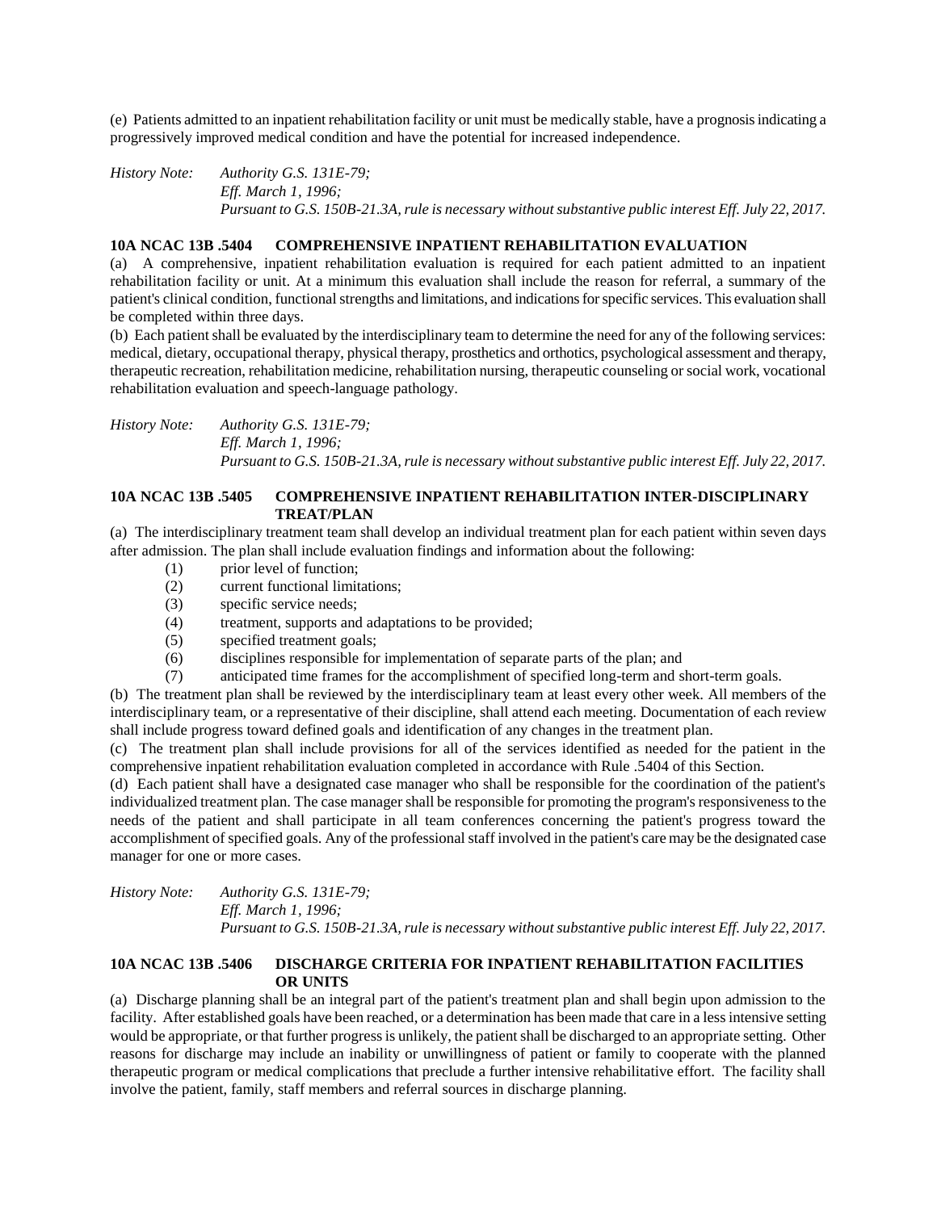(e) Patients admitted to an inpatient rehabilitation facility or unit must be medically stable, have a prognosis indicating a progressively improved medical condition and have the potential for increased independence.

*History Note: Authority G.S. 131E-79;*
*Eff. March 1, 1996;*
*Pursuant to G.S. 150B-21.3A, rule is necessary without substantive public interest Eff. July 22, 2017.*

**10A NCAC 13B .5404 COMPREHENSIVE INPATIENT REHABILITATION EVALUATION**

(a) A comprehensive, inpatient rehabilitation evaluation is required for each patient admitted to an inpatient rehabilitation facility or unit. At a minimum this evaluation shall include the reason for referral, a summary of the patient's clinical condition, functional strengths and limitations, and indications for specific services. This evaluation shall be completed within three days.

(b) Each patient shall be evaluated by the interdisciplinary team to determine the need for any of the following services: medical, dietary, occupational therapy, physical therapy, prosthetics and orthotics, psychological assessment and therapy, therapeutic recreation, rehabilitation medicine, rehabilitation nursing, therapeutic counseling or social work, vocational rehabilitation evaluation and speech-language pathology.

*History Note: Authority G.S. 131E-79;*
*Eff. March 1, 1996;*
*Pursuant to G.S. 150B-21.3A, rule is necessary without substantive public interest Eff. July 22, 2017.*

**10A NCAC 13B .5405 COMPREHENSIVE INPATIENT REHABILITATION INTER-DISCIPLINARY TREAT/PLAN**

(a) The interdisciplinary treatment team shall develop an individual treatment plan for each patient within seven days after admission. The plan shall include evaluation findings and information about the following:

(1) prior level of function;
(2) current functional limitations;
(3) specific service needs;
(4) treatment, supports and adaptations to be provided;
(5) specified treatment goals;
(6) disciplines responsible for implementation of separate parts of the plan; and
(7) anticipated time frames for the accomplishment of specified long-term and short-term goals.

(b) The treatment plan shall be reviewed by the interdisciplinary team at least every other week. All members of the interdisciplinary team, or a representative of their discipline, shall attend each meeting. Documentation of each review shall include progress toward defined goals and identification of any changes in the treatment plan.

(c) The treatment plan shall include provisions for all of the services identified as needed for the patient in the comprehensive inpatient rehabilitation evaluation completed in accordance with Rule .5404 of this Section.

(d) Each patient shall have a designated case manager who shall be responsible for the coordination of the patient's individualized treatment plan. The case manager shall be responsible for promoting the program's responsiveness to the needs of the patient and shall participate in all team conferences concerning the patient's progress toward the accomplishment of specified goals. Any of the professional staff involved in the patient's care may be the designated case manager for one or more cases.

*History Note: Authority G.S. 131E-79;*
*Eff. March 1, 1996;*
*Pursuant to G.S. 150B-21.3A, rule is necessary without substantive public interest Eff. July 22, 2017.*

**10A NCAC 13B .5406 DISCHARGE CRITERIA FOR INPATIENT REHABILITATION FACILITIES OR UNITS**

(a) Discharge planning shall be an integral part of the patient's treatment plan and shall begin upon admission to the facility. After established goals have been reached, or a determination has been made that care in a less intensive setting would be appropriate, or that further progress is unlikely, the patient shall be discharged to an appropriate setting. Other reasons for discharge may include an inability or unwillingness of patient or family to cooperate with the planned therapeutic program or medical complications that preclude a further intensive rehabilitative effort. The facility shall involve the patient, family, staff members and referral sources in discharge planning.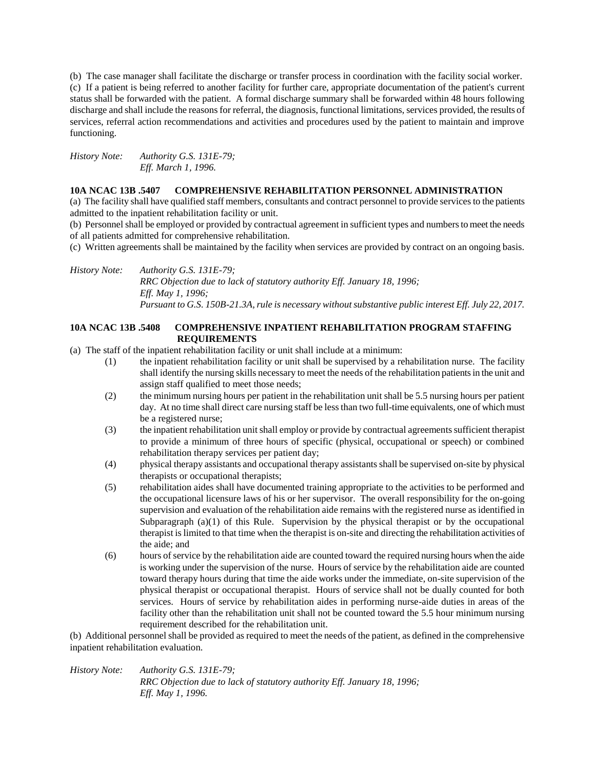(b) The case manager shall facilitate the discharge or transfer process in coordination with the facility social worker.

(c) If a patient is being referred to another facility for further care, appropriate documentation of the patient's current status shall be forwarded with the patient. A formal discharge summary shall be forwarded within 48 hours following discharge and shall include the reasons for referral, the diagnosis, functional limitations, services provided, the results of services, referral action recommendations and activities and procedures used by the patient to maintain and improve functioning.

*History Note: Authority G.S. 131E-79;*
*Eff. March 1, 1996.*

**10A NCAC 13B .5407 COMPREHENSIVE REHABILITATION PERSONNEL ADMINISTRATION**

(a) The facility shall have qualified staff members, consultants and contract personnel to provide services to the patients admitted to the inpatient rehabilitation facility or unit.

(b) Personnel shall be employed or provided by contractual agreement in sufficient types and numbers to meet the needs of all patients admitted for comprehensive rehabilitation.

(c) Written agreements shall be maintained by the facility when services are provided by contract on an ongoing basis.

*History Note: Authority G.S. 131E-79;*
*RRC Objection due to lack of statutory authority Eff. January 18, 1996;*
*Eff. May 1, 1996;*
*Pursuant to G.S. 150B-21.3A, rule is necessary without substantive public interest Eff. July 22, 2017.*

**10A NCAC 13B .5408 COMPREHENSIVE INPATIENT REHABILITATION PROGRAM STAFFING REQUIREMENTS**

(a) The staff of the inpatient rehabilitation facility or unit shall include at a minimum:

(1) the inpatient rehabilitation facility or unit shall be supervised by a rehabilitation nurse. The facility shall identify the nursing skills necessary to meet the needs of the rehabilitation patients in the unit and assign staff qualified to meet those needs;

(2) the minimum nursing hours per patient in the rehabilitation unit shall be 5.5 nursing hours per patient day. At no time shall direct care nursing staff be less than two full-time equivalents, one of which must be a registered nurse;

(3) the inpatient rehabilitation unit shall employ or provide by contractual agreements sufficient therapist to provide a minimum of three hours of specific (physical, occupational or speech) or combined rehabilitation therapy services per patient day;

(4) physical therapy assistants and occupational therapy assistants shall be supervised on-site by physical therapists or occupational therapists;

(5) rehabilitation aides shall have documented training appropriate to the activities to be performed and the occupational licensure laws of his or her supervisor. The overall responsibility for the on-going supervision and evaluation of the rehabilitation aide remains with the registered nurse as identified in Subparagraph (a)(1) of this Rule. Supervision by the physical therapist or by the occupational therapist is limited to that time when the therapist is on-site and directing the rehabilitation activities of the aide; and

(6) hours of service by the rehabilitation aide are counted toward the required nursing hours when the aide is working under the supervision of the nurse. Hours of service by the rehabilitation aide are counted toward therapy hours during that time the aide works under the immediate, on-site supervision of the physical therapist or occupational therapist. Hours of service shall not be dually counted for both services. Hours of service by rehabilitation aides in performing nurse-aide duties in areas of the facility other than the rehabilitation unit shall not be counted toward the 5.5 hour minimum nursing requirement described for the rehabilitation unit.

(b) Additional personnel shall be provided as required to meet the needs of the patient, as defined in the comprehensive inpatient rehabilitation evaluation.

*History Note: Authority G.S. 131E-79;*
*RRC Objection due to lack of statutory authority Eff. January 18, 1996;*
*Eff. May 1, 1996.*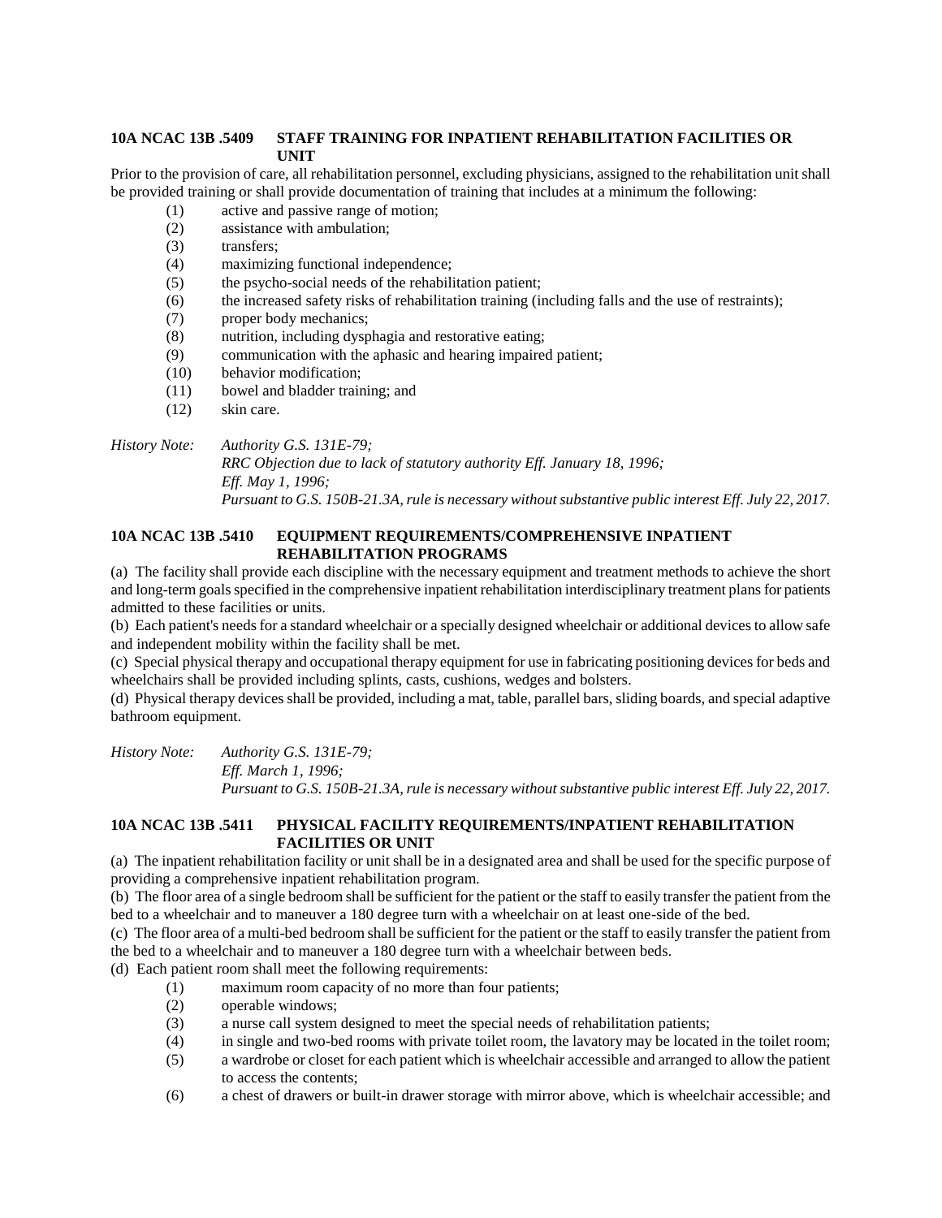**10A NCAC 13B .5409 STAFF TRAINING FOR INPATIENT REHABILITATION FACILITIES OR UNIT**

Prior to the provision of care, all rehabilitation personnel, excluding physicians, assigned to the rehabilitation unit shall be provided training or shall provide documentation of training that includes at a minimum the following:

(1) active and passive range of motion;
(2) assistance with ambulation;
(3) transfers;
(4) maximizing functional independence;
(5) the psycho-social needs of the rehabilitation patient;
(6) the increased safety risks of rehabilitation training (including falls and the use of restraints);
(7) proper body mechanics;
(8) nutrition, including dysphagia and restorative eating;
(9) communication with the aphasic and hearing impaired patient;
(10) behavior modification;
(11) bowel and bladder training; and
(12) skin care.

*History Note: Authority G.S. 131E-79;*
*RRC Objection due to lack of statutory authority Eff. January 18, 1996;*
*Eff. May 1, 1996;*
*Pursuant to G.S. 150B-21.3A, rule is necessary without substantive public interest Eff. July 22, 2017.*

**10A NCAC 13B .5410 EQUIPMENT REQUIREMENTS/COMPREHENSIVE INPATIENT REHABILITATION PROGRAMS**

(a) The facility shall provide each discipline with the necessary equipment and treatment methods to achieve the short and long-term goals specified in the comprehensive inpatient rehabilitation interdisciplinary treatment plans for patients admitted to these facilities or units.

(b) Each patient's needs for a standard wheelchair or a specially designed wheelchair or additional devices to allow safe and independent mobility within the facility shall be met.

(c) Special physical therapy and occupational therapy equipment for use in fabricating positioning devices for beds and wheelchairs shall be provided including splints, casts, cushions, wedges and bolsters.

(d) Physical therapy devices shall be provided, including a mat, table, parallel bars, sliding boards, and special adaptive bathroom equipment.

*History Note: Authority G.S. 131E-79;*
*Eff. March 1, 1996;*
*Pursuant to G.S. 150B-21.3A, rule is necessary without substantive public interest Eff. July 22, 2017.*

**10A NCAC 13B .5411 PHYSICAL FACILITY REQUIREMENTS/INPATIENT REHABILITATION FACILITIES OR UNIT**

(a) The inpatient rehabilitation facility or unit shall be in a designated area and shall be used for the specific purpose of providing a comprehensive inpatient rehabilitation program.

(b) The floor area of a single bedroom shall be sufficient for the patient or the staff to easily transfer the patient from the bed to a wheelchair and to maneuver a 180 degree turn with a wheelchair on at least one-side of the bed.

(c) The floor area of a multi-bed bedroom shall be sufficient for the patient or the staff to easily transfer the patient from the bed to a wheelchair and to maneuver a 180 degree turn with a wheelchair between beds.

(d) Each patient room shall meet the following requirements:

(1) maximum room capacity of no more than four patients;
(2) operable windows;
(3) a nurse call system designed to meet the special needs of rehabilitation patients;
(4) in single and two-bed rooms with private toilet room, the lavatory may be located in the toilet room;
(5) a wardrobe or closet for each patient which is wheelchair accessible and arranged to allow the patient to access the contents;
(6) a chest of drawers or built-in drawer storage with mirror above, which is wheelchair accessible; and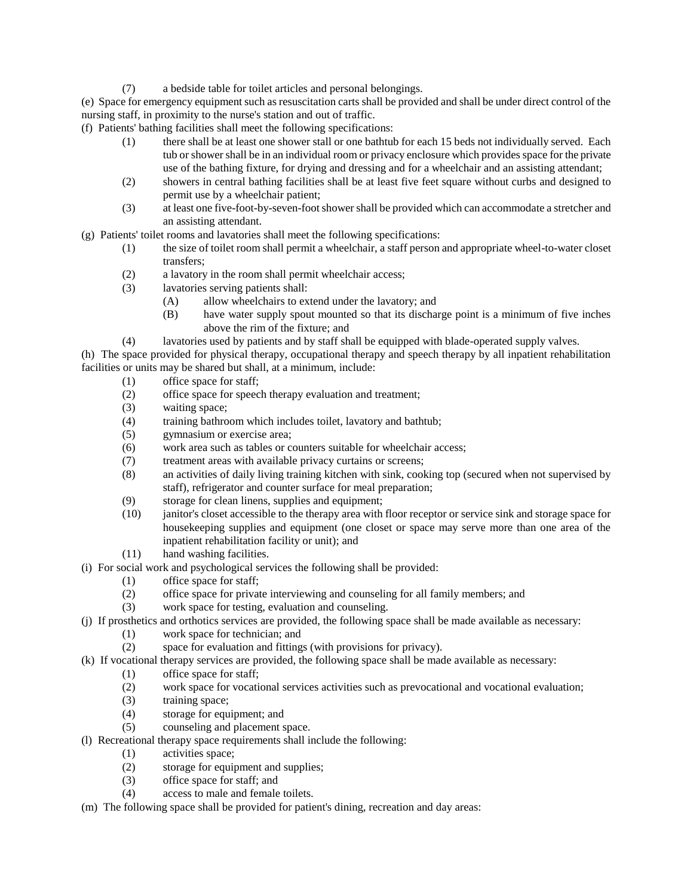(7) a bedside table for toilet articles and personal belongings.

(e) Space for emergency equipment such as resuscitation carts shall be provided and shall be under direct control of the nursing staff, in proximity to the nurse's station and out of traffic.

(f) Patients' bathing facilities shall meet the following specifications:

- (1) there shall be at least one shower stall or one bathtub for each 15 beds not individually served. Each tub or shower shall be in an individual room or privacy enclosure which provides space for the private use of the bathing fixture, for drying and dressing and for a wheelchair and an assisting attendant;
- (2) showers in central bathing facilities shall be at least five feet square without curbs and designed to permit use by a wheelchair patient;
- (3) at least one five-foot-by-seven-foot shower shall be provided which can accommodate a stretcher and an assisting attendant.

(g) Patients' toilet rooms and lavatories shall meet the following specifications:

- (1) the size of toilet room shall permit a wheelchair, a staff person and appropriate wheel-to-water closet transfers;
- (2) a lavatory in the room shall permit wheelchair access;
- (3) lavatories serving patients shall:
  - (A) allow wheelchairs to extend under the lavatory; and
  - (B) have water supply spout mounted so that its discharge point is a minimum of five inches above the rim of the fixture; and
- (4) lavatories used by patients and by staff shall be equipped with blade-operated supply valves.

(h) The space provided for physical therapy, occupational therapy and speech therapy by all inpatient rehabilitation facilities or units may be shared but shall, at a minimum, include:

- (1) office space for staff;
- (2) office space for speech therapy evaluation and treatment;
- (3) waiting space;
- (4) training bathroom which includes toilet, lavatory and bathtub;
- (5) gymnasium or exercise area;
- (6) work area such as tables or counters suitable for wheelchair access;
- (7) treatment areas with available privacy curtains or screens;
- (8) an activities of daily living training kitchen with sink, cooking top (secured when not supervised by staff), refrigerator and counter surface for meal preparation;
- (9) storage for clean linens, supplies and equipment;
- (10) janitor's closet accessible to the therapy area with floor receptor or service sink and storage space for housekeeping supplies and equipment (one closet or space may serve more than one area of the inpatient rehabilitation facility or unit); and
- (11) hand washing facilities.

(i) For social work and psychological services the following shall be provided:

- (1) office space for staff;
- (2) office space for private interviewing and counseling for all family members; and
- (3) work space for testing, evaluation and counseling.

(j) If prosthetics and orthotics services are provided, the following space shall be made available as necessary:

- (1) work space for technician; and
- (2) space for evaluation and fittings (with provisions for privacy).

(k) If vocational therapy services are provided, the following space shall be made available as necessary:

- (1) office space for staff;
- (2) work space for vocational services activities such as prevocational and vocational evaluation;
- (3) training space;
- (4) storage for equipment; and
- (5) counseling and placement space.

(l) Recreational therapy space requirements shall include the following:

- (1) activities space;
- (2) storage for equipment and supplies;
- (3) office space for staff; and
- (4) access to male and female toilets.

(m) The following space shall be provided for patient's dining, recreation and day areas: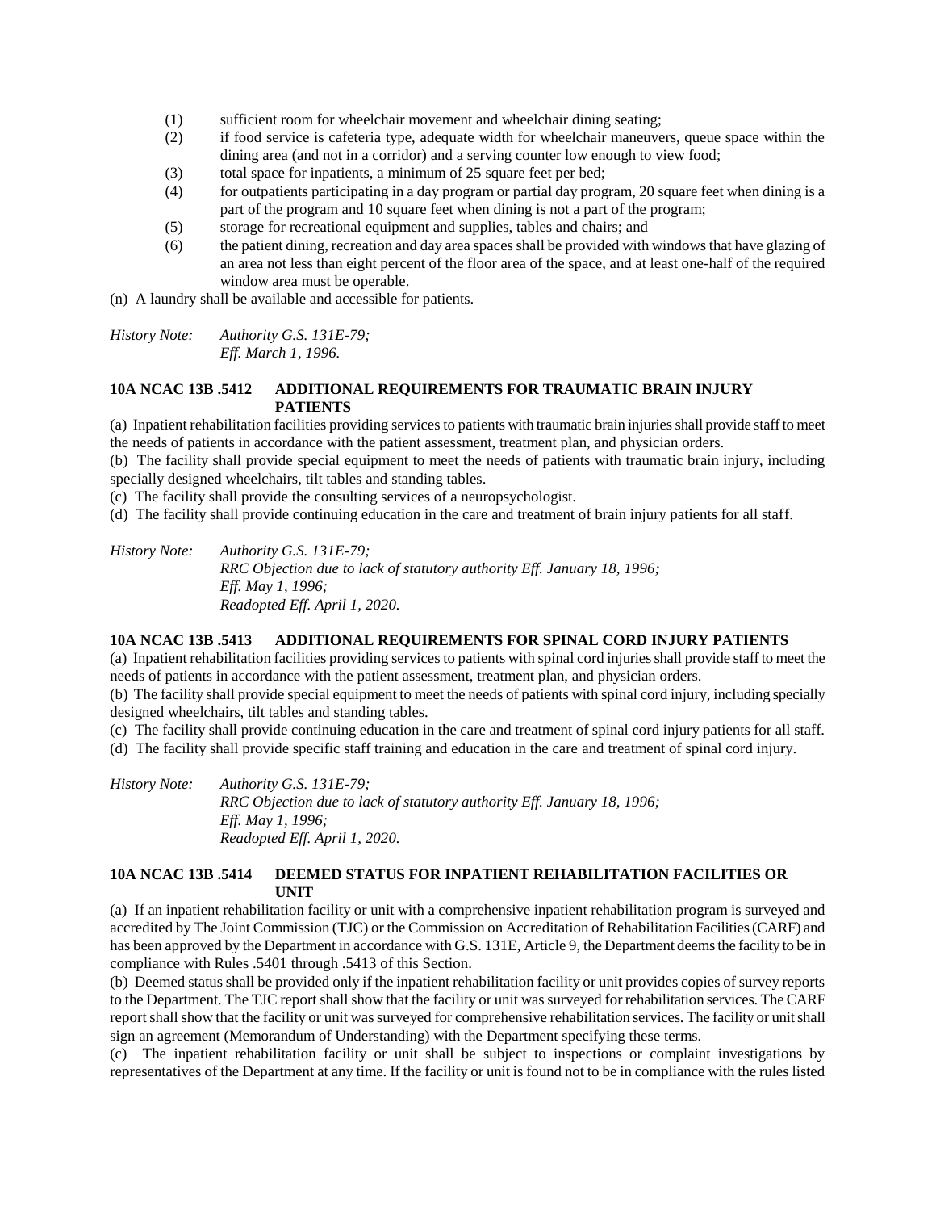(1) sufficient room for wheelchair movement and wheelchair dining seating;
(2) if food service is cafeteria type, adequate width for wheelchair maneuvers, queue space within the dining area (and not in a corridor) and a serving counter low enough to view food;
(3) total space for inpatients, a minimum of 25 square feet per bed;
(4) for outpatients participating in a day program or partial day program, 20 square feet when dining is a part of the program and 10 square feet when dining is not a part of the program;
(5) storage for recreational equipment and supplies, tables and chairs; and
(6) the patient dining, recreation and day area spaces shall be provided with windows that have glazing of an area not less than eight percent of the floor area of the space, and at least one-half of the required window area must be operable.

(n) A laundry shall be available and accessible for patients.

*History Note: Authority G.S. 131E-79;*
*Eff. March 1, 1996.*

**10A NCAC 13B .5412 ADDITIONAL REQUIREMENTS FOR TRAUMATIC BRAIN INJURY PATIENTS**

(a) Inpatient rehabilitation facilities providing services to patients with traumatic brain injuries shall provide staff to meet the needs of patients in accordance with the patient assessment, treatment plan, and physician orders.

(b) The facility shall provide special equipment to meet the needs of patients with traumatic brain injury, including specially designed wheelchairs, tilt tables and standing tables.

(c) The facility shall provide the consulting services of a neuropsychologist.

(d) The facility shall provide continuing education in the care and treatment of brain injury patients for all staff.

*History Note: Authority G.S. 131E-79;*
*RRC Objection due to lack of statutory authority Eff. January 18, 1996;*
*Eff. May 1, 1996;*
*Readopted Eff. April 1, 2020.*

**10A NCAC 13B .5413 ADDITIONAL REQUIREMENTS FOR SPINAL CORD INJURY PATIENTS**

(a) Inpatient rehabilitation facilities providing services to patients with spinal cord injuries shall provide staff to meet the needs of patients in accordance with the patient assessment, treatment plan, and physician orders.

(b) The facility shall provide special equipment to meet the needs of patients with spinal cord injury, including specially designed wheelchairs, tilt tables and standing tables.

(c) The facility shall provide continuing education in the care and treatment of spinal cord injury patients for all staff.

(d) The facility shall provide specific staff training and education in the care and treatment of spinal cord injury.

*History Note: Authority G.S. 131E-79;*
*RRC Objection due to lack of statutory authority Eff. January 18, 1996;*
*Eff. May 1, 1996;*
*Readopted Eff. April 1, 2020.*

**10A NCAC 13B .5414 DEEMED STATUS FOR INPATIENT REHABILITATION FACILITIES OR UNIT**

(a) If an inpatient rehabilitation facility or unit with a comprehensive inpatient rehabilitation program is surveyed and accredited by The Joint Commission (TJC) or the Commission on Accreditation of Rehabilitation Facilities (CARF) and has been approved by the Department in accordance with G.S. 131E, Article 9, the Department deems the facility to be in compliance with Rules .5401 through .5413 of this Section.

(b) Deemed status shall be provided only if the inpatient rehabilitation facility or unit provides copies of survey reports to the Department. The TJC report shall show that the facility or unit was surveyed for rehabilitation services. The CARF report shall show that the facility or unit was surveyed for comprehensive rehabilitation services. The facility or unit shall sign an agreement (Memorandum of Understanding) with the Department specifying these terms.

(c) The inpatient rehabilitation facility or unit shall be subject to inspections or complaint investigations by representatives of the Department at any time. If the facility or unit is found not to be in compliance with the rules listed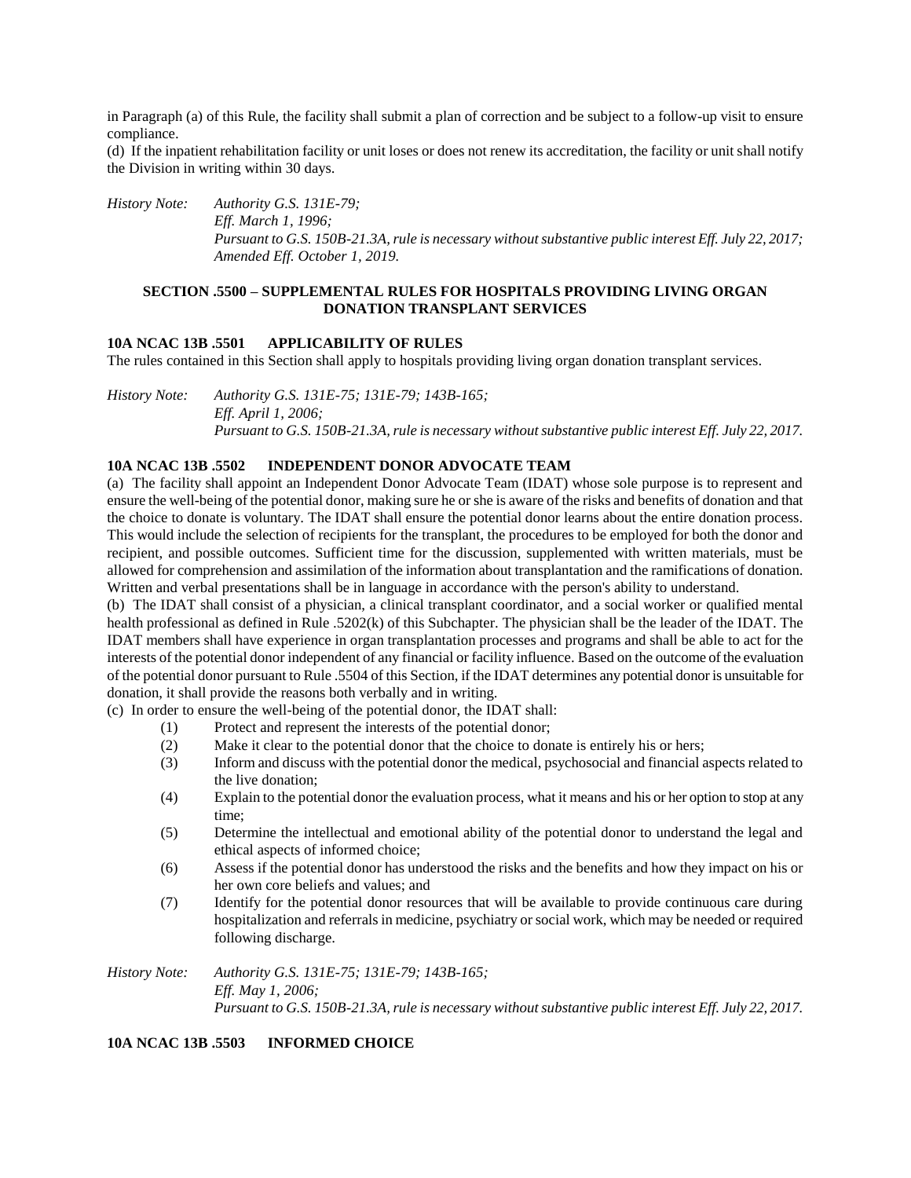in Paragraph (a) of this Rule, the facility shall submit a plan of correction and be subject to a follow-up visit to ensure compliance.

(d) If the inpatient rehabilitation facility or unit loses or does not renew its accreditation, the facility or unit shall notify the Division in writing within 30 days.

*History Note:* *Authority G.S. 131E-79;*
*Eff. March 1, 1996;*
*Pursuant to G.S. 150B-21.3A, rule is necessary without substantive public interest Eff. July 22, 2017;*
*Amended Eff. October 1, 2019.*

## SECTION .5500 – SUPPLEMENTAL RULES FOR HOSPITALS PROVIDING LIVING ORGAN DONATION TRANSPLANT SERVICES

### 10A NCAC 13B .5501 APPLICABILITY OF RULES

The rules contained in this Section shall apply to hospitals providing living organ donation transplant services.

*History Note:* *Authority G.S. 131E-75; 131E-79; 143B-165;*
*Eff. April 1, 2006;*
*Pursuant to G.S. 150B-21.3A, rule is necessary without substantive public interest Eff. July 22, 2017.*

### 10A NCAC 13B .5502 INDEPENDENT DONOR ADVOCATE TEAM

(a) The facility shall appoint an Independent Donor Advocate Team (IDAT) whose sole purpose is to represent and ensure the well-being of the potential donor, making sure he or she is aware of the risks and benefits of donation and that the choice to donate is voluntary. The IDAT shall ensure the potential donor learns about the entire donation process. This would include the selection of recipients for the transplant, the procedures to be employed for both the donor and recipient, and possible outcomes. Sufficient time for the discussion, supplemented with written materials, must be allowed for comprehension and assimilation of the information about transplantation and the ramifications of donation. Written and verbal presentations shall be in language in accordance with the person's ability to understand.

(b) The IDAT shall consist of a physician, a clinical transplant coordinator, and a social worker or qualified mental health professional as defined in Rule .5202(k) of this Subchapter. The physician shall be the leader of the IDAT. The IDAT members shall have experience in organ transplantation processes and programs and shall be able to act for the interests of the potential donor independent of any financial or facility influence. Based on the outcome of the evaluation of the potential donor pursuant to Rule .5504 of this Section, if the IDAT determines any potential donor is unsuitable for donation, it shall provide the reasons both verbally and in writing.

(c) In order to ensure the well-being of the potential donor, the IDAT shall:

(1) Protect and represent the interests of the potential donor;
(2) Make it clear to the potential donor that the choice to donate is entirely his or hers;
(3) Inform and discuss with the potential donor the medical, psychosocial and financial aspects related to the live donation;
(4) Explain to the potential donor the evaluation process, what it means and his or her option to stop at any time;
(5) Determine the intellectual and emotional ability of the potential donor to understand the legal and ethical aspects of informed choice;
(6) Assess if the potential donor has understood the risks and the benefits and how they impact on his or her own core beliefs and values; and
(7) Identify for the potential donor resources that will be available to provide continuous care during hospitalization and referrals in medicine, psychiatry or social work, which may be needed or required following discharge.

*History Note:* *Authority G.S. 131E-75; 131E-79; 143B-165;*
*Eff. May 1, 2006;*
*Pursuant to G.S. 150B-21.3A, rule is necessary without substantive public interest Eff. July 22, 2017.*

### 10A NCAC 13B .5503 INFORMED CHOICE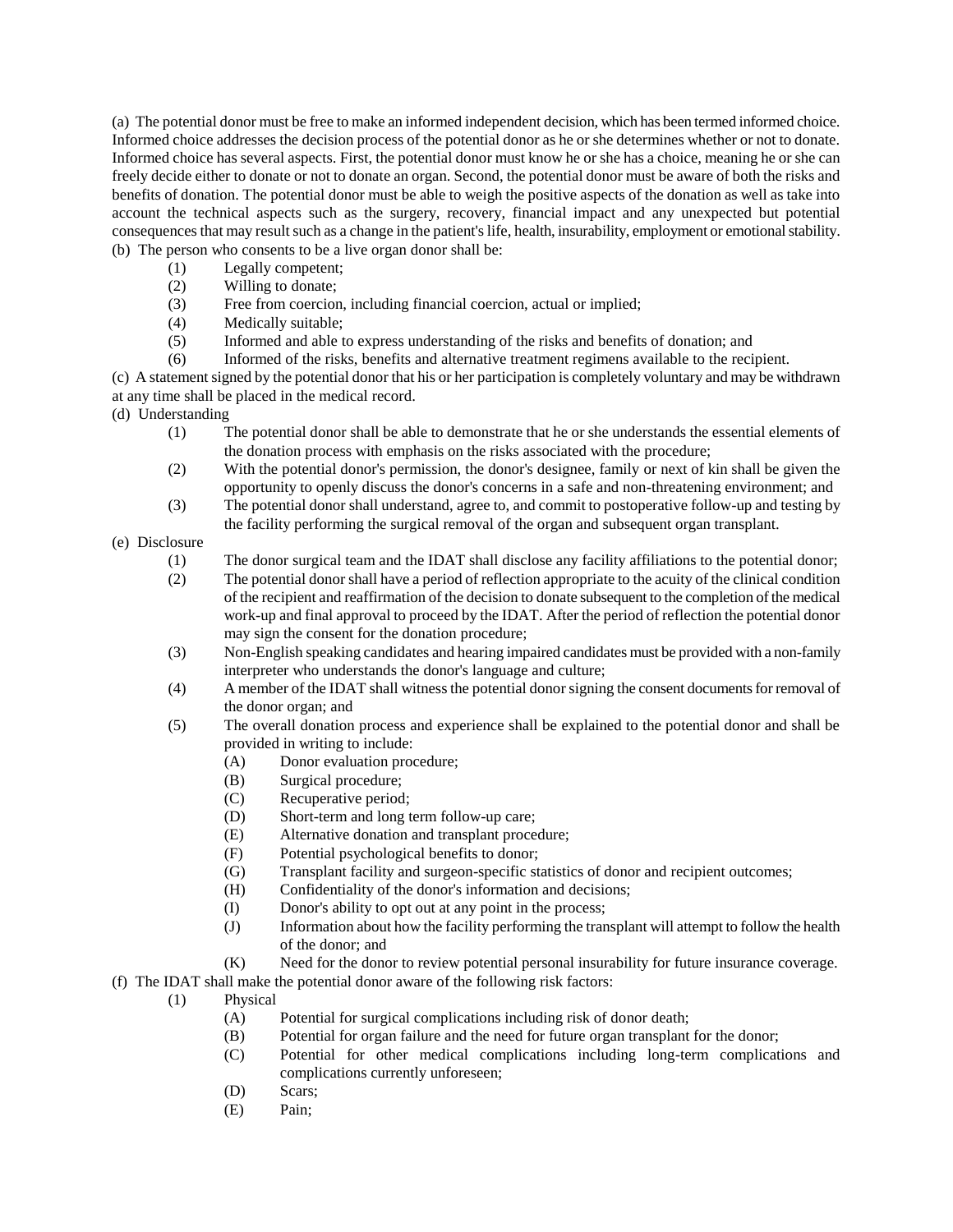(a) The potential donor must be free to make an informed independent decision, which has been termed informed choice. Informed choice addresses the decision process of the potential donor as he or she determines whether or not to donate. Informed choice has several aspects. First, the potential donor must know he or she has a choice, meaning he or she can freely decide either to donate or not to donate an organ. Second, the potential donor must be aware of both the risks and benefits of donation. The potential donor must be able to weigh the positive aspects of the donation as well as take into account the technical aspects such as the surgery, recovery, financial impact and any unexpected but potential consequences that may result such as a change in the patient's life, health, insurability, employment or emotional stability.

(b) The person who consents to be a live organ donor shall be:

- (1) Legally competent;
- (2) Willing to donate;
- (3) Free from coercion, including financial coercion, actual or implied;
- (4) Medically suitable;
- (5) Informed and able to express understanding of the risks and benefits of donation; and
- (6) Informed of the risks, benefits and alternative treatment regimens available to the recipient.

(c) A statement signed by the potential donor that his or her participation is completely voluntary and may be withdrawn at any time shall be placed in the medical record.

(d) Understanding

- (1) The potential donor shall be able to demonstrate that he or she understands the essential elements of the donation process with emphasis on the risks associated with the procedure;
- (2) With the potential donor's permission, the donor's designee, family or next of kin shall be given the opportunity to openly discuss the donor's concerns in a safe and non-threatening environment; and
- (3) The potential donor shall understand, agree to, and commit to postoperative follow-up and testing by the facility performing the surgical removal of the organ and subsequent organ transplant.

(e) Disclosure

- (1) The donor surgical team and the IDAT shall disclose any facility affiliations to the potential donor;
- (2) The potential donor shall have a period of reflection appropriate to the acuity of the clinical condition of the recipient and reaffirmation of the decision to donate subsequent to the completion of the medical work-up and final approval to proceed by the IDAT. After the period of reflection the potential donor may sign the consent for the donation procedure;
- (3) Non-English speaking candidates and hearing impaired candidates must be provided with a non-family interpreter who understands the donor's language and culture;
- (4) A member of the IDAT shall witness the potential donor signing the consent documents for removal of the donor organ; and
- (5) The overall donation process and experience shall be explained to the potential donor and shall be provided in writing to include:
  - (A) Donor evaluation procedure;
  - (B) Surgical procedure;
  - (C) Recuperative period;
  - (D) Short-term and long term follow-up care;
  - (E) Alternative donation and transplant procedure;
  - (F) Potential psychological benefits to donor;
  - (G) Transplant facility and surgeon-specific statistics of donor and recipient outcomes;
  - (H) Confidentiality of the donor's information and decisions;
  - (I) Donor's ability to opt out at any point in the process;
  - (J) Information about how the facility performing the transplant will attempt to follow the health of the donor; and
  - (K) Need for the donor to review potential personal insurability for future insurance coverage.

(f) The IDAT shall make the potential donor aware of the following risk factors:

- (1) Physical
  - (A) Potential for surgical complications including risk of donor death;
  - (B) Potential for organ failure and the need for future organ transplant for the donor;
  - (C) Potential for other medical complications including long-term complications and complications currently unforeseen;
  - (D) Scars;
  - (E) Pain;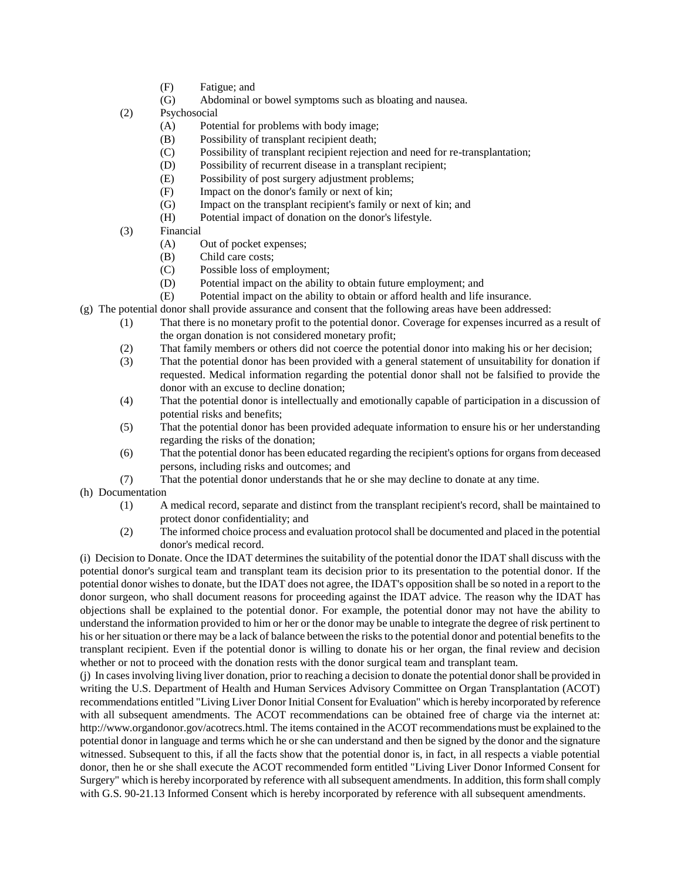(F) Fatigue; and

(G) Abdominal or bowel symptoms such as bloating and nausea.

(2) Psychosocial

(A) Potential for problems with body image;

(B) Possibility of transplant recipient death;

(C) Possibility of transplant recipient rejection and need for re-transplantation;

(D) Possibility of recurrent disease in a transplant recipient;

(E) Possibility of post surgery adjustment problems;

(F) Impact on the donor's family or next of kin;

(G) Impact on the transplant recipient's family or next of kin; and

(H) Potential impact of donation on the donor's lifestyle.

(3) Financial

(A) Out of pocket expenses;

(B) Child care costs;

(C) Possible loss of employment;

(D) Potential impact on the ability to obtain future employment; and

(E) Potential impact on the ability to obtain or afford health and life insurance.

(g) The potential donor shall provide assurance and consent that the following areas have been addressed:

(1) That there is no monetary profit to the potential donor. Coverage for expenses incurred as a result of the organ donation is not considered monetary profit;

(2) That family members or others did not coerce the potential donor into making his or her decision;

(3) That the potential donor has been provided with a general statement of unsuitability for donation if requested. Medical information regarding the potential donor shall not be falsified to provide the donor with an excuse to decline donation;

(4) That the potential donor is intellectually and emotionally capable of participation in a discussion of potential risks and benefits;

(5) That the potential donor has been provided adequate information to ensure his or her understanding regarding the risks of the donation;

(6) That the potential donor has been educated regarding the recipient's options for organs from deceased persons, including risks and outcomes; and

(7) That the potential donor understands that he or she may decline to donate at any time.

(h) Documentation

(1) A medical record, separate and distinct from the transplant recipient's record, shall be maintained to protect donor confidentiality; and

(2) The informed choice process and evaluation protocol shall be documented and placed in the potential donor's medical record.

(i) Decision to Donate. Once the IDAT determines the suitability of the potential donor the IDAT shall discuss with the potential donor's surgical team and transplant team its decision prior to its presentation to the potential donor. If the potential donor wishes to donate, but the IDAT does not agree, the IDAT's opposition shall be so noted in a report to the donor surgeon, who shall document reasons for proceeding against the IDAT advice. The reason why the IDAT has objections shall be explained to the potential donor. For example, the potential donor may not have the ability to understand the information provided to him or her or the donor may be unable to integrate the degree of risk pertinent to his or her situation or there may be a lack of balance between the risks to the potential donor and potential benefits to the transplant recipient. Even if the potential donor is willing to donate his or her organ, the final review and decision whether or not to proceed with the donation rests with the donor surgical team and transplant team.

(j) In cases involving living liver donation, prior to reaching a decision to donate the potential donor shall be provided in writing the U.S. Department of Health and Human Services Advisory Committee on Organ Transplantation (ACOT) recommendations entitled "Living Liver Donor Initial Consent for Evaluation" which is hereby incorporated by reference with all subsequent amendments. The ACOT recommendations can be obtained free of charge via the internet at: http://www.organdonor.gov/acotrecs.html. The items contained in the ACOT recommendations must be explained to the potential donor in language and terms which he or she can understand and then be signed by the donor and the signature witnessed. Subsequent to this, if all the facts show that the potential donor is, in fact, in all respects a viable potential donor, then he or she shall execute the ACOT recommended form entitled "Living Liver Donor Informed Consent for Surgery" which is hereby incorporated by reference with all subsequent amendments. In addition, this form shall comply with G.S. 90-21.13 Informed Consent which is hereby incorporated by reference with all subsequent amendments.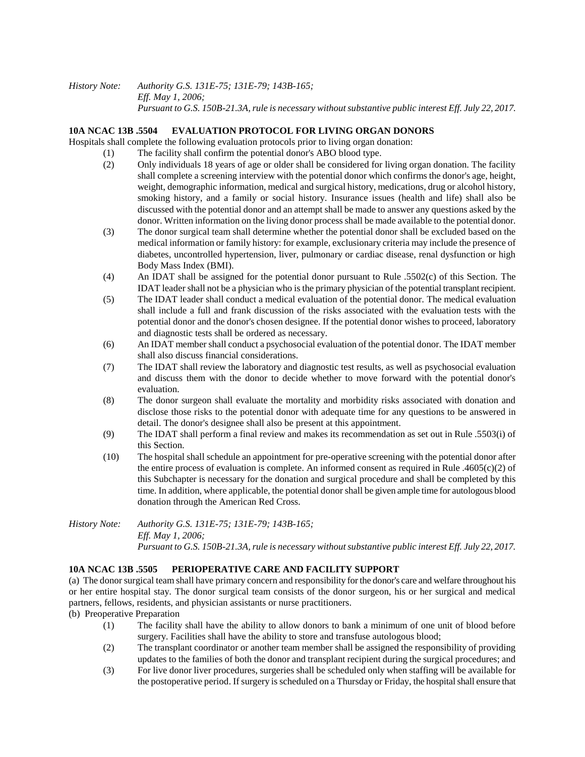*History Note: Authority G.S. 131E-75; 131E-79; 143B-165;*
*Eff. May 1, 2006;*
*Pursuant to G.S. 150B-21.3A, rule is necessary without substantive public interest Eff. July 22, 2017.*

**10A NCAC 13B .5504 EVALUATION PROTOCOL FOR LIVING ORGAN DONORS**

Hospitals shall complete the following evaluation protocols prior to living organ donation:

(1) The facility shall confirm the potential donor's ABO blood type.

(2) Only individuals 18 years of age or older shall be considered for living organ donation. The facility shall complete a screening interview with the potential donor which confirms the donor's age, height, weight, demographic information, medical and surgical history, medications, drug or alcohol history, smoking history, and a family or social history. Insurance issues (health and life) shall also be discussed with the potential donor and an attempt shall be made to answer any questions asked by the donor. Written information on the living donor process shall be made available to the potential donor.

(3) The donor surgical team shall determine whether the potential donor shall be excluded based on the medical information or family history: for example, exclusionary criteria may include the presence of diabetes, uncontrolled hypertension, liver, pulmonary or cardiac disease, renal dysfunction or high Body Mass Index (BMI).

(4) An IDAT shall be assigned for the potential donor pursuant to Rule .5502(c) of this Section. The IDAT leader shall not be a physician who is the primary physician of the potential transplant recipient.

(5) The IDAT leader shall conduct a medical evaluation of the potential donor. The medical evaluation shall include a full and frank discussion of the risks associated with the evaluation tests with the potential donor and the donor's chosen designee. If the potential donor wishes to proceed, laboratory and diagnostic tests shall be ordered as necessary.

(6) An IDAT member shall conduct a psychosocial evaluation of the potential donor. The IDAT member shall also discuss financial considerations.

(7) The IDAT shall review the laboratory and diagnostic test results, as well as psychosocial evaluation and discuss them with the donor to decide whether to move forward with the potential donor's evaluation.

(8) The donor surgeon shall evaluate the mortality and morbidity risks associated with donation and disclose those risks to the potential donor with adequate time for any questions to be answered in detail. The donor's designee shall also be present at this appointment.

(9) The IDAT shall perform a final review and makes its recommendation as set out in Rule .5503(i) of this Section.

(10) The hospital shall schedule an appointment for pre-operative screening with the potential donor after the entire process of evaluation is complete. An informed consent as required in Rule .4605(c)(2) of this Subchapter is necessary for the donation and surgical procedure and shall be completed by this time. In addition, where applicable, the potential donor shall be given ample time for autologous blood donation through the American Red Cross.

*History Note: Authority G.S. 131E-75; 131E-79; 143B-165;*
*Eff. May 1, 2006;*
*Pursuant to G.S. 150B-21.3A, rule is necessary without substantive public interest Eff. July 22, 2017.*

**10A NCAC 13B .5505 PERIOPERATIVE CARE AND FACILITY SUPPORT**

(a) The donor surgical team shall have primary concern and responsibility for the donor's care and welfare throughout his or her entire hospital stay. The donor surgical team consists of the donor surgeon, his or her surgical and medical partners, fellows, residents, and physician assistants or nurse practitioners.

(b) Preoperative Preparation

(1) The facility shall have the ability to allow donors to bank a minimum of one unit of blood before surgery. Facilities shall have the ability to store and transfuse autologous blood;

(2) The transplant coordinator or another team member shall be assigned the responsibility of providing updates to the families of both the donor and transplant recipient during the surgical procedures; and

(3) For live donor liver procedures, surgeries shall be scheduled only when staffing will be available for the postoperative period. If surgery is scheduled on a Thursday or Friday, the hospital shall ensure that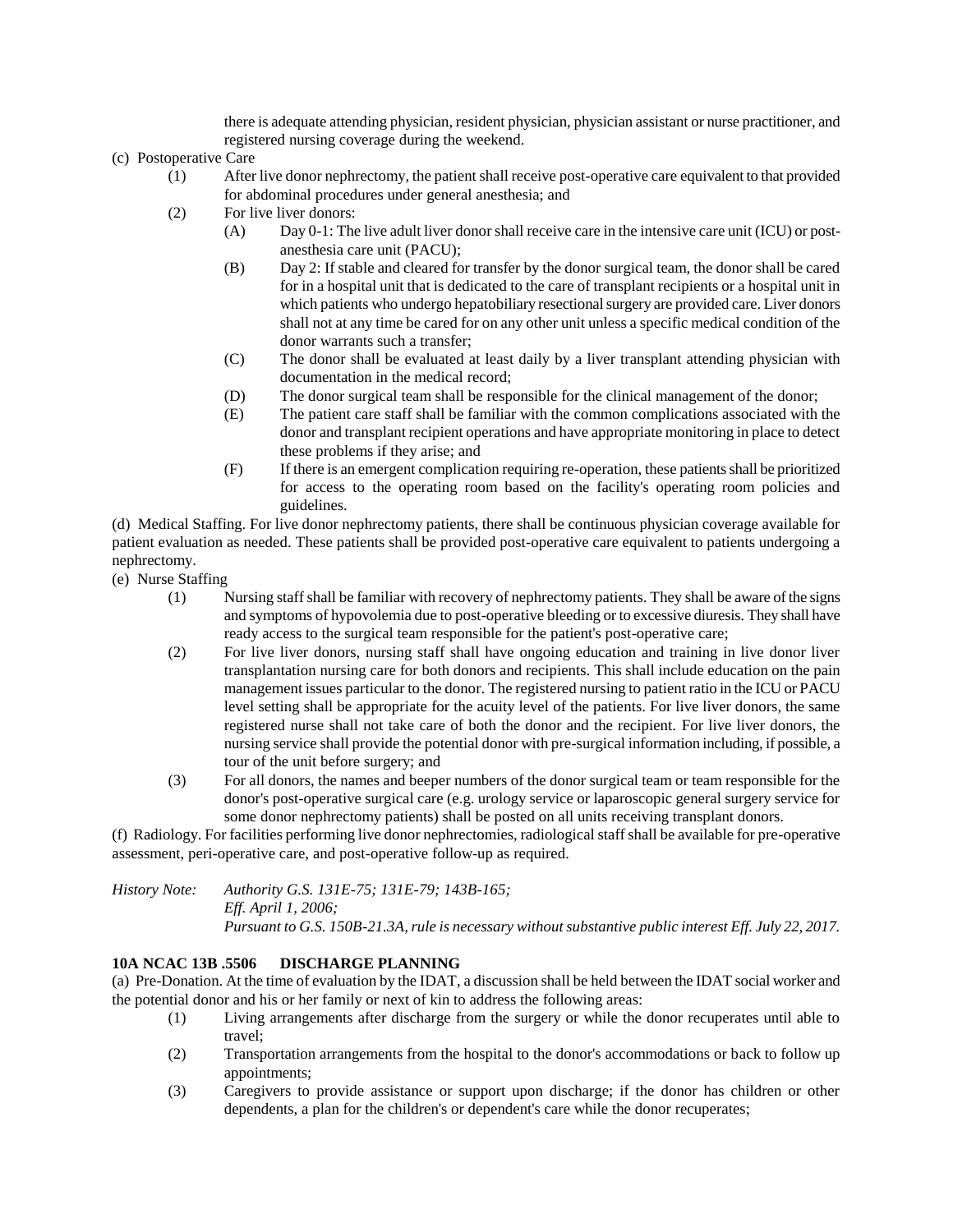there is adequate attending physician, resident physician, physician assistant or nurse practitioner, and registered nursing coverage during the weekend.

(c) Postoperative Care

- (1) After live donor nephrectomy, the patient shall receive post-operative care equivalent to that provided for abdominal procedures under general anesthesia; and
- (2) For live liver donors:
  - (A) Day 0-1: The live adult liver donor shall receive care in the intensive care unit (ICU) or post-anesthesia care unit (PACU);
  - (B) Day 2: If stable and cleared for transfer by the donor surgical team, the donor shall be cared for in a hospital unit that is dedicated to the care of transplant recipients or a hospital unit in which patients who undergo hepatobiliary resectional surgery are provided care. Liver donors shall not at any time be cared for on any other unit unless a specific medical condition of the donor warrants such a transfer;
  - (C) The donor shall be evaluated at least daily by a liver transplant attending physician with documentation in the medical record;
  - (D) The donor surgical team shall be responsible for the clinical management of the donor;
  - (E) The patient care staff shall be familiar with the common complications associated with the donor and transplant recipient operations and have appropriate monitoring in place to detect these problems if they arise; and
  - (F) If there is an emergent complication requiring re-operation, these patients shall be prioritized for access to the operating room based on the facility's operating room policies and guidelines.

(d) Medical Staffing. For live donor nephrectomy patients, there shall be continuous physician coverage available for patient evaluation as needed. These patients shall be provided post-operative care equivalent to patients undergoing a nephrectomy.

(e) Nurse Staffing

- (1) Nursing staff shall be familiar with recovery of nephrectomy patients. They shall be aware of the signs and symptoms of hypovolemia due to post-operative bleeding or to excessive diuresis. They shall have ready access to the surgical team responsible for the patient's post-operative care;
- (2) For live liver donors, nursing staff shall have ongoing education and training in live donor liver transplantation nursing care for both donors and recipients. This shall include education on the pain management issues particular to the donor. The registered nursing to patient ratio in the ICU or PACU level setting shall be appropriate for the acuity level of the patients. For live liver donors, the same registered nurse shall not take care of both the donor and the recipient. For live liver donors, the nursing service shall provide the potential donor with pre-surgical information including, if possible, a tour of the unit before surgery; and
- (3) For all donors, the names and beeper numbers of the donor surgical team or team responsible for the donor's post-operative surgical care (e.g. urology service or laparoscopic general surgery service for some donor nephrectomy patients) shall be posted on all units receiving transplant donors.

(f) Radiology. For facilities performing live donor nephrectomies, radiological staff shall be available for pre-operative assessment, peri-operative care, and post-operative follow-up as required.

*History Note: Authority G.S. 131E-75; 131E-79; 143B-165;*
*Eff. April 1, 2006;*
*Pursuant to G.S. 150B-21.3A, rule is necessary without substantive public interest Eff. July 22, 2017.*

**10A NCAC 13B .5506 DISCHARGE PLANNING**

(a) Pre-Donation. At the time of evaluation by the IDAT, a discussion shall be held between the IDAT social worker and the potential donor and his or her family or next of kin to address the following areas:

- (1) Living arrangements after discharge from the surgery or while the donor recuperates until able to travel;
- (2) Transportation arrangements from the hospital to the donor's accommodations or back to follow up appointments;
- (3) Caregivers to provide assistance or support upon discharge; if the donor has children or other dependents, a plan for the children's or dependent's care while the donor recuperates;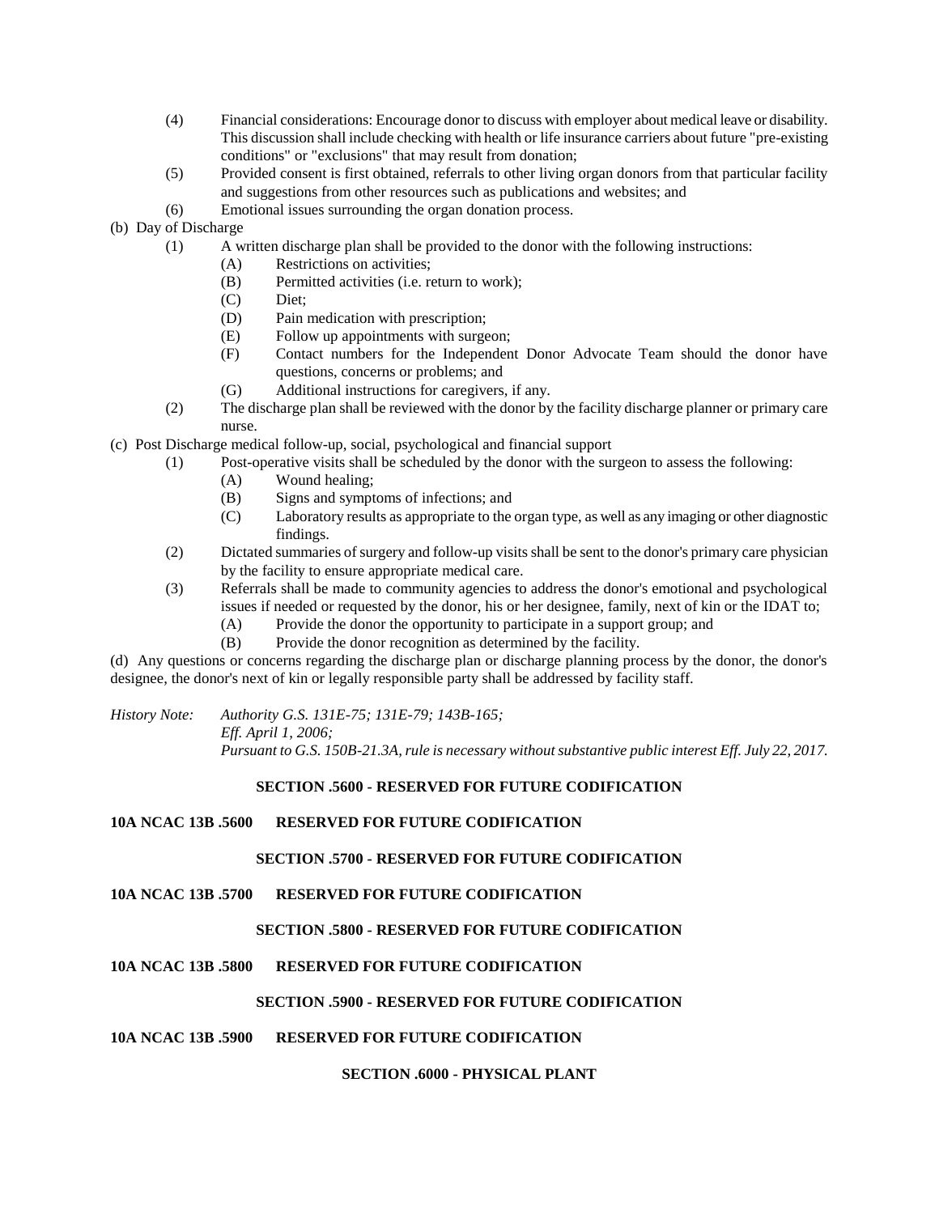(4) Financial considerations: Encourage donor to discuss with employer about medical leave or disability. This discussion shall include checking with health or life insurance carriers about future "pre-existing conditions" or "exclusions" that may result from donation;

(5) Provided consent is first obtained, referrals to other living organ donors from that particular facility and suggestions from other resources such as publications and websites; and

(6) Emotional issues surrounding the organ donation process.

(b) Day of Discharge

(1) A written discharge plan shall be provided to the donor with the following instructions:

(A) Restrictions on activities;

(B) Permitted activities (i.e. return to work);

(C) Diet;

(D) Pain medication with prescription;

(E) Follow up appointments with surgeon;

(F) Contact numbers for the Independent Donor Advocate Team should the donor have questions, concerns or problems; and

(G) Additional instructions for caregivers, if any.

(2) The discharge plan shall be reviewed with the donor by the facility discharge planner or primary care nurse.

(c) Post Discharge medical follow-up, social, psychological and financial support

(1) Post-operative visits shall be scheduled by the donor with the surgeon to assess the following:

(A) Wound healing;

(B) Signs and symptoms of infections; and

(C) Laboratory results as appropriate to the organ type, as well as any imaging or other diagnostic findings.

(2) Dictated summaries of surgery and follow-up visits shall be sent to the donor's primary care physician by the facility to ensure appropriate medical care.

(3) Referrals shall be made to community agencies to address the donor's emotional and psychological issues if needed or requested by the donor, his or her designee, family, next of kin or the IDAT to;

(A) Provide the donor the opportunity to participate in a support group; and

(B) Provide the donor recognition as determined by the facility.

(d) Any questions or concerns regarding the discharge plan or discharge planning process by the donor, the donor's designee, the donor's next of kin or legally responsible party shall be addressed by facility staff.

*History Note: Authority G.S. 131E-75; 131E-79; 143B-165;*
*Eff. April 1, 2006;*
*Pursuant to G.S. 150B-21.3A, rule is necessary without substantive public interest Eff. July 22, 2017.*

**SECTION .5600 - RESERVED FOR FUTURE CODIFICATION**

**10A NCAC 13B .5600 RESERVED FOR FUTURE CODIFICATION**

**SECTION .5700 - RESERVED FOR FUTURE CODIFICATION**

**10A NCAC 13B .5700 RESERVED FOR FUTURE CODIFICATION**

**SECTION .5800 - RESERVED FOR FUTURE CODIFICATION**

**10A NCAC 13B .5800 RESERVED FOR FUTURE CODIFICATION**

**SECTION .5900 - RESERVED FOR FUTURE CODIFICATION**

**10A NCAC 13B .5900 RESERVED FOR FUTURE CODIFICATION**

**SECTION .6000 - PHYSICAL PLANT**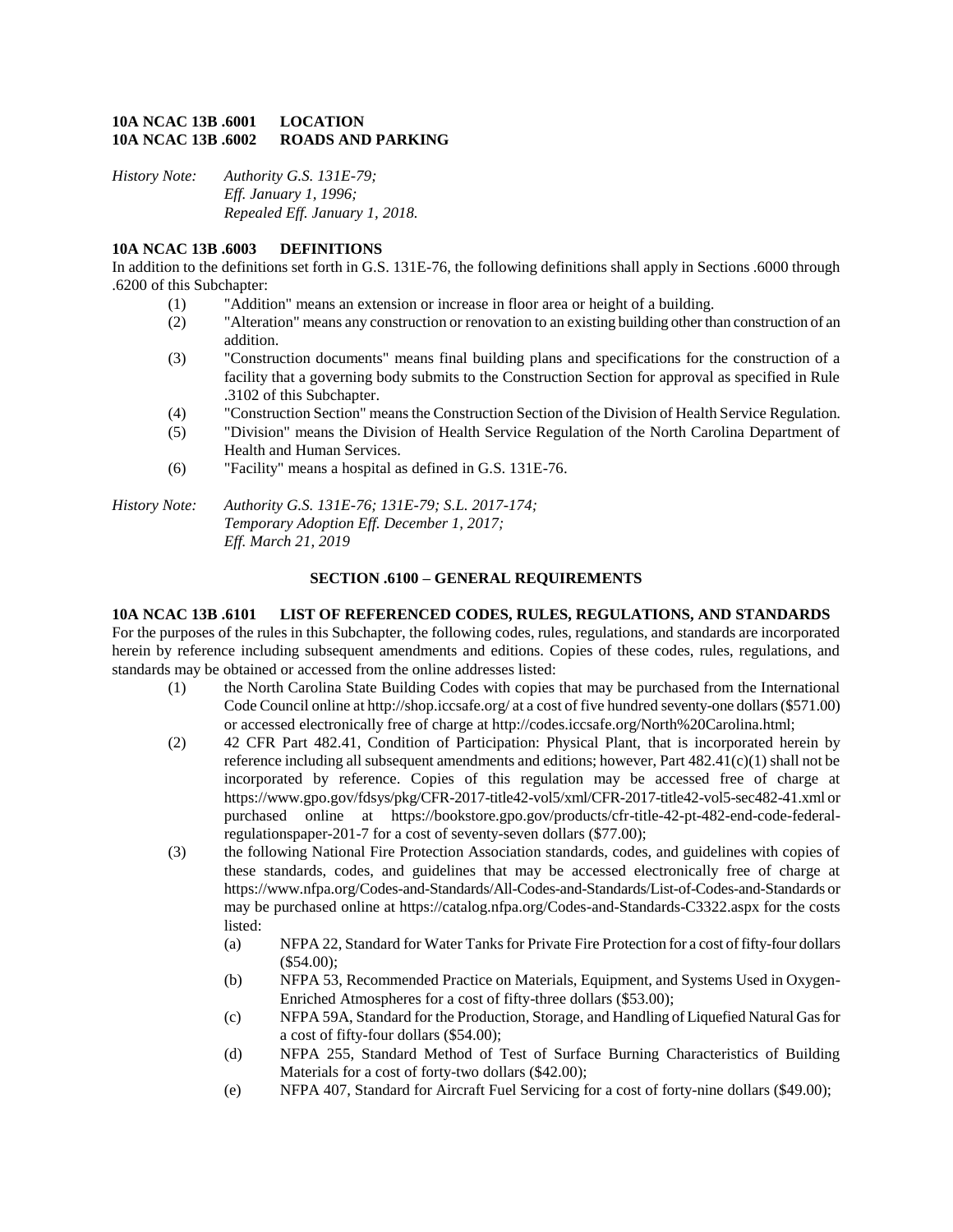**10A NCAC 13B .6001 LOCATION**
**10A NCAC 13B .6002 ROADS AND PARKING**

*History Note: Authority G.S. 131E-79;*
*Eff. January 1, 1996;*
*Repealed Eff. January 1, 2018.*

**10A NCAC 13B .6003 DEFINITIONS**

In addition to the definitions set forth in G.S. 131E-76, the following definitions shall apply in Sections .6000 through .6200 of this Subchapter:

(1) "Addition" means an extension or increase in floor area or height of a building.

(2) "Alteration" means any construction or renovation to an existing building other than construction of an addition.

(3) "Construction documents" means final building plans and specifications for the construction of a facility that a governing body submits to the Construction Section for approval as specified in Rule .3102 of this Subchapter.

(4) "Construction Section" means the Construction Section of the Division of Health Service Regulation.

(5) "Division" means the Division of Health Service Regulation of the North Carolina Department of Health and Human Services.

(6) "Facility" means a hospital as defined in G.S. 131E-76.

*History Note: Authority G.S. 131E-76; 131E-79; S.L. 2017-174;*
*Temporary Adoption Eff. December 1, 2017;*
*Eff. March 21, 2019*

**SECTION .6100 – GENERAL REQUIREMENTS**

**10A NCAC 13B .6101 LIST OF REFERENCED CODES, RULES, REGULATIONS, AND STANDARDS**

For the purposes of the rules in this Subchapter, the following codes, rules, regulations, and standards are incorporated herein by reference including subsequent amendments and editions. Copies of these codes, rules, regulations, and standards may be obtained or accessed from the online addresses listed:

(1) the North Carolina State Building Codes with copies that may be purchased from the International Code Council online at http://shop.iccsafe.org/ at a cost of five hundred seventy-one dollars ($571.00) or accessed electronically free of charge at http://codes.iccsafe.org/North%20Carolina.html;

(2) 42 CFR Part 482.41, Condition of Participation: Physical Plant, that is incorporated herein by reference including all subsequent amendments and editions; however, Part 482.41(c)(1) shall not be incorporated by reference. Copies of this regulation may be accessed free of charge at https://www.gpo.gov/fdsys/pkg/CFR-2017-title42-vol5/xml/CFR-2017-title42-vol5-sec482-41.xml or purchased online at https://bookstore.gpo.gov/products/cfr-title-42-pt-482-end-code-federal-regulationspaper-201-7 for a cost of seventy-seven dollars ($77.00);

(3) the following National Fire Protection Association standards, codes, and guidelines with copies of these standards, codes, and guidelines that may be accessed electronically free of charge at https://www.nfpa.org/Codes-and-Standards/All-Codes-and-Standards/List-of-Codes-and-Standards or may be purchased online at https://catalog.nfpa.org/Codes-and-Standards-C3322.aspx for the costs listed:

   (a) NFPA 22, Standard for Water Tanks for Private Fire Protection for a cost of fifty-four dollars ($54.00);

   (b) NFPA 53, Recommended Practice on Materials, Equipment, and Systems Used in Oxygen-Enriched Atmospheres for a cost of fifty-three dollars ($53.00);

   (c) NFPA 59A, Standard for the Production, Storage, and Handling of Liquefied Natural Gas for a cost of fifty-four dollars ($54.00);

   (d) NFPA 255, Standard Method of Test of Surface Burning Characteristics of Building Materials for a cost of forty-two dollars ($42.00);

   (e) NFPA 407, Standard for Aircraft Fuel Servicing for a cost of forty-nine dollars ($49.00);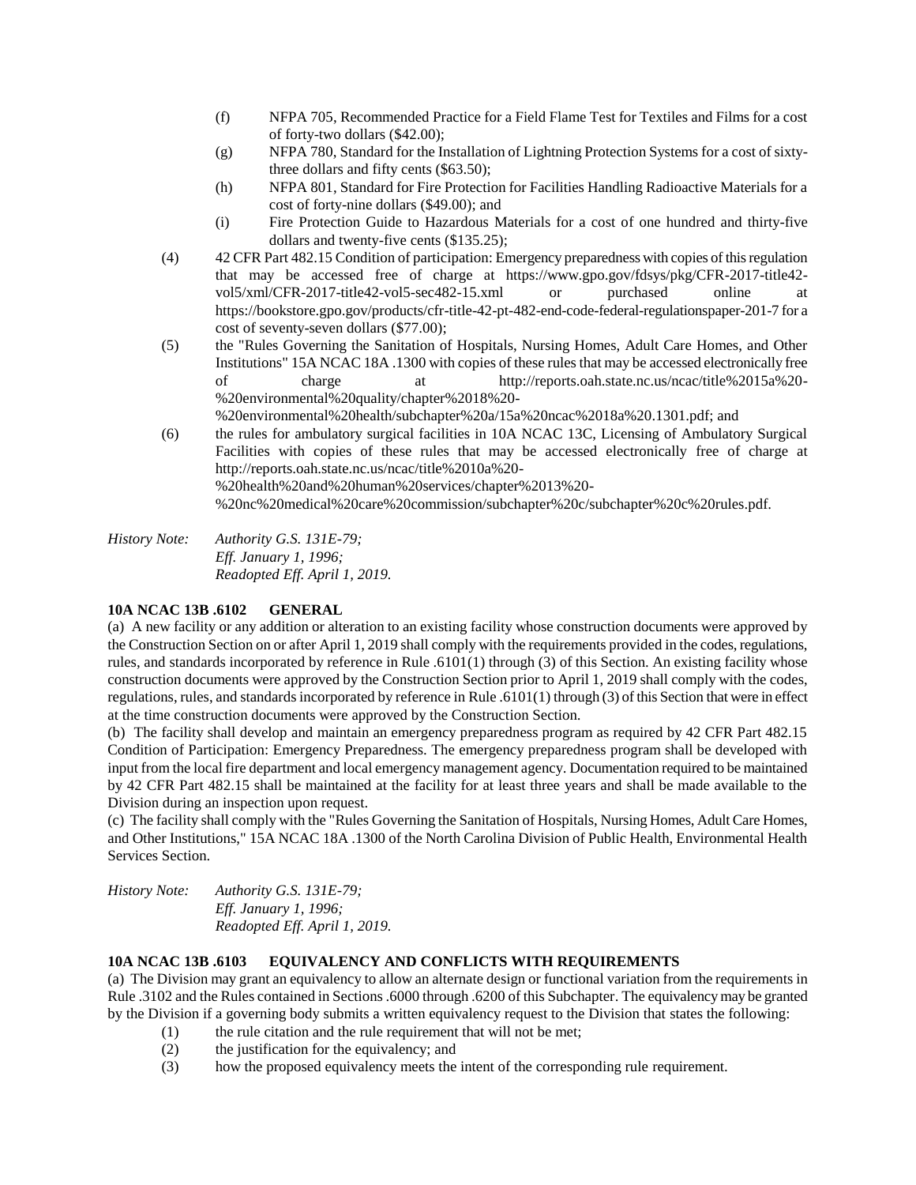(f) NFPA 705, Recommended Practice for a Field Flame Test for Textiles and Films for a cost of forty-two dollars ($42.00);

(g) NFPA 780, Standard for the Installation of Lightning Protection Systems for a cost of sixty-three dollars and fifty cents ($63.50);

(h) NFPA 801, Standard for Fire Protection for Facilities Handling Radioactive Materials for a cost of forty-nine dollars ($49.00); and

(i) Fire Protection Guide to Hazardous Materials for a cost of one hundred and thirty-five dollars and twenty-five cents ($135.25);

(4) 42 CFR Part 482.15 Condition of participation: Emergency preparedness with copies of this regulation that may be accessed free of charge at https://www.gpo.gov/fdsys/pkg/CFR-2017-title42-vol5/xml/CFR-2017-title42-vol5-sec482-15.xml or purchased online at https://bookstore.gpo.gov/products/cfr-title-42-pt-482-end-code-federal-regulationspaper-201-7 for a cost of seventy-seven dollars ($77.00);

(5) the "Rules Governing the Sanitation of Hospitals, Nursing Homes, Adult Care Homes, and Other Institutions" 15A NCAC 18A .1300 with copies of these rules that may be accessed electronically free of charge at http://reports.oah.state.nc.us/ncac/title%2015a%20-%20environmental%20quality/chapter%2018%20-%20environmental%20health/subchapter%20a/15a%20ncac%2018a%20.1301.pdf; and

(6) the rules for ambulatory surgical facilities in 10A NCAC 13C, Licensing of Ambulatory Surgical Facilities with copies of these rules that may be accessed electronically free of charge at http://reports.oah.state.nc.us/ncac/title%2010a%20-%20health%20and%20human%20services/chapter%2013%20-%20nc%20medical%20care%20commission/subchapter%20c/subchapter%20c%20rules.pdf.

*History Note: Authority G.S. 131E-79;*
*Eff. January 1, 1996;*
*Readopted Eff. April 1, 2019.*

**10A NCAC 13B .6102 GENERAL**

(a) A new facility or any addition or alteration to an existing facility whose construction documents were approved by the Construction Section on or after April 1, 2019 shall comply with the requirements provided in the codes, regulations, rules, and standards incorporated by reference in Rule .6101(1) through (3) of this Section. An existing facility whose construction documents were approved by the Construction Section prior to April 1, 2019 shall comply with the codes, regulations, rules, and standards incorporated by reference in Rule .6101(1) through (3) of this Section that were in effect at the time construction documents were approved by the Construction Section.

(b) The facility shall develop and maintain an emergency preparedness program as required by 42 CFR Part 482.15 Condition of Participation: Emergency Preparedness. The emergency preparedness program shall be developed with input from the local fire department and local emergency management agency. Documentation required to be maintained by 42 CFR Part 482.15 shall be maintained at the facility for at least three years and shall be made available to the Division during an inspection upon request.

(c) The facility shall comply with the "Rules Governing the Sanitation of Hospitals, Nursing Homes, Adult Care Homes, and Other Institutions," 15A NCAC 18A .1300 of the North Carolina Division of Public Health, Environmental Health Services Section.

*History Note: Authority G.S. 131E-79;*
*Eff. January 1, 1996;*
*Readopted Eff. April 1, 2019.*

**10A NCAC 13B .6103 EQUIVALENCY AND CONFLICTS WITH REQUIREMENTS**

(a) The Division may grant an equivalency to allow an alternate design or functional variation from the requirements in Rule .3102 and the Rules contained in Sections .6000 through .6200 of this Subchapter. The equivalency may be granted by the Division if a governing body submits a written equivalency request to the Division that states the following:

(1) the rule citation and the rule requirement that will not be met;

(2) the justification for the equivalency; and

(3) how the proposed equivalency meets the intent of the corresponding rule requirement.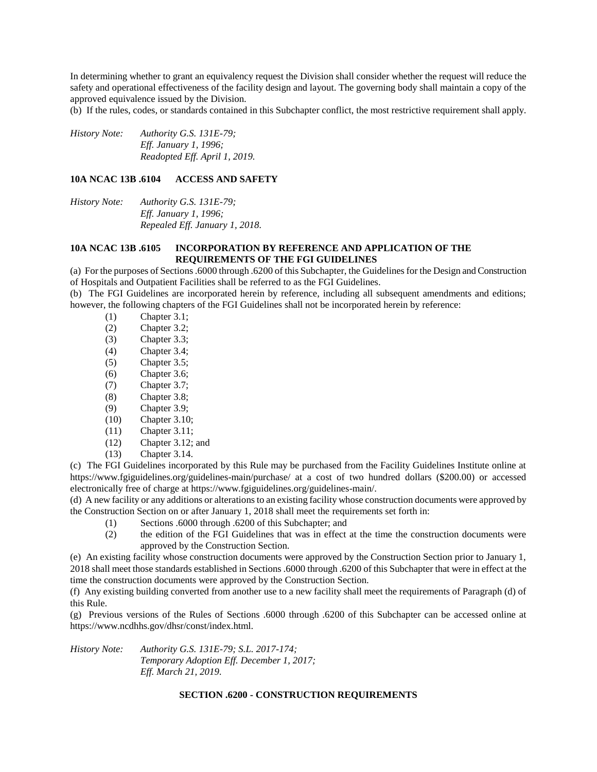In determining whether to grant an equivalency request the Division shall consider whether the request will reduce the safety and operational effectiveness of the facility design and layout. The governing body shall maintain a copy of the approved equivalence issued by the Division.

(b) If the rules, codes, or standards contained in this Subchapter conflict, the most restrictive requirement shall apply.

*History Note: Authority G.S. 131E-79;*
*Eff. January 1, 1996;*
*Readopted Eff. April 1, 2019.*

**10A NCAC 13B .6104 ACCESS AND SAFETY**

*History Note: Authority G.S. 131E-79;*
*Eff. January 1, 1996;*
*Repealed Eff. January 1, 2018.*

**10A NCAC 13B .6105 INCORPORATION BY REFERENCE AND APPLICATION OF THE REQUIREMENTS OF THE FGI GUIDELINES**

(a) For the purposes of Sections .6000 through .6200 of this Subchapter, the Guidelines for the Design and Construction of Hospitals and Outpatient Facilities shall be referred to as the FGI Guidelines.

(b) The FGI Guidelines are incorporated herein by reference, including all subsequent amendments and editions; however, the following chapters of the FGI Guidelines shall not be incorporated herein by reference:

(1) Chapter 3.1;
(2) Chapter 3.2;
(3) Chapter 3.3;
(4) Chapter 3.4;
(5) Chapter 3.5;
(6) Chapter 3.6;
(7) Chapter 3.7;
(8) Chapter 3.8;
(9) Chapter 3.9;
(10) Chapter 3.10;
(11) Chapter 3.11;
(12) Chapter 3.12; and
(13) Chapter 3.14.

(c) The FGI Guidelines incorporated by this Rule may be purchased from the Facility Guidelines Institute online at https://www.fgiguidelines.org/guidelines-main/purchase/ at a cost of two hundred dollars ($200.00) or accessed electronically free of charge at https://www.fgiguidelines.org/guidelines-main/.

(d) A new facility or any additions or alterations to an existing facility whose construction documents were approved by the Construction Section on or after January 1, 2018 shall meet the requirements set forth in:

(1) Sections .6000 through .6200 of this Subchapter; and
(2) the edition of the FGI Guidelines that was in effect at the time the construction documents were approved by the Construction Section.

(e) An existing facility whose construction documents were approved by the Construction Section prior to January 1, 2018 shall meet those standards established in Sections .6000 through .6200 of this Subchapter that were in effect at the time the construction documents were approved by the Construction Section.

(f) Any existing building converted from another use to a new facility shall meet the requirements of Paragraph (d) of this Rule.

(g) Previous versions of the Rules of Sections .6000 through .6200 of this Subchapter can be accessed online at https://www.ncdhhs.gov/dhsr/const/index.html.

*History Note: Authority G.S. 131E-79; S.L. 2017-174;*
*Temporary Adoption Eff. December 1, 2017;*
*Eff. March 21, 2019.*

**SECTION .6200 - CONSTRUCTION REQUIREMENTS**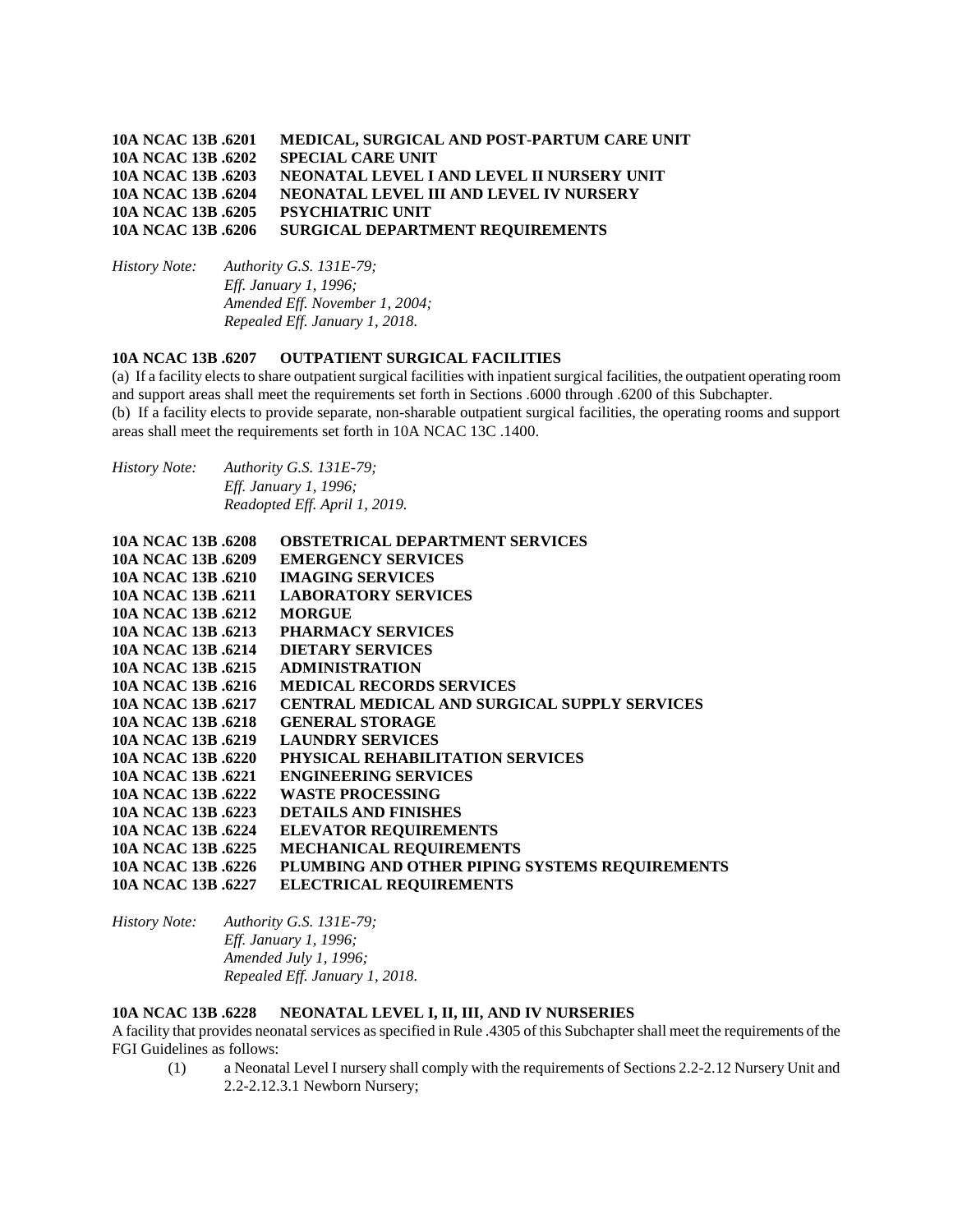**10A NCAC 13B .6201 MEDICAL, SURGICAL AND POST-PARTUM CARE UNIT**
**10A NCAC 13B .6202 SPECIAL CARE UNIT**
**10A NCAC 13B .6203 NEONATAL LEVEL I AND LEVEL II NURSERY UNIT**
**10A NCAC 13B .6204 NEONATAL LEVEL III AND LEVEL IV NURSERY**
**10A NCAC 13B .6205 PSYCHIATRIC UNIT**
**10A NCAC 13B .6206 SURGICAL DEPARTMENT REQUIREMENTS**

*History Note: Authority G.S. 131E-79;*
*Eff. January 1, 1996;*
*Amended Eff. November 1, 2004;*
*Repealed Eff. January 1, 2018.*

**10A NCAC 13B .6207 OUTPATIENT SURGICAL FACILITIES**

(a) If a facility elects to share outpatient surgical facilities with inpatient surgical facilities, the outpatient operating room and support areas shall meet the requirements set forth in Sections .6000 through .6200 of this Subchapter.
(b) If a facility elects to provide separate, non-sharable outpatient surgical facilities, the operating rooms and support areas shall meet the requirements set forth in 10A NCAC 13C .1400.

*History Note: Authority G.S. 131E-79;*
*Eff. January 1, 1996;*
*Readopted Eff. April 1, 2019.*

**10A NCAC 13B .6208 OBSTETRICAL DEPARTMENT SERVICES**
**10A NCAC 13B .6209 EMERGENCY SERVICES**
**10A NCAC 13B .6210 IMAGING SERVICES**
**10A NCAC 13B .6211 LABORATORY SERVICES**
**10A NCAC 13B .6212 MORGUE**
**10A NCAC 13B .6213 PHARMACY SERVICES**
**10A NCAC 13B .6214 DIETARY SERVICES**
**10A NCAC 13B .6215 ADMINISTRATION**
**10A NCAC 13B .6216 MEDICAL RECORDS SERVICES**
**10A NCAC 13B .6217 CENTRAL MEDICAL AND SURGICAL SUPPLY SERVICES**
**10A NCAC 13B .6218 GENERAL STORAGE**
**10A NCAC 13B .6219 LAUNDRY SERVICES**
**10A NCAC 13B .6220 PHYSICAL REHABILITATION SERVICES**
**10A NCAC 13B .6221 ENGINEERING SERVICES**
**10A NCAC 13B .6222 WASTE PROCESSING**
**10A NCAC 13B .6223 DETAILS AND FINISHES**
**10A NCAC 13B .6224 ELEVATOR REQUIREMENTS**
**10A NCAC 13B .6225 MECHANICAL REQUIREMENTS**
**10A NCAC 13B .6226 PLUMBING AND OTHER PIPING SYSTEMS REQUIREMENTS**
**10A NCAC 13B .6227 ELECTRICAL REQUIREMENTS**

*History Note: Authority G.S. 131E-79;*
*Eff. January 1, 1996;*
*Amended July 1, 1996;*
*Repealed Eff. January 1, 2018.*

**10A NCAC 13B .6228 NEONATAL LEVEL I, II, III, AND IV NURSERIES**

A facility that provides neonatal services as specified in Rule .4305 of this Subchapter shall meet the requirements of the FGI Guidelines as follows:

(1) a Neonatal Level I nursery shall comply with the requirements of Sections 2.2-2.12 Nursery Unit and 2.2-2.12.3.1 Newborn Nursery;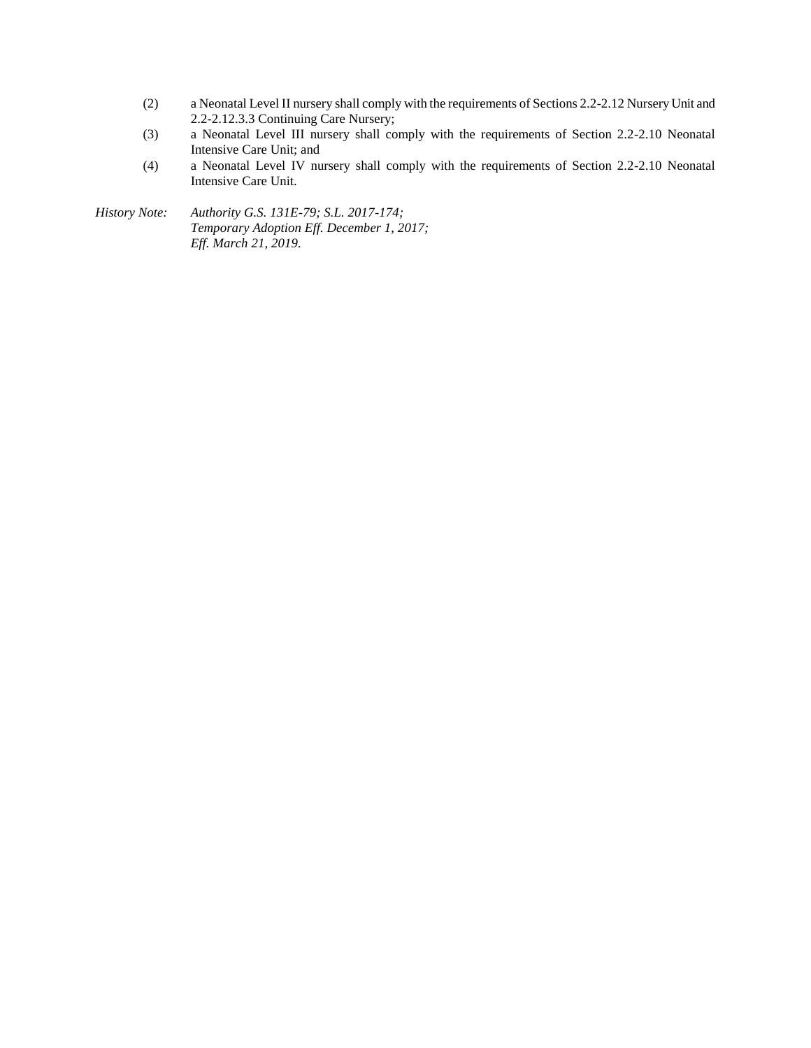(2) a Neonatal Level II nursery shall comply with the requirements of Sections 2.2-2.12 Nursery Unit and 2.2-2.12.3.3 Continuing Care Nursery;

(3) a Neonatal Level III nursery shall comply with the requirements of Section 2.2-2.10 Neonatal Intensive Care Unit; and

(4) a Neonatal Level IV nursery shall comply with the requirements of Section 2.2-2.10 Neonatal Intensive Care Unit.

*History Note: Authority G.S. 131E-79; S.L. 2017-174;*
*Temporary Adoption Eff. December 1, 2017;*
*Eff. March 21, 2019.*